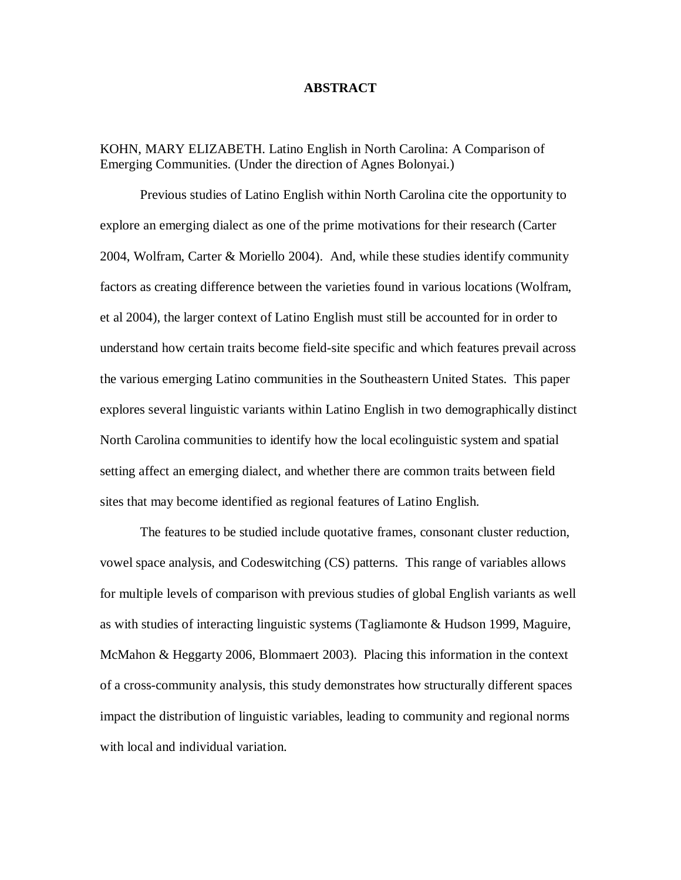# ABSTRACT

KOHN, MARY ELIZABETH. Latino English in North Carolina: A Comparison of Emerging Communities. (Under the direction of Agnes Bolonyai.)

Previous studies of Latino English within North Carolina cite the opportunity to explore an emerging dialect as one of the prime motivations for their research (Carter 2004, Wolfram, Carter & Moriello 2004). And, while these studies identify community factors as creating difference between the varieties found in various locations (Wolfram, et al 2004), the larger context of Latino English must still be accounted for in order to understand how certain traits become field-site specific and which features prevail across the various emerging Latino communities in the Southeastern United States. This paper explores several linguistic variants within Latino English in two demographically distinct North Carolina communities to identify how the local ecolinguistic system and spatial setting affect an emerging dialect, and whether there are common traits between field sites that may become identified as regional features of Latino English.

The features to be studied include quotative frames, consonant cluster reduction, vowel space analysis, and Codeswitching (CS) patterns. This range of variables allows for multiple levels of comparison with previous studies of global English variants as well as with studies of interacting linguistic systems (Tagliamonte & Hudson 1999, Maguire, McMahon & Heggarty 2006, Blommaert 2003). Placing this information in the context of a cross-community analysis, this study demonstrates how structurally different spaces impact the distribution of linguistic variables, leading to community and regional norms with local and individual variation.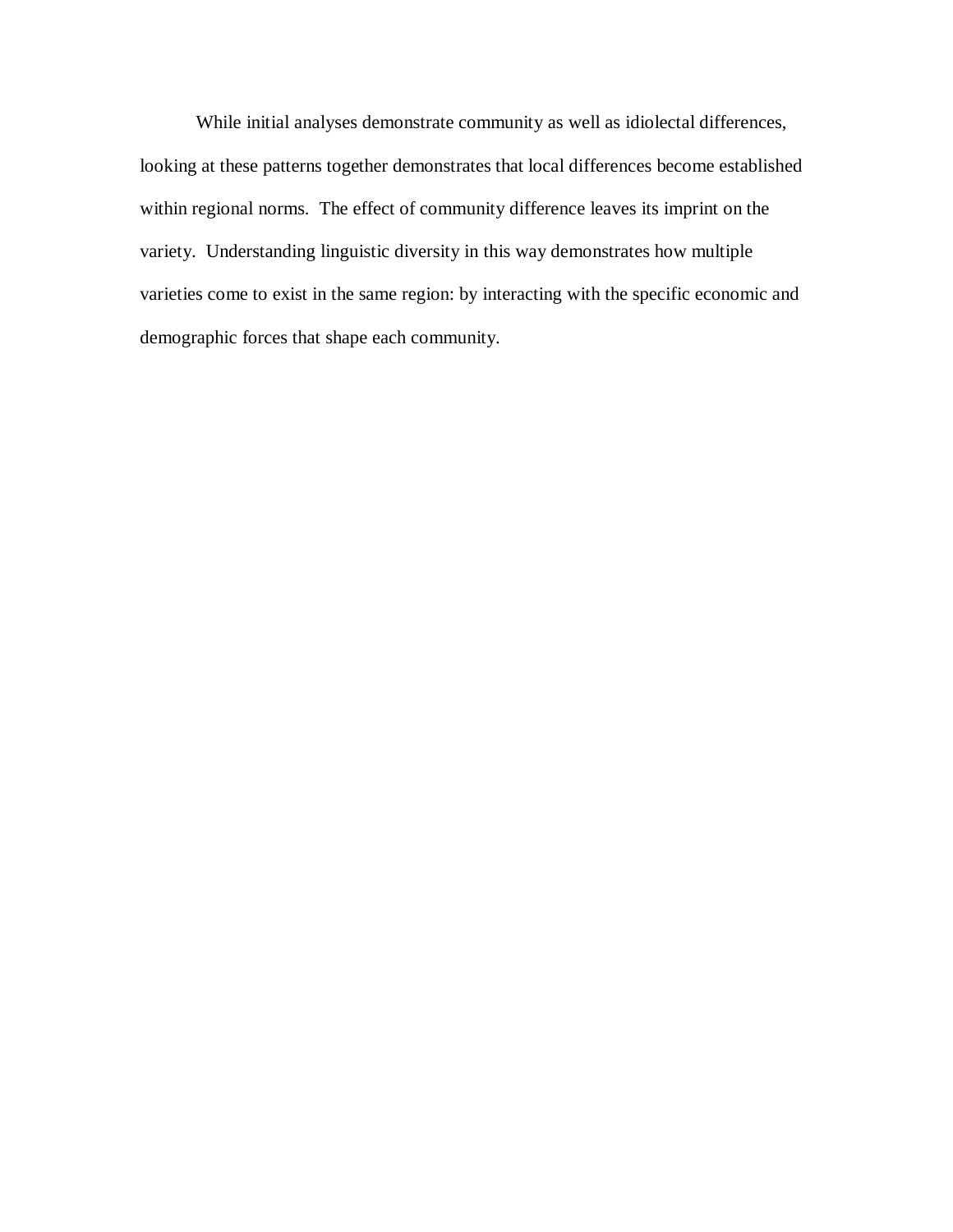While initial analyses demonstrate community as well as idiolectal differences, looking at these patterns together demonstrates that local differences become established within regional norms. The effect of community difference leaves its imprint on the variety. Understanding linguistic diversity in this way demonstrates how multiple varieties come to exist in the same region: by interacting with the specific economic and demographic forces that shape each community.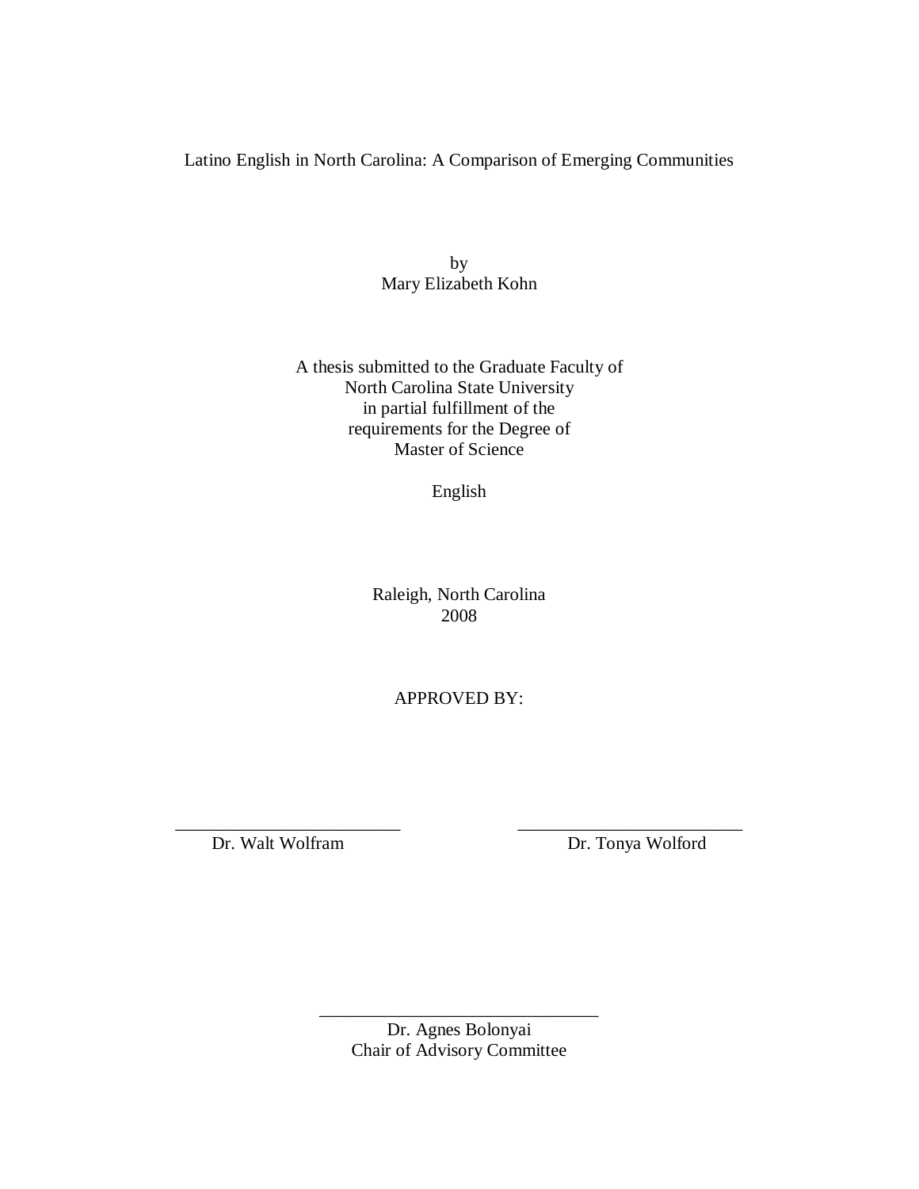Latino English in North Carolina: A Comparison of Emerging Communities

by
Mary Elizabeth Kohn

A thesis submitted to the Graduate Faculty of
North Carolina State University
in partial fulfillment of the
requirements for the Degree of
Master of Science

English

Raleigh, North Carolina
2008

APPROVED BY:

_________________________ _________________________
Dr. Walt Wolfram Dr. Tonya Wolford

_______________________________
Dr. Agnes Bolonyai
Chair of Advisory Committee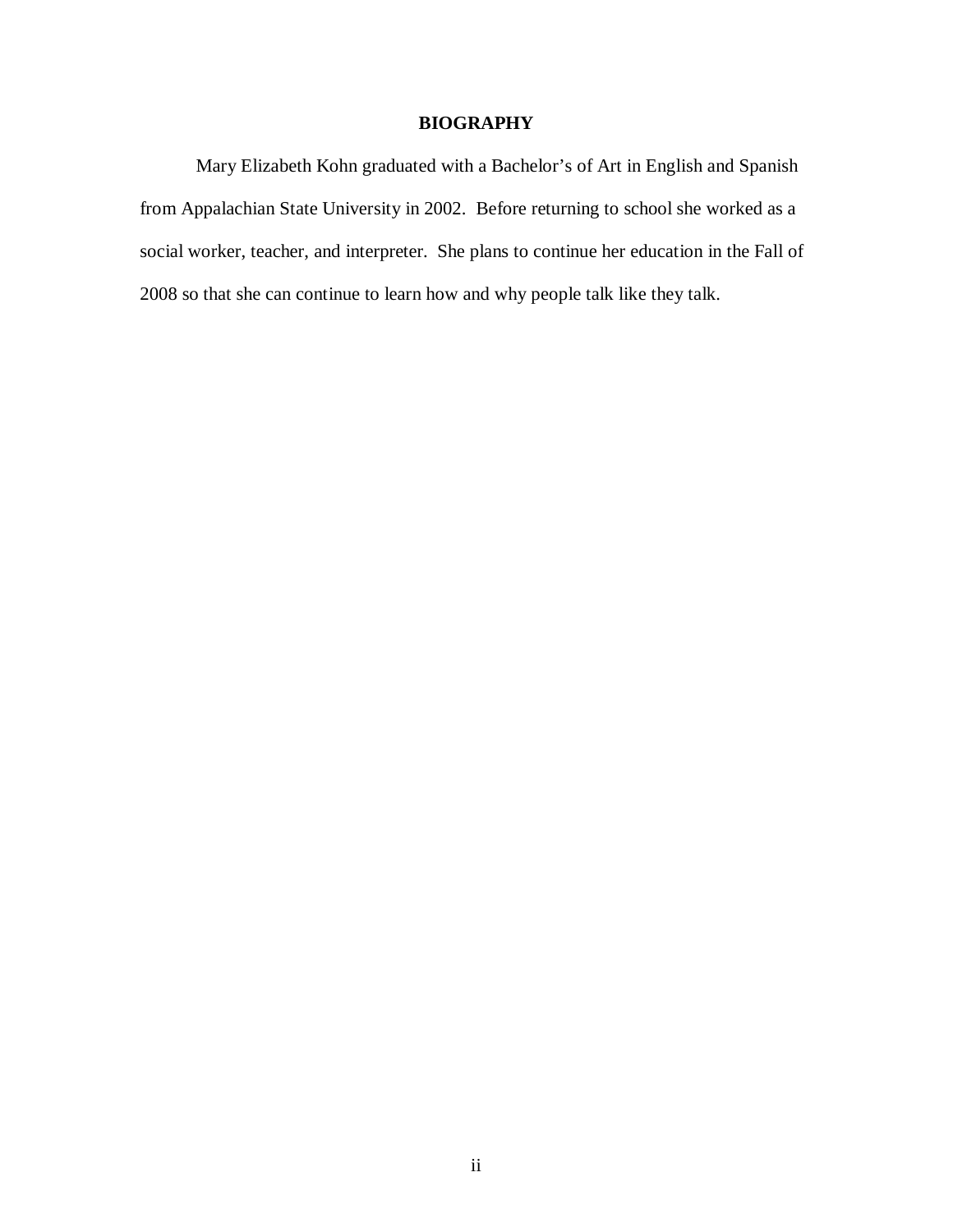# BIOGRAPHY

Mary Elizabeth Kohn graduated with a Bachelor's of Art in English and Spanish from Appalachian State University in 2002. Before returning to school she worked as a social worker, teacher, and interpreter. She plans to continue her education in the Fall of 2008 so that she can continue to learn how and why people talk like they talk.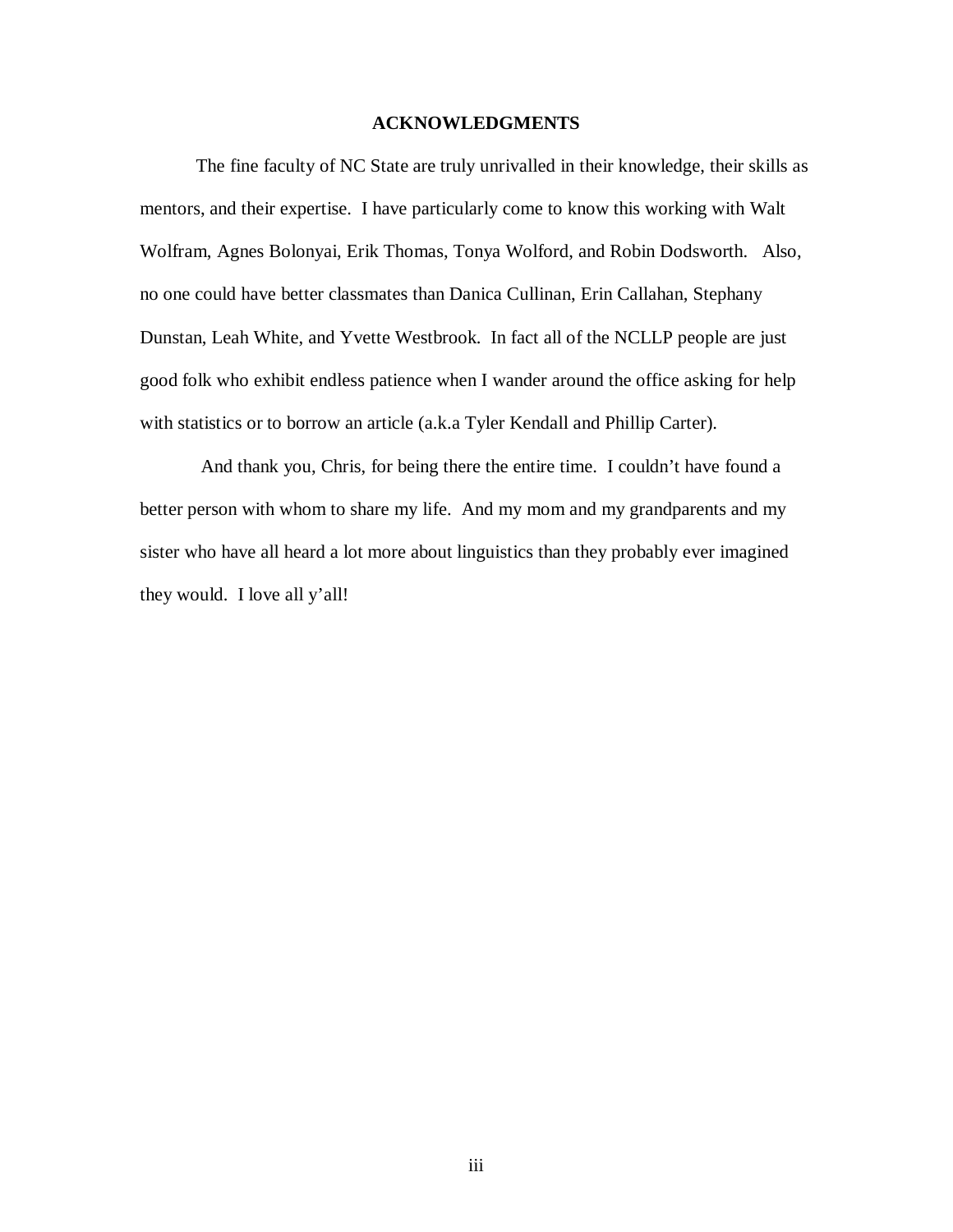# ACKNOWLEDGMENTS

The fine faculty of NC State are truly unrivalled in their knowledge, their skills as mentors, and their expertise. I have particularly come to know this working with Walt Wolfram, Agnes Bolonyai, Erik Thomas, Tonya Wolford, and Robin Dodsworth. Also, no one could have better classmates than Danica Cullinan, Erin Callahan, Stephany Dunstan, Leah White, and Yvette Westbrook. In fact all of the NCLLP people are just good folk who exhibit endless patience when I wander around the office asking for help with statistics or to borrow an article (a.k.a Tyler Kendall and Phillip Carter).

And thank you, Chris, for being there the entire time. I couldn't have found a better person with whom to share my life. And my mom and my grandparents and my sister who have all heard a lot more about linguistics than they probably ever imagined they would. I love all y'all!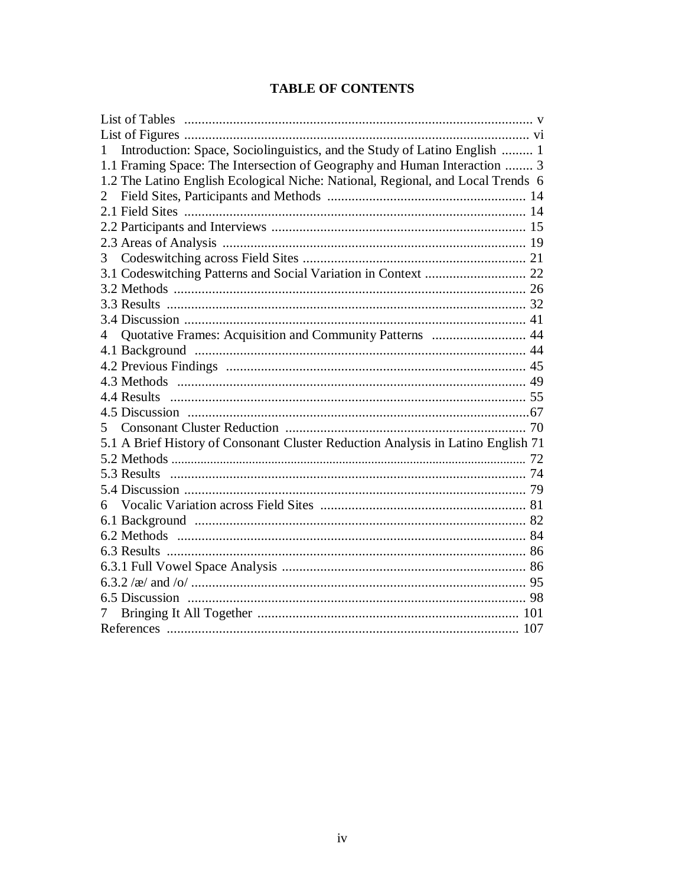# TABLE OF CONTENTS

List of Tables .................................................................................................... v
List of Figures .................................................................................................... vi
1 Introduction: Space, Sociolinguistics, and the Study of Latino English ......... 1
1.1 Framing Space: The Intersection of Geography and Human Interaction ........ 3
1.2 The Latino English Ecological Niche: National, Regional, and Local Trends 6
2 Field Sites, Participants and Methods ......................................................... 14
2.1 Field Sites .................................................................................................. 14
2.2 Participants and Interviews ......................................................................... 15
2.3 Areas of Analysis ....................................................................................... 19
3 Codeswitching across Field Sites ................................................................ 21
3.1 Codeswitching Patterns and Social Variation in Context ............................. 22
3.2 Methods ..................................................................................................... 26
3.3 Results ....................................................................................................... 32
3.4 Discussion .................................................................................................. 41
4 Quotative Frames: Acquisition and Community Patterns ........................... 44
4.1 Background ............................................................................................... 44
4.2 Previous Findings ...................................................................................... 45
4.3 Methods .................................................................................................... 49
4.4 Results ...................................................................................................... 55
4.5 Discussion .................................................................................................67
5 Consonant Cluster Reduction ..................................................................... 70
5.1 A Brief History of Consonant Cluster Reduction Analysis in Latino English 71
5.2 Methods ..................................................................................................... 72
5.3 Results ...................................................................................................... 74
5.4 Discussion .................................................................................................. 79
6 Vocalic Variation across Field Sites ........................................................... 81
6.1 Background ............................................................................................... 82
6.2 Methods .................................................................................................... 84
6.3 Results ....................................................................................................... 86
6.3.1 Full Vowel Space Analysis ...................................................................... 86
6.3.2 /æ/ and /o/ ................................................................................................ 95
6.5 Discussion ................................................................................................. 98
7 Bringing It All Together ........................................................................... 101
References ..................................................................................................... 107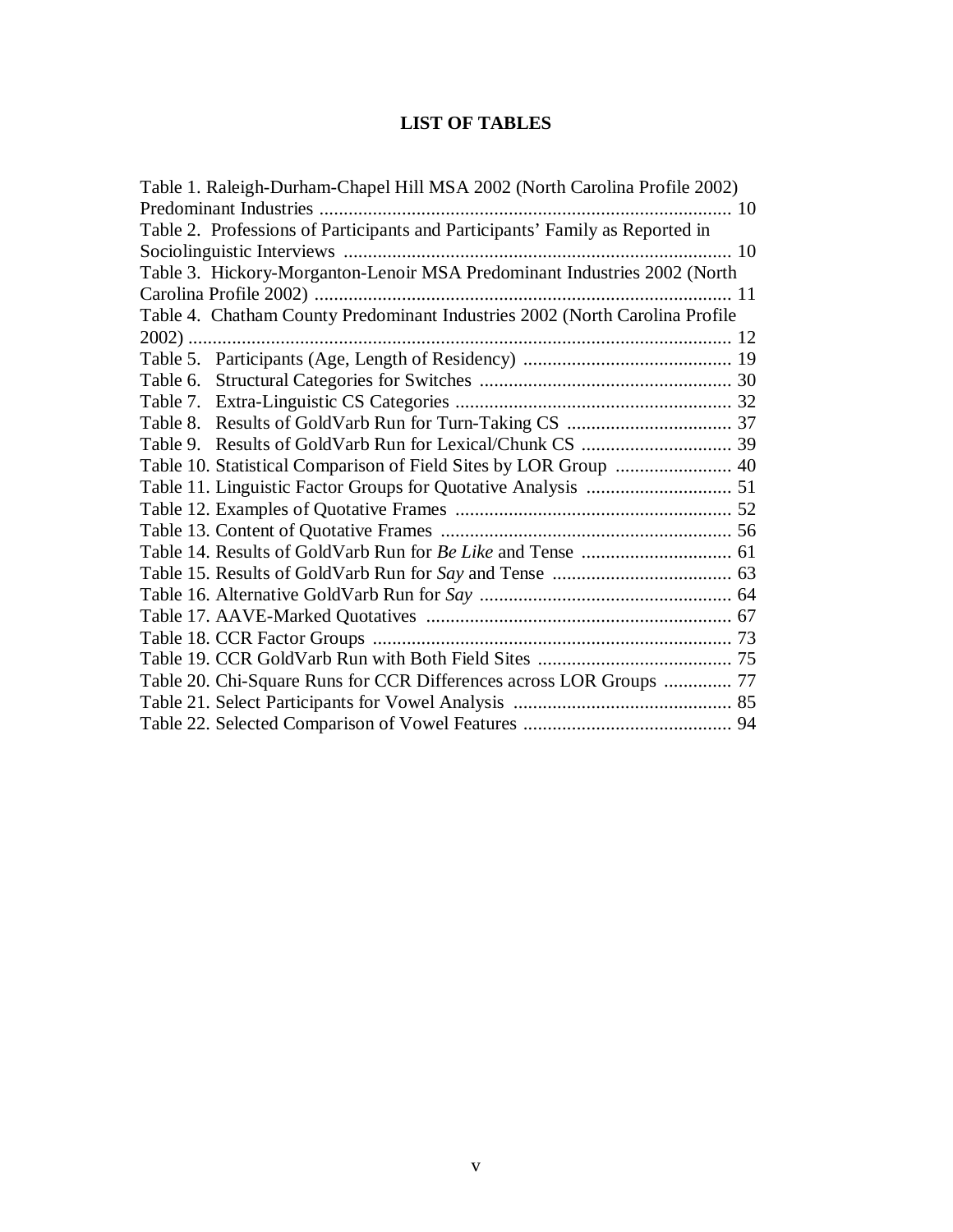# LIST OF TABLES

Table 1. Raleigh-Durham-Chapel Hill MSA 2002 (North Carolina Profile 2002) Predominant Industries ..................................................................................... 10

Table 2. Professions of Participants and Participants' Family as Reported in Sociolinguistic Interviews ................................................................................ 10

Table 3. Hickory-Morganton-Lenoir MSA Predominant Industries 2002 (North Carolina Profile 2002) ...................................................................................... 11

Table 4. Chatham County Predominant Industries 2002 (North Carolina Profile 2002) ................................................................................................................ 12

Table 5. Participants (Age, Length of Residency) ........................................... 19

Table 6. Structural Categories for Switches .................................................... 30

Table 7. Extra-Linguistic CS Categories ......................................................... 32

Table 8. Results of GoldVarb Run for Turn-Taking CS .................................. 37

Table 9. Results of GoldVarb Run for Lexical/Chunk CS ............................... 39

Table 10. Statistical Comparison of Field Sites by LOR Group ........................ 40

Table 11. Linguistic Factor Groups for Quotative Analysis .............................. 51

Table 12. Examples of Quotative Frames ......................................................... 52

Table 13. Content of Quotative Frames ............................................................ 56

Table 14. Results of GoldVarb Run for *Be Like* and Tense ............................... 61

Table 15. Results of GoldVarb Run for *Say* and Tense ..................................... 63

Table 16. Alternative GoldVarb Run for *Say* .................................................... 64

Table 17. AAVE-Marked Quotatives ............................................................... 67

Table 18. CCR Factor Groups .......................................................................... 73

Table 19. CCR GoldVarb Run with Both Field Sites ........................................ 75

Table 20. Chi-Square Runs for CCR Differences across LOR Groups .............. 77

Table 21. Select Participants for Vowel Analysis ............................................. 85

Table 22. Selected Comparison of Vowel Features ........................................... 94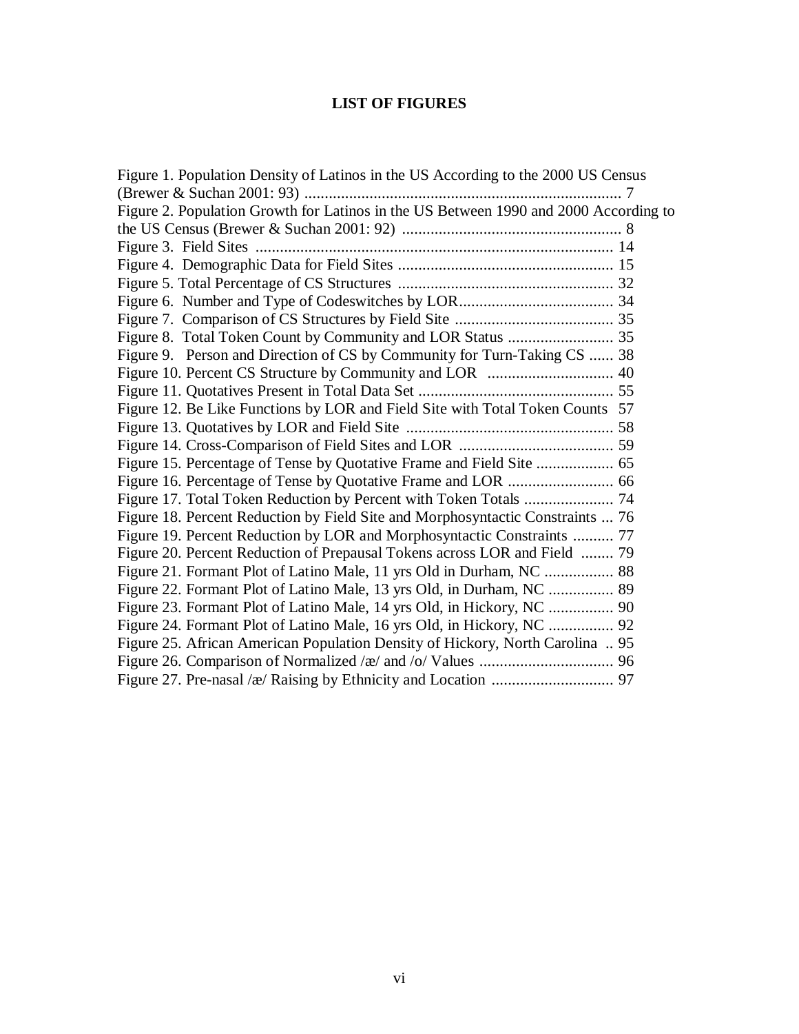# LIST OF FIGURES

Figure 1. Population Density of Latinos in the US According to the 2000 US Census (Brewer & Suchan 2001: 93) .............................................................................. 7
Figure 2. Population Growth for Latinos in the US Between 1990 and 2000 According to the US Census (Brewer & Suchan 2001: 92) ...................................................... 8
Figure 3. Field Sites ....................................................................................... 14
Figure 4. Demographic Data for Field Sites ..................................................... 15
Figure 5. Total Percentage of CS Structures ..................................................... 32
Figure 6. Number and Type of Codeswitches by LOR...................................... 34
Figure 7. Comparison of CS Structures by Field Site ....................................... 35
Figure 8. Total Token Count by Community and LOR Status .......................... 35
Figure 9. Person and Direction of CS by Community for Turn-Taking CS ...... 38
Figure 10. Percent CS Structure by Community and LOR ............................... 40
Figure 11. Quotatives Present in Total Data Set ................................................ 55
Figure 12. Be Like Functions by LOR and Field Site with Total Token Counts 57
Figure 13. Quotatives by LOR and Field Site ................................................... 58
Figure 14. Cross-Comparison of Field Sites and LOR ...................................... 59
Figure 15. Percentage of Tense by Quotative Frame and Field Site ................... 65
Figure 16. Percentage of Tense by Quotative Frame and LOR .......................... 66
Figure 17. Total Token Reduction by Percent with Token Totals ...................... 74
Figure 18. Percent Reduction by Field Site and Morphosyntactic Constraints ... 76
Figure 19. Percent Reduction by LOR and Morphosyntactic Constraints .......... 77
Figure 20. Percent Reduction of Prepausal Tokens across LOR and Field ........ 79
Figure 21. Formant Plot of Latino Male, 11 yrs Old in Durham, NC ................. 88
Figure 22. Formant Plot of Latino Male, 13 yrs Old, in Durham, NC ................ 89
Figure 23. Formant Plot of Latino Male, 14 yrs Old, in Hickory, NC ................ 90
Figure 24. Formant Plot of Latino Male, 16 yrs Old, in Hickory, NC ................ 92
Figure 25. African American Population Density of Hickory, North Carolina .. 95
Figure 26. Comparison of Normalized /æ/ and /o/ Values ................................. 96
Figure 27. Pre-nasal /æ/ Raising by Ethnicity and Location .............................. 97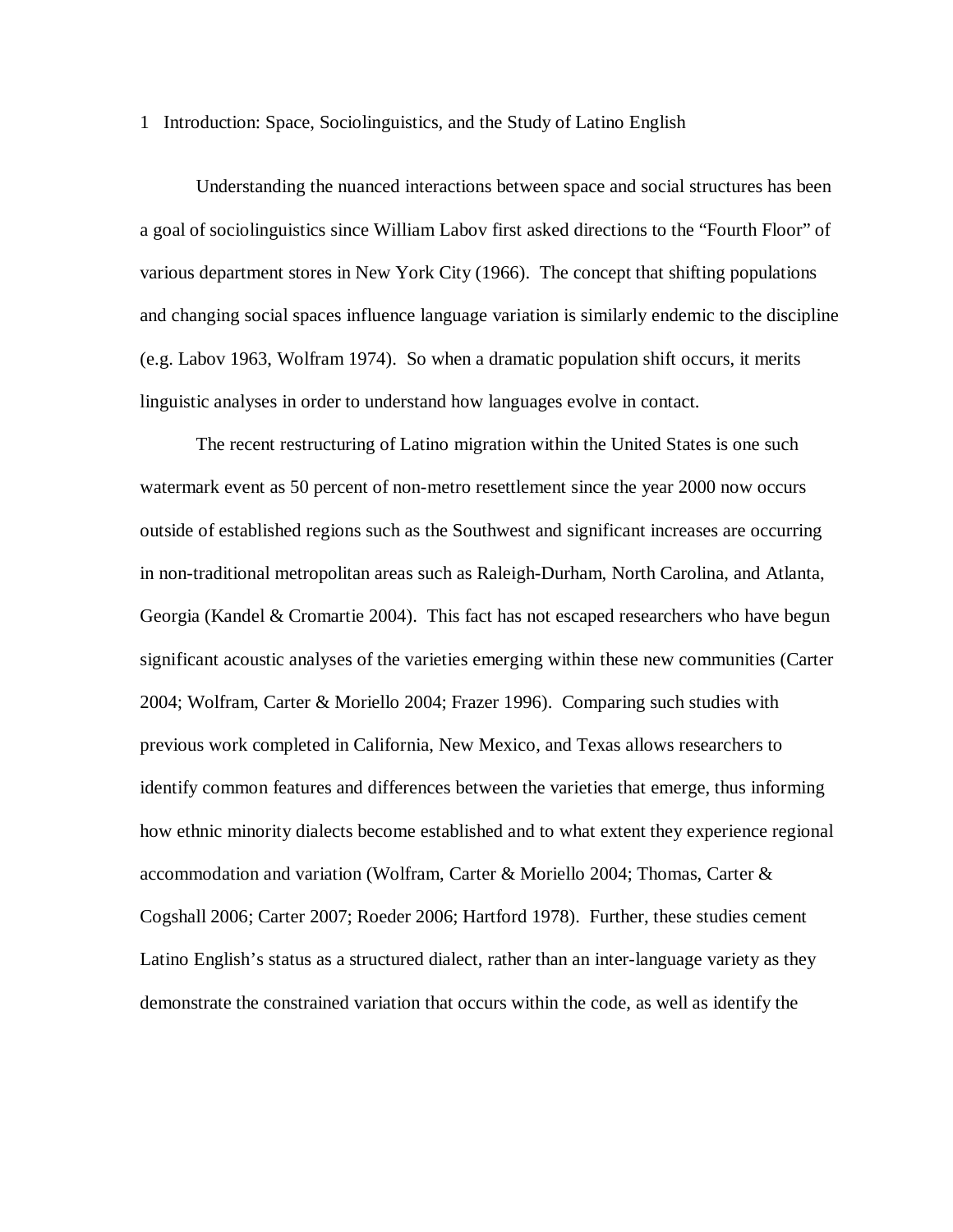# 1 Introduction: Space, Sociolinguistics, and the Study of Latino English

Understanding the nuanced interactions between space and social structures has been a goal of sociolinguistics since William Labov first asked directions to the "Fourth Floor" of various department stores in New York City (1966). The concept that shifting populations and changing social spaces influence language variation is similarly endemic to the discipline (e.g. Labov 1963, Wolfram 1974). So when a dramatic population shift occurs, it merits linguistic analyses in order to understand how languages evolve in contact.

The recent restructuring of Latino migration within the United States is one such watermark event as 50 percent of non-metro resettlement since the year 2000 now occurs outside of established regions such as the Southwest and significant increases are occurring in non-traditional metropolitan areas such as Raleigh-Durham, North Carolina, and Atlanta, Georgia (Kandel & Cromartie 2004). This fact has not escaped researchers who have begun significant acoustic analyses of the varieties emerging within these new communities (Carter 2004; Wolfram, Carter & Moriello 2004; Frazer 1996). Comparing such studies with previous work completed in California, New Mexico, and Texas allows researchers to identify common features and differences between the varieties that emerge, thus informing how ethnic minority dialects become established and to what extent they experience regional accommodation and variation (Wolfram, Carter & Moriello 2004; Thomas, Carter & Cogshall 2006; Carter 2007; Roeder 2006; Hartford 1978). Further, these studies cement Latino English's status as a structured dialect, rather than an inter-language variety as they demonstrate the constrained variation that occurs within the code, as well as identify the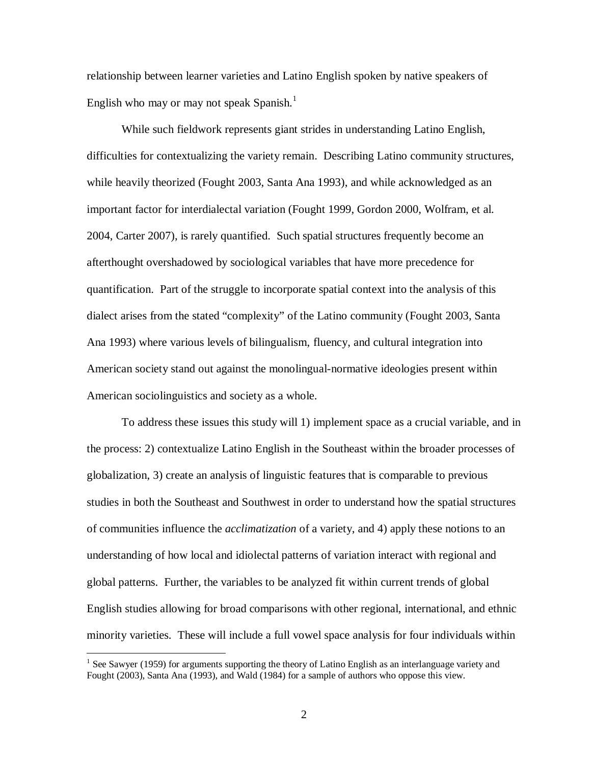relationship between learner varieties and Latino English spoken by native speakers of English who may or may not speak Spanish.[1]

While such fieldwork represents giant strides in understanding Latino English, difficulties for contextualizing the variety remain. Describing Latino community structures, while heavily theorized (Fought 2003, Santa Ana 1993), and while acknowledged as an important factor for interdialectal variation (Fought 1999, Gordon 2000, Wolfram, et al. 2004, Carter 2007), is rarely quantified. Such spatial structures frequently become an afterthought overshadowed by sociological variables that have more precedence for quantification. Part of the struggle to incorporate spatial context into the analysis of this dialect arises from the stated "complexity" of the Latino community (Fought 2003, Santa Ana 1993) where various levels of bilingualism, fluency, and cultural integration into American society stand out against the monolingual-normative ideologies present within American sociolinguistics and society as a whole.

To address these issues this study will 1) implement space as a crucial variable, and in the process: 2) contextualize Latino English in the Southeast within the broader processes of globalization, 3) create an analysis of linguistic features that is comparable to previous studies in both the Southeast and Southwest in order to understand how the spatial structures of communities influence the *acclimatization* of a variety, and 4) apply these notions to an understanding of how local and idiolectal patterns of variation interact with regional and global patterns. Further, the variables to be analyzed fit within current trends of global English studies allowing for broad comparisons with other regional, international, and ethnic minority varieties. These will include a full vowel space analysis for four individuals within

---

[1] See Sawyer (1959) for arguments supporting the theory of Latino English as an interlanguage variety and Fought (2003), Santa Ana (1993), and Wald (1984) for a sample of authors who oppose this view.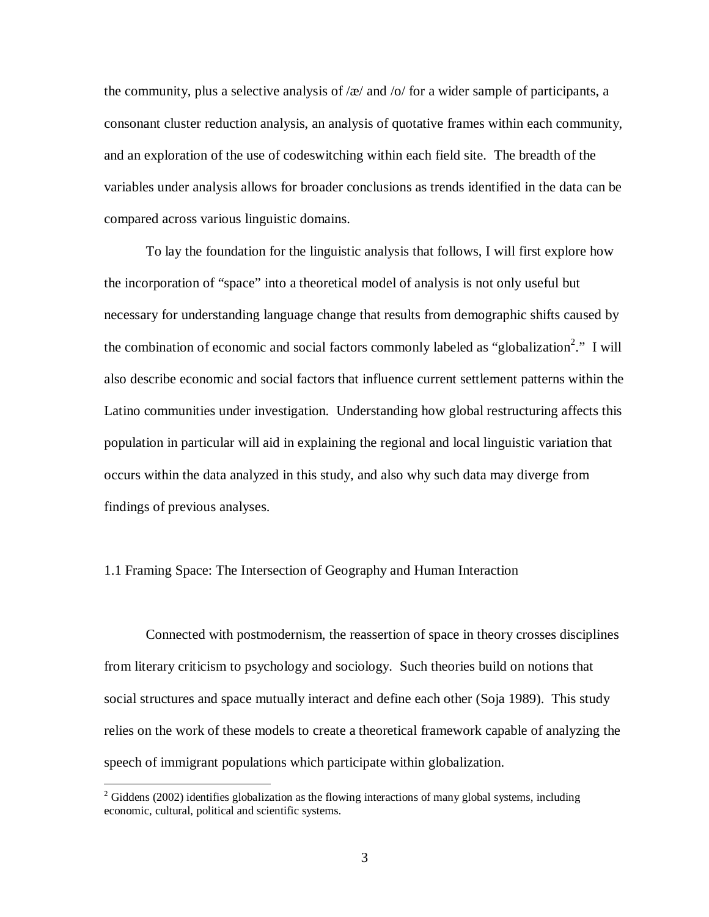the community, plus a selective analysis of /æ/ and /o/ for a wider sample of participants, a consonant cluster reduction analysis, an analysis of quotative frames within each community, and an exploration of the use of codeswitching within each field site. The breadth of the variables under analysis allows for broader conclusions as trends identified in the data can be compared across various linguistic domains.

To lay the foundation for the linguistic analysis that follows, I will first explore how the incorporation of "space" into a theoretical model of analysis is not only useful but necessary for understanding language change that results from demographic shifts caused by the combination of economic and social factors commonly labeled as "globalization[2]." I will also describe economic and social factors that influence current settlement patterns within the Latino communities under investigation. Understanding how global restructuring affects this population in particular will aid in explaining the regional and local linguistic variation that occurs within the data analyzed in this study, and also why such data may diverge from findings of previous analyses.

## 1.1 Framing Space: The Intersection of Geography and Human Interaction

Connected with postmodernism, the reassertion of space in theory crosses disciplines from literary criticism to psychology and sociology. Such theories build on notions that social structures and space mutually interact and define each other (Soja 1989). This study relies on the work of these models to create a theoretical framework capable of analyzing the speech of immigrant populations which participate within globalization.

[2] Giddens (2002) identifies globalization as the flowing interactions of many global systems, including economic, cultural, political and scientific systems.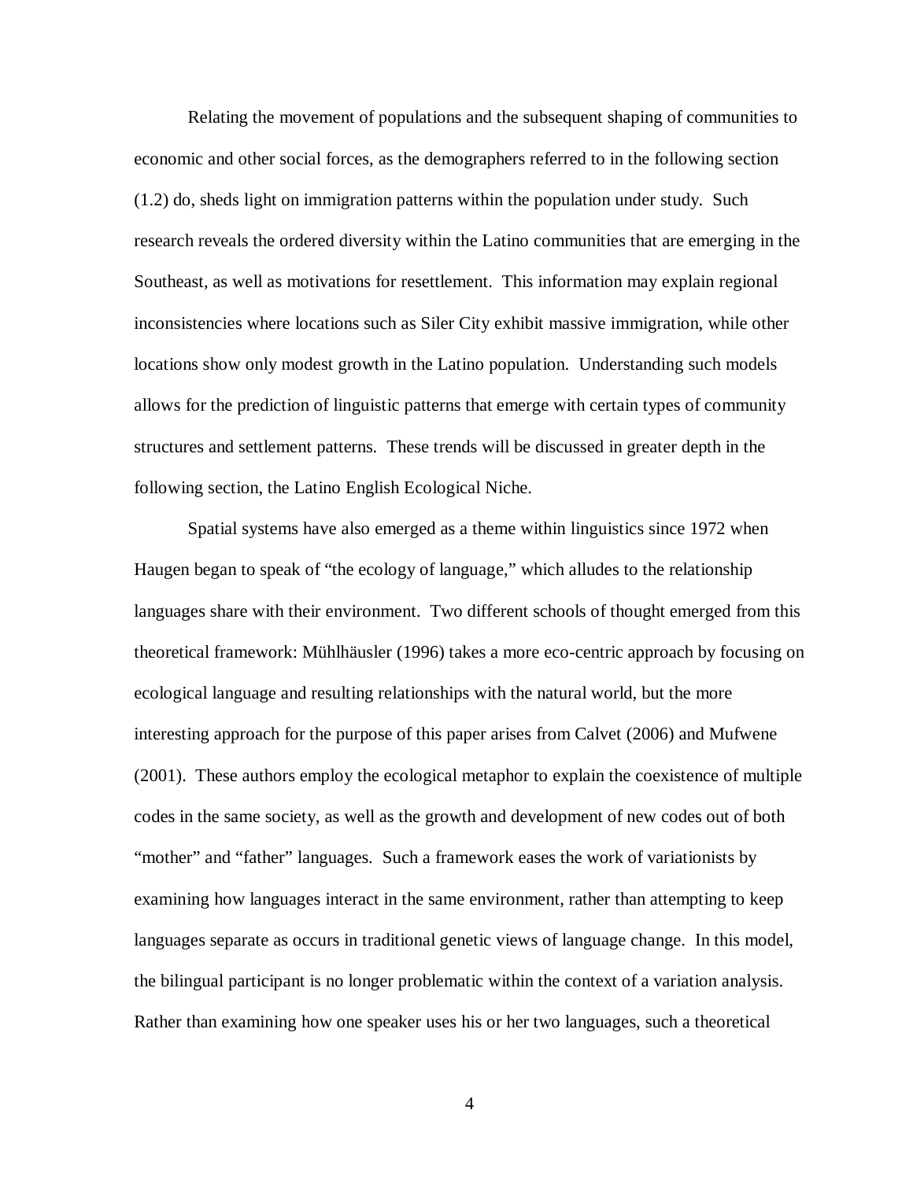Relating the movement of populations and the subsequent shaping of communities to economic and other social forces, as the demographers referred to in the following section (1.2) do, sheds light on immigration patterns within the population under study. Such research reveals the ordered diversity within the Latino communities that are emerging in the Southeast, as well as motivations for resettlement. This information may explain regional inconsistencies where locations such as Siler City exhibit massive immigration, while other locations show only modest growth in the Latino population. Understanding such models allows for the prediction of linguistic patterns that emerge with certain types of community structures and settlement patterns. These trends will be discussed in greater depth in the following section, the Latino English Ecological Niche.

Spatial systems have also emerged as a theme within linguistics since 1972 when Haugen began to speak of "the ecology of language," which alludes to the relationship languages share with their environment. Two different schools of thought emerged from this theoretical framework: Mühlhäusler (1996) takes a more eco-centric approach by focusing on ecological language and resulting relationships with the natural world, but the more interesting approach for the purpose of this paper arises from Calvet (2006) and Mufwene (2001). These authors employ the ecological metaphor to explain the coexistence of multiple codes in the same society, as well as the growth and development of new codes out of both "mother" and "father" languages. Such a framework eases the work of variationists by examining how languages interact in the same environment, rather than attempting to keep languages separate as occurs in traditional genetic views of language change. In this model, the bilingual participant is no longer problematic within the context of a variation analysis. Rather than examining how one speaker uses his or her two languages, such a theoretical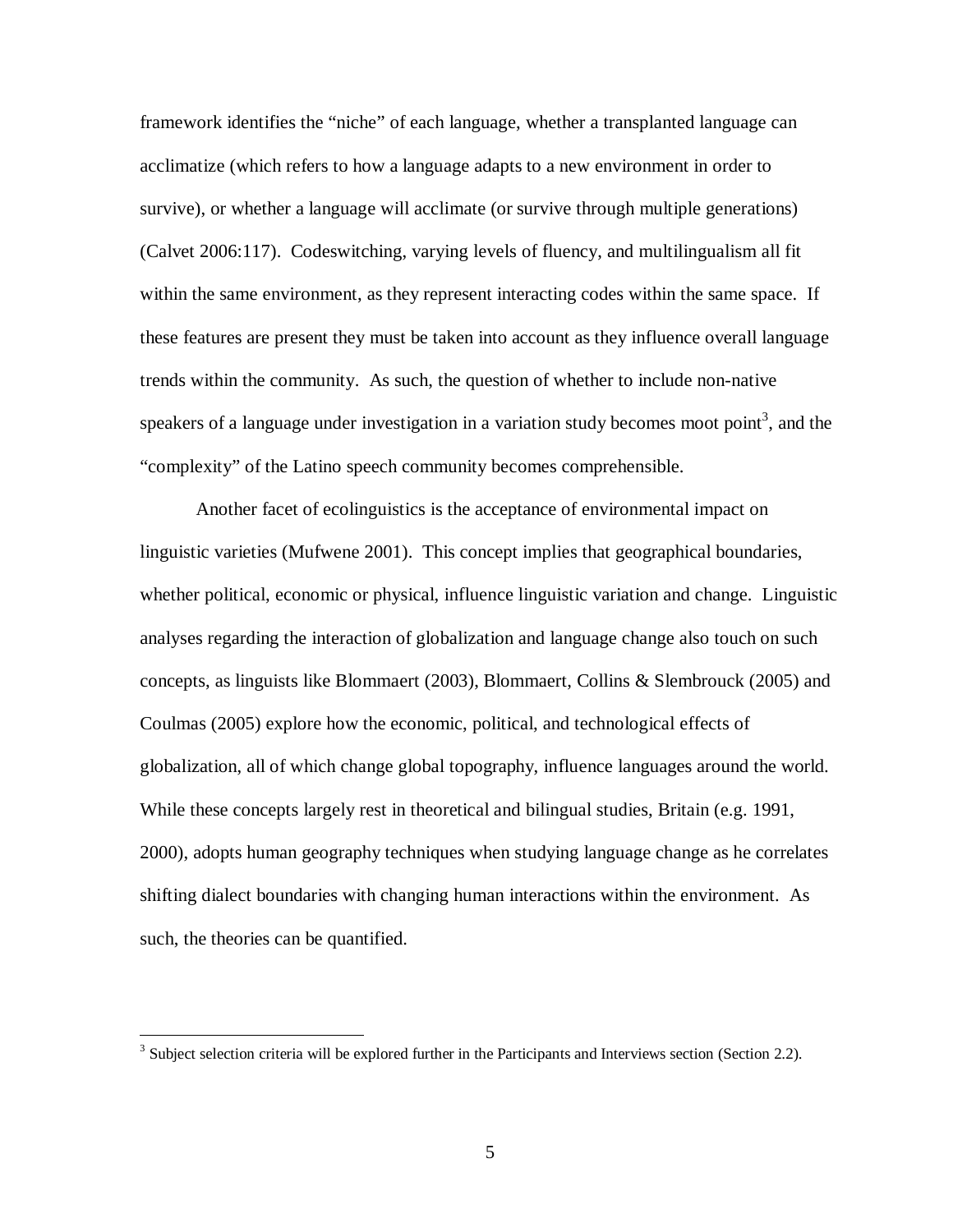framework identifies the "niche" of each language, whether a transplanted language can acclimatize (which refers to how a language adapts to a new environment in order to survive), or whether a language will acclimate (or survive through multiple generations) (Calvet 2006:117). Codeswitching, varying levels of fluency, and multilingualism all fit within the same environment, as they represent interacting codes within the same space. If these features are present they must be taken into account as they influence overall language trends within the community. As such, the question of whether to include non-native speakers of a language under investigation in a variation study becomes moot point[3], and the "complexity" of the Latino speech community becomes comprehensible.

Another facet of ecolinguistics is the acceptance of environmental impact on linguistic varieties (Mufwene 2001). This concept implies that geographical boundaries, whether political, economic or physical, influence linguistic variation and change. Linguistic analyses regarding the interaction of globalization and language change also touch on such concepts, as linguists like Blommaert (2003), Blommaert, Collins & Slembrouck (2005) and Coulmas (2005) explore how the economic, political, and technological effects of globalization, all of which change global topography, influence languages around the world. While these concepts largely rest in theoretical and bilingual studies, Britain (e.g. 1991, 2000), adopts human geography techniques when studying language change as he correlates shifting dialect boundaries with changing human interactions within the environment. As such, the theories can be quantified.

[3] Subject selection criteria will be explored further in the Participants and Interviews section (Section 2.2).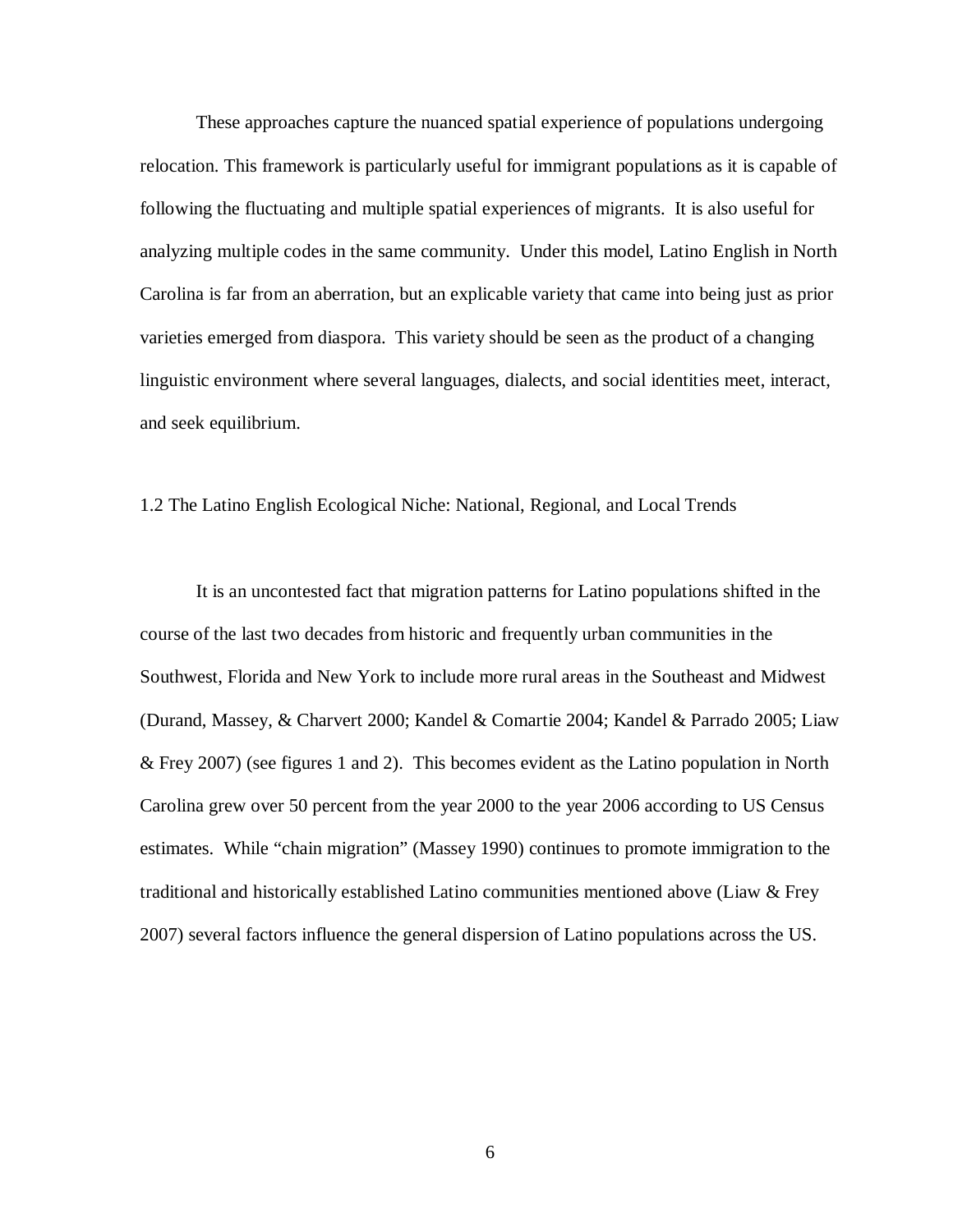These approaches capture the nuanced spatial experience of populations undergoing relocation. This framework is particularly useful for immigrant populations as it is capable of following the fluctuating and multiple spatial experiences of migrants. It is also useful for analyzing multiple codes in the same community. Under this model, Latino English in North Carolina is far from an aberration, but an explicable variety that came into being just as prior varieties emerged from diaspora. This variety should be seen as the product of a changing linguistic environment where several languages, dialects, and social identities meet, interact, and seek equilibrium.

## 1.2 The Latino English Ecological Niche: National, Regional, and Local Trends

It is an uncontested fact that migration patterns for Latino populations shifted in the course of the last two decades from historic and frequently urban communities in the Southwest, Florida and New York to include more rural areas in the Southeast and Midwest (Durand, Massey, & Charvert 2000; Kandel & Comartie 2004; Kandel & Parrado 2005; Liaw & Frey 2007) (see figures 1 and 2). This becomes evident as the Latino population in North Carolina grew over 50 percent from the year 2000 to the year 2006 according to US Census estimates. While "chain migration" (Massey 1990) continues to promote immigration to the traditional and historically established Latino communities mentioned above (Liaw & Frey 2007) several factors influence the general dispersion of Latino populations across the US.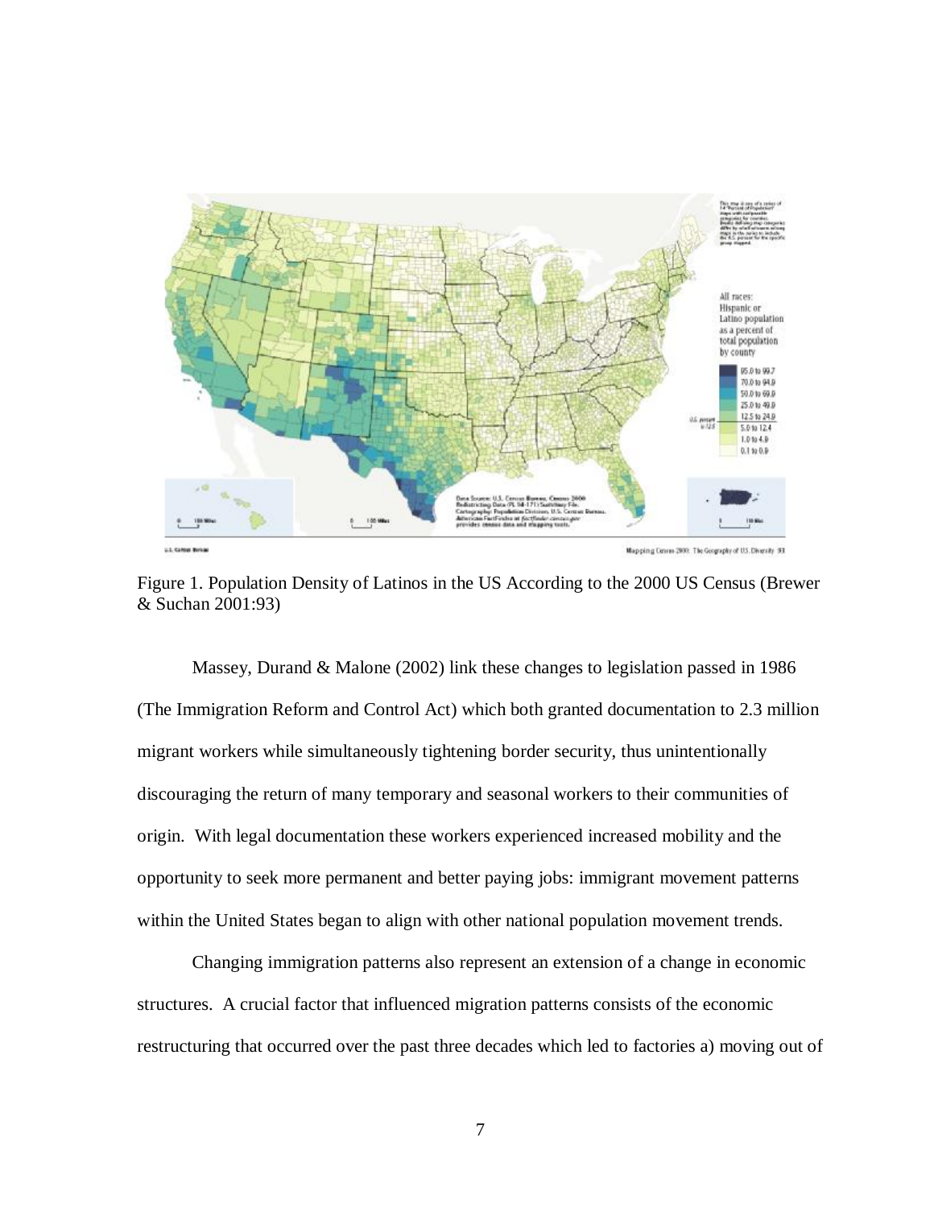Figure 1. Population Density of Latinos in the US According to the 2000 US Census (Brewer & Suchan 2001:93)

Massey, Durand & Malone (2002) link these changes to legislation passed in 1986 (The Immigration Reform and Control Act) which both granted documentation to 2.3 million migrant workers while simultaneously tightening border security, thus unintentionally discouraging the return of many temporary and seasonal workers to their communities of origin. With legal documentation these workers experienced increased mobility and the opportunity to seek more permanent and better paying jobs: immigrant movement patterns within the United States began to align with other national population movement trends.

Changing immigration patterns also represent an extension of a change in economic structures. A crucial factor that influenced migration patterns consists of the economic restructuring that occurred over the past three decades which led to factories a) moving out of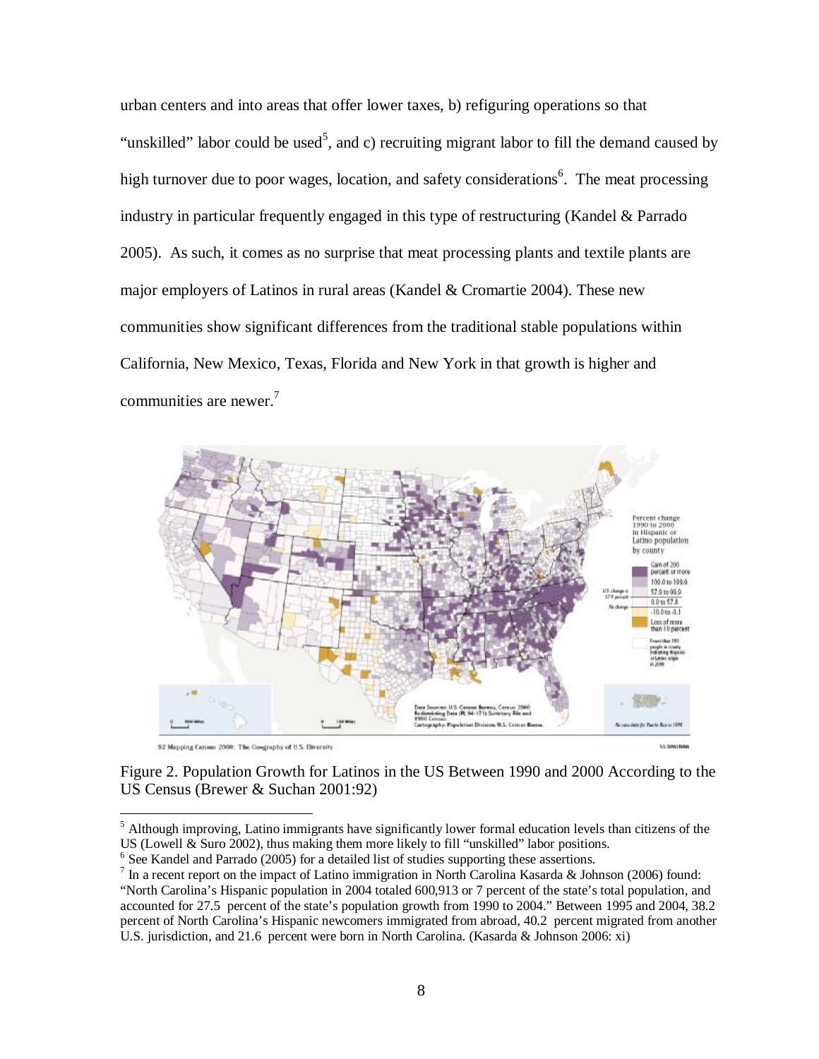urban centers and into areas that offer lower taxes, b) refiguring operations so that "unskilled" labor could be used[5], and c) recruiting migrant labor to fill the demand caused by high turnover due to poor wages, location, and safety considerations[6]. The meat processing industry in particular frequently engaged in this type of restructuring (Kandel & Parrado 2005). As such, it comes as no surprise that meat processing plants and textile plants are major employers of Latinos in rural areas (Kandel & Cromartie 2004). These new communities show significant differences from the traditional stable populations within California, New Mexico, Texas, Florida and New York in that growth is higher and communities are newer.[7]

Figure 2. Population Growth for Latinos in the US Between 1990 and 2000 According to the US Census (Brewer & Suchan 2001:92)

[5] Although improving, Latino immigrants have significantly lower formal education levels than citizens of the US (Lowell & Suro 2002), thus making them more likely to fill "unskilled" labor positions.

[6] See Kandel and Parrado (2005) for a detailed list of studies supporting these assertions.

[7] In a recent report on the impact of Latino immigration in North Carolina Kasarda & Johnson (2006) found: "North Carolina's Hispanic population in 2004 totaled 600,913 or 7 percent of the state's total population, and accounted for 27.5 percent of the state's population growth from 1990 to 2004." Between 1995 and 2004, 38.2 percent of North Carolina's Hispanic newcomers immigrated from abroad, 40.2 percent migrated from another U.S. jurisdiction, and 21.6 percent were born in North Carolina. (Kasarda & Johnson 2006: xi)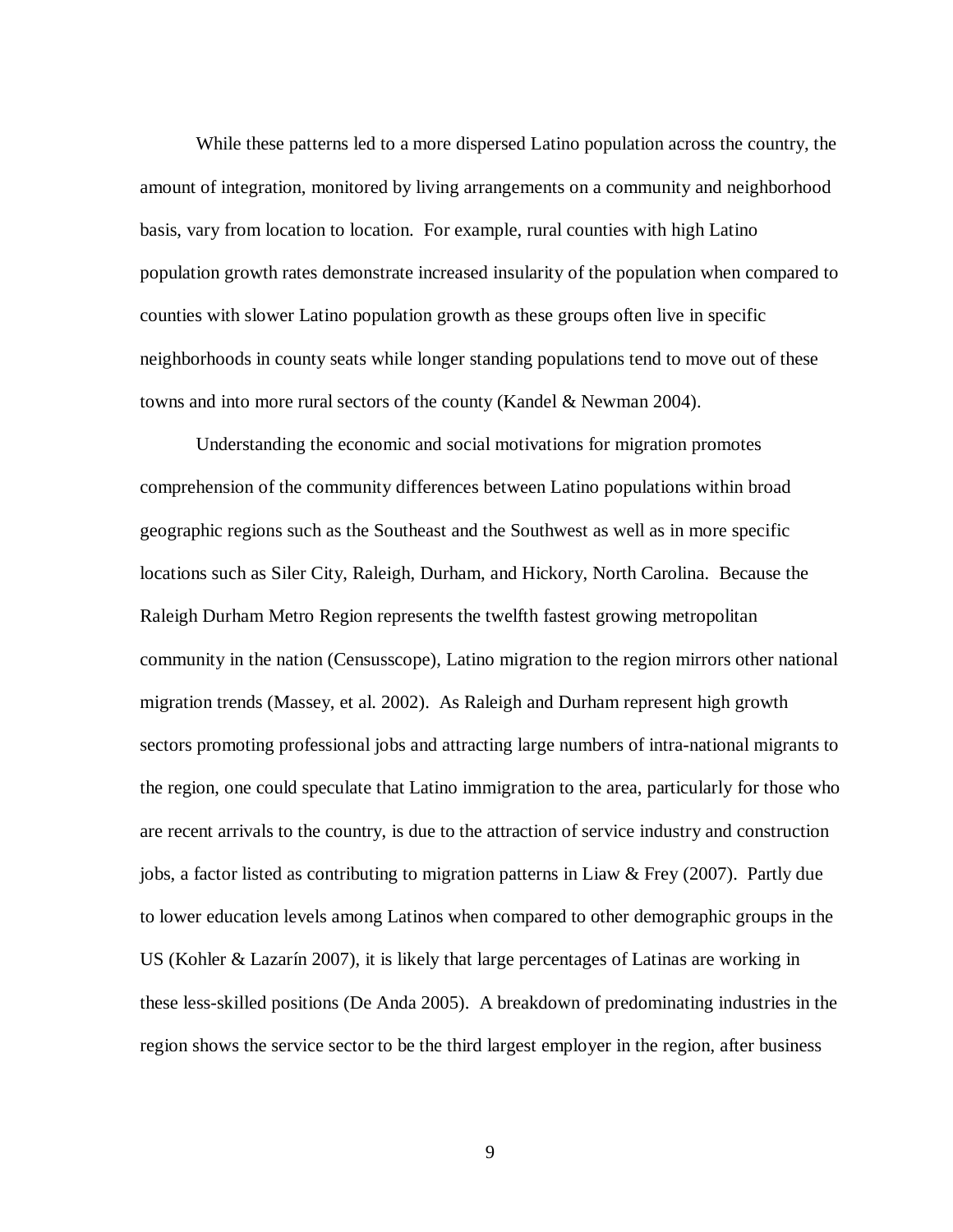While these patterns led to a more dispersed Latino population across the country, the amount of integration, monitored by living arrangements on a community and neighborhood basis, vary from location to location. For example, rural counties with high Latino population growth rates demonstrate increased insularity of the population when compared to counties with slower Latino population growth as these groups often live in specific neighborhoods in county seats while longer standing populations tend to move out of these towns and into more rural sectors of the county (Kandel & Newman 2004).

Understanding the economic and social motivations for migration promotes comprehension of the community differences between Latino populations within broad geographic regions such as the Southeast and the Southwest as well as in more specific locations such as Siler City, Raleigh, Durham, and Hickory, North Carolina. Because the Raleigh Durham Metro Region represents the twelfth fastest growing metropolitan community in the nation (Censusscope), Latino migration to the region mirrors other national migration trends (Massey, et al. 2002). As Raleigh and Durham represent high growth sectors promoting professional jobs and attracting large numbers of intra-national migrants to the region, one could speculate that Latino immigration to the area, particularly for those who are recent arrivals to the country, is due to the attraction of service industry and construction jobs, a factor listed as contributing to migration patterns in Liaw & Frey (2007). Partly due to lower education levels among Latinos when compared to other demographic groups in the US (Kohler & Lazarín 2007), it is likely that large percentages of Latinas are working in these less-skilled positions (De Anda 2005). A breakdown of predominating industries in the region shows the service sector to be the third largest employer in the region, after business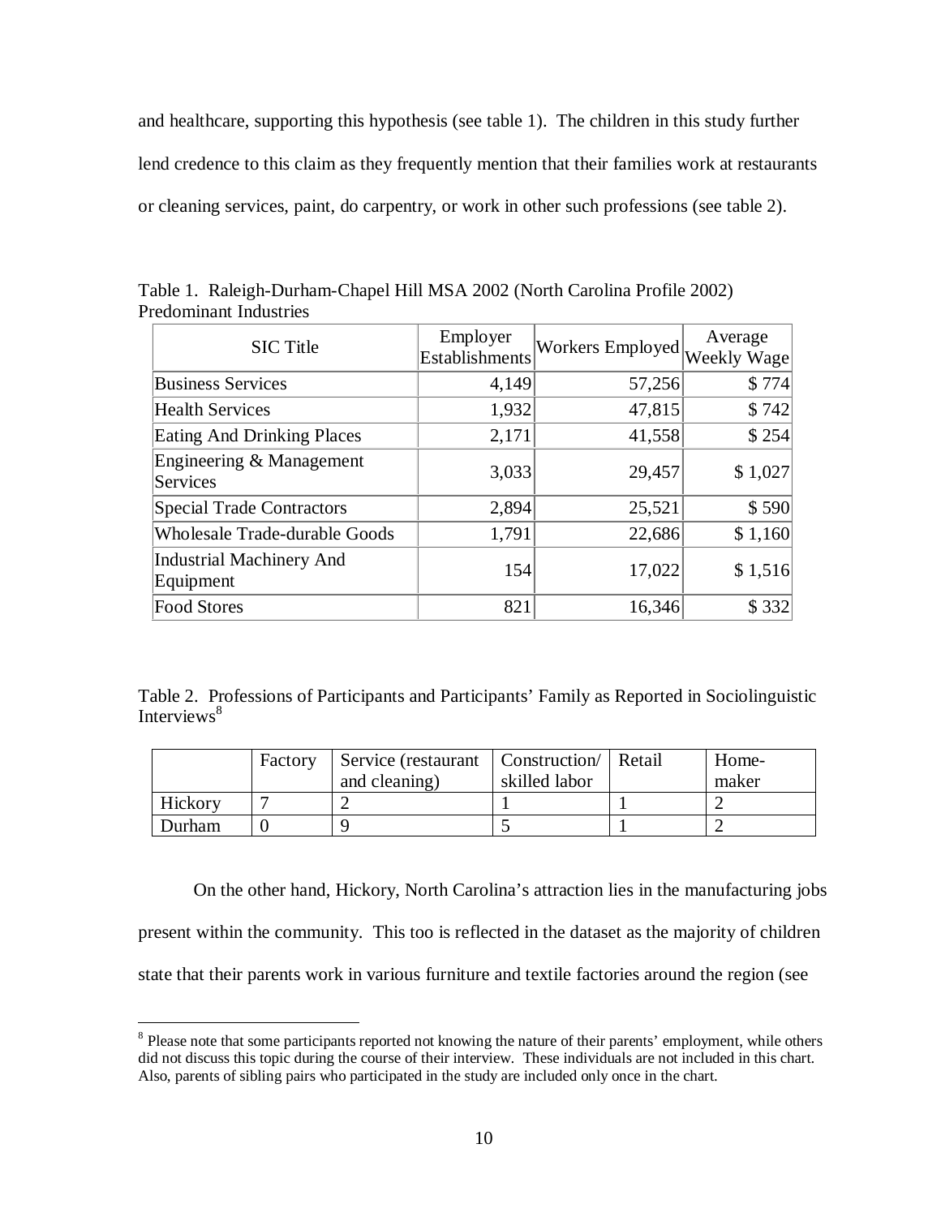and healthcare, supporting this hypothesis (see table 1). The children in this study further lend credence to this claim as they frequently mention that their families work at restaurants or cleaning services, paint, do carpentry, or work in other such professions (see table 2).

Table 1. Raleigh-Durham-Chapel Hill MSA 2002 (North Carolina Profile 2002) Predominant Industries

| SIC Title | Employer Establishments | Workers Employed | Average Weekly Wage |
|---|---|---|---|
| Business Services | 4,149 | 57,256 | $ 774 |
| Health Services | 1,932 | 47,815 | $ 742 |
| Eating And Drinking Places | 2,171 | 41,558 | $ 254 |
| Engineering & Management Services | 3,033 | 29,457 | $ 1,027 |
| Special Trade Contractors | 2,894 | 25,521 | $ 590 |
| Wholesale Trade-durable Goods | 1,791 | 22,686 | $ 1,160 |
| Industrial Machinery And Equipment | 154 | 17,022 | $ 1,516 |
| Food Stores | 821 | 16,346 | $ 332 |

Table 2. Professions of Participants and Participants' Family as Reported in Sociolinguistic Interviews[8]

| | Factory | Service (restaurant and cleaning) | Construction/ skilled labor | Retail | Home-maker |
|---|---|---|---|---|---|
| Hickory | 7 | 2 | 1 | 1 | 2 |
| Durham | 0 | 9 | 5 | 1 | 2 |

On the other hand, Hickory, North Carolina's attraction lies in the manufacturing jobs present within the community. This too is reflected in the dataset as the majority of children state that their parents work in various furniture and textile factories around the region (see

[8] Please note that some participants reported not knowing the nature of their parents' employment, while others did not discuss this topic during the course of their interview. These individuals are not included in this chart. Also, parents of sibling pairs who participated in the study are included only once in the chart.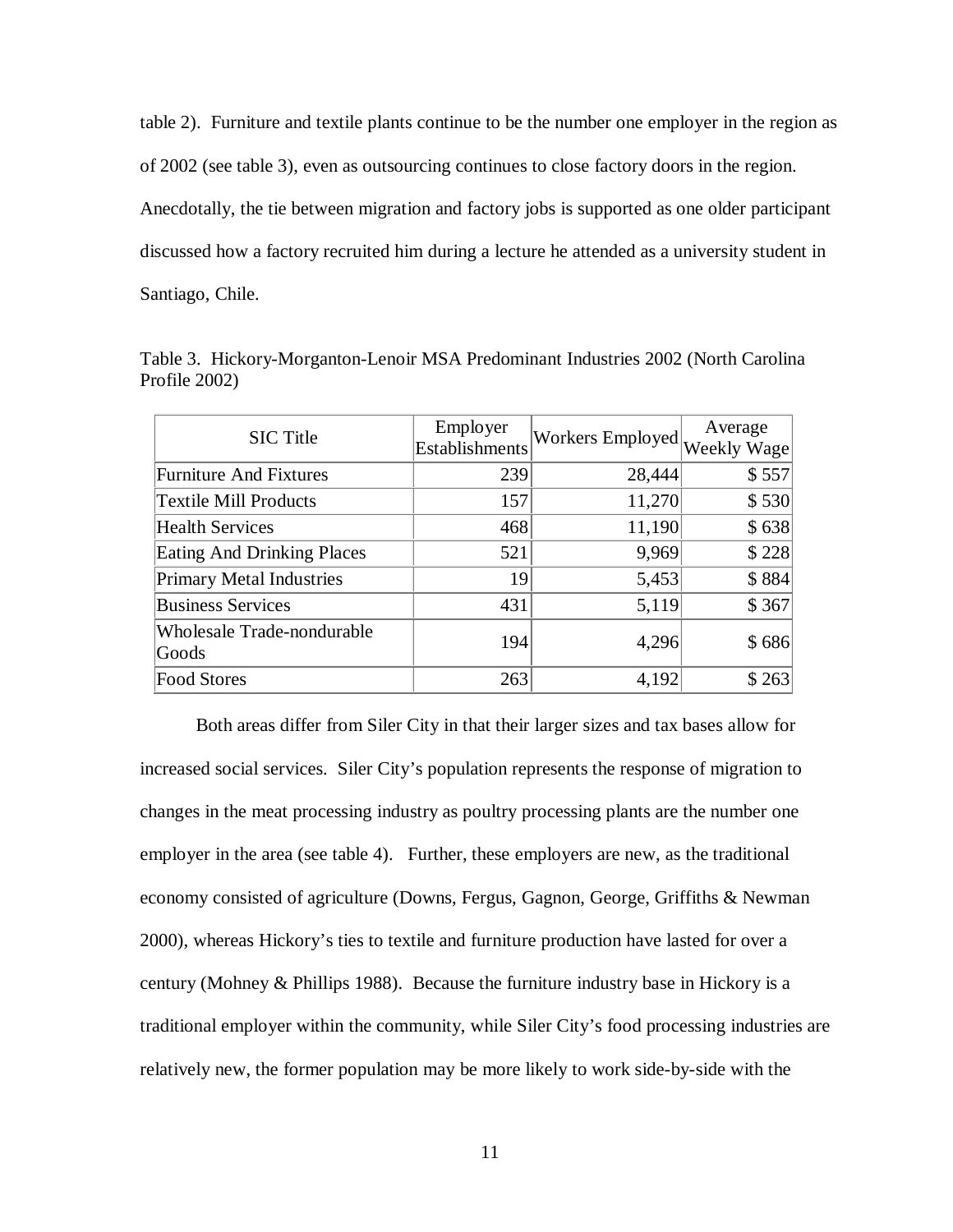table 2). Furniture and textile plants continue to be the number one employer in the region as of 2002 (see table 3), even as outsourcing continues to close factory doors in the region. Anecdotally, the tie between migration and factory jobs is supported as one older participant discussed how a factory recruited him during a lecture he attended as a university student in Santiago, Chile.

Table 3. Hickory-Morganton-Lenoir MSA Predominant Industries 2002 (North Carolina Profile 2002)

| SIC Title | Employer Establishments | Workers Employed | Average Weekly Wage |
|---|---|---|---|
| Furniture And Fixtures | 239 | 28,444 | $ 557 |
| Textile Mill Products | 157 | 11,270 | $ 530 |
| Health Services | 468 | 11,190 | $ 638 |
| Eating And Drinking Places | 521 | 9,969 | $ 228 |
| Primary Metal Industries | 19 | 5,453 | $ 884 |
| Business Services | 431 | 5,119 | $ 367 |
| Wholesale Trade-nondurable Goods | 194 | 4,296 | $ 686 |
| Food Stores | 263 | 4,192 | $ 263 |

Both areas differ from Siler City in that their larger sizes and tax bases allow for increased social services. Siler City's population represents the response of migration to changes in the meat processing industry as poultry processing plants are the number one employer in the area (see table 4). Further, these employers are new, as the traditional economy consisted of agriculture (Downs, Fergus, Gagnon, George, Griffiths & Newman 2000), whereas Hickory's ties to textile and furniture production have lasted for over a century (Mohney & Phillips 1988). Because the furniture industry base in Hickory is a traditional employer within the community, while Siler City's food processing industries are relatively new, the former population may be more likely to work side-by-side with the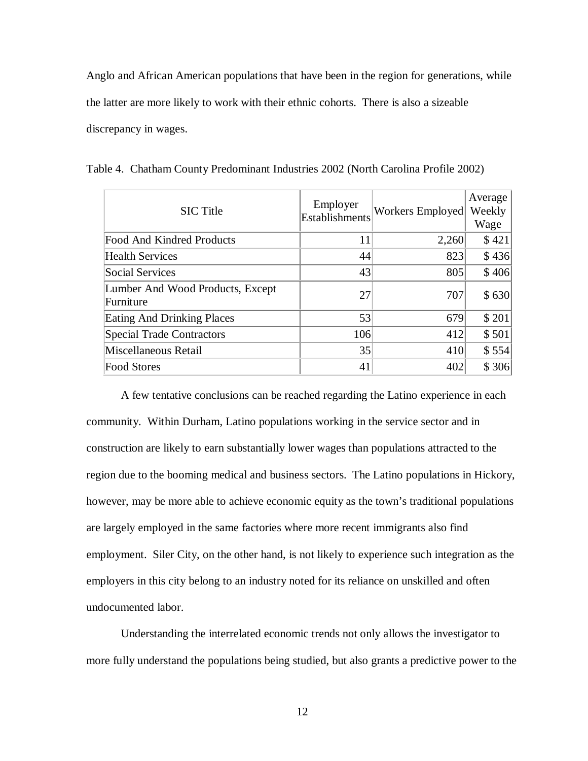Anglo and African American populations that have been in the region for generations, while the latter are more likely to work with their ethnic cohorts. There is also a sizeable discrepancy in wages.

Table 4. Chatham County Predominant Industries 2002 (North Carolina Profile 2002)

| SIC Title | Employer Establishments | Workers Employed | Average Weekly Wage |
|---|---|---|---|
| Food And Kindred Products | 11 | 2,260 | $ 421 |
| Health Services | 44 | 823 | $ 436 |
| Social Services | 43 | 805 | $ 406 |
| Lumber And Wood Products, Except Furniture | 27 | 707 | $ 630 |
| Eating And Drinking Places | 53 | 679 | $ 201 |
| Special Trade Contractors | 106 | 412 | $ 501 |
| Miscellaneous Retail | 35 | 410 | $ 554 |
| Food Stores | 41 | 402 | $ 306 |

A few tentative conclusions can be reached regarding the Latino experience in each community. Within Durham, Latino populations working in the service sector and in construction are likely to earn substantially lower wages than populations attracted to the region due to the booming medical and business sectors. The Latino populations in Hickory, however, may be more able to achieve economic equity as the town's traditional populations are largely employed in the same factories where more recent immigrants also find employment. Siler City, on the other hand, is not likely to experience such integration as the employers in this city belong to an industry noted for its reliance on unskilled and often undocumented labor.

Understanding the interrelated economic trends not only allows the investigator to more fully understand the populations being studied, but also grants a predictive power to the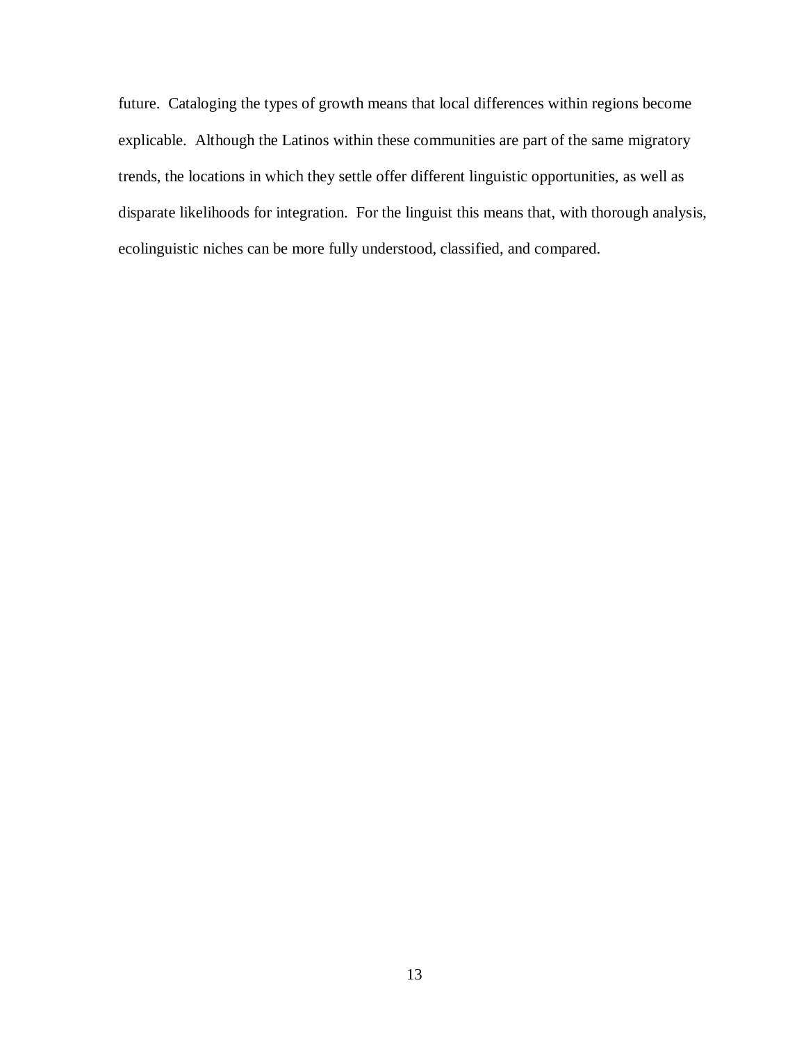future. Cataloging the types of growth means that local differences within regions become explicable. Although the Latinos within these communities are part of the same migratory trends, the locations in which they settle offer different linguistic opportunities, as well as disparate likelihoods for integration. For the linguist this means that, with thorough analysis, ecolinguistic niches can be more fully understood, classified, and compared.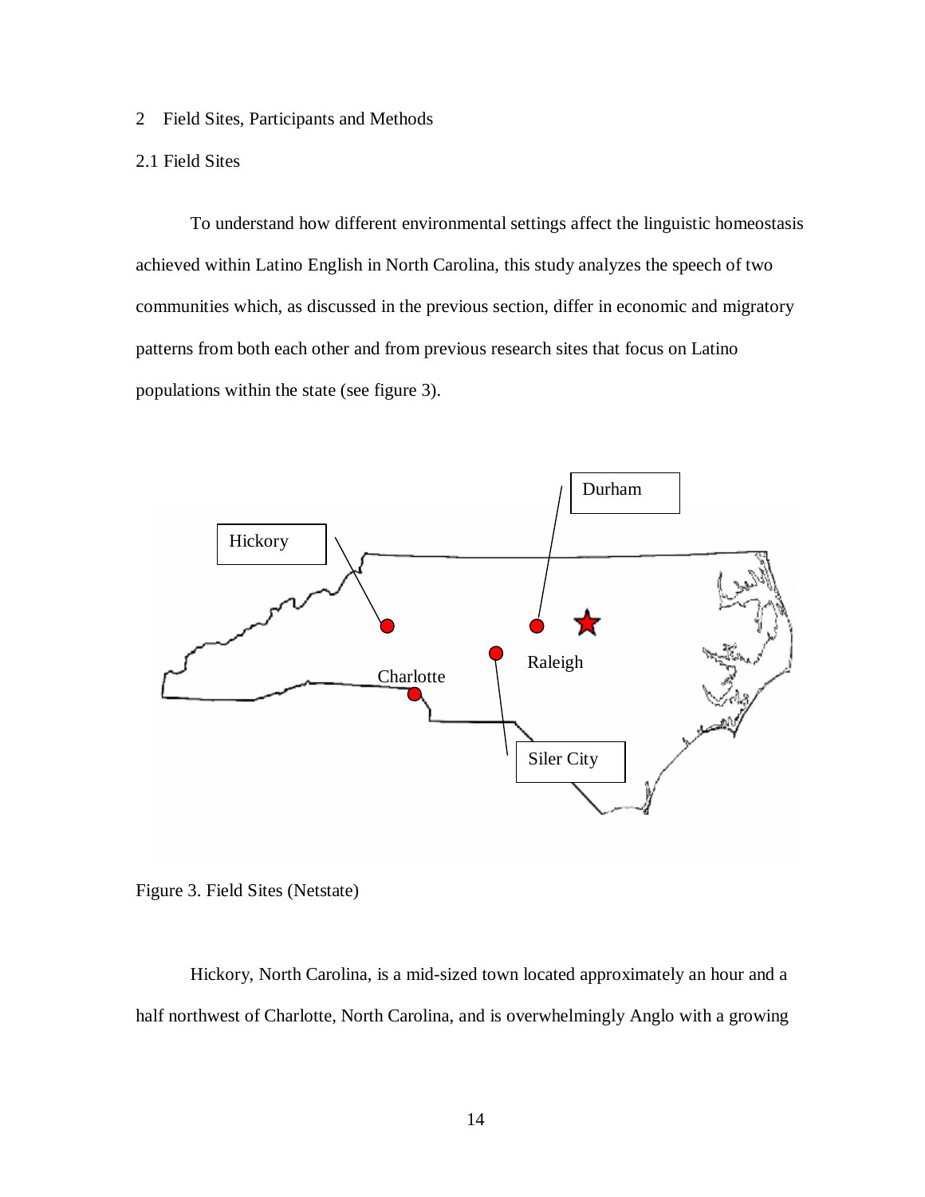## 2 Field Sites, Participants and Methods

### 2.1 Field Sites

To understand how different environmental settings affect the linguistic homeostasis achieved within Latino English in North Carolina, this study analyzes the speech of two communities which, as discussed in the previous section, differ in economic and migratory patterns from both each other and from previous research sites that focus on Latino populations within the state (see figure 3).

Figure 3. Field Sites (Netstate)

Hickory, North Carolina, is a mid-sized town located approximately an hour and a half northwest of Charlotte, North Carolina, and is overwhelmingly Anglo with a growing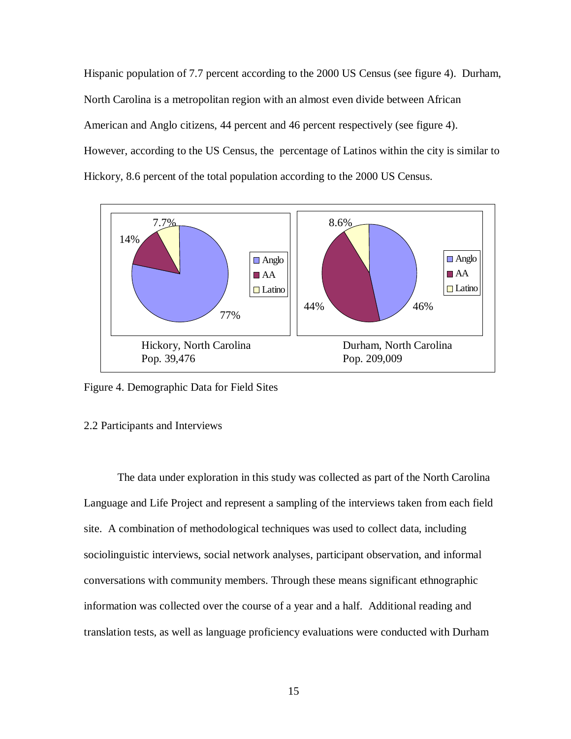Hispanic population of 7.7 percent according to the 2000 US Census (see figure 4). Durham, North Carolina is a metropolitan region with an almost even divide between African American and Anglo citizens, 44 percent and 46 percent respectively (see figure 4). However, according to the US Census, the percentage of Latinos within the city is similar to Hickory, 8.6 percent of the total population according to the 2000 US Census.

Figure 4. Demographic Data for Field Sites

## 2.2 Participants and Interviews

The data under exploration in this study was collected as part of the North Carolina Language and Life Project and represent a sampling of the interviews taken from each field site. A combination of methodological techniques was used to collect data, including sociolinguistic interviews, social network analyses, participant observation, and informal conversations with community members. Through these means significant ethnographic information was collected over the course of a year and a half. Additional reading and translation tests, as well as language proficiency evaluations were conducted with Durham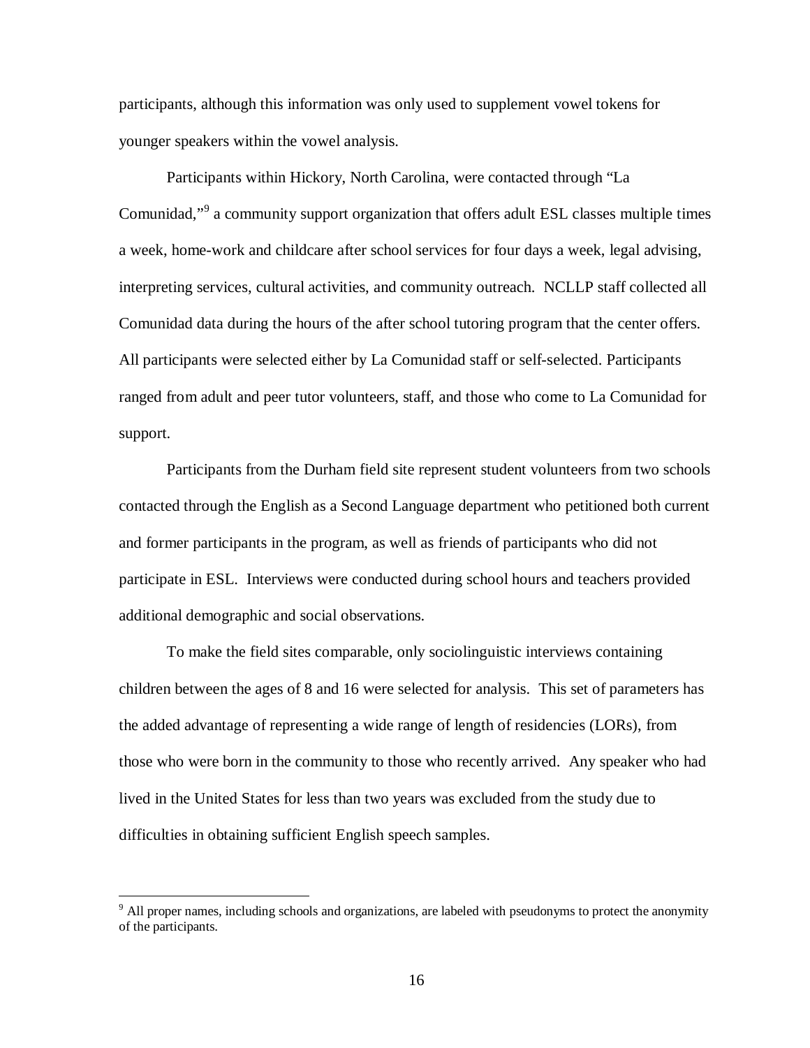participants, although this information was only used to supplement vowel tokens for younger speakers within the vowel analysis.

Participants within Hickory, North Carolina, were contacted through "La Comunidad,"[9] a community support organization that offers adult ESL classes multiple times a week, home-work and childcare after school services for four days a week, legal advising, interpreting services, cultural activities, and community outreach. NCLLP staff collected all Comunidad data during the hours of the after school tutoring program that the center offers. All participants were selected either by La Comunidad staff or self-selected. Participants ranged from adult and peer tutor volunteers, staff, and those who come to La Comunidad for support.

Participants from the Durham field site represent student volunteers from two schools contacted through the English as a Second Language department who petitioned both current and former participants in the program, as well as friends of participants who did not participate in ESL. Interviews were conducted during school hours and teachers provided additional demographic and social observations.

To make the field sites comparable, only sociolinguistic interviews containing children between the ages of 8 and 16 were selected for analysis. This set of parameters has the added advantage of representing a wide range of length of residencies (LORs), from those who were born in the community to those who recently arrived. Any speaker who had lived in the United States for less than two years was excluded from the study due to difficulties in obtaining sufficient English speech samples.

---

[9] All proper names, including schools and organizations, are labeled with pseudonyms to protect the anonymity of the participants.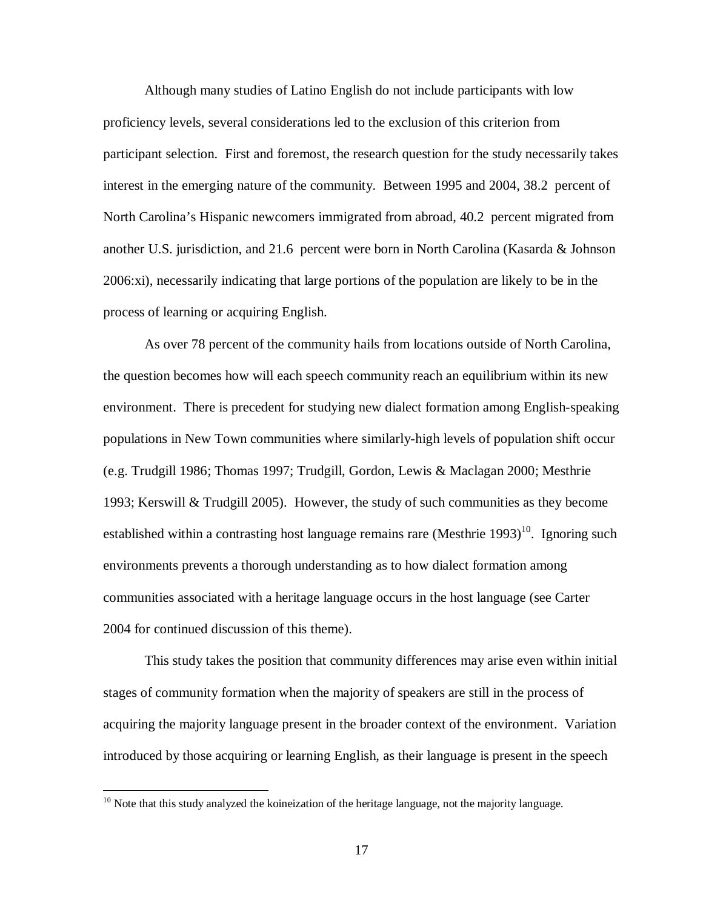Although many studies of Latino English do not include participants with low proficiency levels, several considerations led to the exclusion of this criterion from participant selection. First and foremost, the research question for the study necessarily takes interest in the emerging nature of the community. Between 1995 and 2004, 38.2 percent of North Carolina's Hispanic newcomers immigrated from abroad, 40.2 percent migrated from another U.S. jurisdiction, and 21.6 percent were born in North Carolina (Kasarda & Johnson 2006:xi), necessarily indicating that large portions of the population are likely to be in the process of learning or acquiring English.

As over 78 percent of the community hails from locations outside of North Carolina, the question becomes how will each speech community reach an equilibrium within its new environment. There is precedent for studying new dialect formation among English-speaking populations in New Town communities where similarly-high levels of population shift occur (e.g. Trudgill 1986; Thomas 1997; Trudgill, Gordon, Lewis & Maclagan 2000; Mesthrie 1993; Kerswill & Trudgill 2005). However, the study of such communities as they become established within a contrasting host language remains rare (Mesthrie 1993)[10]. Ignoring such environments prevents a thorough understanding as to how dialect formation among communities associated with a heritage language occurs in the host language (see Carter 2004 for continued discussion of this theme).

This study takes the position that community differences may arise even within initial stages of community formation when the majority of speakers are still in the process of acquiring the majority language present in the broader context of the environment. Variation introduced by those acquiring or learning English, as their language is present in the speech

[10] Note that this study analyzed the koineization of the heritage language, not the majority language.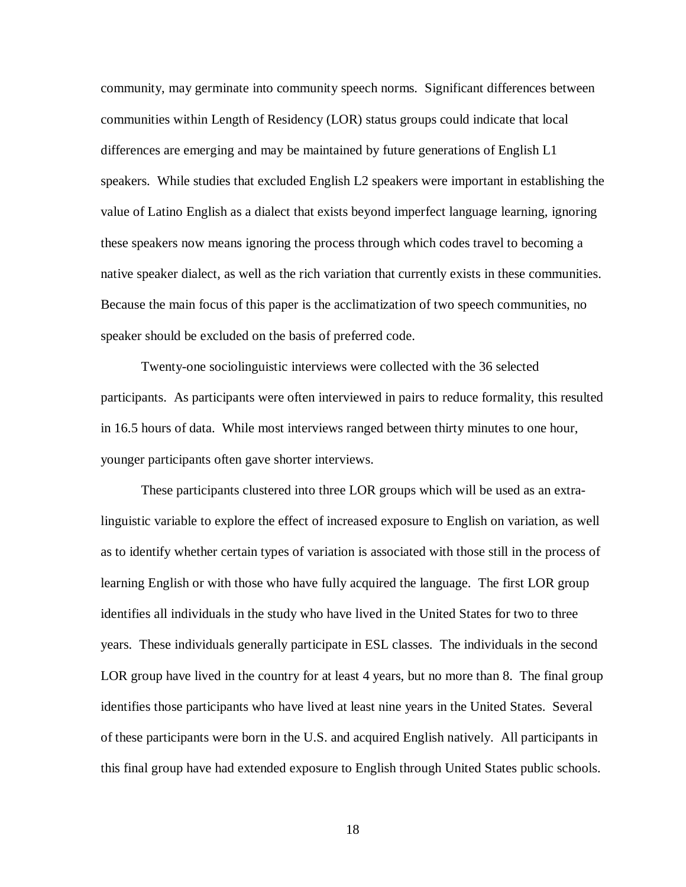community, may germinate into community speech norms. Significant differences between communities within Length of Residency (LOR) status groups could indicate that local differences are emerging and may be maintained by future generations of English L1 speakers. While studies that excluded English L2 speakers were important in establishing the value of Latino English as a dialect that exists beyond imperfect language learning, ignoring these speakers now means ignoring the process through which codes travel to becoming a native speaker dialect, as well as the rich variation that currently exists in these communities. Because the main focus of this paper is the acclimatization of two speech communities, no speaker should be excluded on the basis of preferred code.

Twenty-one sociolinguistic interviews were collected with the 36 selected participants. As participants were often interviewed in pairs to reduce formality, this resulted in 16.5 hours of data. While most interviews ranged between thirty minutes to one hour, younger participants often gave shorter interviews.

These participants clustered into three LOR groups which will be used as an extra-linguistic variable to explore the effect of increased exposure to English on variation, as well as to identify whether certain types of variation is associated with those still in the process of learning English or with those who have fully acquired the language. The first LOR group identifies all individuals in the study who have lived in the United States for two to three years. These individuals generally participate in ESL classes. The individuals in the second LOR group have lived in the country for at least 4 years, but no more than 8. The final group identifies those participants who have lived at least nine years in the United States. Several of these participants were born in the U.S. and acquired English natively. All participants in this final group have had extended exposure to English through United States public schools.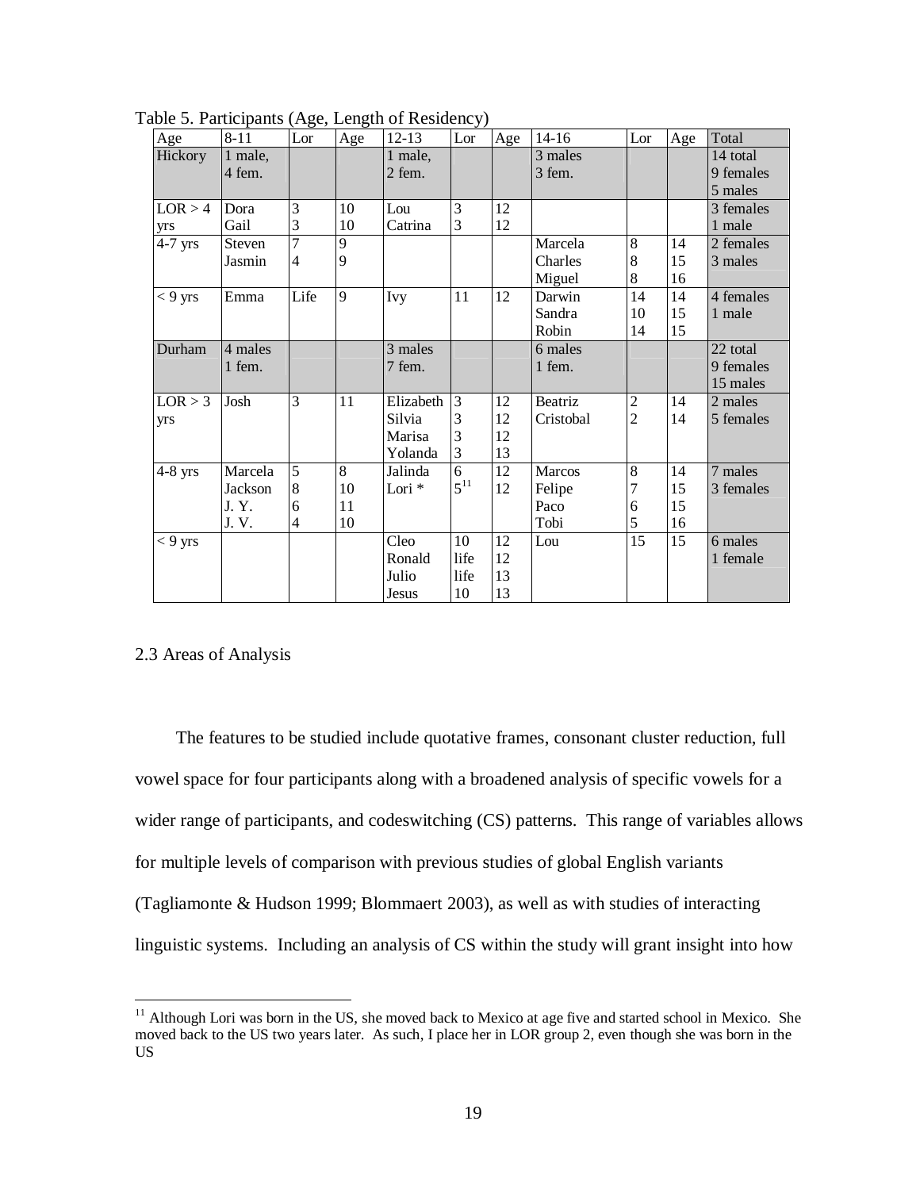Table 5. Participants (Age, Length of Residency)

| Age | 8-11 | Lor | Age | 12-13 | Lor | Age | 14-16 | Lor | Age | Total |
|---|---|---|---|---|---|---|---|---|---|---|
| Hickory | 1 male, 4 fem. | | | 1 male, 2 fem. | | | 3 males 3 fem. | | | 14 total 9 females 5 males |
| LOR > 4 yrs | Dora Gail | 3 3 | 10 10 | Lou Catrina | 3 3 | 12 12 | | | | 3 females 1 male |
| 4-7 yrs | Steven Jasmin | 7 4 | 9 9 | | | | Marcela Charles Miguel | 8 8 8 | 14 15 16 | 2 females 3 males |
| < 9 yrs | Emma | Life | 9 | Ivy | 11 | 12 | Darwin Sandra Robin | 14 10 14 | 14 15 15 | 4 females 1 male |
| Durham | 4 males 1 fem. | | | 3 males 7 fem. | | | 6 males 1 fem. | | | 22 total 9 females 15 males |
| LOR > 3 yrs | Josh | 3 | 11 | Elizabeth Silvia Marisa Yolanda | 3 3 3 3 | 12 12 12 13 | Beatriz Cristobal | 2 2 | 14 14 | 2 males 5 females |
| 4-8 yrs | Marcela Jackson J. Y. J. V. | 5 8 6 4 | 8 10 11 10 | Jalinda Lori * | 6 5[11] | 12 12 | Marcos Felipe Paco Tobi | 8 7 6 5 | 14 15 15 16 | 7 males 3 females |
| < 9 yrs | | | | Cleo Ronald Julio Jesus | 10 life life 10 | 12 12 13 13 | Lou | 15 | 15 | 6 males 1 female |

## 2.3 Areas of Analysis

The features to be studied include quotative frames, consonant cluster reduction, full vowel space for four participants along with a broadened analysis of specific vowels for a wider range of participants, and codeswitching (CS) patterns. This range of variables allows for multiple levels of comparison with previous studies of global English variants (Tagliamonte & Hudson 1999; Blommaert 2003), as well as with studies of interacting linguistic systems. Including an analysis of CS within the study will grant insight into how

[11] Although Lori was born in the US, she moved back to Mexico at age five and started school in Mexico. She moved back to the US two years later. As such, I place her in LOR group 2, even though she was born in the US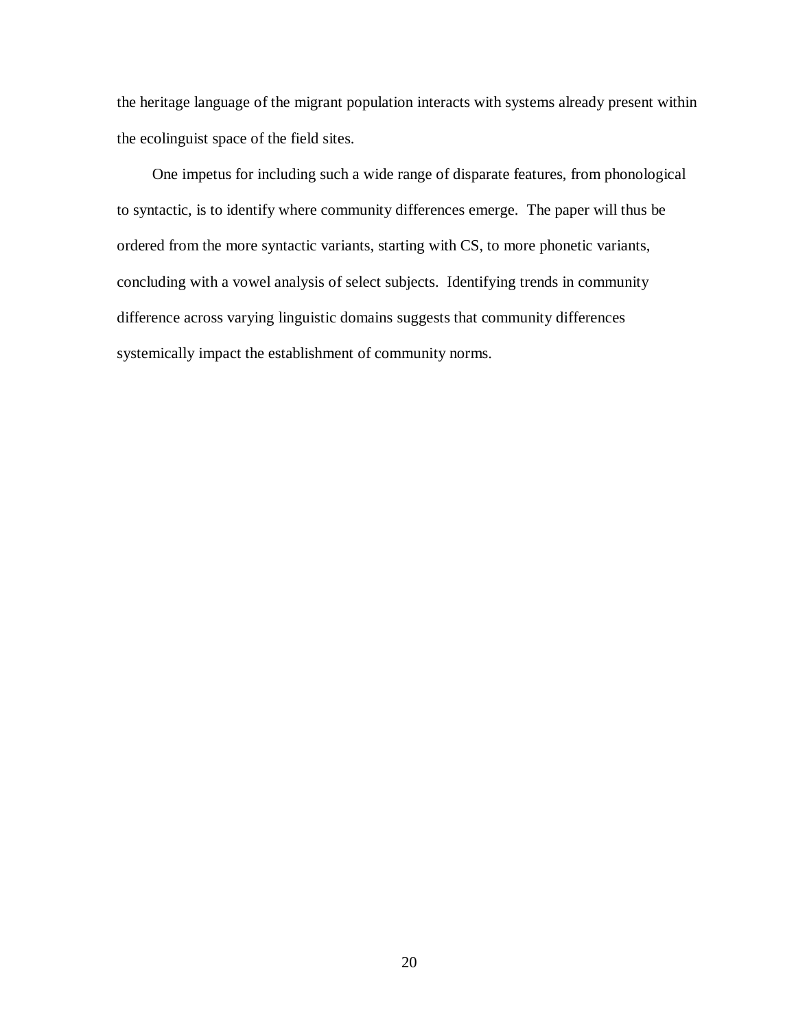the heritage language of the migrant population interacts with systems already present within the ecolinguist space of the field sites.

One impetus for including such a wide range of disparate features, from phonological to syntactic, is to identify where community differences emerge. The paper will thus be ordered from the more syntactic variants, starting with CS, to more phonetic variants, concluding with a vowel analysis of select subjects. Identifying trends in community difference across varying linguistic domains suggests that community differences systemically impact the establishment of community norms.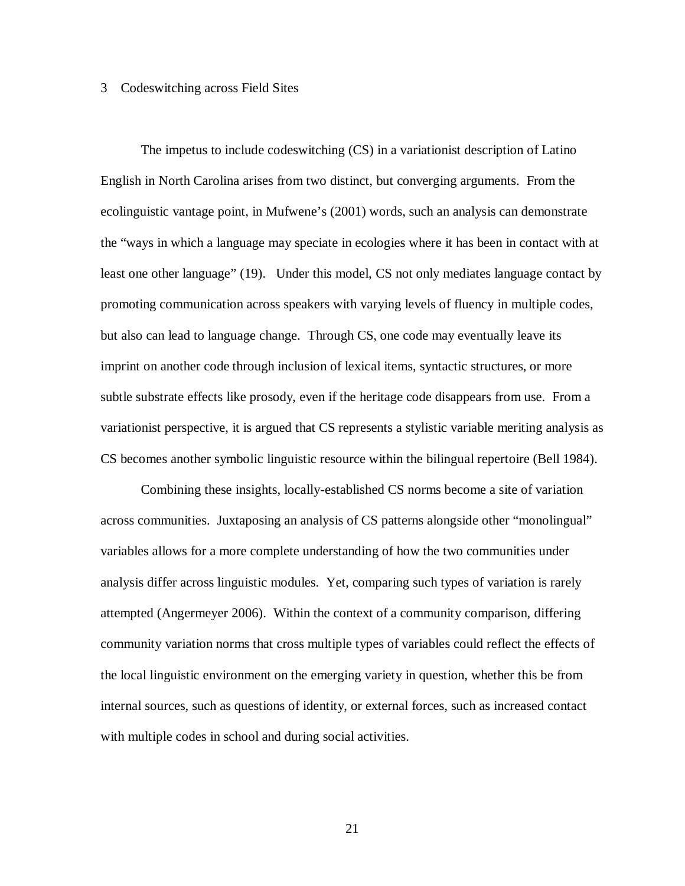# 3 Codeswitching across Field Sites

The impetus to include codeswitching (CS) in a variationist description of Latino English in North Carolina arises from two distinct, but converging arguments. From the ecolinguistic vantage point, in Mufwene's (2001) words, such an analysis can demonstrate the "ways in which a language may speciate in ecologies where it has been in contact with at least one other language" (19). Under this model, CS not only mediates language contact by promoting communication across speakers with varying levels of fluency in multiple codes, but also can lead to language change. Through CS, one code may eventually leave its imprint on another code through inclusion of lexical items, syntactic structures, or more subtle substrate effects like prosody, even if the heritage code disappears from use. From a variationist perspective, it is argued that CS represents a stylistic variable meriting analysis as CS becomes another symbolic linguistic resource within the bilingual repertoire (Bell 1984).

Combining these insights, locally-established CS norms become a site of variation across communities. Juxtaposing an analysis of CS patterns alongside other "monolingual" variables allows for a more complete understanding of how the two communities under analysis differ across linguistic modules. Yet, comparing such types of variation is rarely attempted (Angermeyer 2006). Within the context of a community comparison, differing community variation norms that cross multiple types of variables could reflect the effects of the local linguistic environment on the emerging variety in question, whether this be from internal sources, such as questions of identity, or external forces, such as increased contact with multiple codes in school and during social activities.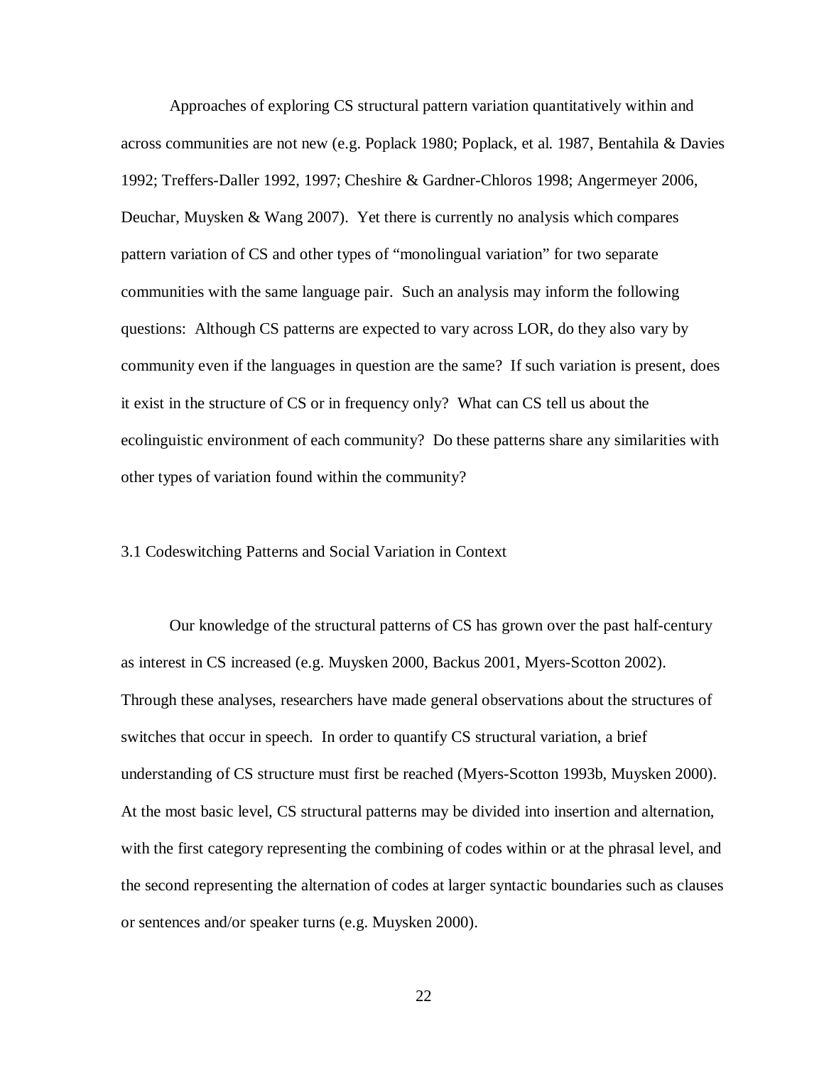Approaches of exploring CS structural pattern variation quantitatively within and across communities are not new (e.g. Poplack 1980; Poplack, et al. 1987, Bentahila & Davies 1992; Treffers-Daller 1992, 1997; Cheshire & Gardner-Chloros 1998; Angermeyer 2006, Deuchar, Muysken & Wang 2007). Yet there is currently no analysis which compares pattern variation of CS and other types of "monolingual variation" for two separate communities with the same language pair. Such an analysis may inform the following questions: Although CS patterns are expected to vary across LOR, do they also vary by community even if the languages in question are the same? If such variation is present, does it exist in the structure of CS or in frequency only? What can CS tell us about the ecolinguistic environment of each community? Do these patterns share any similarities with other types of variation found within the community?

### 3.1 Codeswitching Patterns and Social Variation in Context

Our knowledge of the structural patterns of CS has grown over the past half-century as interest in CS increased (e.g. Muysken 2000, Backus 2001, Myers-Scotton 2002). Through these analyses, researchers have made general observations about the structures of switches that occur in speech. In order to quantify CS structural variation, a brief understanding of CS structure must first be reached (Myers-Scotton 1993b, Muysken 2000). At the most basic level, CS structural patterns may be divided into insertion and alternation, with the first category representing the combining of codes within or at the phrasal level, and the second representing the alternation of codes at larger syntactic boundaries such as clauses or sentences and/or speaker turns (e.g. Muysken 2000).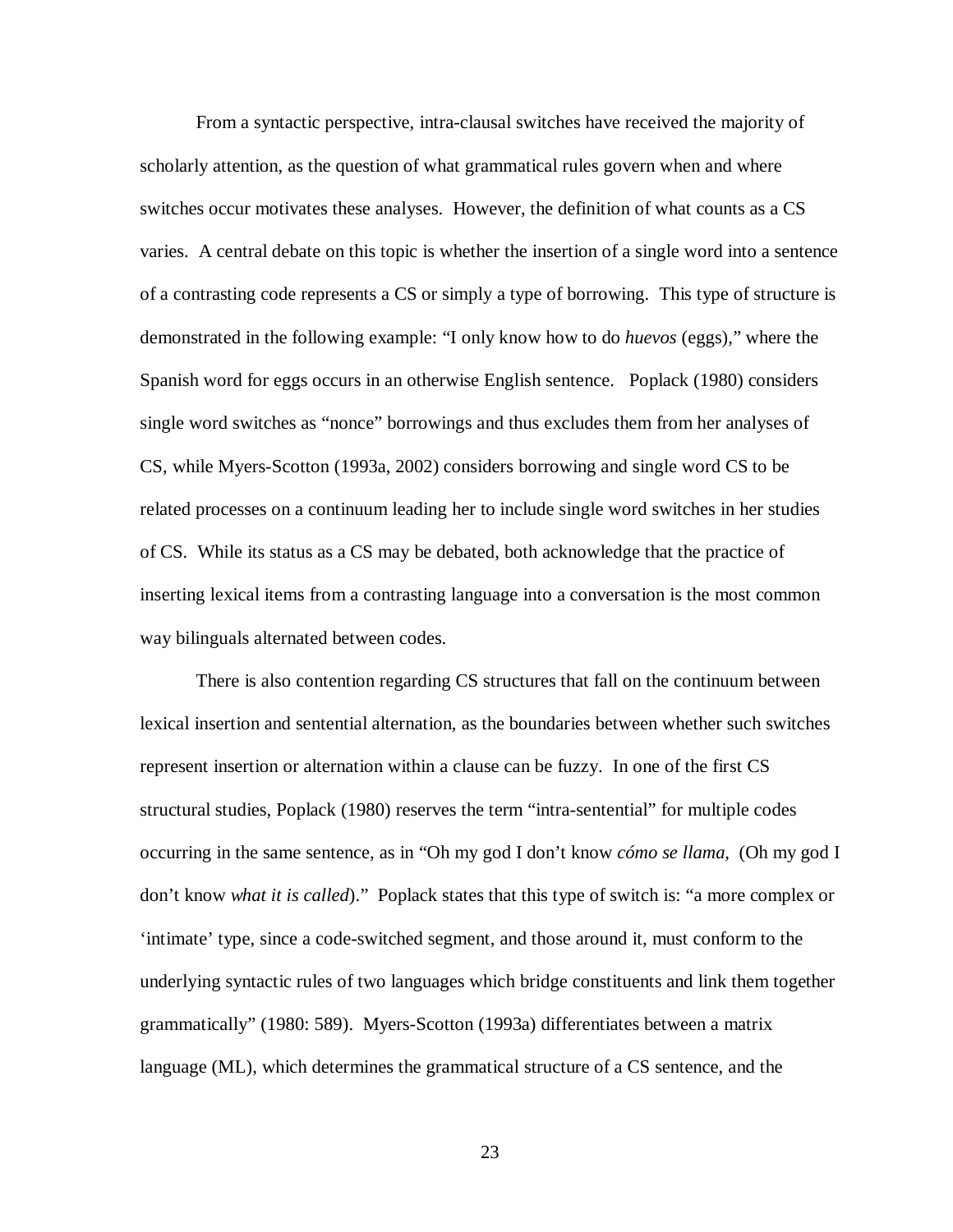From a syntactic perspective, intra-clausal switches have received the majority of scholarly attention, as the question of what grammatical rules govern when and where switches occur motivates these analyses. However, the definition of what counts as a CS varies. A central debate on this topic is whether the insertion of a single word into a sentence of a contrasting code represents a CS or simply a type of borrowing. This type of structure is demonstrated in the following example: "I only know how to do *huevos* (eggs)," where the Spanish word for eggs occurs in an otherwise English sentence. Poplack (1980) considers single word switches as "nonce" borrowings and thus excludes them from her analyses of CS, while Myers-Scotton (1993a, 2002) considers borrowing and single word CS to be related processes on a continuum leading her to include single word switches in her studies of CS. While its status as a CS may be debated, both acknowledge that the practice of inserting lexical items from a contrasting language into a conversation is the most common way bilinguals alternated between codes.

There is also contention regarding CS structures that fall on the continuum between lexical insertion and sentential alternation, as the boundaries between whether such switches represent insertion or alternation within a clause can be fuzzy. In one of the first CS structural studies, Poplack (1980) reserves the term "intra-sentential" for multiple codes occurring in the same sentence, as in "Oh my god I don't know *cómo se llama,* (Oh my god I don't know *what it is called*)." Poplack states that this type of switch is: "a more complex or 'intimate' type, since a code-switched segment, and those around it, must conform to the underlying syntactic rules of two languages which bridge constituents and link them together grammatically" (1980: 589). Myers-Scotton (1993a) differentiates between a matrix language (ML), which determines the grammatical structure of a CS sentence, and the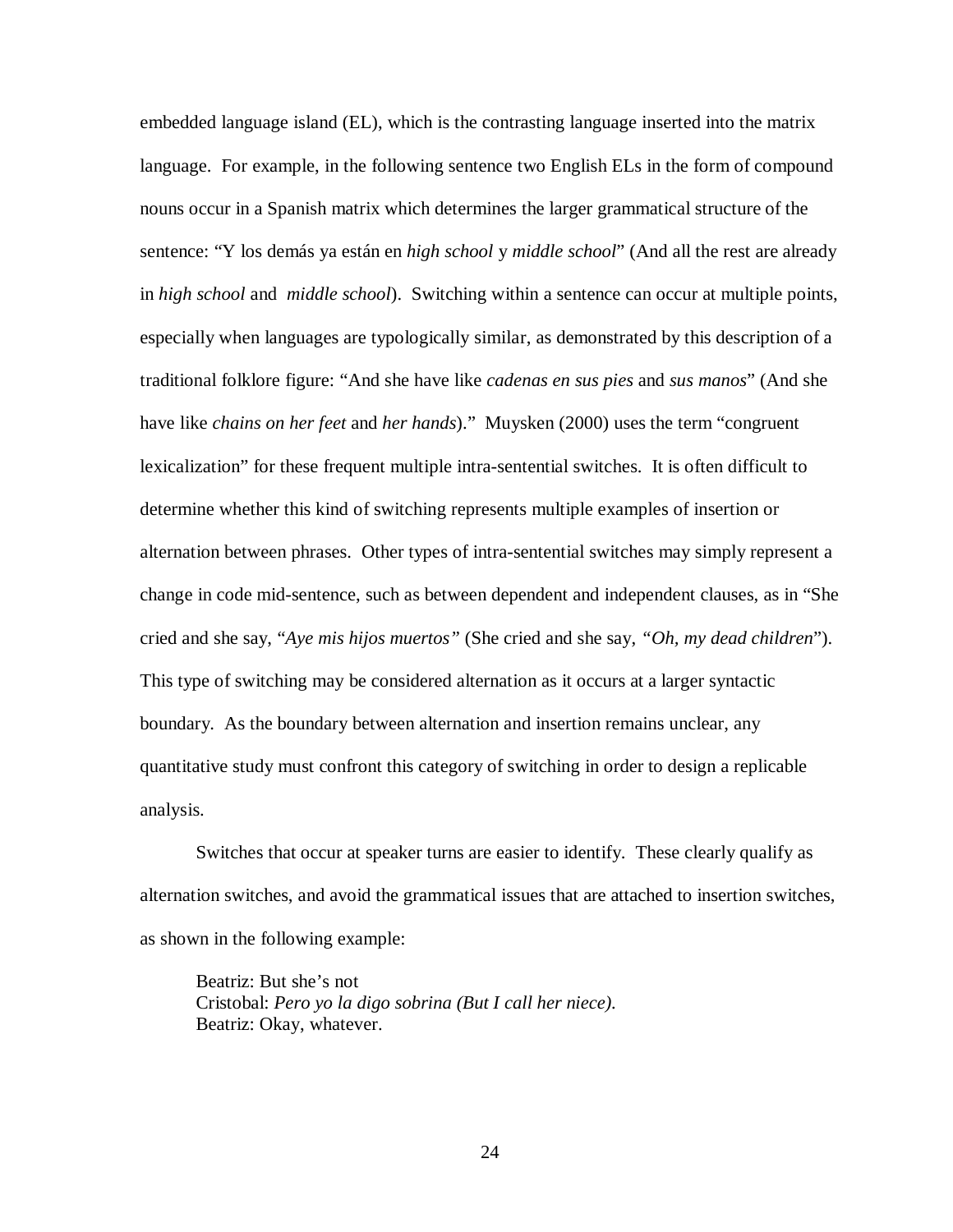embedded language island (EL), which is the contrasting language inserted into the matrix language. For example, in the following sentence two English ELs in the form of compound nouns occur in a Spanish matrix which determines the larger grammatical structure of the sentence: "Y los demás ya están en *high school* y *middle school*" (And all the rest are already in *high school* and *middle school*). Switching within a sentence can occur at multiple points, especially when languages are typologically similar, as demonstrated by this description of a traditional folklore figure: "And she have like *cadenas en sus pies* and *sus manos*" (And she have like *chains on her feet* and *her hands*)." Muysken (2000) uses the term "congruent lexicalization" for these frequent multiple intra-sentential switches. It is often difficult to determine whether this kind of switching represents multiple examples of insertion or alternation between phrases. Other types of intra-sentential switches may simply represent a change in code mid-sentence, such as between dependent and independent clauses, as in "She cried and she say, "*Aye mis hijos muertos"* (She cried and she say, *"Oh, my dead children*"). This type of switching may be considered alternation as it occurs at a larger syntactic boundary. As the boundary between alternation and insertion remains unclear, any quantitative study must confront this category of switching in order to design a replicable analysis.

Switches that occur at speaker turns are easier to identify. These clearly qualify as alternation switches, and avoid the grammatical issues that are attached to insertion switches, as shown in the following example:

> Beatriz: But she's not
> Cristobal: *Pero yo la digo sobrina (But I call her niece).*
> Beatriz: Okay, whatever.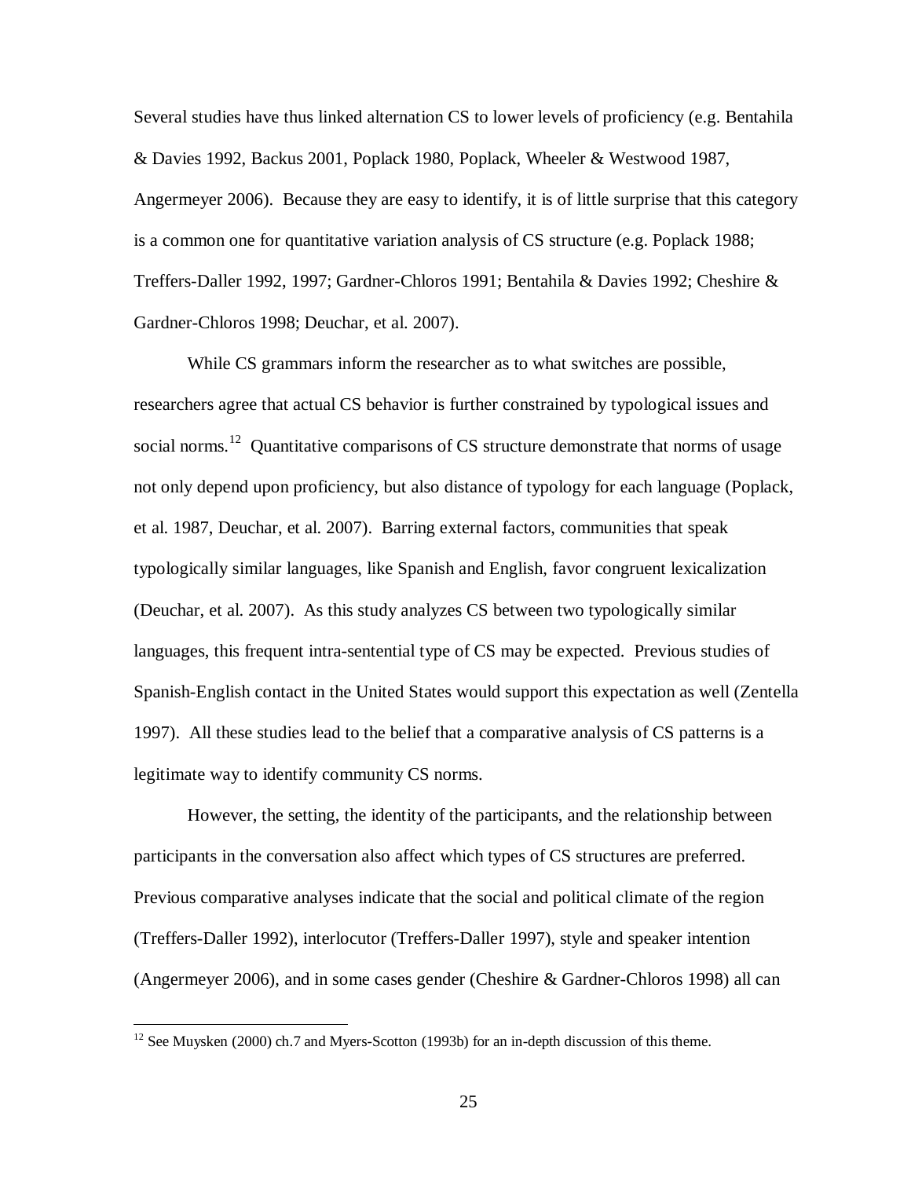Several studies have thus linked alternation CS to lower levels of proficiency (e.g. Bentahila & Davies 1992, Backus 2001, Poplack 1980, Poplack, Wheeler & Westwood 1987, Angermeyer 2006). Because they are easy to identify, it is of little surprise that this category is a common one for quantitative variation analysis of CS structure (e.g. Poplack 1988; Treffers-Daller 1992, 1997; Gardner-Chloros 1991; Bentahila & Davies 1992; Cheshire & Gardner-Chloros 1998; Deuchar, et al. 2007).

While CS grammars inform the researcher as to what switches are possible, researchers agree that actual CS behavior is further constrained by typological issues and social norms.[12] Quantitative comparisons of CS structure demonstrate that norms of usage not only depend upon proficiency, but also distance of typology for each language (Poplack, et al. 1987, Deuchar, et al. 2007). Barring external factors, communities that speak typologically similar languages, like Spanish and English, favor congruent lexicalization (Deuchar, et al. 2007). As this study analyzes CS between two typologically similar languages, this frequent intra-sentential type of CS may be expected. Previous studies of Spanish-English contact in the United States would support this expectation as well (Zentella 1997). All these studies lead to the belief that a comparative analysis of CS patterns is a legitimate way to identify community CS norms.

However, the setting, the identity of the participants, and the relationship between participants in the conversation also affect which types of CS structures are preferred. Previous comparative analyses indicate that the social and political climate of the region (Treffers-Daller 1992), interlocutor (Treffers-Daller 1997), style and speaker intention (Angermeyer 2006), and in some cases gender (Cheshire & Gardner-Chloros 1998) all can

[12] See Muysken (2000) ch.7 and Myers-Scotton (1993b) for an in-depth discussion of this theme.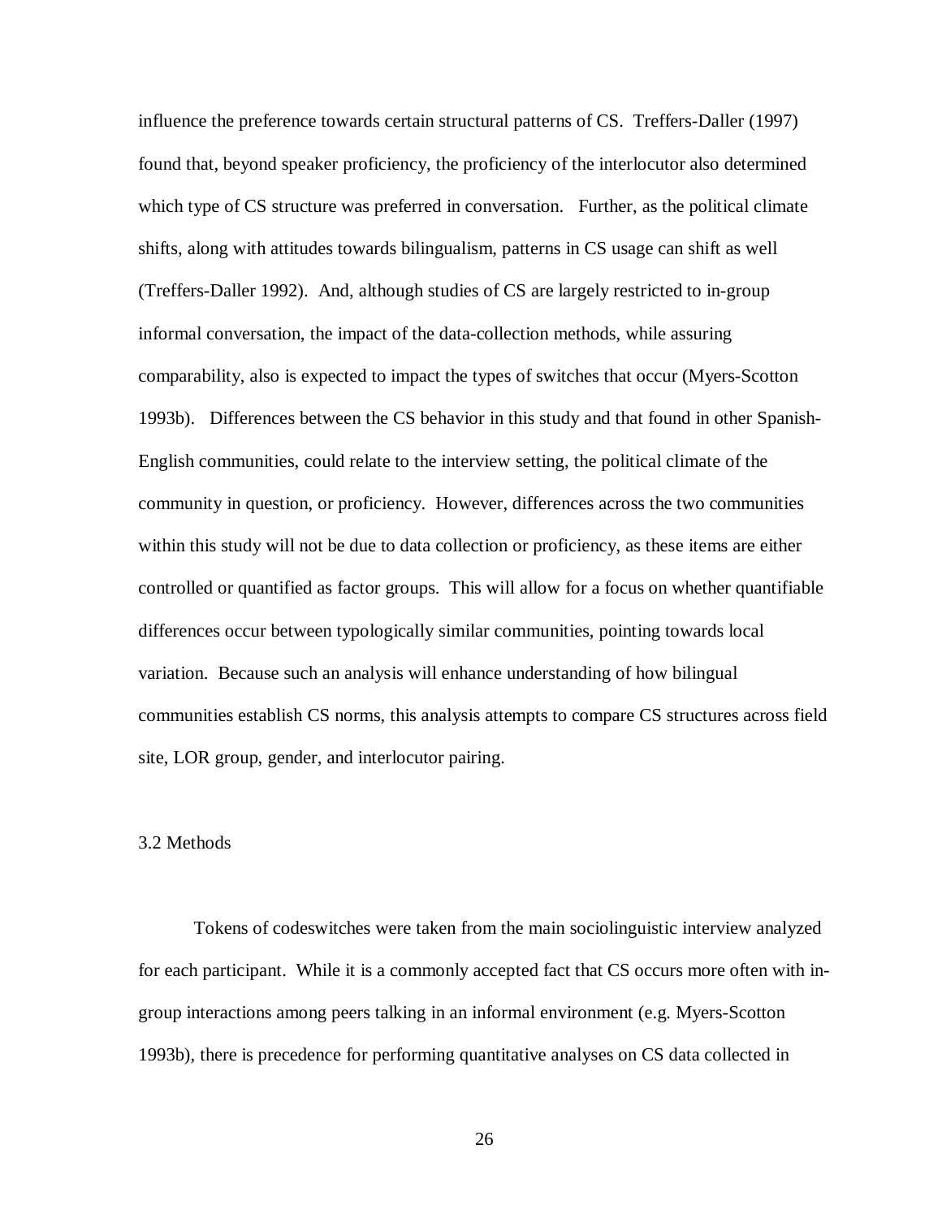influence the preference towards certain structural patterns of CS. Treffers-Daller (1997) found that, beyond speaker proficiency, the proficiency of the interlocutor also determined which type of CS structure was preferred in conversation. Further, as the political climate shifts, along with attitudes towards bilingualism, patterns in CS usage can shift as well (Treffers-Daller 1992). And, although studies of CS are largely restricted to in-group informal conversation, the impact of the data-collection methods, while assuring comparability, also is expected to impact the types of switches that occur (Myers-Scotton 1993b). Differences between the CS behavior in this study and that found in other Spanish-English communities, could relate to the interview setting, the political climate of the community in question, or proficiency. However, differences across the two communities within this study will not be due to data collection or proficiency, as these items are either controlled or quantified as factor groups. This will allow for a focus on whether quantifiable differences occur between typologically similar communities, pointing towards local variation. Because such an analysis will enhance understanding of how bilingual communities establish CS norms, this analysis attempts to compare CS structures across field site, LOR group, gender, and interlocutor pairing.

### 3.2 Methods

Tokens of codeswitches were taken from the main sociolinguistic interview analyzed for each participant. While it is a commonly accepted fact that CS occurs more often with in-group interactions among peers talking in an informal environment (e.g. Myers-Scotton 1993b), there is precedence for performing quantitative analyses on CS data collected in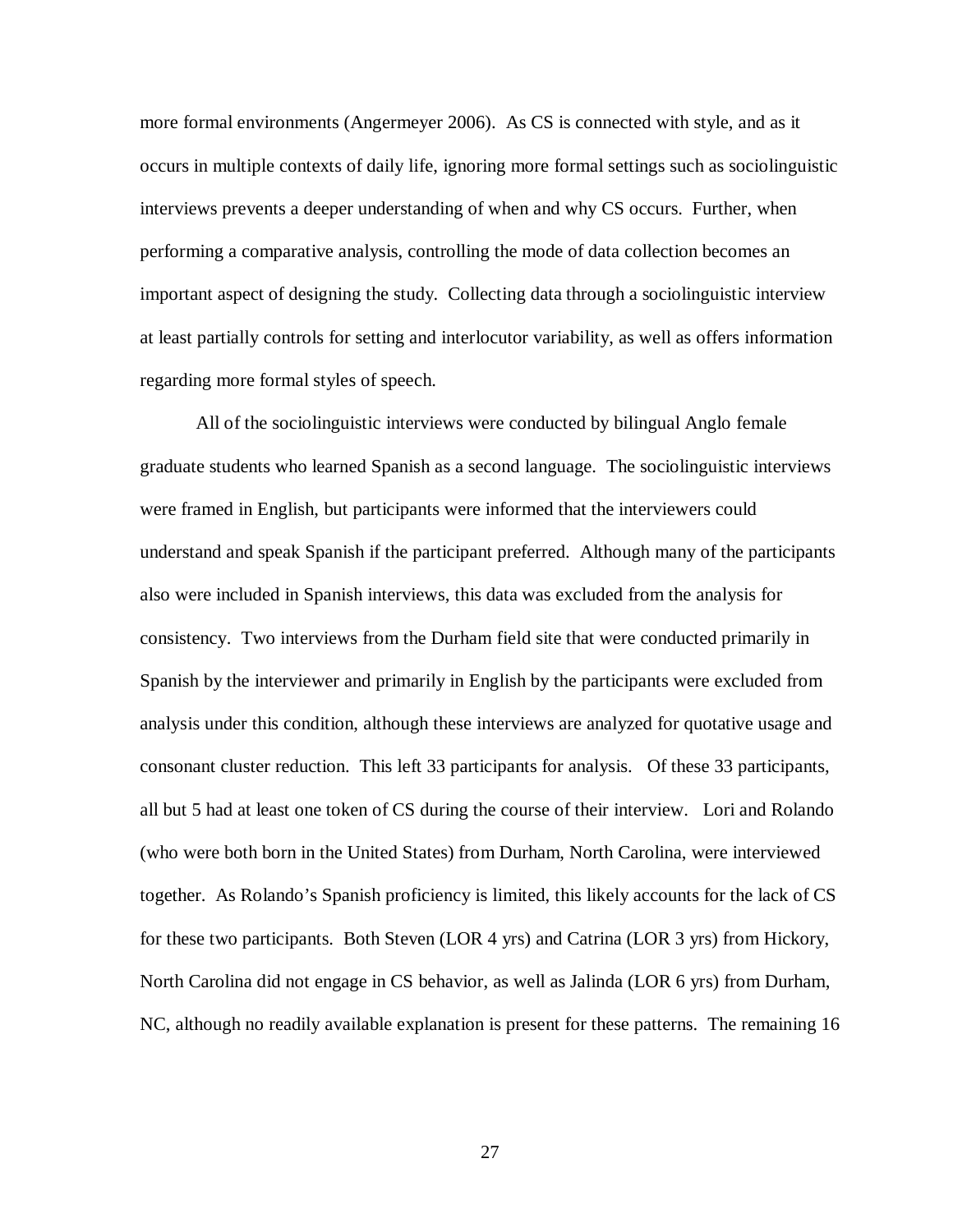more formal environments (Angermeyer 2006). As CS is connected with style, and as it occurs in multiple contexts of daily life, ignoring more formal settings such as sociolinguistic interviews prevents a deeper understanding of when and why CS occurs. Further, when performing a comparative analysis, controlling the mode of data collection becomes an important aspect of designing the study. Collecting data through a sociolinguistic interview at least partially controls for setting and interlocutor variability, as well as offers information regarding more formal styles of speech.

All of the sociolinguistic interviews were conducted by bilingual Anglo female graduate students who learned Spanish as a second language. The sociolinguistic interviews were framed in English, but participants were informed that the interviewers could understand and speak Spanish if the participant preferred. Although many of the participants also were included in Spanish interviews, this data was excluded from the analysis for consistency. Two interviews from the Durham field site that were conducted primarily in Spanish by the interviewer and primarily in English by the participants were excluded from analysis under this condition, although these interviews are analyzed for quotative usage and consonant cluster reduction. This left 33 participants for analysis. Of these 33 participants, all but 5 had at least one token of CS during the course of their interview. Lori and Rolando (who were both born in the United States) from Durham, North Carolina, were interviewed together. As Rolando's Spanish proficiency is limited, this likely accounts for the lack of CS for these two participants. Both Steven (LOR 4 yrs) and Catrina (LOR 3 yrs) from Hickory, North Carolina did not engage in CS behavior, as well as Jalinda (LOR 6 yrs) from Durham, NC, although no readily available explanation is present for these patterns. The remaining 16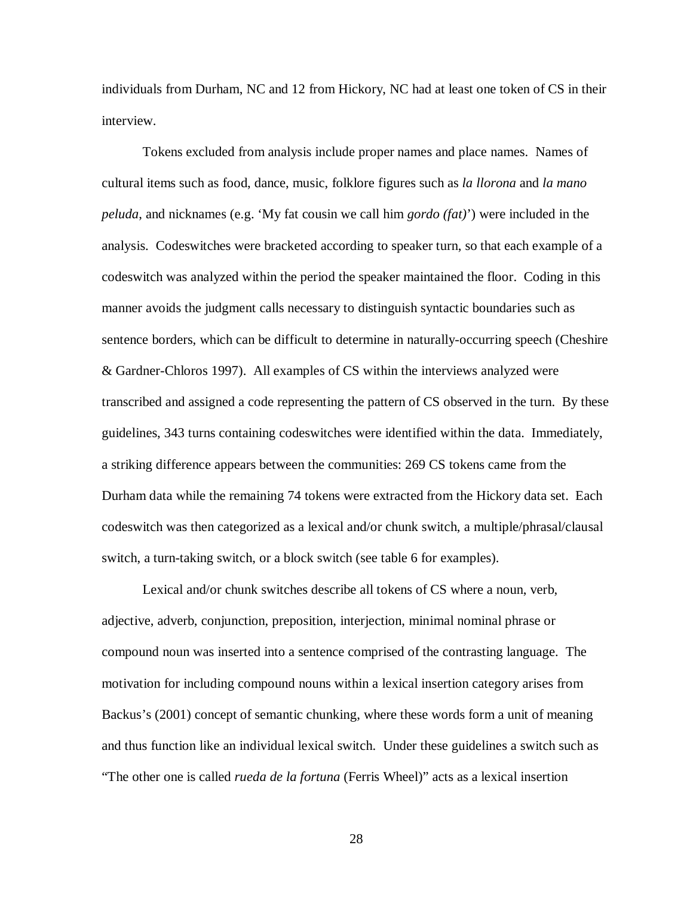individuals from Durham, NC and 12 from Hickory, NC had at least one token of CS in their interview.

Tokens excluded from analysis include proper names and place names. Names of cultural items such as food, dance, music, folklore figures such as *la llorona* and *la mano peluda*, and nicknames (e.g. 'My fat cousin we call him *gordo (fat)*') were included in the analysis. Codeswitches were bracketed according to speaker turn, so that each example of a codeswitch was analyzed within the period the speaker maintained the floor. Coding in this manner avoids the judgment calls necessary to distinguish syntactic boundaries such as sentence borders, which can be difficult to determine in naturally-occurring speech (Cheshire & Gardner-Chloros 1997). All examples of CS within the interviews analyzed were transcribed and assigned a code representing the pattern of CS observed in the turn. By these guidelines, 343 turns containing codeswitches were identified within the data. Immediately, a striking difference appears between the communities: 269 CS tokens came from the Durham data while the remaining 74 tokens were extracted from the Hickory data set. Each codeswitch was then categorized as a lexical and/or chunk switch, a multiple/phrasal/clausal switch, a turn-taking switch, or a block switch (see table 6 for examples).

Lexical and/or chunk switches describe all tokens of CS where a noun, verb, adjective, adverb, conjunction, preposition, interjection, minimal nominal phrase or compound noun was inserted into a sentence comprised of the contrasting language. The motivation for including compound nouns within a lexical insertion category arises from Backus's (2001) concept of semantic chunking, where these words form a unit of meaning and thus function like an individual lexical switch. Under these guidelines a switch such as "The other one is called *rueda de la fortuna* (Ferris Wheel)" acts as a lexical insertion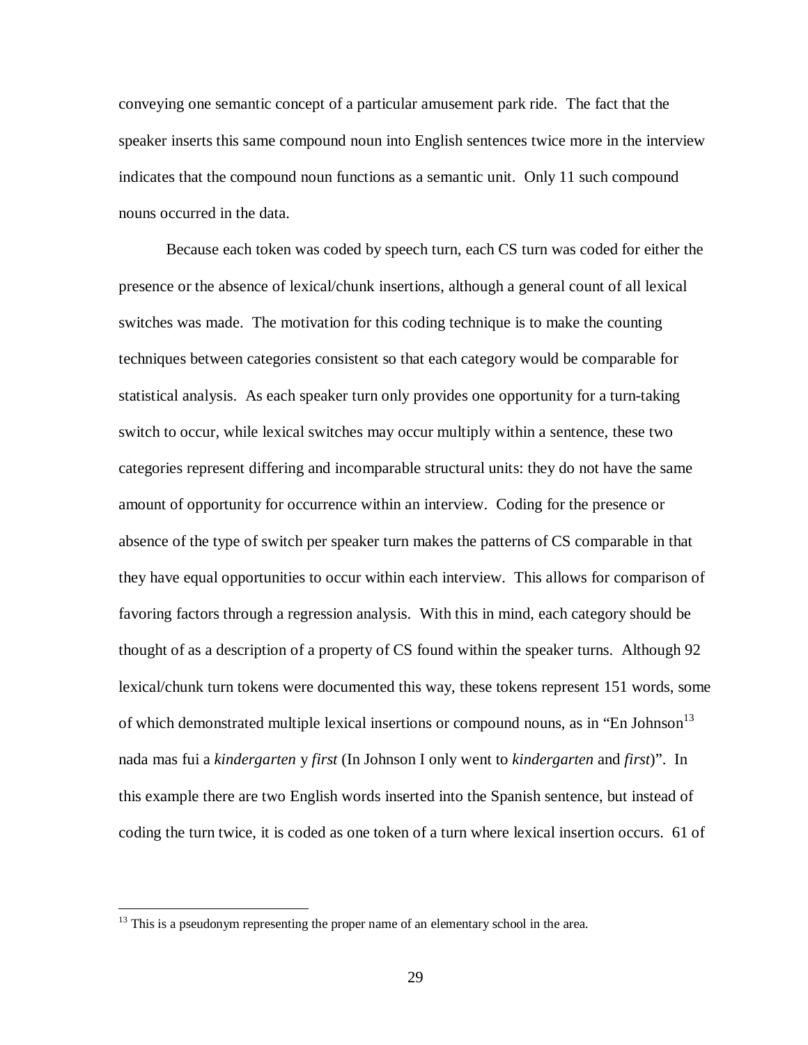conveying one semantic concept of a particular amusement park ride. The fact that the speaker inserts this same compound noun into English sentences twice more in the interview indicates that the compound noun functions as a semantic unit. Only 11 such compound nouns occurred in the data.

Because each token was coded by speech turn, each CS turn was coded for either the presence or the absence of lexical/chunk insertions, although a general count of all lexical switches was made. The motivation for this coding technique is to make the counting techniques between categories consistent so that each category would be comparable for statistical analysis. As each speaker turn only provides one opportunity for a turn-taking switch to occur, while lexical switches may occur multiply within a sentence, these two categories represent differing and incomparable structural units: they do not have the same amount of opportunity for occurrence within an interview. Coding for the presence or absence of the type of switch per speaker turn makes the patterns of CS comparable in that they have equal opportunities to occur within each interview. This allows for comparison of favoring factors through a regression analysis. With this in mind, each category should be thought of as a description of a property of CS found within the speaker turns. Although 92 lexical/chunk turn tokens were documented this way, these tokens represent 151 words, some of which demonstrated multiple lexical insertions or compound nouns, as in "En Johnson[13] nada mas fui a *kindergarten* y *first* (In Johnson I only went to *kindergarten* and *first*)". In this example there are two English words inserted into the Spanish sentence, but instead of coding the turn twice, it is coded as one token of a turn where lexical insertion occurs. 61 of

[13] This is a pseudonym representing the proper name of an elementary school in the area.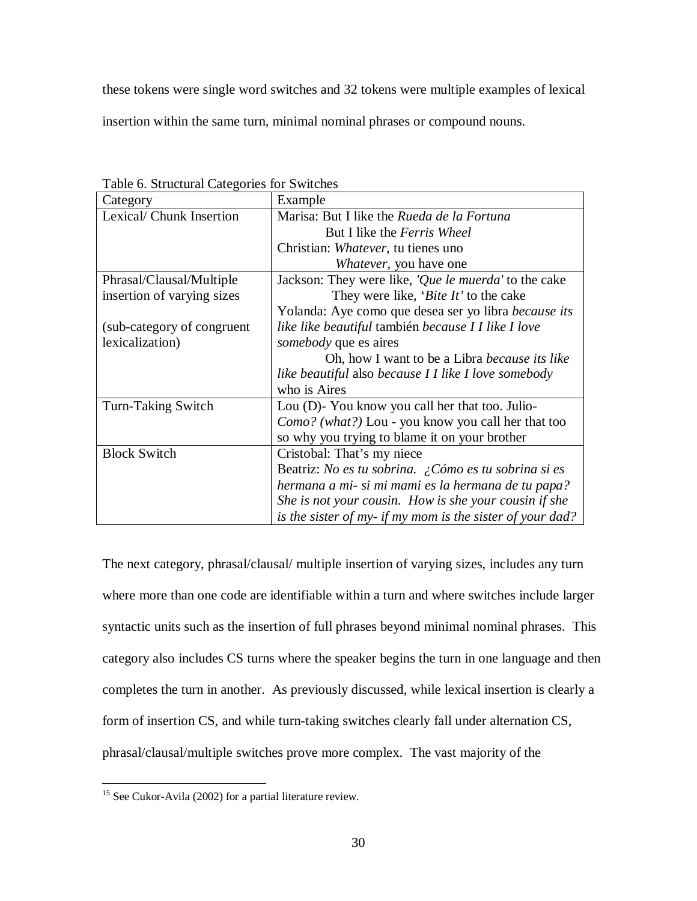these tokens were single word switches and 32 tokens were multiple examples of lexical insertion within the same turn, minimal nominal phrases or compound nouns.

Table 6. Structural Categories for Switches

| Category | Example |
|---|---|
| Lexical/ Chunk Insertion | Marisa: But I like the *Rueda de la Fortuna*<br>But I like the *Ferris Wheel*<br>Christian: *Whatever*, tu tienes uno<br>*Whatever*, you have one |
| Phrasal/Clausal/Multiple insertion of varying sizes<br><br>(sub-category of congruent lexicalization) | Jackson: They were like, *'Que le muerda'* to the cake<br>They were like, '*Bite It'* to the cake<br>Yolanda: Aye como que desea ser yo libra *because its like like beautiful* también *because I I like I love somebody* que es aires<br>Oh, how I want to be a Libra *because its like like beautiful* also *because I I like I love somebody* who is Aires |
| Turn-Taking Switch | Lou (D)- You know you call her that too. Julio- *Como? (what?)* Lou - you know you call her that too so why you trying to blame it on your brother |
| Block Switch | Cristobal: That's my niece<br>Beatriz: *No es tu sobrina. ¿Cómo es tu sobrina si es hermana a mi- si mi mami es la hermana de tu papa? She is not your cousin. How is she your cousin if she is the sister of my- if my mom is the sister of your dad?* |

The next category, phrasal/clausal/ multiple insertion of varying sizes, includes any turn where more than one code are identifiable within a turn and where switches include larger syntactic units such as the insertion of full phrases beyond minimal nominal phrases. This category also includes CS turns where the speaker begins the turn in one language and then completes the turn in another. As previously discussed, while lexical insertion is clearly a form of insertion CS, and while turn-taking switches clearly fall under alternation CS, phrasal/clausal/multiple switches prove more complex. The vast majority of the

[15] See Cukor-Avila (2002) for a partial literature review.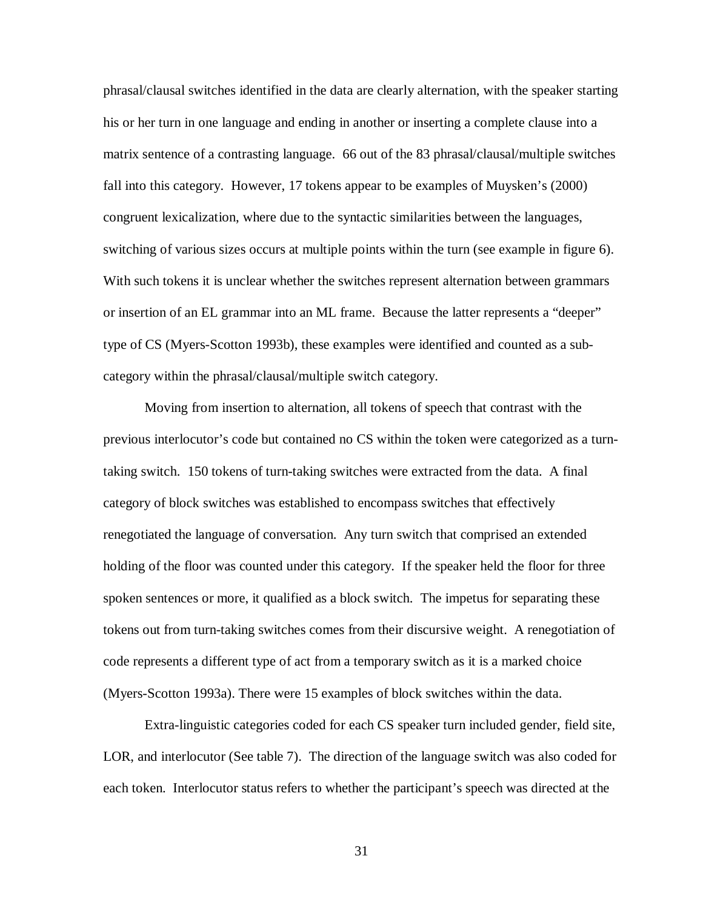phrasal/clausal switches identified in the data are clearly alternation, with the speaker starting his or her turn in one language and ending in another or inserting a complete clause into a matrix sentence of a contrasting language. 66 out of the 83 phrasal/clausal/multiple switches fall into this category. However, 17 tokens appear to be examples of Muysken's (2000) congruent lexicalization, where due to the syntactic similarities between the languages, switching of various sizes occurs at multiple points within the turn (see example in figure 6). With such tokens it is unclear whether the switches represent alternation between grammars or insertion of an EL grammar into an ML frame. Because the latter represents a "deeper" type of CS (Myers-Scotton 1993b), these examples were identified and counted as a sub-category within the phrasal/clausal/multiple switch category.

Moving from insertion to alternation, all tokens of speech that contrast with the previous interlocutor's code but contained no CS within the token were categorized as a turn-taking switch. 150 tokens of turn-taking switches were extracted from the data. A final category of block switches was established to encompass switches that effectively renegotiated the language of conversation. Any turn switch that comprised an extended holding of the floor was counted under this category. If the speaker held the floor for three spoken sentences or more, it qualified as a block switch. The impetus for separating these tokens out from turn-taking switches comes from their discursive weight. A renegotiation of code represents a different type of act from a temporary switch as it is a marked choice (Myers-Scotton 1993a). There were 15 examples of block switches within the data.

Extra-linguistic categories coded for each CS speaker turn included gender, field site, LOR, and interlocutor (See table 7). The direction of the language switch was also coded for each token. Interlocutor status refers to whether the participant's speech was directed at the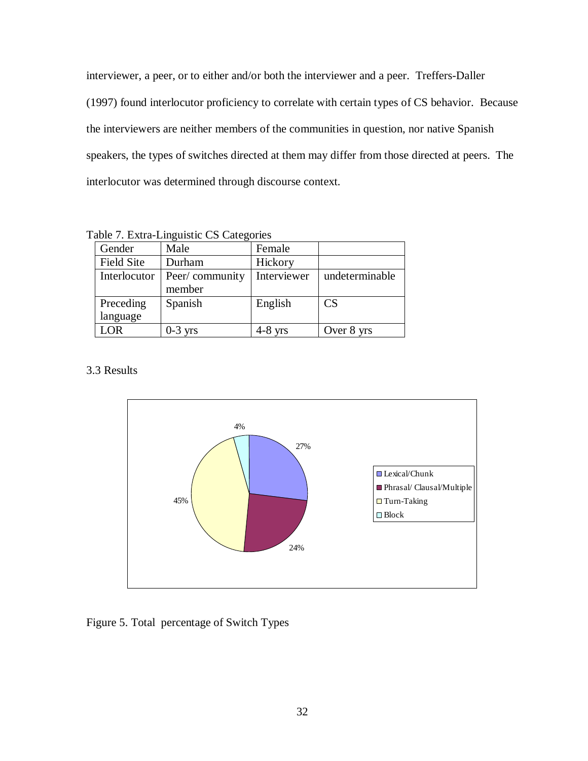interviewer, a peer, or to either and/or both the interviewer and a peer. Treffers-Daller (1997) found interlocutor proficiency to correlate with certain types of CS behavior. Because the interviewers are neither members of the communities in question, nor native Spanish speakers, the types of switches directed at them may differ from those directed at peers. The interlocutor was determined through discourse context.

Table 7. Extra-Linguistic CS Categories

| Gender | Male | Female | |
|---|---|---|---|
| Field Site | Durham | Hickory | |
| Interlocutor | Peer/ community member | Interviewer | undeterminable |
| Preceding language | Spanish | English | CS |
| LOR | 0-3 yrs | 4-8 yrs | Over 8 yrs |

## 3.3 Results

| Switch Type | Percentage |
|---|---|
| Lexical/Chunk | 27% |
| Phrasal/ Clausal/Multiple | 24% |
| Turn-Taking | 45% |
| Block | 4% |

Figure 5. Total percentage of Switch Types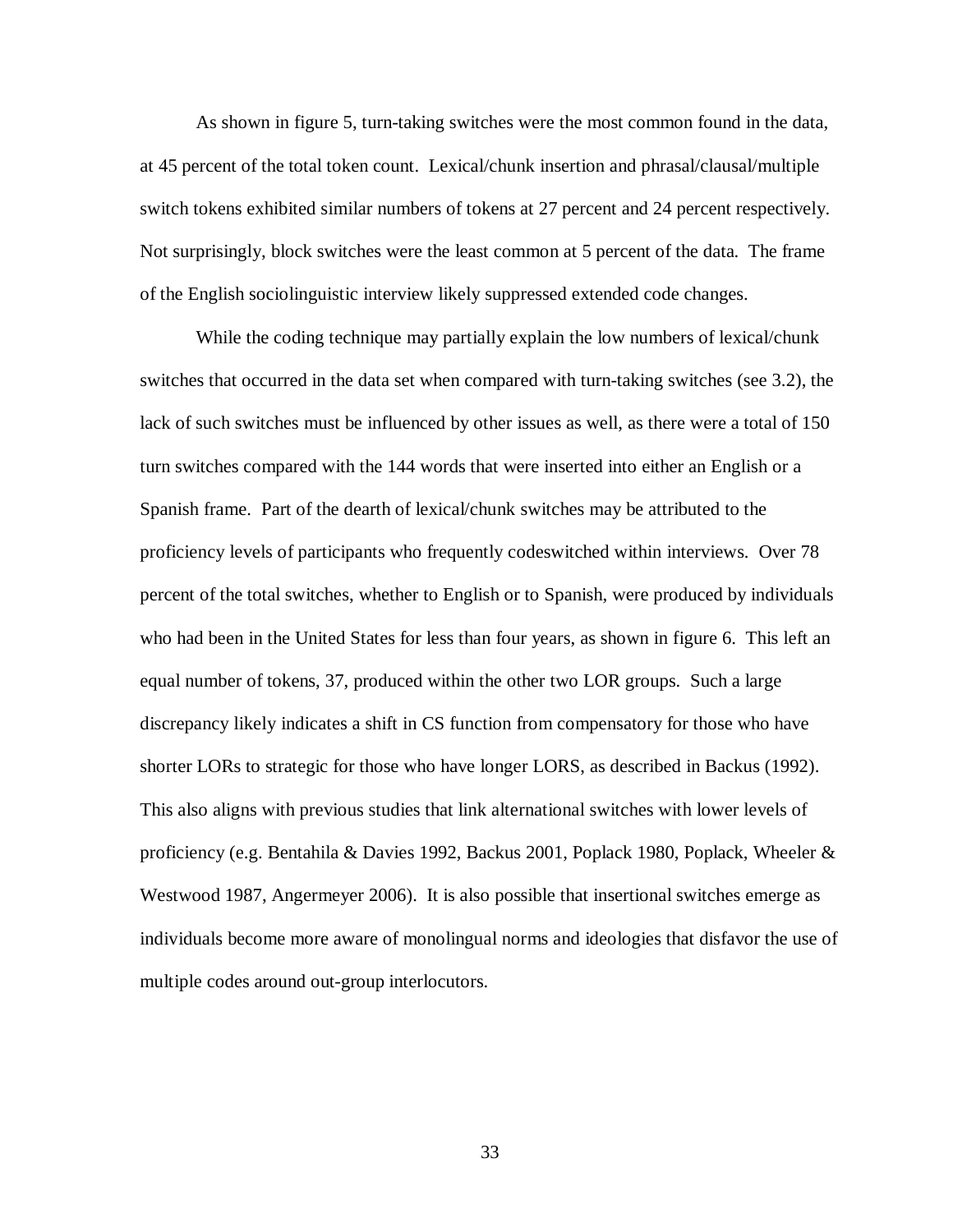As shown in figure 5, turn-taking switches were the most common found in the data, at 45 percent of the total token count. Lexical/chunk insertion and phrasal/clausal/multiple switch tokens exhibited similar numbers of tokens at 27 percent and 24 percent respectively. Not surprisingly, block switches were the least common at 5 percent of the data. The frame of the English sociolinguistic interview likely suppressed extended code changes.

While the coding technique may partially explain the low numbers of lexical/chunk switches that occurred in the data set when compared with turn-taking switches (see 3.2), the lack of such switches must be influenced by other issues as well, as there were a total of 150 turn switches compared with the 144 words that were inserted into either an English or a Spanish frame. Part of the dearth of lexical/chunk switches may be attributed to the proficiency levels of participants who frequently codeswitched within interviews. Over 78 percent of the total switches, whether to English or to Spanish, were produced by individuals who had been in the United States for less than four years, as shown in figure 6. This left an equal number of tokens, 37, produced within the other two LOR groups. Such a large discrepancy likely indicates a shift in CS function from compensatory for those who have shorter LORs to strategic for those who have longer LORS, as described in Backus (1992). This also aligns with previous studies that link alternational switches with lower levels of proficiency (e.g. Bentahila & Davies 1992, Backus 2001, Poplack 1980, Poplack, Wheeler & Westwood 1987, Angermeyer 2006). It is also possible that insertional switches emerge as individuals become more aware of monolingual norms and ideologies that disfavor the use of multiple codes around out-group interlocutors.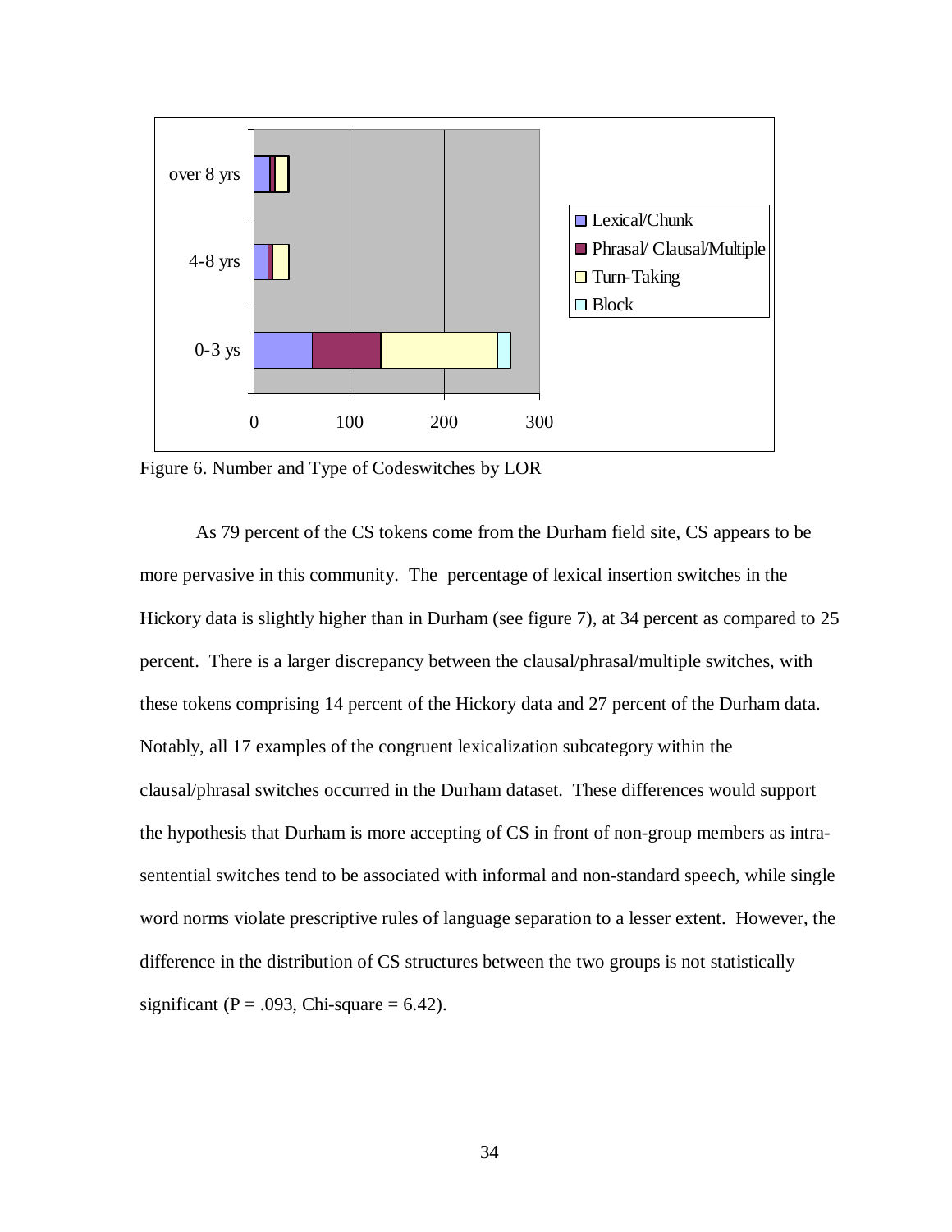Figure 6. Number and Type of Codeswitches by LOR

As 79 percent of the CS tokens come from the Durham field site, CS appears to be more pervasive in this community. The percentage of lexical insertion switches in the Hickory data is slightly higher than in Durham (see figure 7), at 34 percent as compared to 25 percent. There is a larger discrepancy between the clausal/phrasal/multiple switches, with these tokens comprising 14 percent of the Hickory data and 27 percent of the Durham data. Notably, all 17 examples of the congruent lexicalization subcategory within the clausal/phrasal switches occurred in the Durham dataset. These differences would support the hypothesis that Durham is more accepting of CS in front of non-group members as intra-sentential switches tend to be associated with informal and non-standard speech, while single word norms violate prescriptive rules of language separation to a lesser extent. However, the difference in the distribution of CS structures between the two groups is not statistically significant (P = .093, Chi-square = 6.42).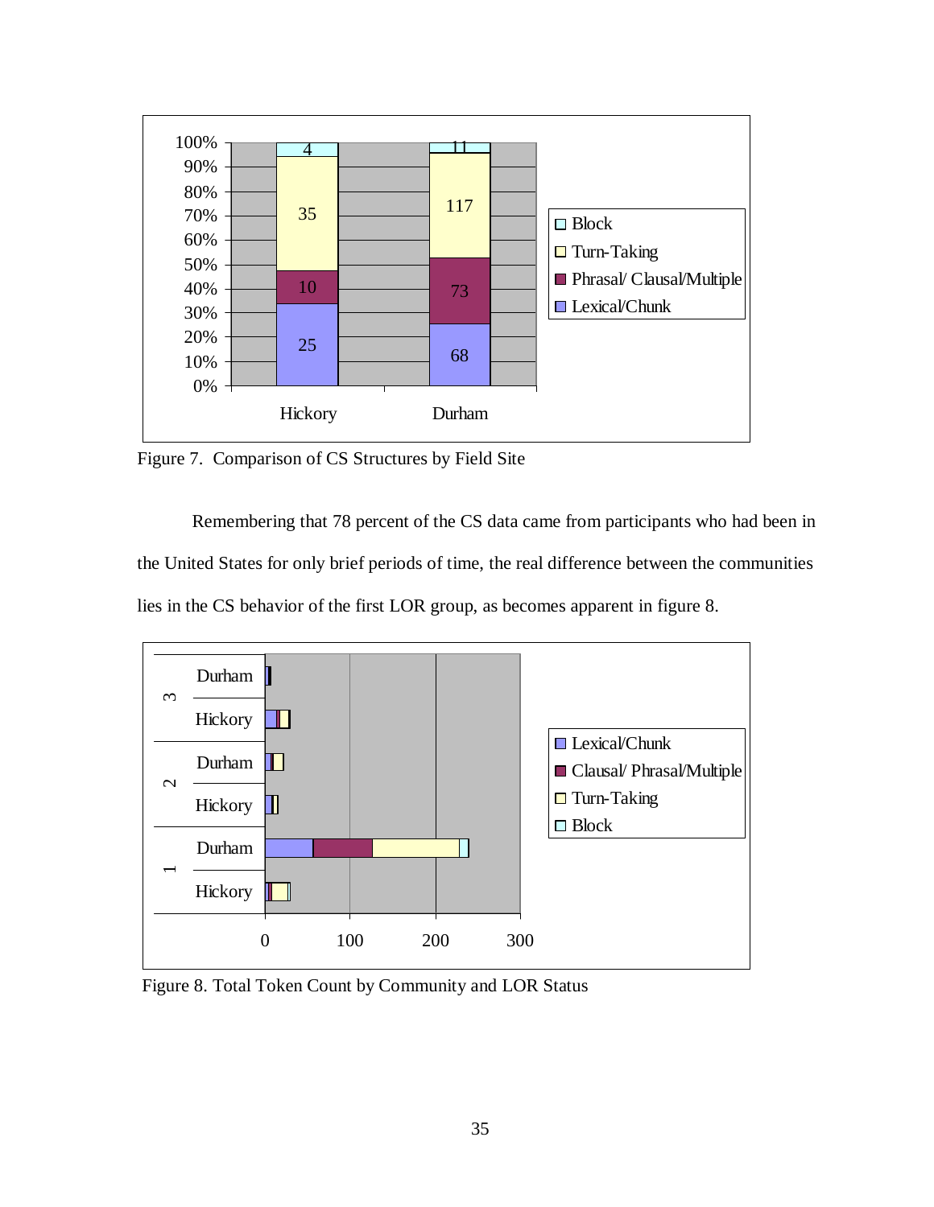Figure 7. Comparison of CS Structures by Field Site

Remembering that 78 percent of the CS data came from participants who had been in the United States for only brief periods of time, the real difference between the communities lies in the CS behavior of the first LOR group, as becomes apparent in figure 8.

Figure 8. Total Token Count by Community and LOR Status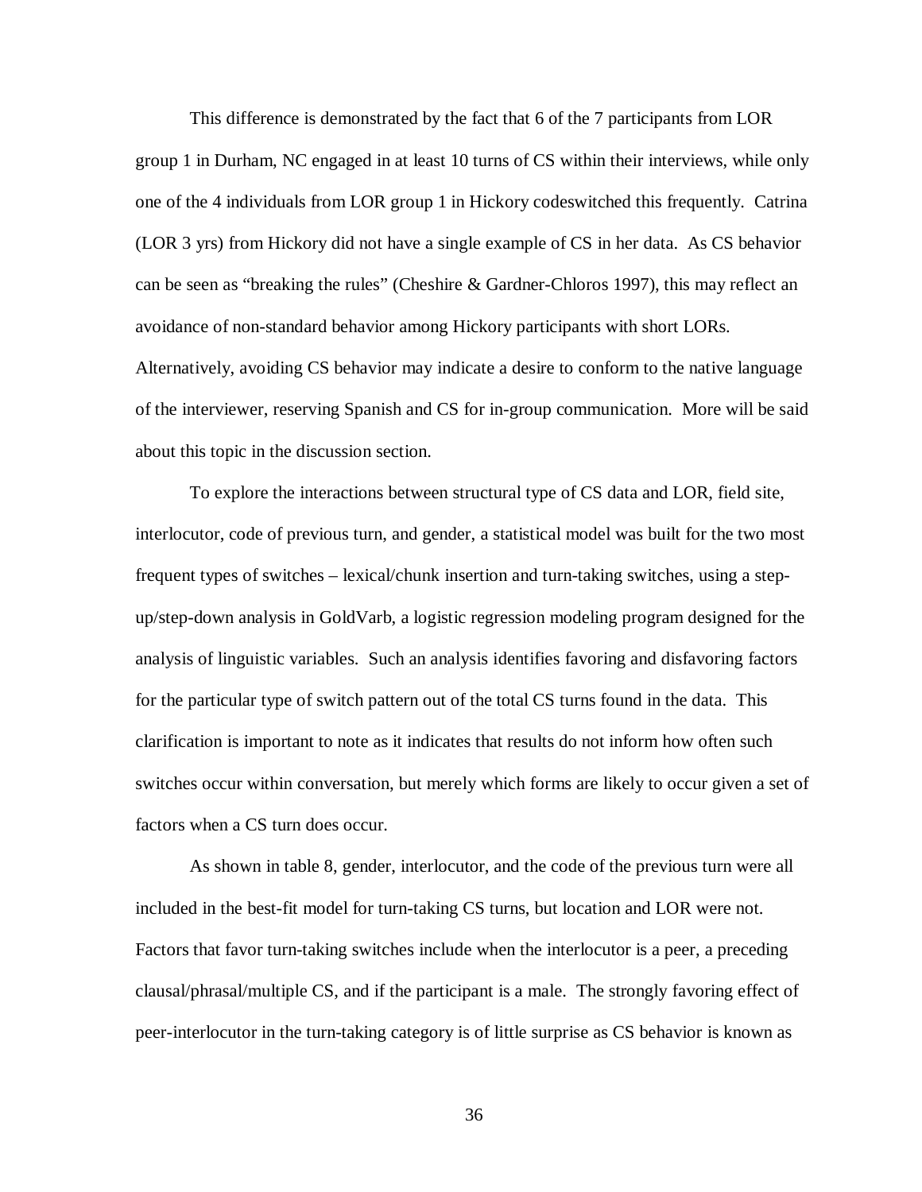This difference is demonstrated by the fact that 6 of the 7 participants from LOR group 1 in Durham, NC engaged in at least 10 turns of CS within their interviews, while only one of the 4 individuals from LOR group 1 in Hickory codeswitched this frequently. Catrina (LOR 3 yrs) from Hickory did not have a single example of CS in her data. As CS behavior can be seen as "breaking the rules" (Cheshire & Gardner-Chloros 1997), this may reflect an avoidance of non-standard behavior among Hickory participants with short LORs. Alternatively, avoiding CS behavior may indicate a desire to conform to the native language of the interviewer, reserving Spanish and CS for in-group communication. More will be said about this topic in the discussion section.

To explore the interactions between structural type of CS data and LOR, field site, interlocutor, code of previous turn, and gender, a statistical model was built for the two most frequent types of switches – lexical/chunk insertion and turn-taking switches, using a step-up/step-down analysis in GoldVarb, a logistic regression modeling program designed for the analysis of linguistic variables. Such an analysis identifies favoring and disfavoring factors for the particular type of switch pattern out of the total CS turns found in the data. This clarification is important to note as it indicates that results do not inform how often such switches occur within conversation, but merely which forms are likely to occur given a set of factors when a CS turn does occur.

As shown in table 8, gender, interlocutor, and the code of the previous turn were all included in the best-fit model for turn-taking CS turns, but location and LOR were not. Factors that favor turn-taking switches include when the interlocutor is a peer, a preceding clausal/phrasal/multiple CS, and if the participant is a male. The strongly favoring effect of peer-interlocutor in the turn-taking category is of little surprise as CS behavior is known as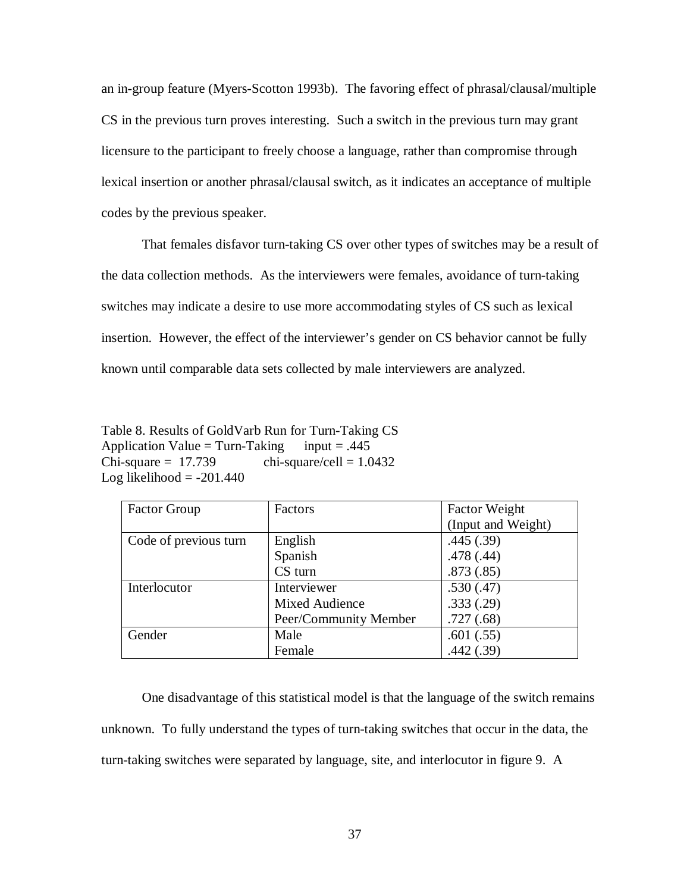an in-group feature (Myers-Scotton 1993b). The favoring effect of phrasal/clausal/multiple CS in the previous turn proves interesting. Such a switch in the previous turn may grant licensure to the participant to freely choose a language, rather than compromise through lexical insertion or another phrasal/clausal switch, as it indicates an acceptance of multiple codes by the previous speaker.

That females disfavor turn-taking CS over other types of switches may be a result of the data collection methods. As the interviewers were females, avoidance of turn-taking switches may indicate a desire to use more accommodating styles of CS such as lexical insertion. However, the effect of the interviewer's gender on CS behavior cannot be fully known until comparable data sets collected by male interviewers are analyzed.

Table 8. Results of GoldVarb Run for Turn-Taking CS
Application Value = Turn-Taking    input = .445
Chi-square = 17.739    chi-square/cell = 1.0432
Log likelihood = -201.440

| Factor Group | Factors | Factor Weight (Input and Weight) |
|---|---|---|
| Code of previous turn | English | .445 (.39) |
| | Spanish | .478 (.44) |
| | CS turn | .873 (.85) |
| Interlocutor | Interviewer | .530 (.47) |
| | Mixed Audience | .333 (.29) |
| | Peer/Community Member | .727 (.68) |
| Gender | Male | .601 (.55) |
| | Female | .442 (.39) |

One disadvantage of this statistical model is that the language of the switch remains unknown. To fully understand the types of turn-taking switches that occur in the data, the turn-taking switches were separated by language, site, and interlocutor in figure 9. A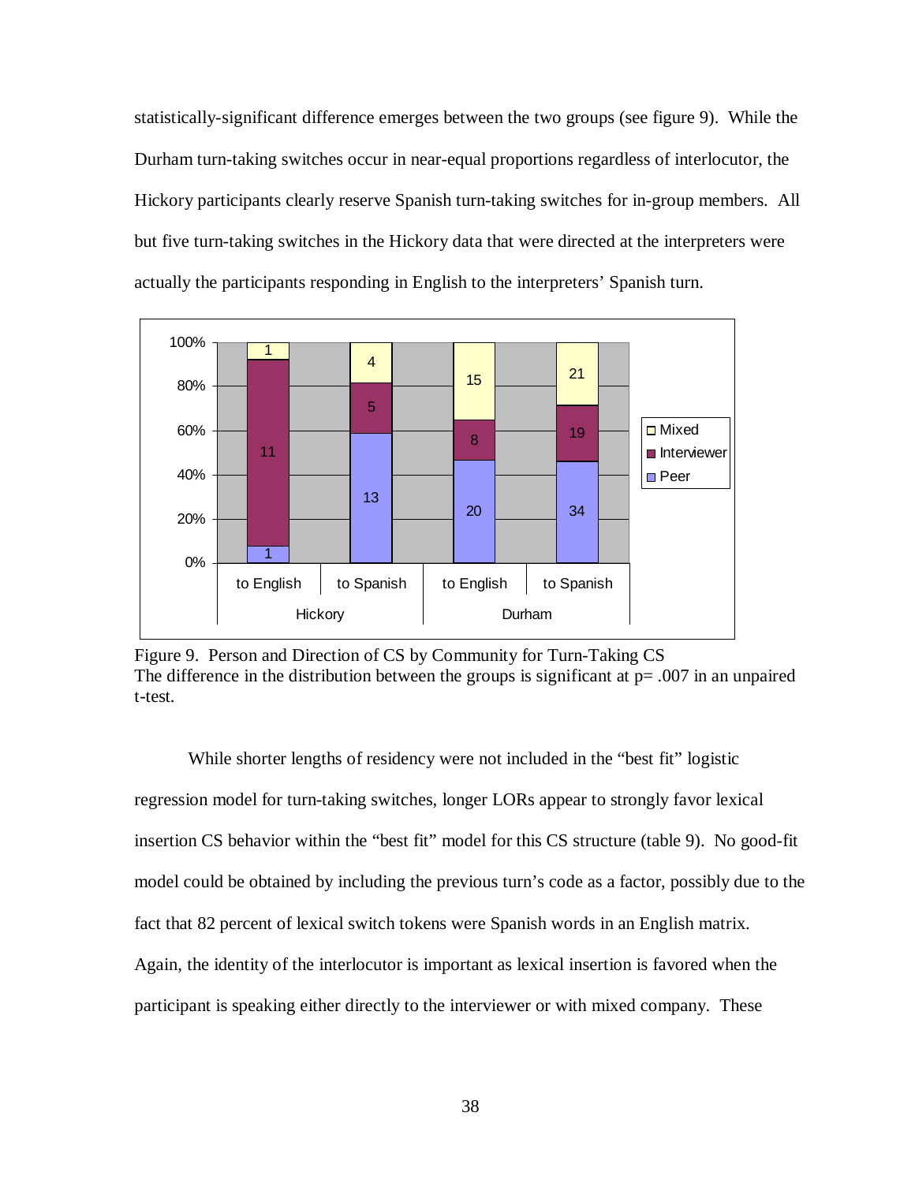statistically-significant difference emerges between the two groups (see figure 9). While the Durham turn-taking switches occur in near-equal proportions regardless of interlocutor, the Hickory participants clearly reserve Spanish turn-taking switches for in-group members. All but five turn-taking switches in the Hickory data that were directed at the interpreters were actually the participants responding in English to the interpreters' Spanish turn.

Figure 9. Person and Direction of CS by Community for Turn-Taking CS
The difference in the distribution between the groups is significant at p= .007 in an unpaired t-test.

While shorter lengths of residency were not included in the "best fit" logistic regression model for turn-taking switches, longer LORs appear to strongly favor lexical insertion CS behavior within the "best fit" model for this CS structure (table 9). No good-fit model could be obtained by including the previous turn's code as a factor, possibly due to the fact that 82 percent of lexical switch tokens were Spanish words in an English matrix. Again, the identity of the interlocutor is important as lexical insertion is favored when the participant is speaking either directly to the interviewer or with mixed company. These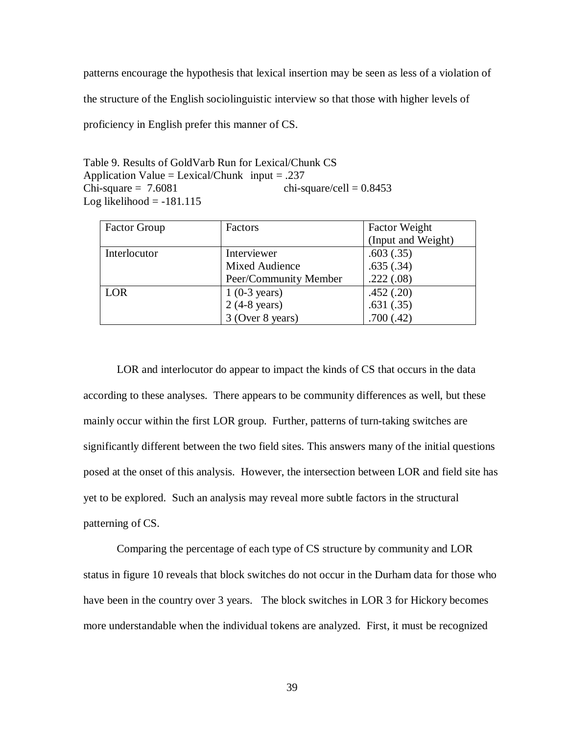patterns encourage the hypothesis that lexical insertion may be seen as less of a violation of the structure of the English sociolinguistic interview so that those with higher levels of proficiency in English prefer this manner of CS.

Table 9. Results of GoldVarb Run for Lexical/Chunk CS
Application Value = Lexical/Chunk input = .237
Chi-square = 7.6081 chi-square/cell = 0.8453
Log likelihood = -181.115

| Factor Group | Factors | Factor Weight (Input and Weight) |
|---|---|---|
| Interlocutor | Interviewer | .603 (.35) |
| | Mixed Audience | .635 (.34) |
| | Peer/Community Member | .222 (.08) |
| LOR | 1 (0-3 years) | .452 (.20) |
| | 2 (4-8 years) | .631 (.35) |
| | 3 (Over 8 years) | .700 (.42) |

LOR and interlocutor do appear to impact the kinds of CS that occurs in the data according to these analyses. There appears to be community differences as well, but these mainly occur within the first LOR group. Further, patterns of turn-taking switches are significantly different between the two field sites. This answers many of the initial questions posed at the onset of this analysis. However, the intersection between LOR and field site has yet to be explored. Such an analysis may reveal more subtle factors in the structural patterning of CS.

Comparing the percentage of each type of CS structure by community and LOR status in figure 10 reveals that block switches do not occur in the Durham data for those who have been in the country over 3 years. The block switches in LOR 3 for Hickory becomes more understandable when the individual tokens are analyzed. First, it must be recognized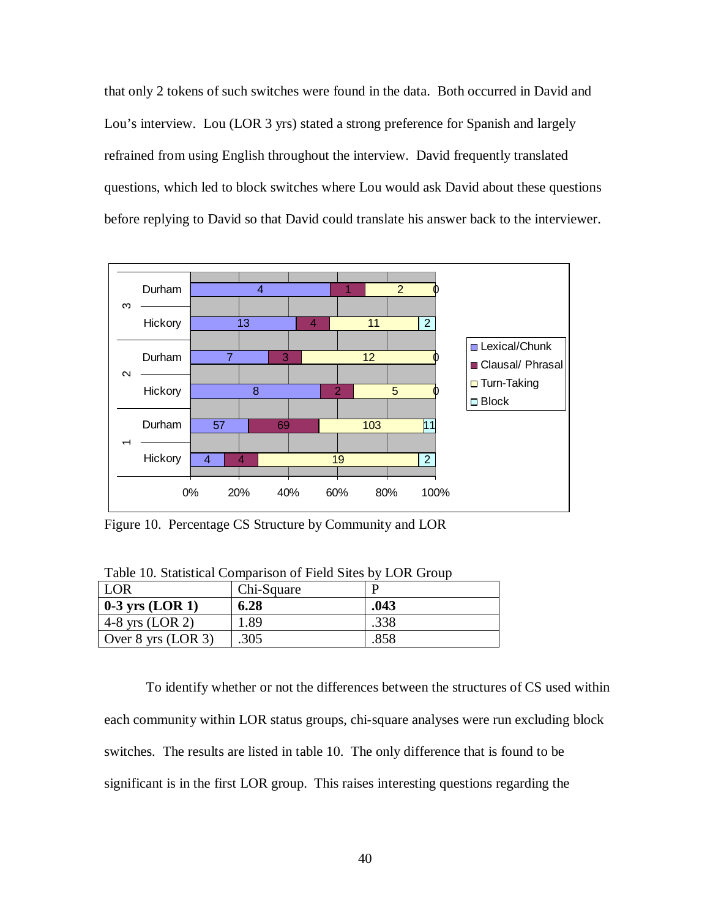that only 2 tokens of such switches were found in the data. Both occurred in David and Lou's interview. Lou (LOR 3 yrs) stated a strong preference for Spanish and largely refrained from using English throughout the interview. David frequently translated questions, which led to block switches where Lou would ask David about these questions before replying to David so that David could translate his answer back to the interviewer.

Figure 10. Percentage CS Structure by Community and LOR

Table 10. Statistical Comparison of Field Sites by LOR Group

| LOR | Chi-Square | P |
|---|---|---|
| **0-3 yrs (LOR 1)** | **6.28** | **.043** |
| 4-8 yrs (LOR 2) | 1.89 | .338 |
| Over 8 yrs (LOR 3) | .305 | .858 |

To identify whether or not the differences between the structures of CS used within each community within LOR status groups, chi-square analyses were run excluding block switches. The results are listed in table 10. The only difference that is found to be significant is in the first LOR group. This raises interesting questions regarding the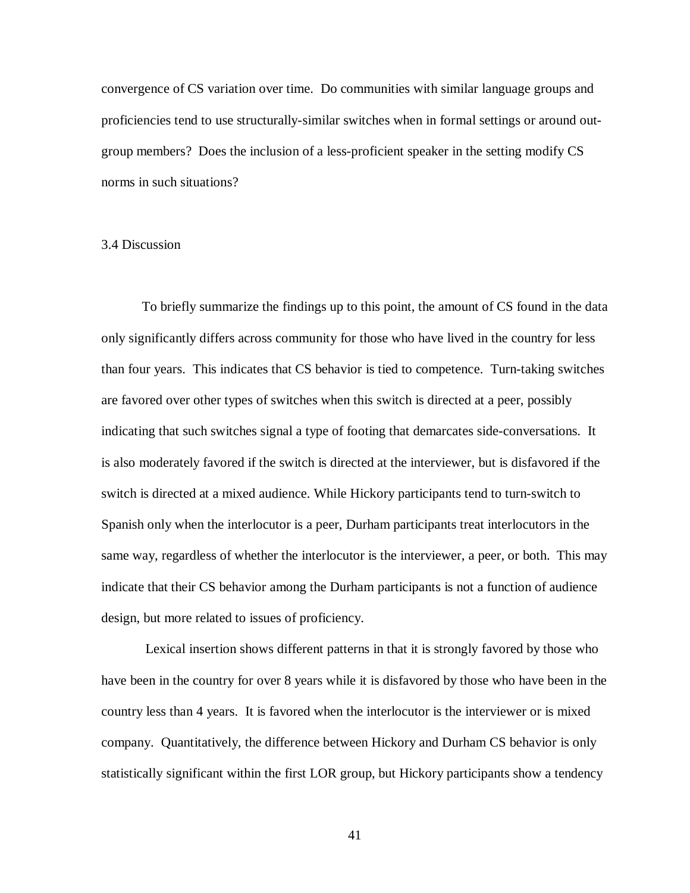convergence of CS variation over time. Do communities with similar language groups and proficiencies tend to use structurally-similar switches when in formal settings or around out-group members? Does the inclusion of a less-proficient speaker in the setting modify CS norms in such situations?

## 3.4 Discussion

To briefly summarize the findings up to this point, the amount of CS found in the data only significantly differs across community for those who have lived in the country for less than four years. This indicates that CS behavior is tied to competence. Turn-taking switches are favored over other types of switches when this switch is directed at a peer, possibly indicating that such switches signal a type of footing that demarcates side-conversations. It is also moderately favored if the switch is directed at the interviewer, but is disfavored if the switch is directed at a mixed audience. While Hickory participants tend to turn-switch to Spanish only when the interlocutor is a peer, Durham participants treat interlocutors in the same way, regardless of whether the interlocutor is the interviewer, a peer, or both. This may indicate that their CS behavior among the Durham participants is not a function of audience design, but more related to issues of proficiency.

Lexical insertion shows different patterns in that it is strongly favored by those who have been in the country for over 8 years while it is disfavored by those who have been in the country less than 4 years. It is favored when the interlocutor is the interviewer or is mixed company. Quantitatively, the difference between Hickory and Durham CS behavior is only statistically significant within the first LOR group, but Hickory participants show a tendency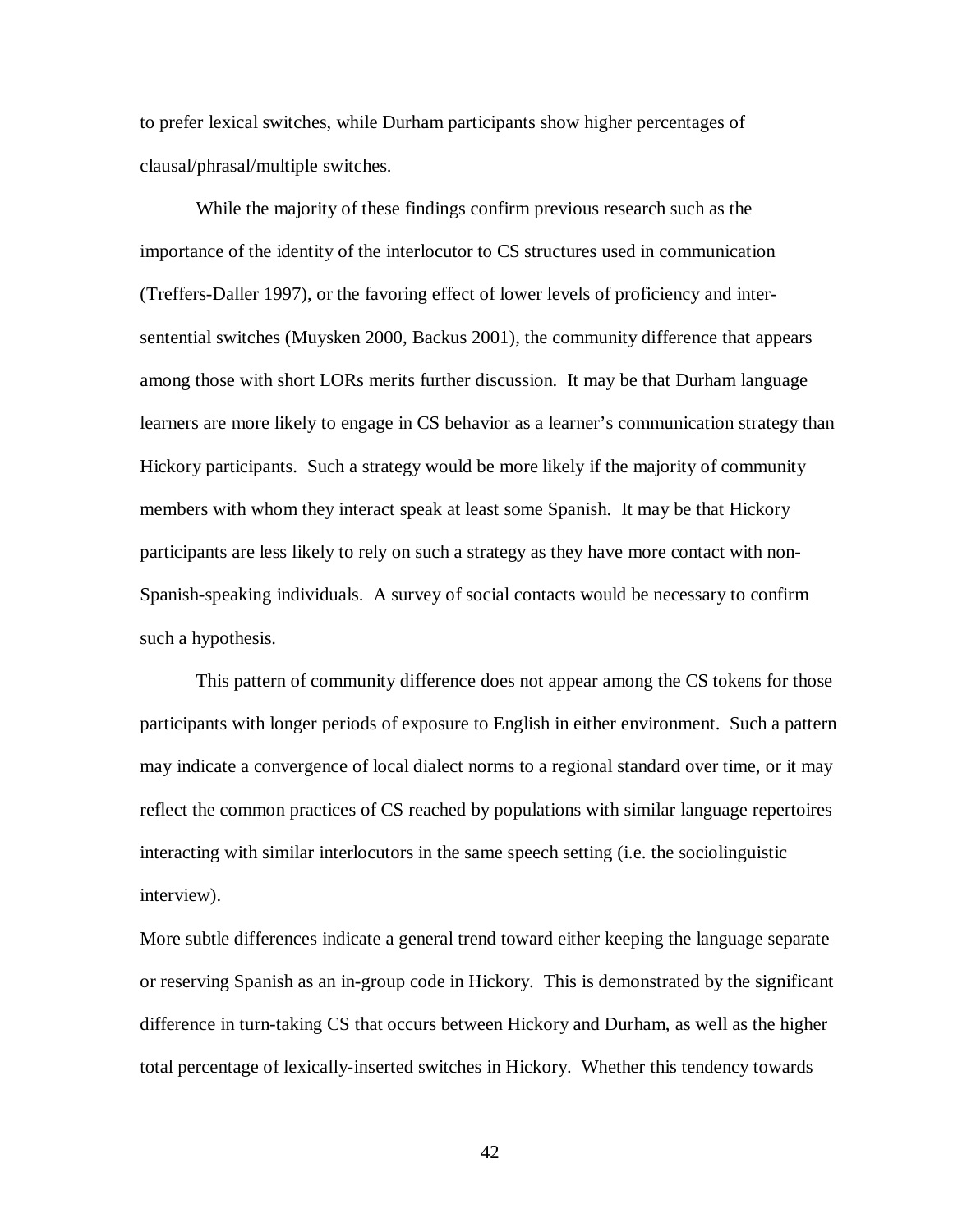to prefer lexical switches, while Durham participants show higher percentages of clausal/phrasal/multiple switches.

While the majority of these findings confirm previous research such as the importance of the identity of the interlocutor to CS structures used in communication (Treffers-Daller 1997), or the favoring effect of lower levels of proficiency and inter-sentential switches (Muysken 2000, Backus 2001), the community difference that appears among those with short LORs merits further discussion. It may be that Durham language learners are more likely to engage in CS behavior as a learner's communication strategy than Hickory participants. Such a strategy would be more likely if the majority of community members with whom they interact speak at least some Spanish. It may be that Hickory participants are less likely to rely on such a strategy as they have more contact with non-Spanish-speaking individuals. A survey of social contacts would be necessary to confirm such a hypothesis.

This pattern of community difference does not appear among the CS tokens for those participants with longer periods of exposure to English in either environment. Such a pattern may indicate a convergence of local dialect norms to a regional standard over time, or it may reflect the common practices of CS reached by populations with similar language repertoires interacting with similar interlocutors in the same speech setting (i.e. the sociolinguistic interview).

More subtle differences indicate a general trend toward either keeping the language separate or reserving Spanish as an in-group code in Hickory. This is demonstrated by the significant difference in turn-taking CS that occurs between Hickory and Durham, as well as the higher total percentage of lexically-inserted switches in Hickory. Whether this tendency towards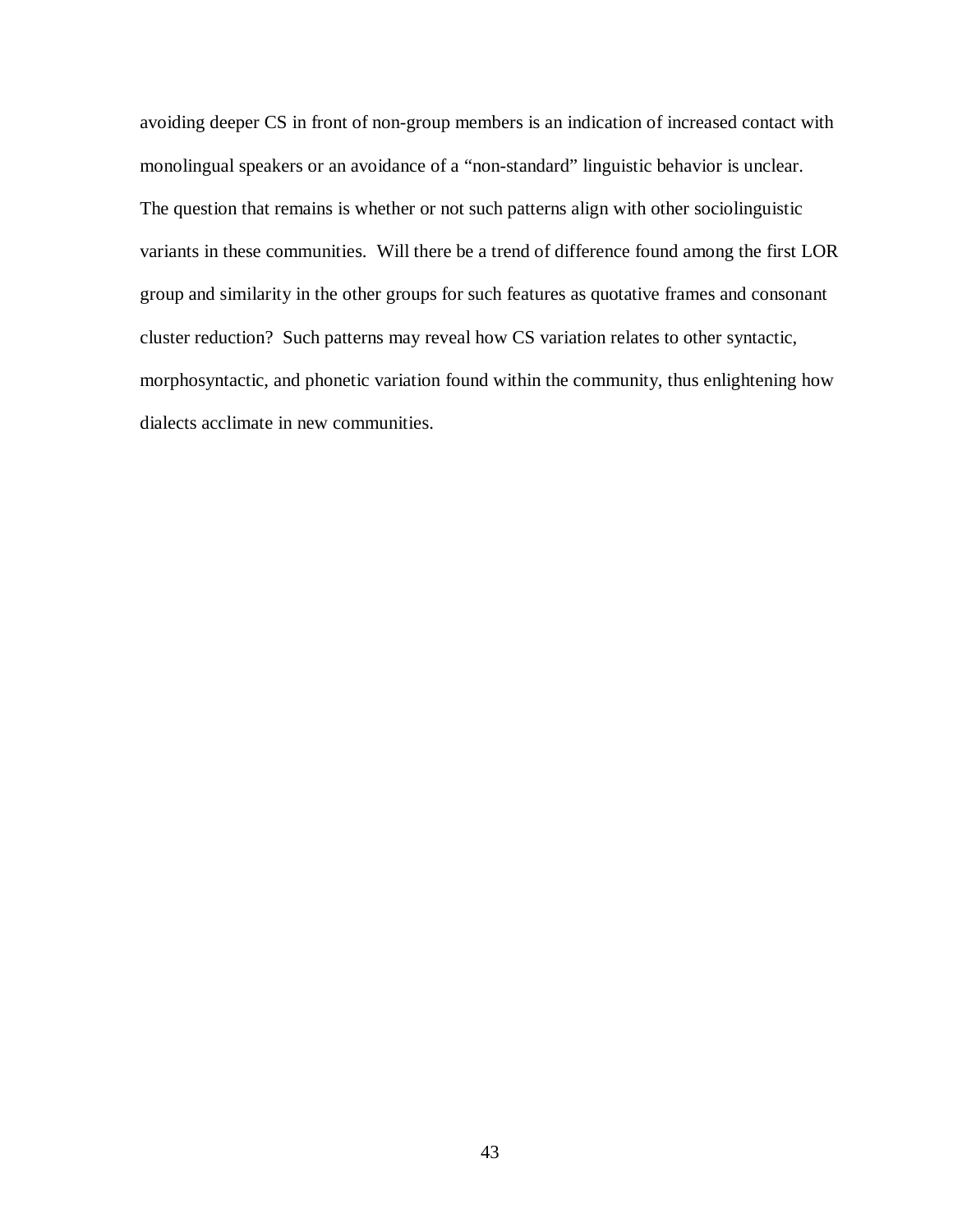avoiding deeper CS in front of non-group members is an indication of increased contact with monolingual speakers or an avoidance of a "non-standard" linguistic behavior is unclear. The question that remains is whether or not such patterns align with other sociolinguistic variants in these communities. Will there be a trend of difference found among the first LOR group and similarity in the other groups for such features as quotative frames and consonant cluster reduction? Such patterns may reveal how CS variation relates to other syntactic, morphosyntactic, and phonetic variation found within the community, thus enlightening how dialects acclimate in new communities.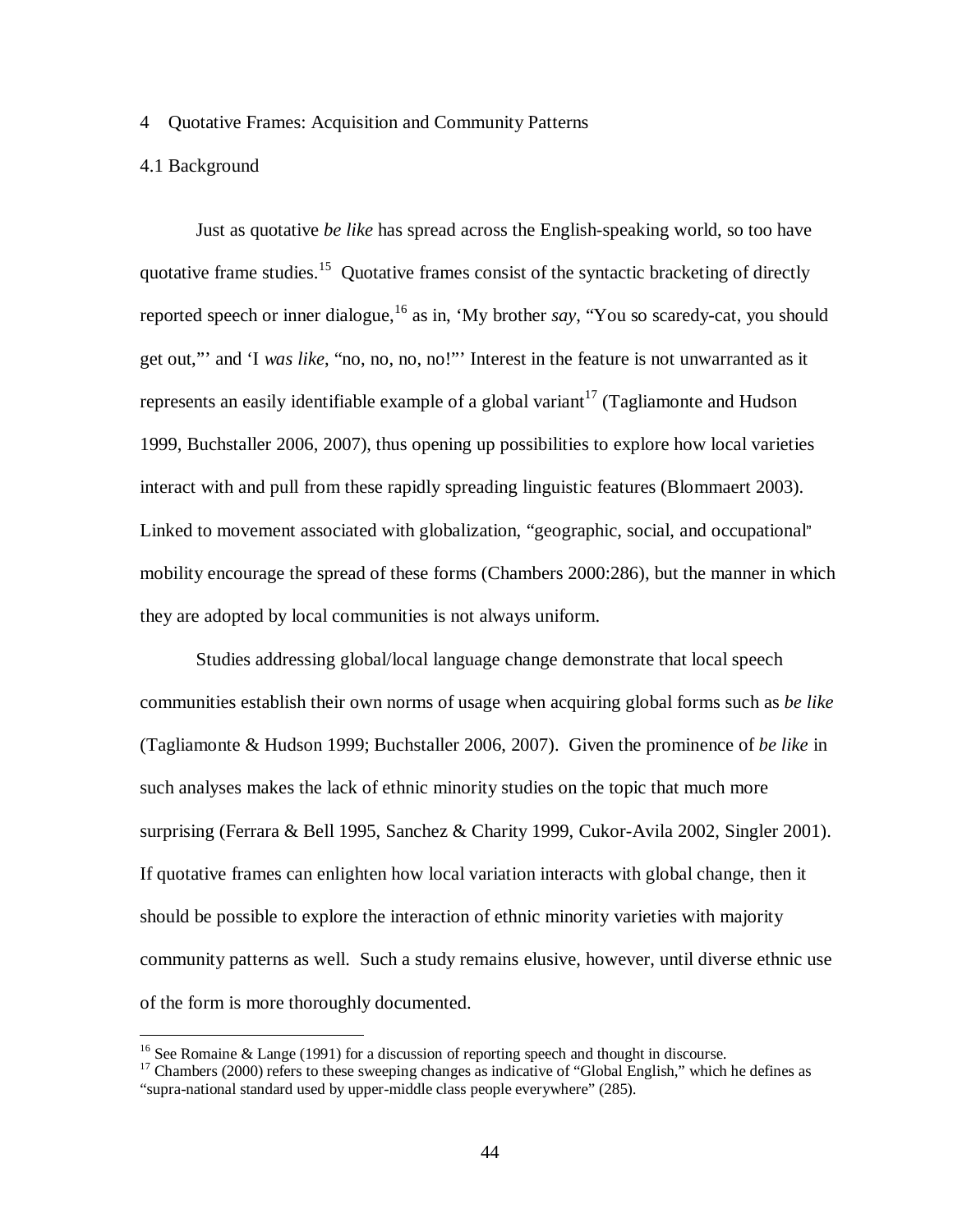# 4 Quotative Frames: Acquisition and Community Patterns

## 4.1 Background

Just as quotative *be like* has spread across the English-speaking world, so too have quotative frame studies.[15] Quotative frames consist of the syntactic bracketing of directly reported speech or inner dialogue,[16] as in, 'My brother *say*, "You so scaredy-cat, you should get out,"' and 'I *was like*, "no, no, no, no!"' Interest in the feature is not unwarranted as it represents an easily identifiable example of a global variant[17] (Tagliamonte and Hudson 1999, Buchstaller 2006, 2007), thus opening up possibilities to explore how local varieties interact with and pull from these rapidly spreading linguistic features (Blommaert 2003). Linked to movement associated with globalization, "geographic, social, and occupational" mobility encourage the spread of these forms (Chambers 2000:286), but the manner in which they are adopted by local communities is not always uniform.

Studies addressing global/local language change demonstrate that local speech communities establish their own norms of usage when acquiring global forms such as *be like* (Tagliamonte & Hudson 1999; Buchstaller 2006, 2007). Given the prominence of *be like* in such analyses makes the lack of ethnic minority studies on the topic that much more surprising (Ferrara & Bell 1995, Sanchez & Charity 1999, Cukor-Avila 2002, Singler 2001). If quotative frames can enlighten how local variation interacts with global change, then it should be possible to explore the interaction of ethnic minority varieties with majority community patterns as well. Such a study remains elusive, however, until diverse ethnic use of the form is more thoroughly documented.

---

[16] See Romaine & Lange (1991) for a discussion of reporting speech and thought in discourse.

[17] Chambers (2000) refers to these sweeping changes as indicative of "Global English," which he defines as "supra-national standard used by upper-middle class people everywhere" (285).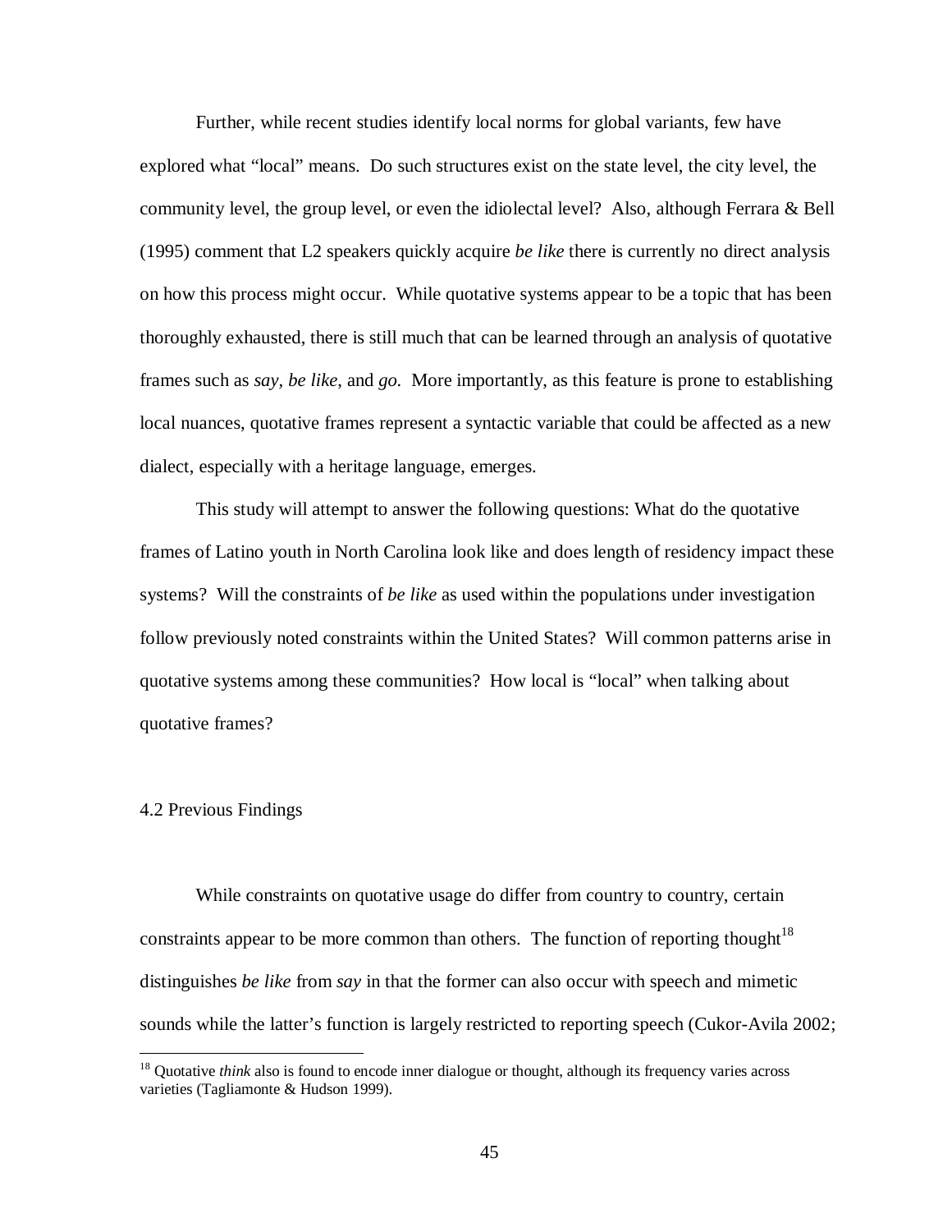Further, while recent studies identify local norms for global variants, few have explored what "local" means. Do such structures exist on the state level, the city level, the community level, the group level, or even the idiolectal level? Also, although Ferrara & Bell (1995) comment that L2 speakers quickly acquire *be like* there is currently no direct analysis on how this process might occur. While quotative systems appear to be a topic that has been thoroughly exhausted, there is still much that can be learned through an analysis of quotative frames such as *say, be like*, and *go*. More importantly, as this feature is prone to establishing local nuances, quotative frames represent a syntactic variable that could be affected as a new dialect, especially with a heritage language, emerges.

This study will attempt to answer the following questions: What do the quotative frames of Latino youth in North Carolina look like and does length of residency impact these systems? Will the constraints of *be like* as used within the populations under investigation follow previously noted constraints within the United States? Will common patterns arise in quotative systems among these communities? How local is "local" when talking about quotative frames?

## 4.2 Previous Findings

While constraints on quotative usage do differ from country to country, certain constraints appear to be more common than others. The function of reporting thought[18] distinguishes *be like* from *say* in that the former can also occur with speech and mimetic sounds while the latter's function is largely restricted to reporting speech (Cukor-Avila 2002;

[18] Quotative *think* also is found to encode inner dialogue or thought, although its frequency varies across varieties (Tagliamonte & Hudson 1999).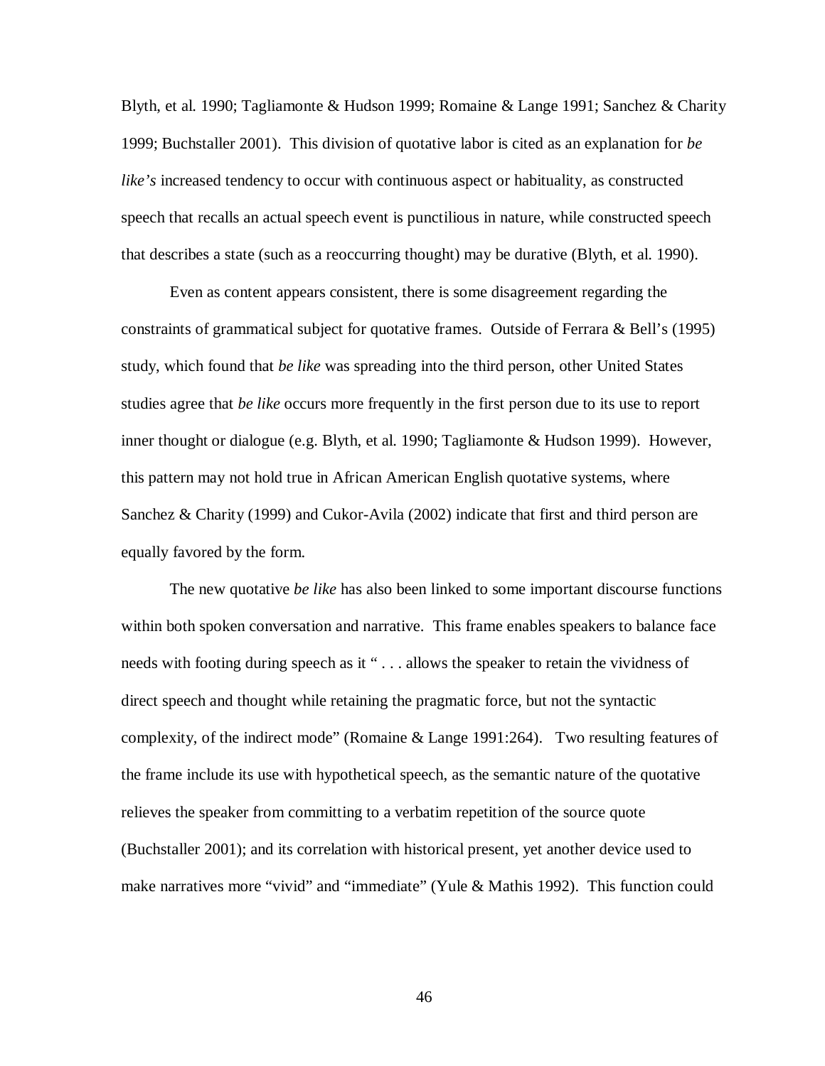Blyth, et al. 1990; Tagliamonte & Hudson 1999; Romaine & Lange 1991; Sanchez & Charity 1999; Buchstaller 2001). This division of quotative labor is cited as an explanation for *be like's* increased tendency to occur with continuous aspect or habituality, as constructed speech that recalls an actual speech event is punctilious in nature, while constructed speech that describes a state (such as a reoccurring thought) may be durative (Blyth, et al. 1990).

Even as content appears consistent, there is some disagreement regarding the constraints of grammatical subject for quotative frames. Outside of Ferrara & Bell's (1995) study, which found that *be like* was spreading into the third person, other United States studies agree that *be like* occurs more frequently in the first person due to its use to report inner thought or dialogue (e.g. Blyth, et al. 1990; Tagliamonte & Hudson 1999). However, this pattern may not hold true in African American English quotative systems, where Sanchez & Charity (1999) and Cukor-Avila (2002) indicate that first and third person are equally favored by the form.

The new quotative *be like* has also been linked to some important discourse functions within both spoken conversation and narrative. This frame enables speakers to balance face needs with footing during speech as it " . . . allows the speaker to retain the vividness of direct speech and thought while retaining the pragmatic force, but not the syntactic complexity, of the indirect mode" (Romaine & Lange 1991:264). Two resulting features of the frame include its use with hypothetical speech, as the semantic nature of the quotative relieves the speaker from committing to a verbatim repetition of the source quote (Buchstaller 2001); and its correlation with historical present, yet another device used to make narratives more "vivid" and "immediate" (Yule & Mathis 1992). This function could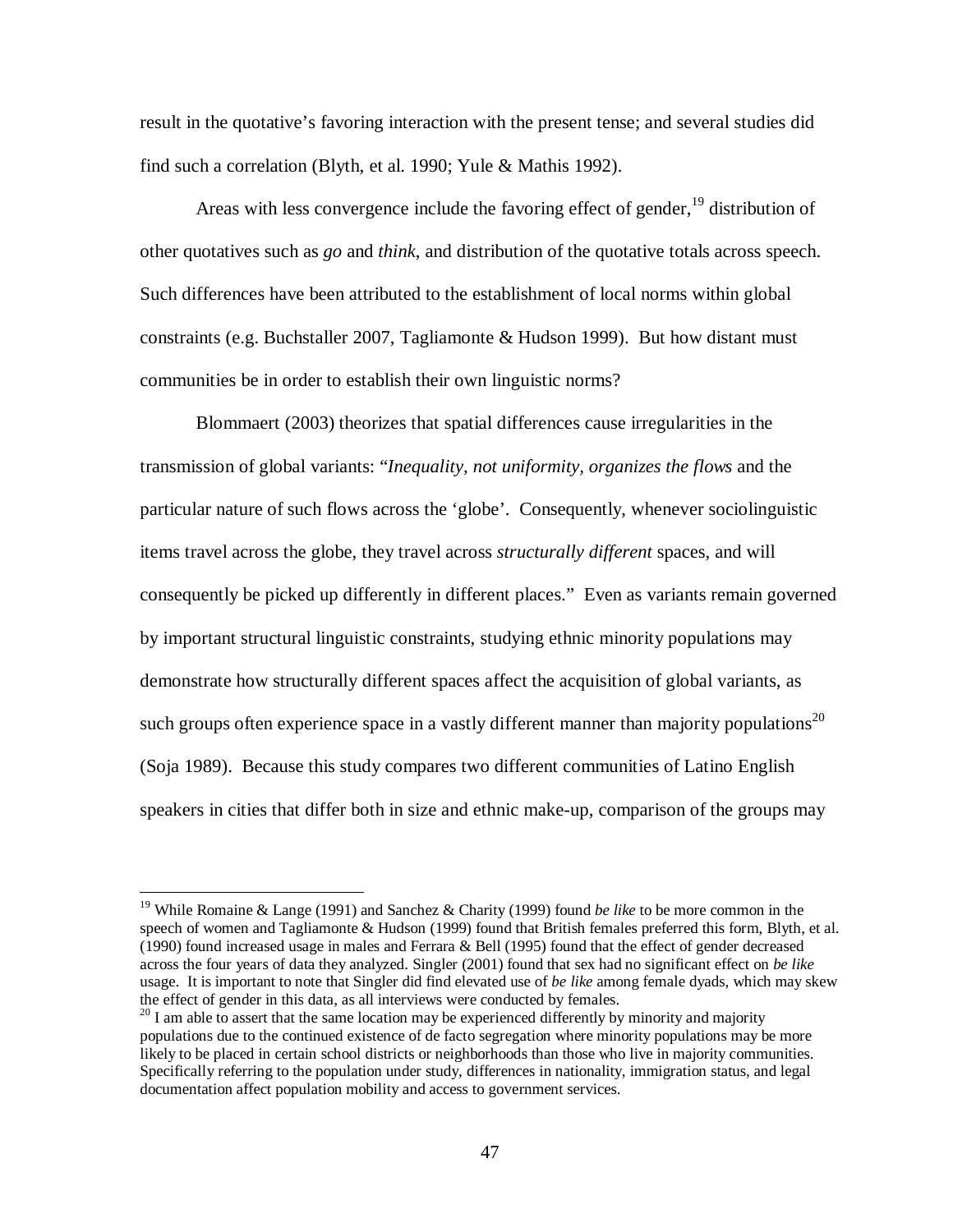result in the quotative's favoring interaction with the present tense; and several studies did find such a correlation (Blyth, et al. 1990; Yule & Mathis 1992).

Areas with less convergence include the favoring effect of gender,[19] distribution of other quotatives such as *go* and *think*, and distribution of the quotative totals across speech. Such differences have been attributed to the establishment of local norms within global constraints (e.g. Buchstaller 2007, Tagliamonte & Hudson 1999). But how distant must communities be in order to establish their own linguistic norms?

Blommaert (2003) theorizes that spatial differences cause irregularities in the transmission of global variants: "*Inequality, not uniformity, organizes the flows* and the particular nature of such flows across the 'globe'. Consequently, whenever sociolinguistic items travel across the globe, they travel across *structurally different* spaces, and will consequently be picked up differently in different places." Even as variants remain governed by important structural linguistic constraints, studying ethnic minority populations may demonstrate how structurally different spaces affect the acquisition of global variants, as such groups often experience space in a vastly different manner than majority populations[20] (Soja 1989). Because this study compares two different communities of Latino English speakers in cities that differ both in size and ethnic make-up, comparison of the groups may

---

[19] While Romaine & Lange (1991) and Sanchez & Charity (1999) found *be like* to be more common in the speech of women and Tagliamonte & Hudson (1999) found that British females preferred this form, Blyth, et al. (1990) found increased usage in males and Ferrara & Bell (1995) found that the effect of gender decreased across the four years of data they analyzed. Singler (2001) found that sex had no significant effect on *be like* usage. It is important to note that Singler did find elevated use of *be like* among female dyads, which may skew the effect of gender in this data, as all interviews were conducted by females.

[20] I am able to assert that the same location may be experienced differently by minority and majority populations due to the continued existence of de facto segregation where minority populations may be more likely to be placed in certain school districts or neighborhoods than those who live in majority communities. Specifically referring to the population under study, differences in nationality, immigration status, and legal documentation affect population mobility and access to government services.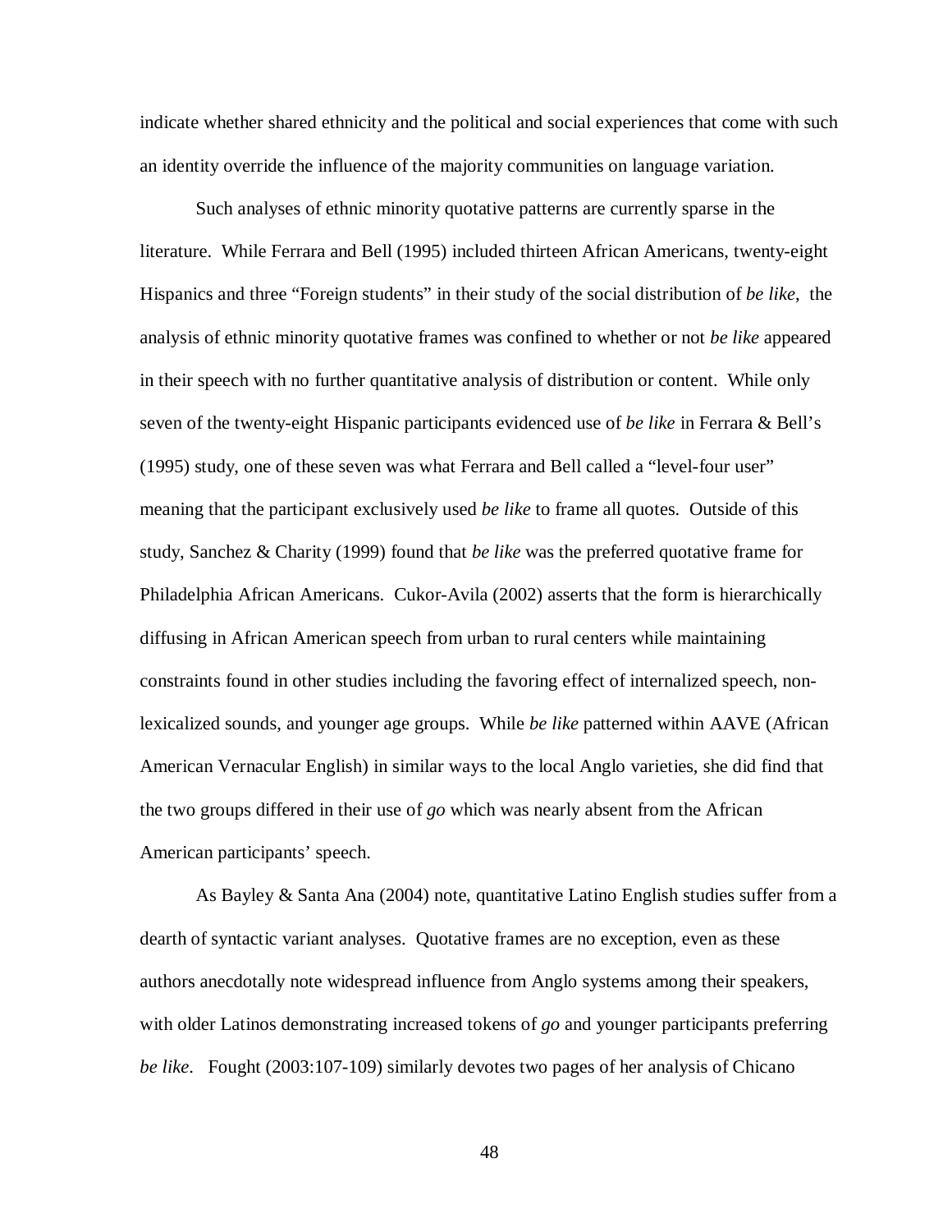indicate whether shared ethnicity and the political and social experiences that come with such an identity override the influence of the majority communities on language variation.

Such analyses of ethnic minority quotative patterns are currently sparse in the literature. While Ferrara and Bell (1995) included thirteen African Americans, twenty-eight Hispanics and three "Foreign students" in their study of the social distribution of *be like*, the analysis of ethnic minority quotative frames was confined to whether or not *be like* appeared in their speech with no further quantitative analysis of distribution or content. While only seven of the twenty-eight Hispanic participants evidenced use of *be like* in Ferrara & Bell's (1995) study, one of these seven was what Ferrara and Bell called a "level-four user" meaning that the participant exclusively used *be like* to frame all quotes. Outside of this study, Sanchez & Charity (1999) found that *be like* was the preferred quotative frame for Philadelphia African Americans. Cukor-Avila (2002) asserts that the form is hierarchically diffusing in African American speech from urban to rural centers while maintaining constraints found in other studies including the favoring effect of internalized speech, non-lexicalized sounds, and younger age groups. While *be like* patterned within AAVE (African American Vernacular English) in similar ways to the local Anglo varieties, she did find that the two groups differed in their use of *go* which was nearly absent from the African American participants' speech.

As Bayley & Santa Ana (2004) note, quantitative Latino English studies suffer from a dearth of syntactic variant analyses. Quotative frames are no exception, even as these authors anecdotally note widespread influence from Anglo systems among their speakers, with older Latinos demonstrating increased tokens of *go* and younger participants preferring *be like*. Fought (2003:107-109) similarly devotes two pages of her analysis of Chicano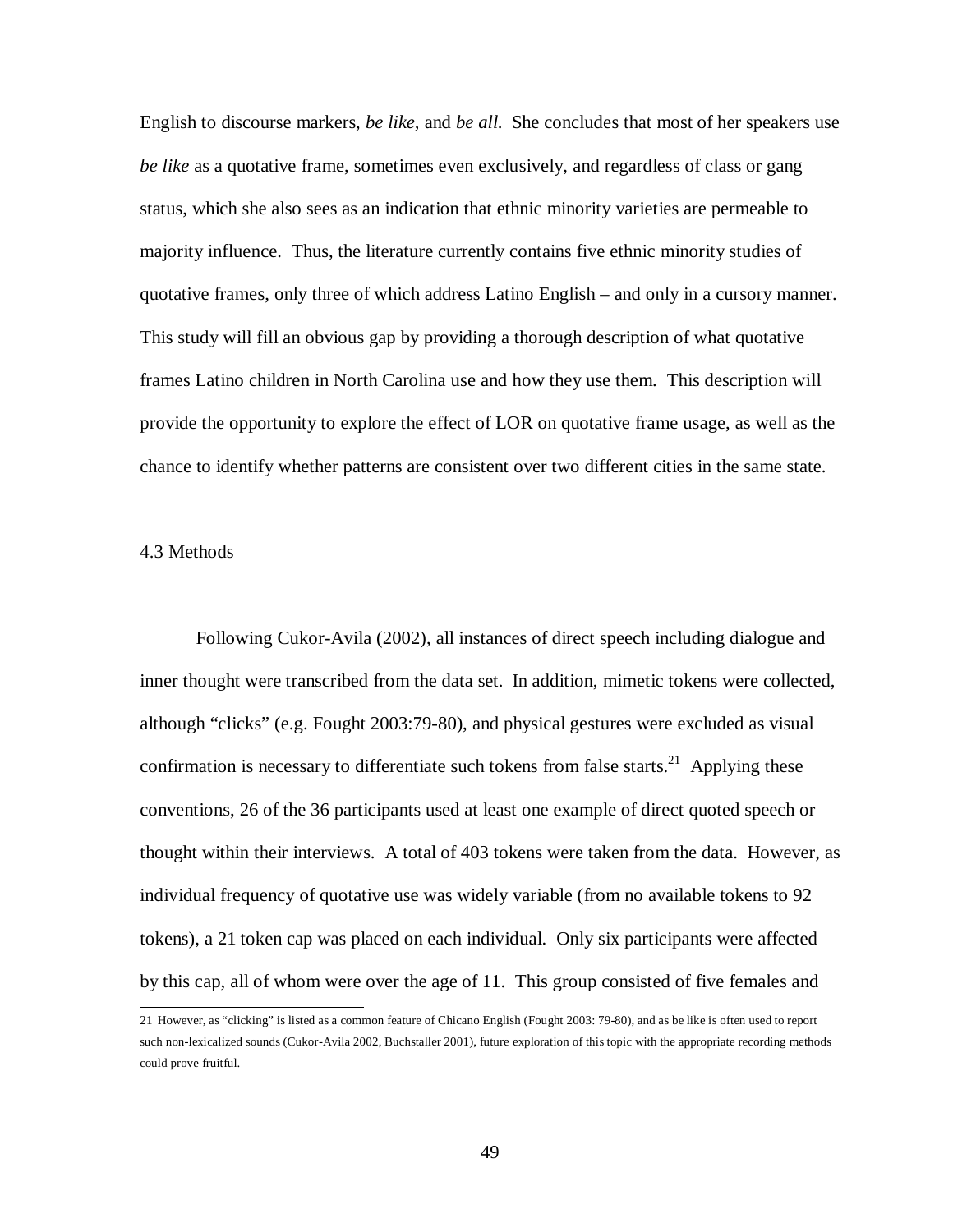English to discourse markers, *be like*, and *be all*. She concludes that most of her speakers use *be like* as a quotative frame, sometimes even exclusively, and regardless of class or gang status, which she also sees as an indication that ethnic minority varieties are permeable to majority influence. Thus, the literature currently contains five ethnic minority studies of quotative frames, only three of which address Latino English – and only in a cursory manner. This study will fill an obvious gap by providing a thorough description of what quotative frames Latino children in North Carolina use and how they use them. This description will provide the opportunity to explore the effect of LOR on quotative frame usage, as well as the chance to identify whether patterns are consistent over two different cities in the same state.

## 4.3 Methods

Following Cukor-Avila (2002), all instances of direct speech including dialogue and inner thought were transcribed from the data set. In addition, mimetic tokens were collected, although "clicks" (e.g. Fought 2003:79-80), and physical gestures were excluded as visual confirmation is necessary to differentiate such tokens from false starts.[21] Applying these conventions, 26 of the 36 participants used at least one example of direct quoted speech or thought within their interviews. A total of 403 tokens were taken from the data. However, as individual frequency of quotative use was widely variable (from no available tokens to 92 tokens), a 21 token cap was placed on each individual. Only six participants were affected by this cap, all of whom were over the age of 11. This group consisted of five females and

21 However, as "clicking" is listed as a common feature of Chicano English (Fought 2003: 79-80), and as be like is often used to report such non-lexicalized sounds (Cukor-Avila 2002, Buchstaller 2001), future exploration of this topic with the appropriate recording methods could prove fruitful.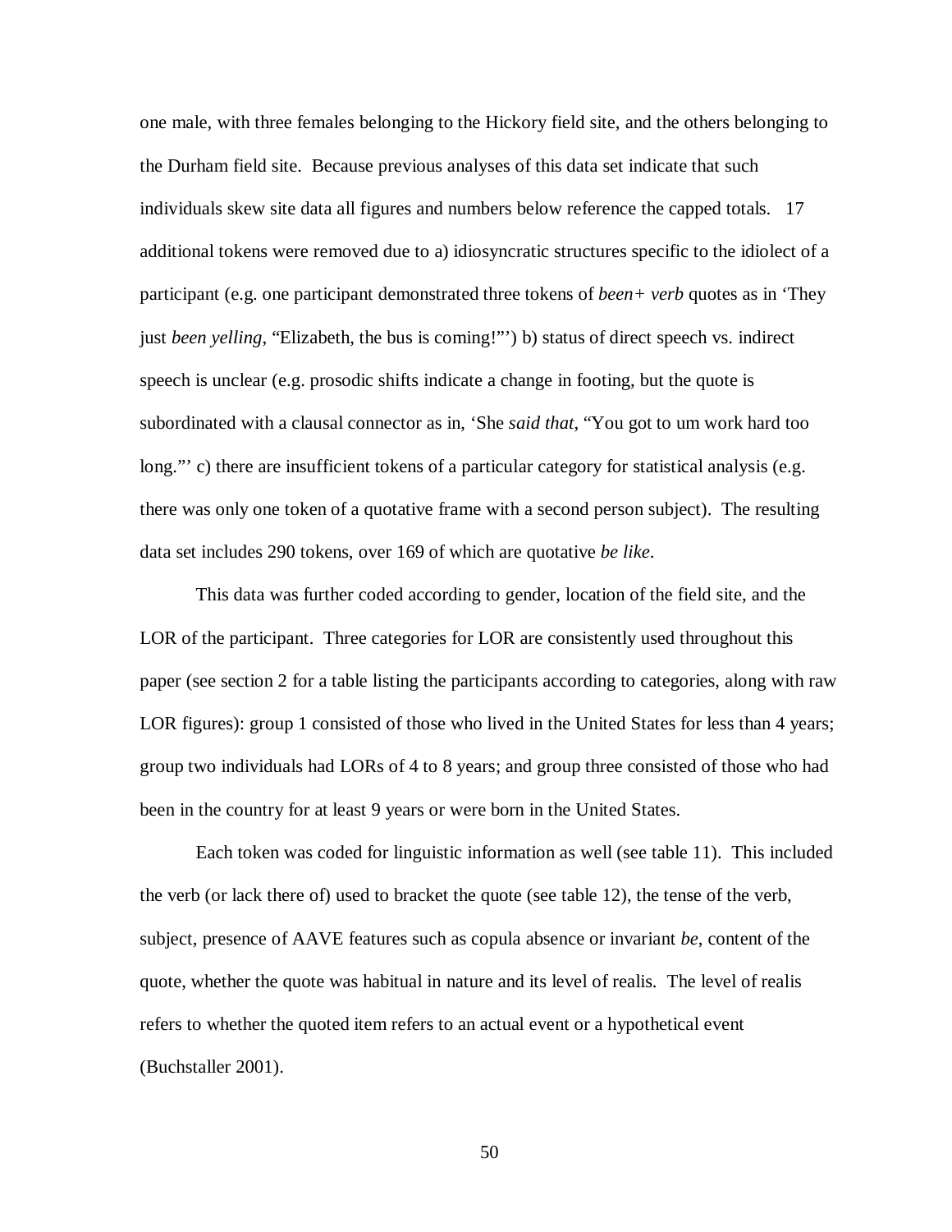one male, with three females belonging to the Hickory field site, and the others belonging to the Durham field site. Because previous analyses of this data set indicate that such individuals skew site data all figures and numbers below reference the capped totals. 17 additional tokens were removed due to a) idiosyncratic structures specific to the idiolect of a participant (e.g. one participant demonstrated three tokens of *been+ verb* quotes as in 'They just *been yelling*, "Elizabeth, the bus is coming!"') b) status of direct speech vs. indirect speech is unclear (e.g. prosodic shifts indicate a change in footing, but the quote is subordinated with a clausal connector as in, 'She *said that*, "You got to um work hard too long."' c) there are insufficient tokens of a particular category for statistical analysis (e.g. there was only one token of a quotative frame with a second person subject). The resulting data set includes 290 tokens, over 169 of which are quotative *be like*.

This data was further coded according to gender, location of the field site, and the LOR of the participant. Three categories for LOR are consistently used throughout this paper (see section 2 for a table listing the participants according to categories, along with raw LOR figures): group 1 consisted of those who lived in the United States for less than 4 years; group two individuals had LORs of 4 to 8 years; and group three consisted of those who had been in the country for at least 9 years or were born in the United States.

Each token was coded for linguistic information as well (see table 11). This included the verb (or lack there of) used to bracket the quote (see table 12), the tense of the verb, subject, presence of AAVE features such as copula absence or invariant *be*, content of the quote, whether the quote was habitual in nature and its level of realis. The level of realis refers to whether the quoted item refers to an actual event or a hypothetical event (Buchstaller 2001).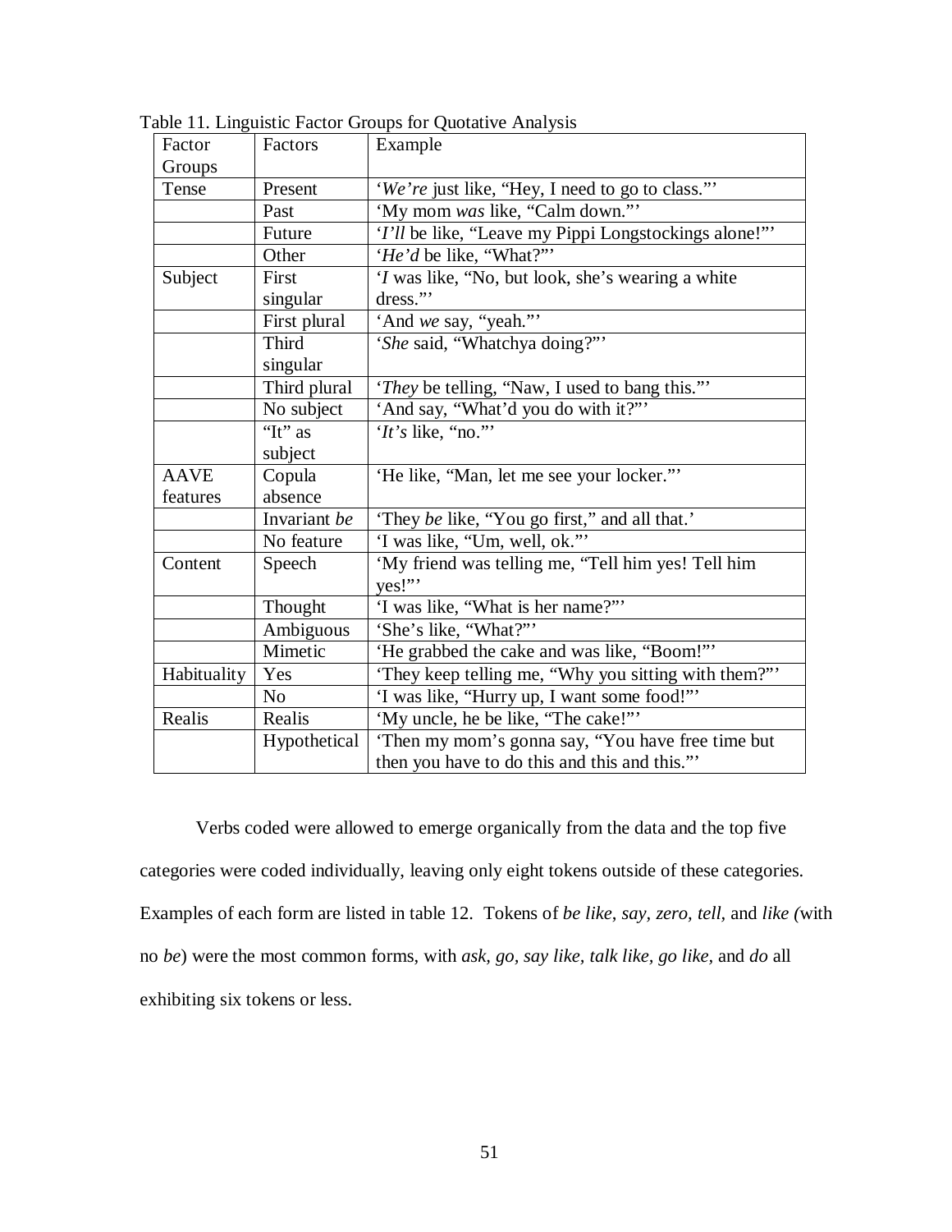Table 11. Linguistic Factor Groups for Quotative Analysis

| Factor Groups | Factors | Example |
|---|---|---|
| Tense | Present | '*We're* just like, "Hey, I need to go to class."' |
| | Past | 'My mom *was* like, "Calm down."' |
| | Future | '*I'll* be like, "Leave my Pippi Longstockings alone!"' |
| | Other | '*He'd* be like, "What?"' |
| Subject | First singular | '*I* was like, "No, but look, she's wearing a white dress."' |
| | First plural | 'And *we* say, "yeah."' |
| | Third singular | '*She* said, "Whatchya doing?"' |
| | Third plural | '*They* be telling, "Naw, I used to bang this."' |
| | No subject | 'And say, "What'd you do with it?"' |
| | "It" as subject | '*It's* like, "no."' |
| AAVE features | Copula absence | 'He like, "Man, let me see your locker."' |
| | Invariant *be* | 'They *be* like, "You go first," and all that.' |
| | No feature | 'I was like, "Um, well, ok."' |
| Content | Speech | 'My friend was telling me, "Tell him yes! Tell him yes!"' |
| | Thought | 'I was like, "What is her name?"' |
| | Ambiguous | 'She's like, "What?"' |
| | Mimetic | 'He grabbed the cake and was like, "Boom!"' |
| Habituality | Yes | 'They keep telling me, "Why you sitting with them?"' |
| | No | 'I was like, "Hurry up, I want some food!"' |
| Realis | Realis | 'My uncle, he be like, "The cake!"' |
| | Hypothetical | 'Then my mom's gonna say, "You have free time but then you have to do this and this and this."' |

Verbs coded were allowed to emerge organically from the data and the top five categories were coded individually, leaving only eight tokens outside of these categories. Examples of each form are listed in table 12. Tokens of *be like, say, zero, tell,* and *like (*with no *be*) were the most common forms, with *ask, go, say like, talk like, go like,* and *do* all exhibiting six tokens or less.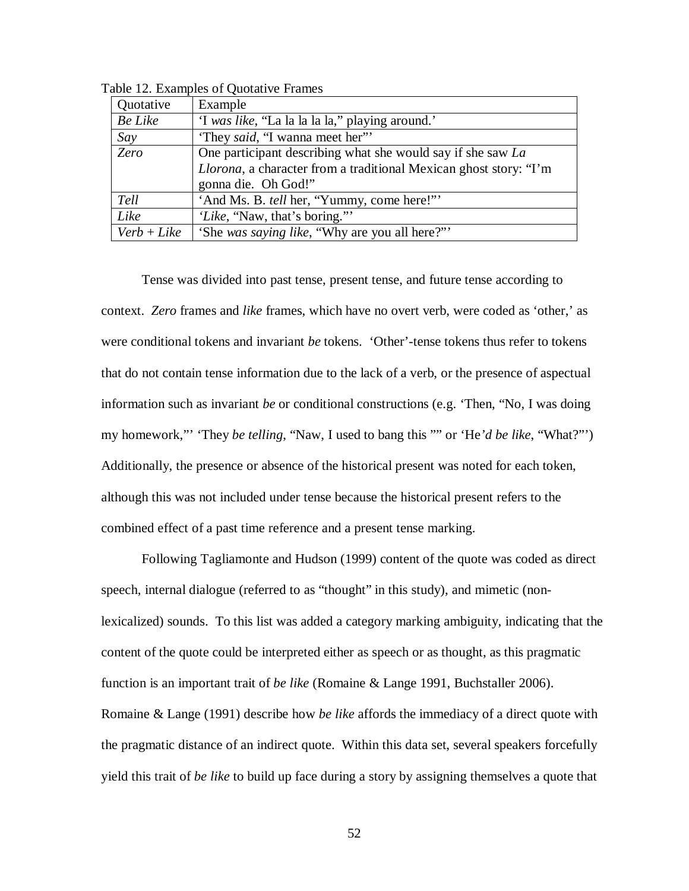Table 12. Examples of Quotative Frames

| Quotative | Example |
|---|---|
| *Be Like* | 'I *was like*, "La la la la la," playing around.' |
| *Say* | 'They *said*, "I wanna meet her"' |
| *Zero* | One participant describing what she would say if she saw *La Llorona*, a character from a traditional Mexican ghost story: "I'm gonna die. Oh God!" |
| *Tell* | 'And Ms. B. *tell* her, "Yummy, come here!"' |
| *Like* | '*Like*, "Naw, that's boring."' |
| *Verb + Like* | 'She *was saying like*, "Why are you all here?"' |

Tense was divided into past tense, present tense, and future tense according to context. *Zero* frames and *like* frames, which have no overt verb, were coded as 'other,' as were conditional tokens and invariant *be* tokens. 'Other'-tense tokens thus refer to tokens that do not contain tense information due to the lack of a verb, or the presence of aspectual information such as invariant *be* or conditional constructions (e.g. 'Then, "No, I was doing my homework,"' 'They *be telling*, "Naw, I used to bang this ""' or 'He*'d be like*, "What?"') Additionally, the presence or absence of the historical present was noted for each token, although this was not included under tense because the historical present refers to the combined effect of a past time reference and a present tense marking.

Following Tagliamonte and Hudson (1999) content of the quote was coded as direct speech, internal dialogue (referred to as "thought" in this study), and mimetic (non-lexicalized) sounds. To this list was added a category marking ambiguity, indicating that the content of the quote could be interpreted either as speech or as thought, as this pragmatic function is an important trait of *be like* (Romaine & Lange 1991, Buchstaller 2006). Romaine & Lange (1991) describe how *be like* affords the immediacy of a direct quote with the pragmatic distance of an indirect quote. Within this data set, several speakers forcefully yield this trait of *be like* to build up face during a story by assigning themselves a quote that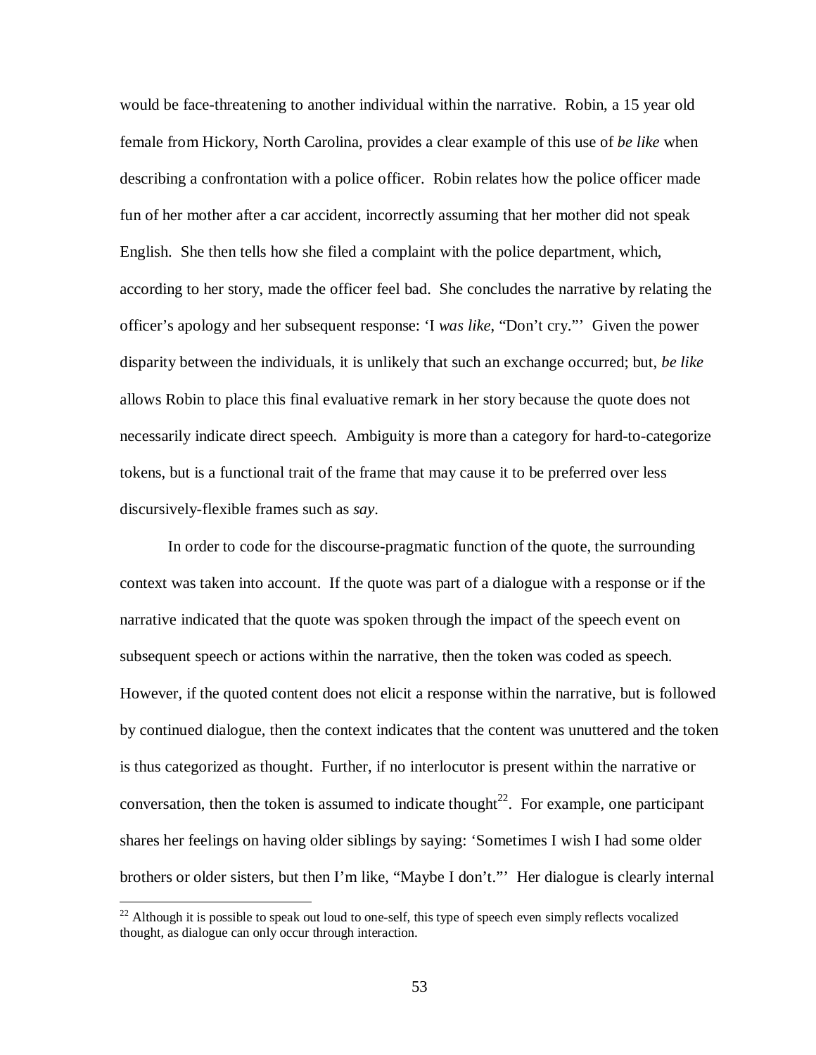would be face-threatening to another individual within the narrative. Robin, a 15 year old female from Hickory, North Carolina, provides a clear example of this use of *be like* when describing a confrontation with a police officer. Robin relates how the police officer made fun of her mother after a car accident, incorrectly assuming that her mother did not speak English. She then tells how she filed a complaint with the police department, which, according to her story, made the officer feel bad. She concludes the narrative by relating the officer's apology and her subsequent response: 'I *was like*, "Don't cry."' Given the power disparity between the individuals, it is unlikely that such an exchange occurred; but, *be like* allows Robin to place this final evaluative remark in her story because the quote does not necessarily indicate direct speech. Ambiguity is more than a category for hard-to-categorize tokens, but is a functional trait of the frame that may cause it to be preferred over less discursively-flexible frames such as *say*.

In order to code for the discourse-pragmatic function of the quote, the surrounding context was taken into account. If the quote was part of a dialogue with a response or if the narrative indicated that the quote was spoken through the impact of the speech event on subsequent speech or actions within the narrative, then the token was coded as speech. However, if the quoted content does not elicit a response within the narrative, but is followed by continued dialogue, then the context indicates that the content was unuttered and the token is thus categorized as thought. Further, if no interlocutor is present within the narrative or conversation, then the token is assumed to indicate thought[22]. For example, one participant shares her feelings on having older siblings by saying: 'Sometimes I wish I had some older brothers or older sisters, but then I'm like, "Maybe I don't."' Her dialogue is clearly internal

[22] Although it is possible to speak out loud to one-self, this type of speech even simply reflects vocalized thought, as dialogue can only occur through interaction.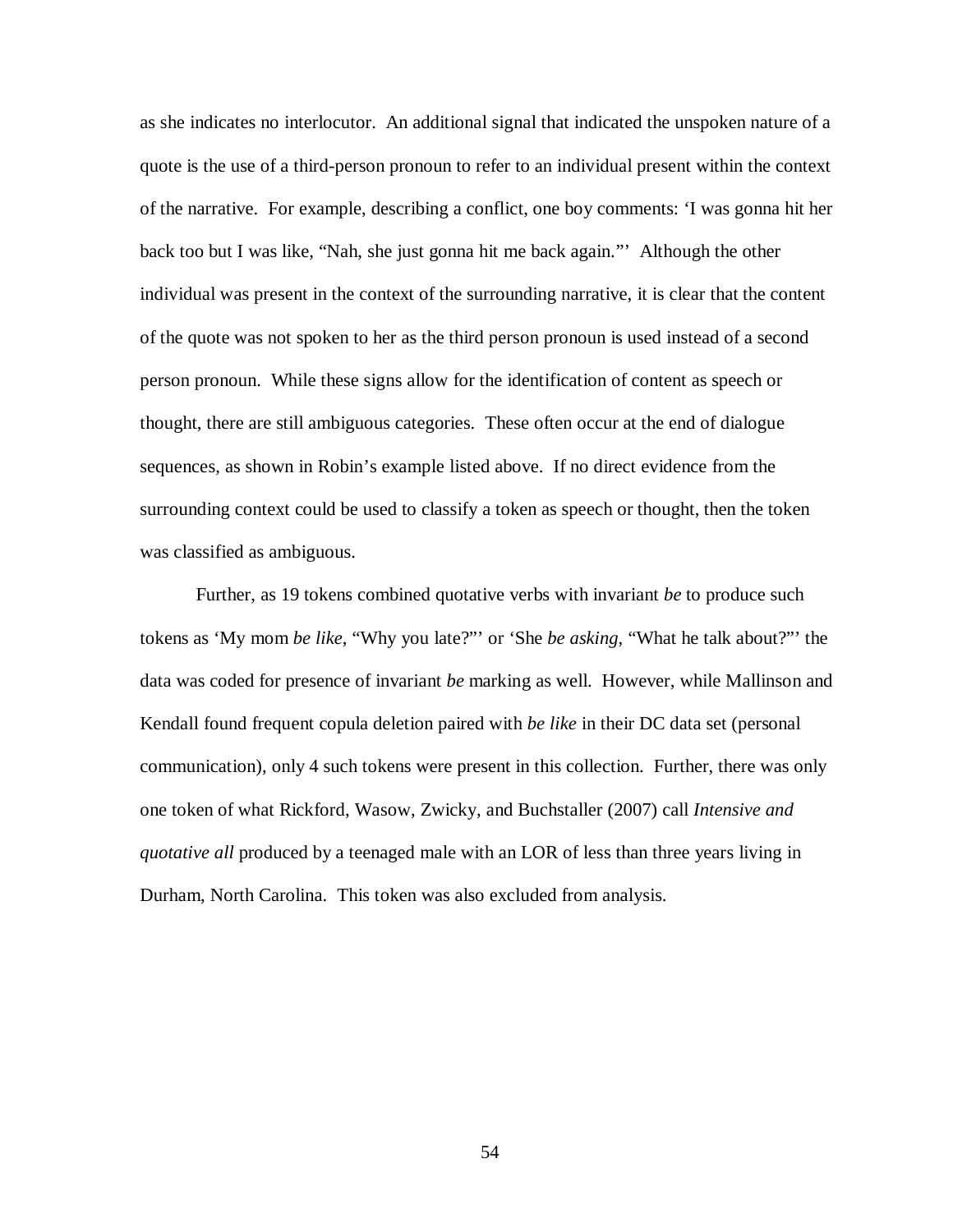as she indicates no interlocutor. An additional signal that indicated the unspoken nature of a quote is the use of a third-person pronoun to refer to an individual present within the context of the narrative. For example, describing a conflict, one boy comments: 'I was gonna hit her back too but I was like, "Nah, she just gonna hit me back again."' Although the other individual was present in the context of the surrounding narrative, it is clear that the content of the quote was not spoken to her as the third person pronoun is used instead of a second person pronoun. While these signs allow for the identification of content as speech or thought, there are still ambiguous categories. These often occur at the end of dialogue sequences, as shown in Robin's example listed above. If no direct evidence from the surrounding context could be used to classify a token as speech or thought, then the token was classified as ambiguous.

Further, as 19 tokens combined quotative verbs with invariant *be* to produce such tokens as 'My mom *be like*, "Why you late?"' or 'She *be asking*, "What he talk about?"' the data was coded for presence of invariant *be* marking as well. However, while Mallinson and Kendall found frequent copula deletion paired with *be like* in their DC data set (personal communication), only 4 such tokens were present in this collection. Further, there was only one token of what Rickford, Wasow, Zwicky, and Buchstaller (2007) call *Intensive and quotative all* produced by a teenaged male with an LOR of less than three years living in Durham, North Carolina. This token was also excluded from analysis.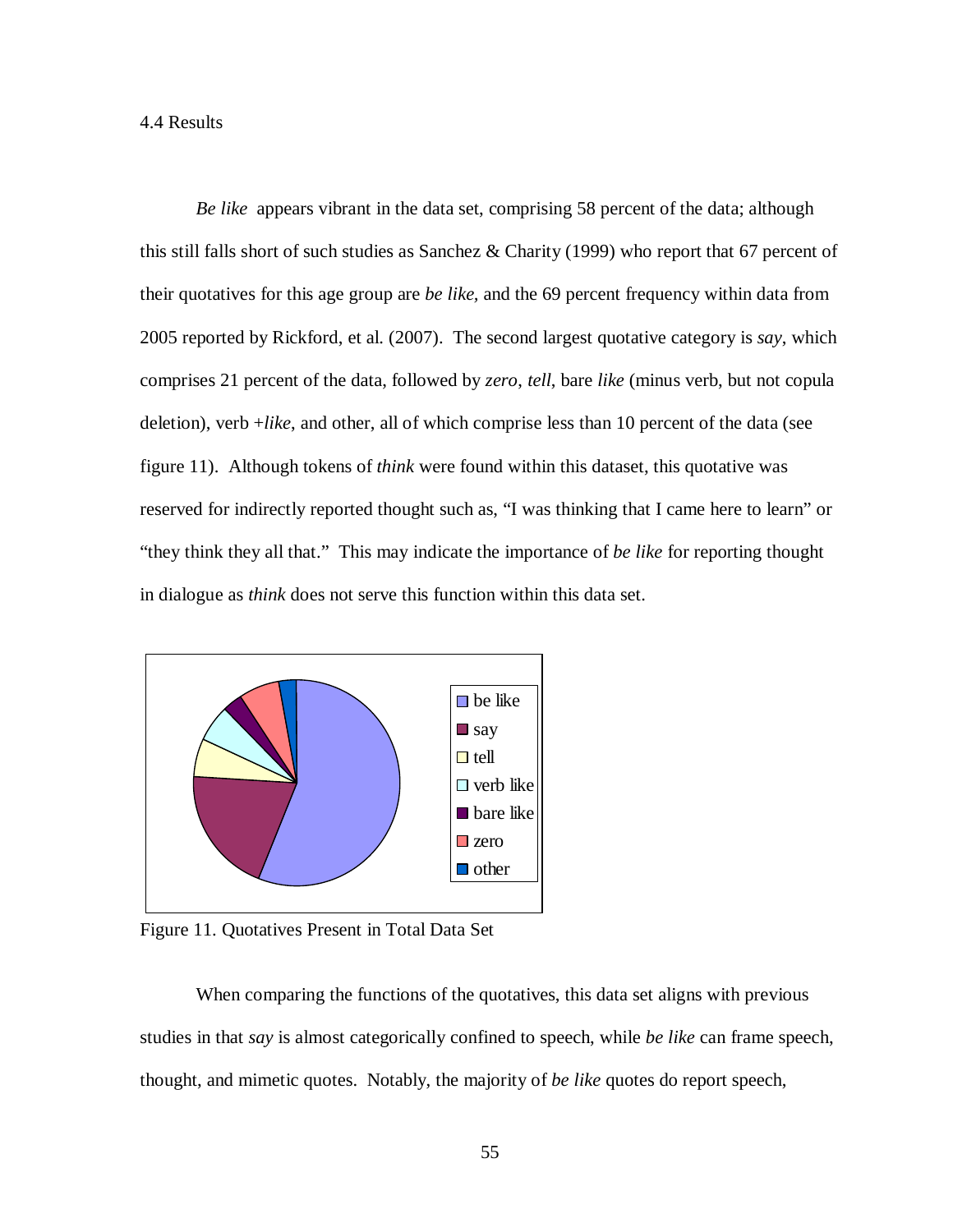4.4 Results

*Be like* appears vibrant in the data set, comprising 58 percent of the data; although this still falls short of such studies as Sanchez & Charity (1999) who report that 67 percent of their quotatives for this age group are *be like,* and the 69 percent frequency within data from 2005 reported by Rickford, et al. (2007). The second largest quotative category is *say*, which comprises 21 percent of the data, followed by *zero*, *tell*, bare *like* (minus verb, but not copula deletion), verb +*like*, and other, all of which comprise less than 10 percent of the data (see figure 11). Although tokens of *think* were found within this dataset, this quotative was reserved for indirectly reported thought such as, "I was thinking that I came here to learn" or "they think they all that." This may indicate the importance of *be like* for reporting thought in dialogue as *think* does not serve this function within this data set.

Figure 11. Quotatives Present in Total Data Set

When comparing the functions of the quotatives, this data set aligns with previous studies in that *say* is almost categorically confined to speech, while *be like* can frame speech, thought, and mimetic quotes. Notably, the majority of *be like* quotes do report speech,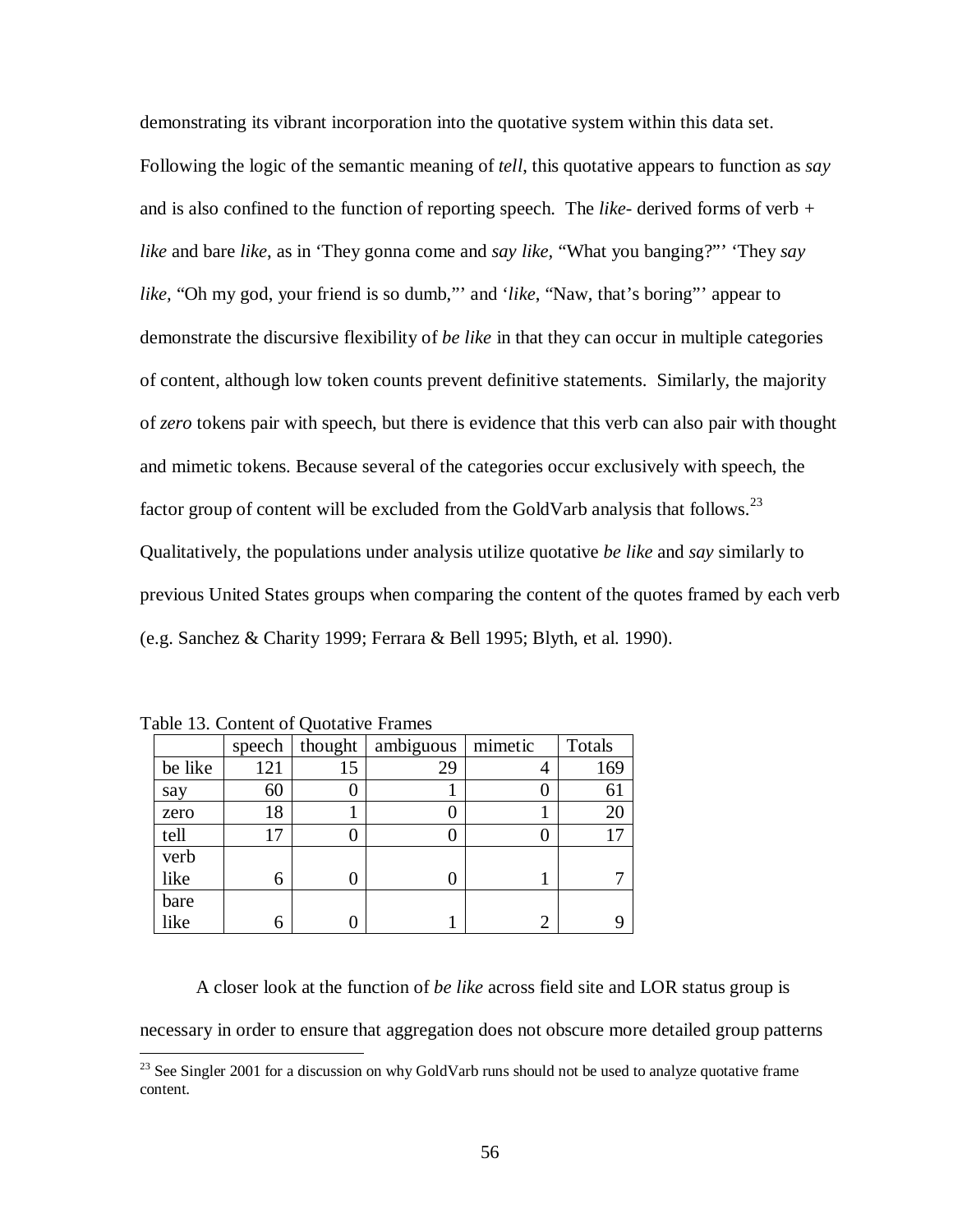demonstrating its vibrant incorporation into the quotative system within this data set. Following the logic of the semantic meaning of *tell*, this quotative appears to function as *say* and is also confined to the function of reporting speech. The *like*- derived forms of verb + *like* and bare *like*, as in 'They gonna come and *say like*, "What you banging?"' 'They *say like*, "Oh my god, your friend is so dumb,"' and '*like*, "Naw, that's boring"' appear to demonstrate the discursive flexibility of *be like* in that they can occur in multiple categories of content, although low token counts prevent definitive statements. Similarly, the majority of *zero* tokens pair with speech, but there is evidence that this verb can also pair with thought and mimetic tokens. Because several of the categories occur exclusively with speech, the factor group of content will be excluded from the GoldVarb analysis that follows.[23] Qualitatively, the populations under analysis utilize quotative *be like* and *say* similarly to previous United States groups when comparing the content of the quotes framed by each verb (e.g. Sanchez & Charity 1999; Ferrara & Bell 1995; Blyth, et al. 1990).

Table 13. Content of Quotative Frames

| | speech | thought | ambiguous | mimetic | Totals |
|---|---|---|---|---|---|
| be like | 121 | 15 | 29 | 4 | 169 |
| say | 60 | 0 | 1 | 0 | 61 |
| zero | 18 | 1 | 0 | 1 | 20 |
| tell | 17 | 0 | 0 | 0 | 17 |
| verb like | 6 | 0 | 0 | 1 | 7 |
| bare like | 6 | 0 | 1 | 2 | 9 |

A closer look at the function of *be like* across field site and LOR status group is necessary in order to ensure that aggregation does not obscure more detailed group patterns

[23] See Singler 2001 for a discussion on why GoldVarb runs should not be used to analyze quotative frame content.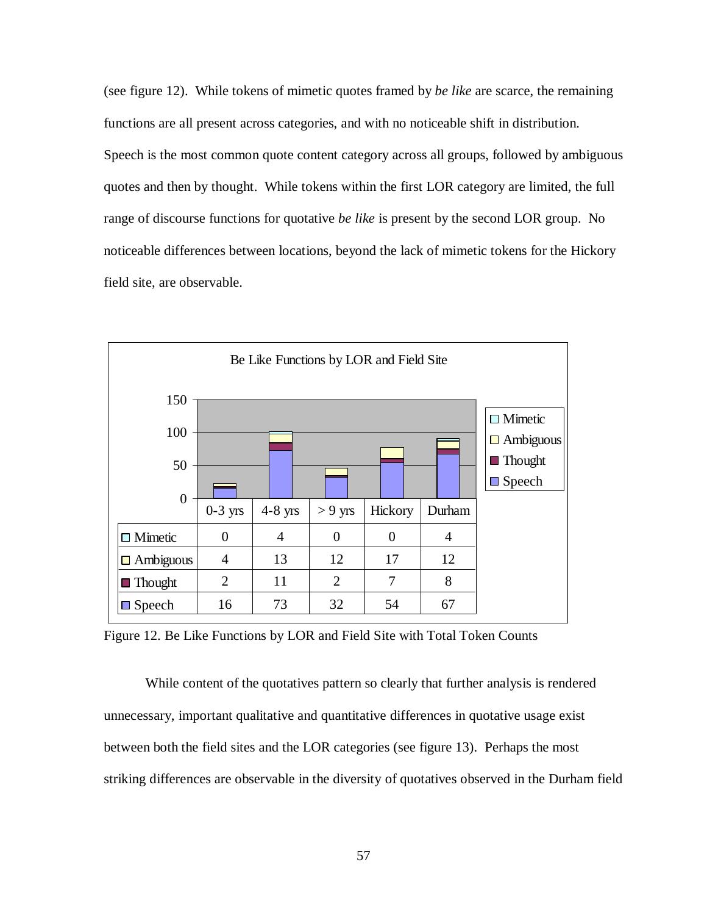(see figure 12). While tokens of mimetic quotes framed by *be like* are scarce, the remaining functions are all present across categories, and with no noticeable shift in distribution. Speech is the most common quote content category across all groups, followed by ambiguous quotes and then by thought. While tokens within the first LOR category are limited, the full range of discourse functions for quotative *be like* is present by the second LOR group. No noticeable differences between locations, beyond the lack of mimetic tokens for the Hickory field site, are observable.

Be Like Functions by LOR and Field Site

| | 0-3 yrs | 4-8 yrs | > 9 yrs | Hickory | Durham |
|---|---|---|---|---|---|
| Mimetic | 0 | 4 | 0 | 0 | 4 |
| Ambiguous | 4 | 13 | 12 | 17 | 12 |
| Thought | 2 | 11 | 2 | 7 | 8 |
| Speech | 16 | 73 | 32 | 54 | 67 |

Figure 12. Be Like Functions by LOR and Field Site with Total Token Counts

While content of the quotatives pattern so clearly that further analysis is rendered unnecessary, important qualitative and quantitative differences in quotative usage exist between both the field sites and the LOR categories (see figure 13). Perhaps the most striking differences are observable in the diversity of quotatives observed in the Durham field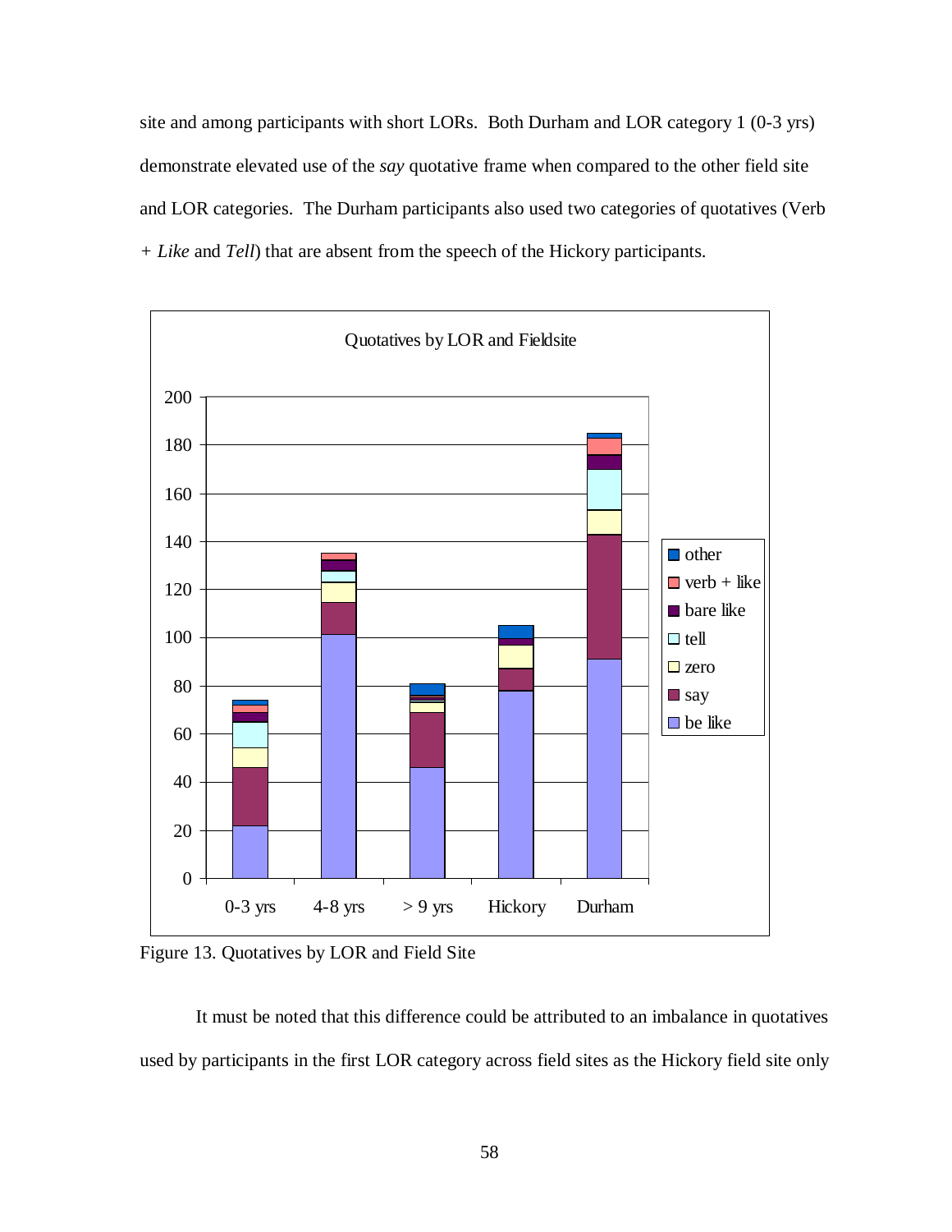site and among participants with short LORs. Both Durham and LOR category 1 (0-3 yrs) demonstrate elevated use of the *say* quotative frame when compared to the other field site and LOR categories. The Durham participants also used two categories of quotatives (Verb + *Like* and *Tell*) that are absent from the speech of the Hickory participants.

Figure 13. Quotatives by LOR and Field Site

It must be noted that this difference could be attributed to an imbalance in quotatives used by participants in the first LOR category across field sites as the Hickory field site only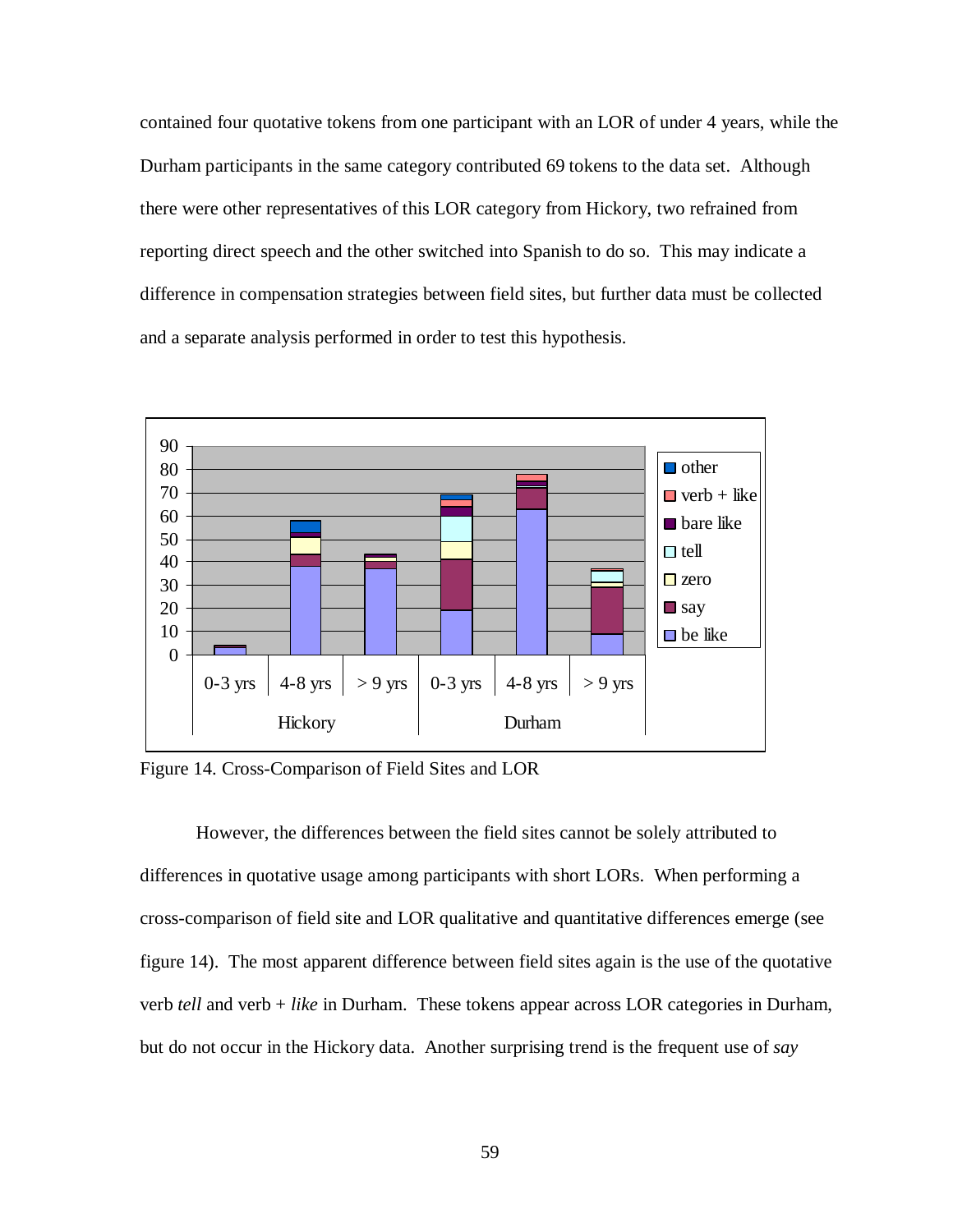contained four quotative tokens from one participant with an LOR of under 4 years, while the Durham participants in the same category contributed 69 tokens to the data set. Although there were other representatives of this LOR category from Hickory, two refrained from reporting direct speech and the other switched into Spanish to do so. This may indicate a difference in compensation strategies between field sites, but further data must be collected and a separate analysis performed in order to test this hypothesis.

Figure 14. Cross-Comparison of Field Sites and LOR

However, the differences between the field sites cannot be solely attributed to differences in quotative usage among participants with short LORs. When performing a cross-comparison of field site and LOR qualitative and quantitative differences emerge (see figure 14). The most apparent difference between field sites again is the use of the quotative verb *tell* and verb + *like* in Durham. These tokens appear across LOR categories in Durham, but do not occur in the Hickory data. Another surprising trend is the frequent use of *say*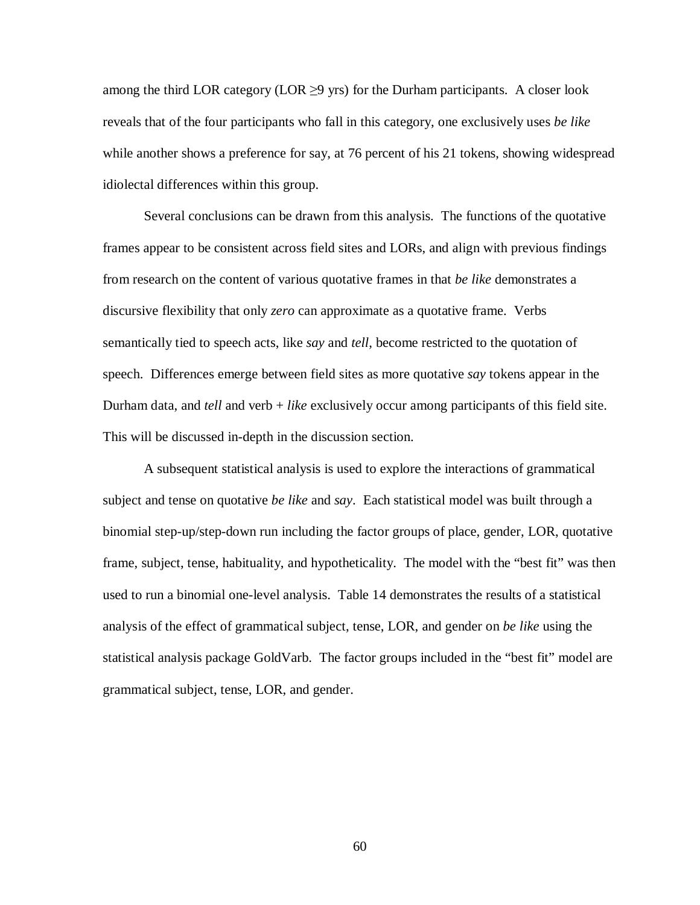among the third LOR category (LOR ≥9 yrs) for the Durham participants. A closer look reveals that of the four participants who fall in this category, one exclusively uses *be like* while another shows a preference for say, at 76 percent of his 21 tokens, showing widespread idiolectal differences within this group.

Several conclusions can be drawn from this analysis. The functions of the quotative frames appear to be consistent across field sites and LORs, and align with previous findings from research on the content of various quotative frames in that *be like* demonstrates a discursive flexibility that only *zero* can approximate as a quotative frame. Verbs semantically tied to speech acts, like *say* and *tell*, become restricted to the quotation of speech. Differences emerge between field sites as more quotative *say* tokens appear in the Durham data, and *tell* and verb + *like* exclusively occur among participants of this field site. This will be discussed in-depth in the discussion section.

A subsequent statistical analysis is used to explore the interactions of grammatical subject and tense on quotative *be like* and *say*. Each statistical model was built through a binomial step-up/step-down run including the factor groups of place, gender, LOR, quotative frame, subject, tense, habituality, and hypotheticality. The model with the "best fit" was then used to run a binomial one-level analysis. Table 14 demonstrates the results of a statistical analysis of the effect of grammatical subject, tense, LOR, and gender on *be like* using the statistical analysis package GoldVarb. The factor groups included in the "best fit" model are grammatical subject, tense, LOR, and gender.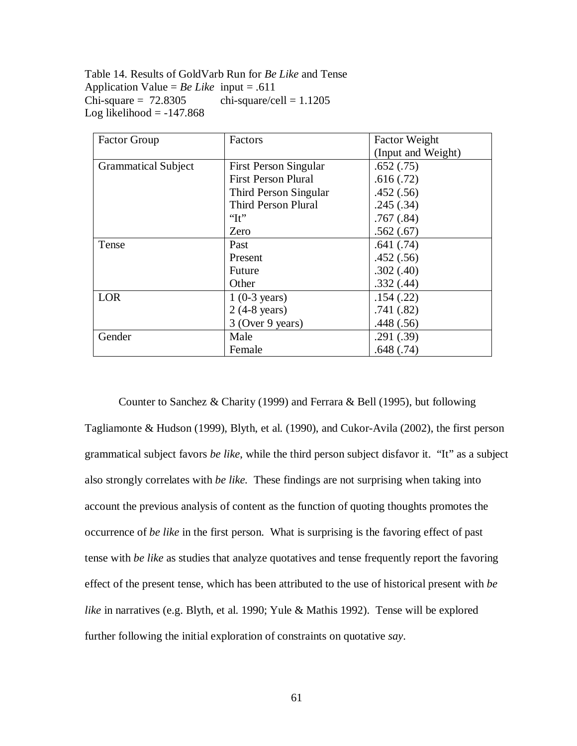Table 14. Results of GoldVarb Run for *Be Like* and Tense
Application Value = *Be Like* input = .611
Chi-square = 72.8305 chi-square/cell = 1.1205
Log likelihood = -147.868

| Factor Group | Factors | Factor Weight (Input and Weight) |
|---|---|---|
| Grammatical Subject | First Person Singular | .652 (.75) |
| | First Person Plural | .616 (.72) |
| | Third Person Singular | .452 (.56) |
| | Third Person Plural | .245 (.34) |
| | "It" | .767 (.84) |
| | Zero | .562 (.67) |
| Tense | Past | .641 (.74) |
| | Present | .452 (.56) |
| | Future | .302 (.40) |
| | Other | .332 (.44) |
| LOR | 1 (0-3 years) | .154 (.22) |
| | 2 (4-8 years) | .741 (.82) |
| | 3 (Over 9 years) | .448 (.56) |
| Gender | Male | .291 (.39) |
| | Female | .648 (.74) |

Counter to Sanchez & Charity (1999) and Ferrara & Bell (1995), but following Tagliamonte & Hudson (1999), Blyth, et al. (1990), and Cukor-Avila (2002), the first person grammatical subject favors *be like*, while the third person subject disfavor it. "It" as a subject also strongly correlates with *be like.* These findings are not surprising when taking into account the previous analysis of content as the function of quoting thoughts promotes the occurrence of *be like* in the first person. What is surprising is the favoring effect of past tense with *be like* as studies that analyze quotatives and tense frequently report the favoring effect of the present tense, which has been attributed to the use of historical present with *be like* in narratives (e.g. Blyth, et al. 1990; Yule & Mathis 1992). Tense will be explored further following the initial exploration of constraints on quotative *say*.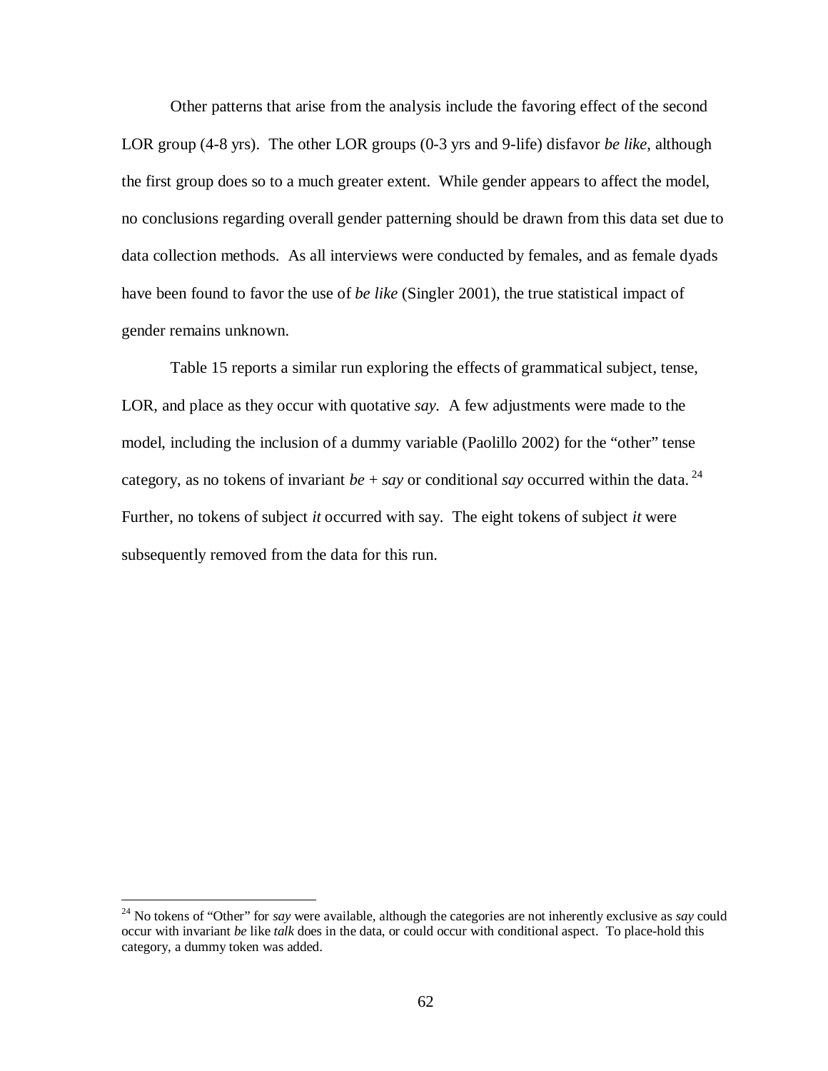Other patterns that arise from the analysis include the favoring effect of the second LOR group (4-8 yrs). The other LOR groups (0-3 yrs and 9-life) disfavor *be like*, although the first group does so to a much greater extent. While gender appears to affect the model, no conclusions regarding overall gender patterning should be drawn from this data set due to data collection methods. As all interviews were conducted by females, and as female dyads have been found to favor the use of *be like* (Singler 2001), the true statistical impact of gender remains unknown.

Table 15 reports a similar run exploring the effects of grammatical subject, tense, LOR, and place as they occur with quotative *say*. A few adjustments were made to the model, including the inclusion of a dummy variable (Paolillo 2002) for the "other" tense category, as no tokens of invariant *be* + *say* or conditional *say* occurred within the data.[24] Further, no tokens of subject *it* occurred with say. The eight tokens of subject *it* were subsequently removed from the data for this run.

---

[24] No tokens of "Other" for *say* were available, although the categories are not inherently exclusive as *say* could occur with invariant *be* like *talk* does in the data, or could occur with conditional aspect. To place-hold this category, a dummy token was added.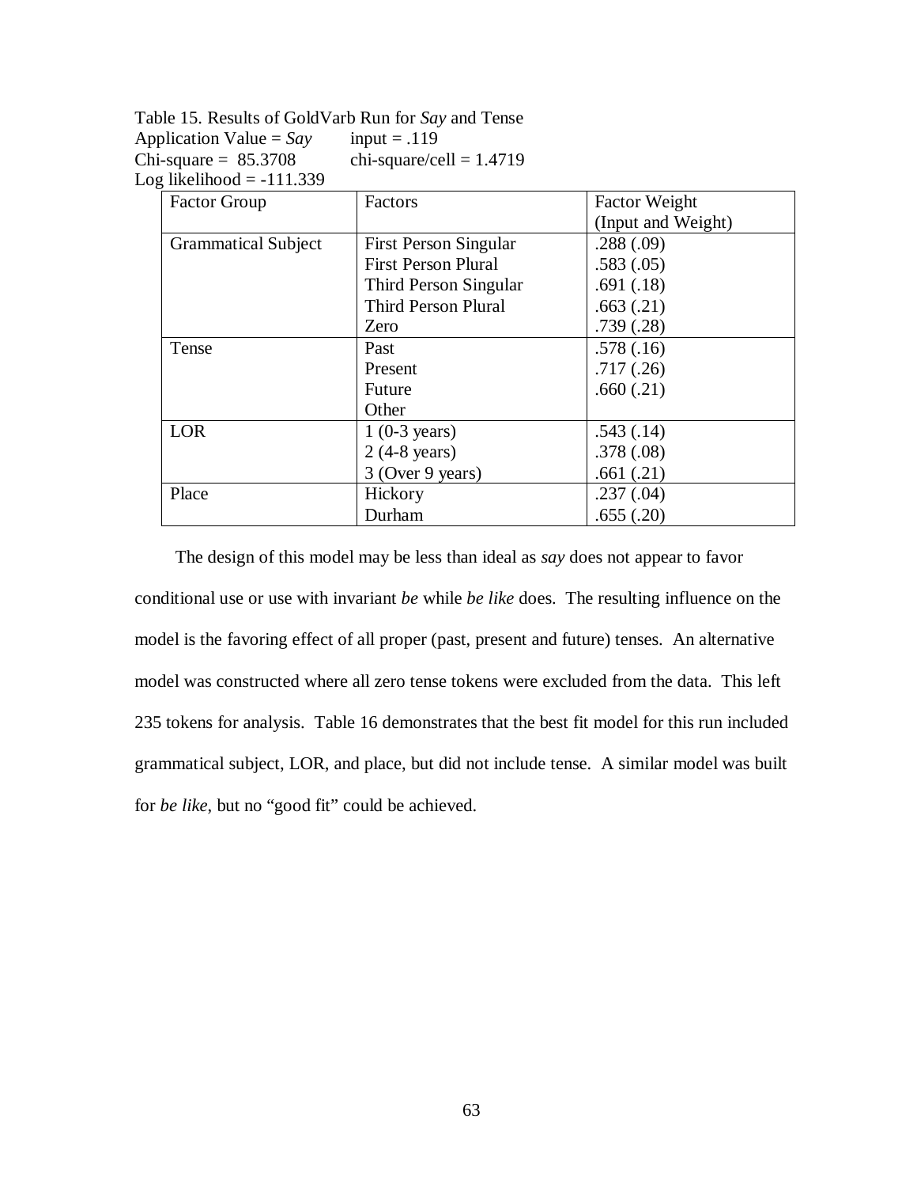Table 15. Results of GoldVarb Run for *Say* and Tense
Application Value = *Say*  input = .119
Chi-square = 85.3708  chi-square/cell = 1.4719
Log likelihood = -111.339

| Factor Group | Factors | Factor Weight (Input and Weight) |
|---|---|---|
| Grammatical Subject | First Person Singular | .288 (.09) |
| | First Person Plural | .583 (.05) |
| | Third Person Singular | .691 (.18) |
| | Third Person Plural | .663 (.21) |
| | Zero | .739 (.28) |
| Tense | Past | .578 (.16) |
| | Present | .717 (.26) |
| | Future | .660 (.21) |
| | Other | |
| LOR | 1 (0-3 years) | .543 (.14) |
| | 2 (4-8 years) | .378 (.08) |
| | 3 (Over 9 years) | .661 (.21) |
| Place | Hickory | .237 (.04) |
| | Durham | .655 (.20) |

The design of this model may be less than ideal as *say* does not appear to favor conditional use or use with invariant *be* while *be like* does. The resulting influence on the model is the favoring effect of all proper (past, present and future) tenses. An alternative model was constructed where all zero tense tokens were excluded from the data. This left 235 tokens for analysis. Table 16 demonstrates that the best fit model for this run included grammatical subject, LOR, and place, but did not include tense. A similar model was built for *be like*, but no "good fit" could be achieved.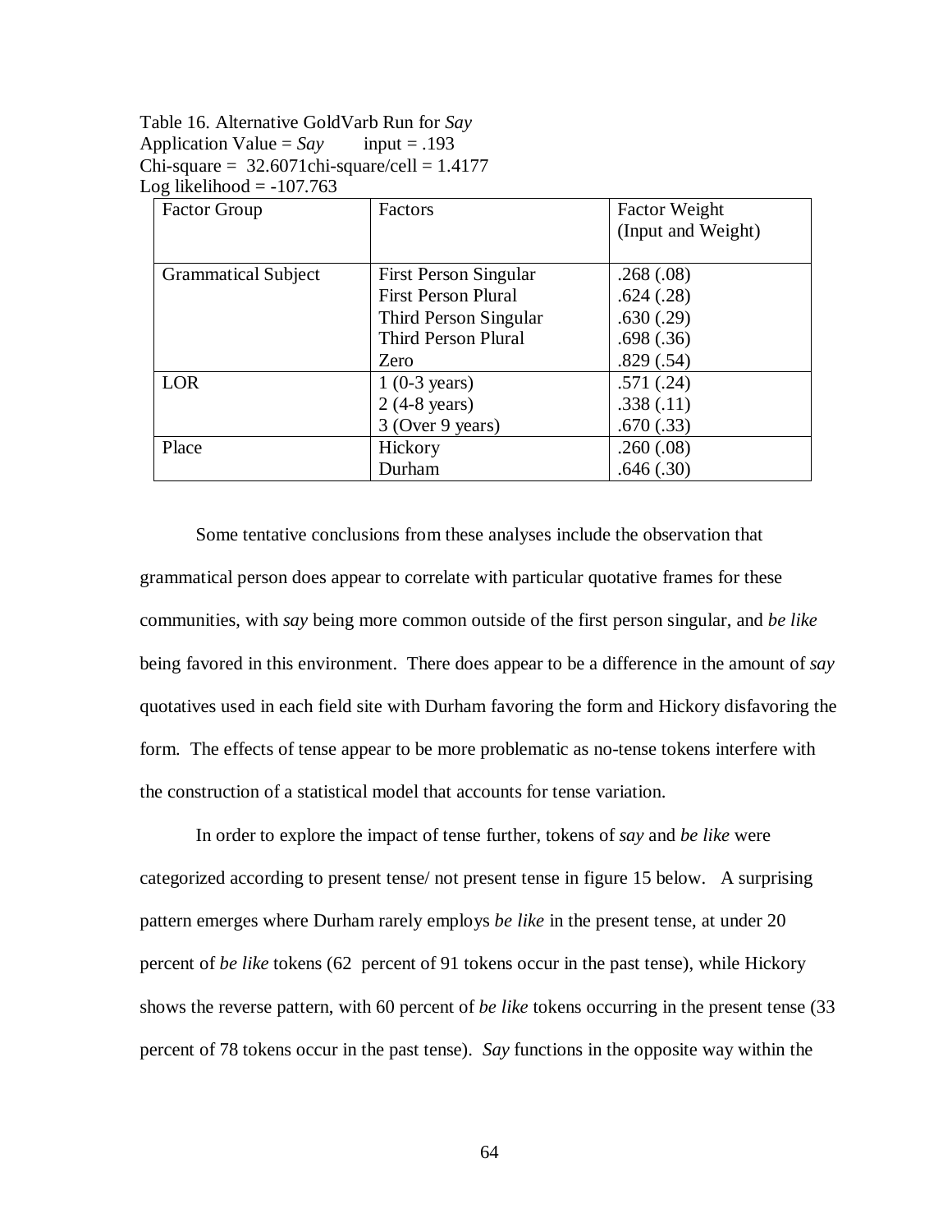Table 16. Alternative GoldVarb Run for *Say*
Application Value = *Say*  input = .193
Chi-square = 32.6071chi-square/cell = 1.4177
Log likelihood = -107.763

| Factor Group | Factors | Factor Weight (Input and Weight) |
|---|---|---|
| Grammatical Subject | First Person Singular | .268 (.08) |
| | First Person Plural | .624 (.28) |
| | Third Person Singular | .630 (.29) |
| | Third Person Plural | .698 (.36) |
| | Zero | .829 (.54) |
| LOR | 1 (0-3 years) | .571 (.24) |
| | 2 (4-8 years) | .338 (.11) |
| | 3 (Over 9 years) | .670 (.33) |
| Place | Hickory | .260 (.08) |
| | Durham | .646 (.30) |

Some tentative conclusions from these analyses include the observation that grammatical person does appear to correlate with particular quotative frames for these communities, with *say* being more common outside of the first person singular, and *be like* being favored in this environment. There does appear to be a difference in the amount of *say* quotatives used in each field site with Durham favoring the form and Hickory disfavoring the form. The effects of tense appear to be more problematic as no-tense tokens interfere with the construction of a statistical model that accounts for tense variation.

In order to explore the impact of tense further, tokens of *say* and *be like* were categorized according to present tense/ not present tense in figure 15 below. A surprising pattern emerges where Durham rarely employs *be like* in the present tense, at under 20 percent of *be like* tokens (62 percent of 91 tokens occur in the past tense), while Hickory shows the reverse pattern, with 60 percent of *be like* tokens occurring in the present tense (33 percent of 78 tokens occur in the past tense). *Say* functions in the opposite way within the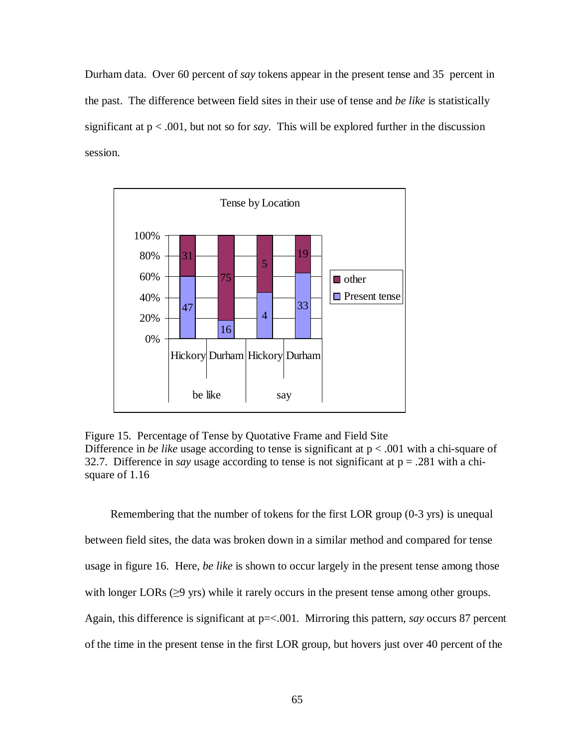Durham data. Over 60 percent of *say* tokens appear in the present tense and 35 percent in the past. The difference between field sites in their use of tense and *be like* is statistically significant at $p < .001$, but not so for *say*. This will be explored further in the discussion session.

Figure 15. Percentage of Tense by Quotative Frame and Field Site
Difference in *be like* usage according to tense is significant at $p < .001$ with a chi-square of 32.7. Difference in *say* usage according to tense is not significant at $p = .281$ with a chi-square of 1.16

Remembering that the number of tokens for the first LOR group (0-3 yrs) is unequal between field sites, the data was broken down in a similar method and compared for tense usage in figure 16. Here, *be like* is shown to occur largely in the present tense among those with longer LORs (≥9 yrs) while it rarely occurs in the present tense among other groups. Again, this difference is significant at p=<.001. Mirroring this pattern, *say* occurs 87 percent of the time in the present tense in the first LOR group, but hovers just over 40 percent of the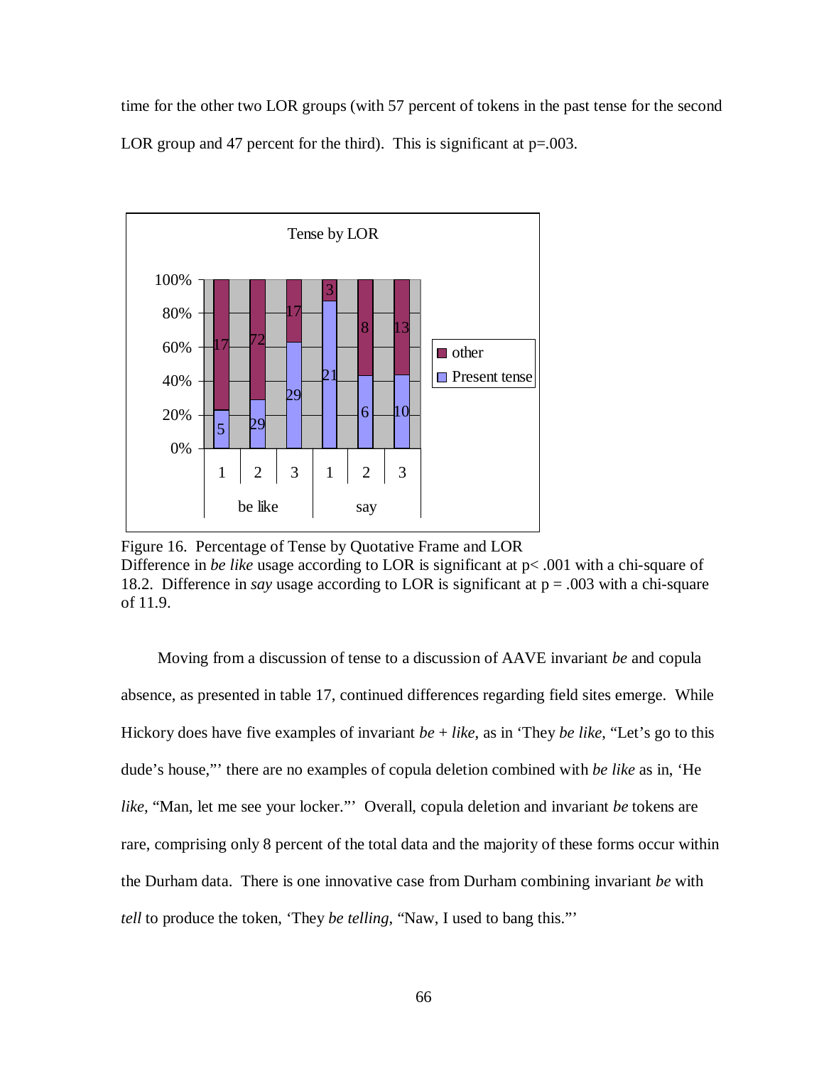time for the other two LOR groups (with 57 percent of tokens in the past tense for the second LOR group and 47 percent for the third). This is significant at p=.003.

| | be like 1 | be like 2 | be like 3 | say 1 | say 2 | say 3 |
|---|---|---|---|---|---|---|
| other | 17 | 72 | 17 | 3 | 8 | 13 |
| Present tense | 5 | 29 | 29 | 21 | 6 | 10 |

Figure 16. Percentage of Tense by Quotative Frame and LOR
Difference in *be like* usage according to LOR is significant at $p < .001$ with a chi-square of 18.2. Difference in *say* usage according to LOR is significant at $p = .003$ with a chi-square of 11.9.

Moving from a discussion of tense to a discussion of AAVE invariant *be* and copula absence, as presented in table 17, continued differences regarding field sites emerge. While Hickory does have five examples of invariant *be* + *like*, as in 'They *be like*, "Let's go to this dude's house,"' there are no examples of copula deletion combined with *be like* as in, 'He *like*, "Man, let me see your locker."' Overall, copula deletion and invariant *be* tokens are rare, comprising only 8 percent of the total data and the majority of these forms occur within the Durham data. There is one innovative case from Durham combining invariant *be* with *tell* to produce the token, 'They *be telling*, "Naw, I used to bang this."'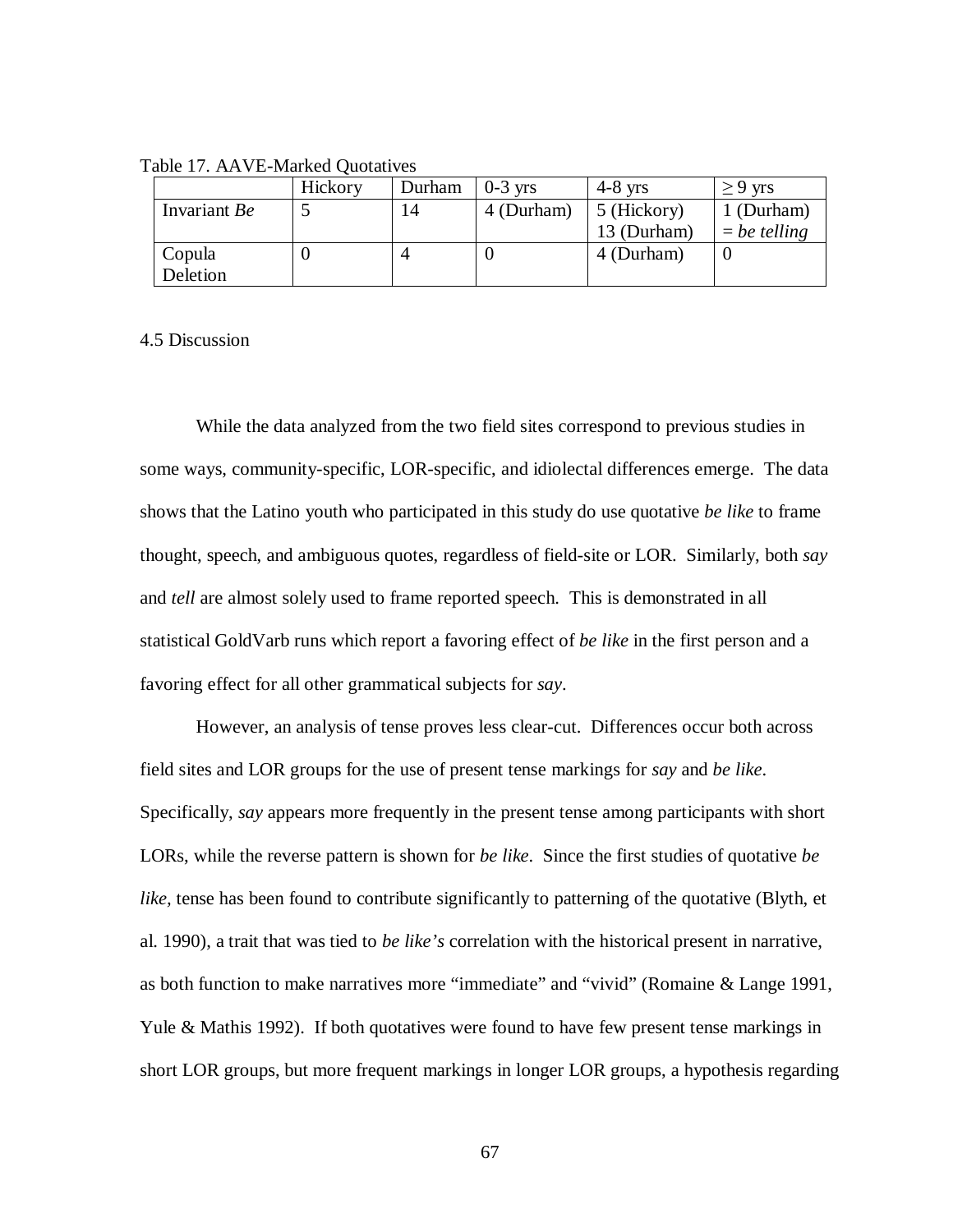Table 17. AAVE-Marked Quotatives

| | Hickory | Durham | 0-3 yrs | 4-8 yrs | $\geq$ 9 yrs |
|---|---|---|---|---|---|
| Invariant *Be* | 5 | 14 | 4 (Durham) | 5 (Hickory)<br>13 (Durham) | 1 (Durham)<br>= *be telling* |
| Copula Deletion | 0 | 4 | 0 | 4 (Durham) | 0 |

4.5 Discussion

While the data analyzed from the two field sites correspond to previous studies in some ways, community-specific, LOR-specific, and idiolectal differences emerge. The data shows that the Latino youth who participated in this study do use quotative *be like* to frame thought, speech, and ambiguous quotes, regardless of field-site or LOR. Similarly, both *say* and *tell* are almost solely used to frame reported speech. This is demonstrated in all statistical GoldVarb runs which report a favoring effect of *be like* in the first person and a favoring effect for all other grammatical subjects for *say*.

However, an analysis of tense proves less clear-cut. Differences occur both across field sites and LOR groups for the use of present tense markings for *say* and *be like*. Specifically, *say* appears more frequently in the present tense among participants with short LORs, while the reverse pattern is shown for *be like*. Since the first studies of quotative *be like,* tense has been found to contribute significantly to patterning of the quotative (Blyth, et al. 1990), a trait that was tied to *be like's* correlation with the historical present in narrative, as both function to make narratives more "immediate" and "vivid" (Romaine & Lange 1991, Yule & Mathis 1992). If both quotatives were found to have few present tense markings in short LOR groups, but more frequent markings in longer LOR groups, a hypothesis regarding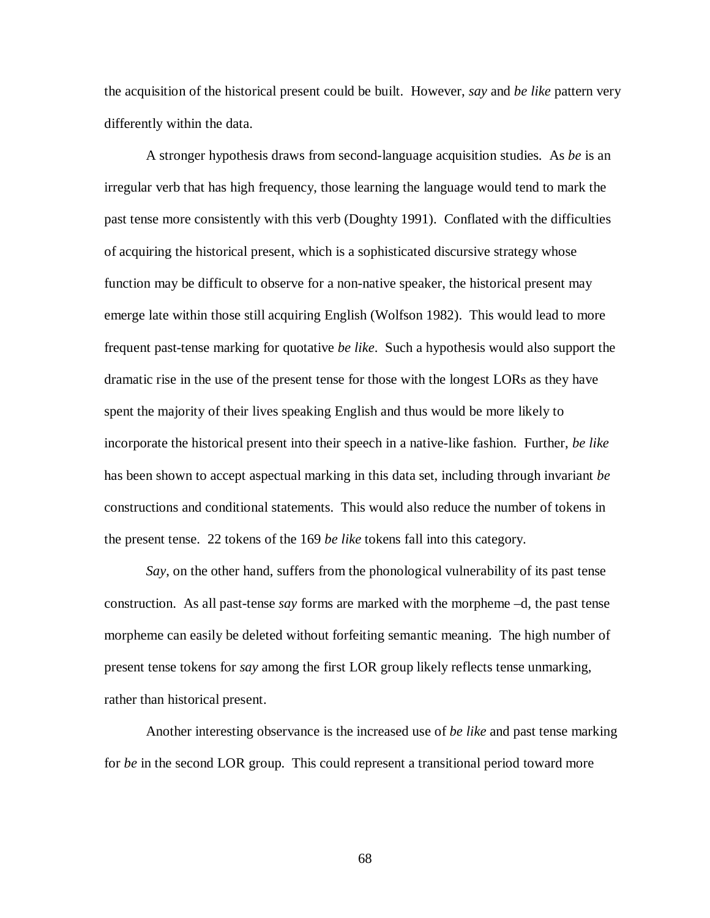the acquisition of the historical present could be built. However, *say* and *be like* pattern very differently within the data.

A stronger hypothesis draws from second-language acquisition studies. As *be* is an irregular verb that has high frequency, those learning the language would tend to mark the past tense more consistently with this verb (Doughty 1991). Conflated with the difficulties of acquiring the historical present, which is a sophisticated discursive strategy whose function may be difficult to observe for a non-native speaker, the historical present may emerge late within those still acquiring English (Wolfson 1982). This would lead to more frequent past-tense marking for quotative *be like*. Such a hypothesis would also support the dramatic rise in the use of the present tense for those with the longest LORs as they have spent the majority of their lives speaking English and thus would be more likely to incorporate the historical present into their speech in a native-like fashion. Further, *be like* has been shown to accept aspectual marking in this data set, including through invariant *be* constructions and conditional statements. This would also reduce the number of tokens in the present tense. 22 tokens of the 169 *be like* tokens fall into this category.

*Say*, on the other hand, suffers from the phonological vulnerability of its past tense construction. As all past-tense *say* forms are marked with the morpheme –d, the past tense morpheme can easily be deleted without forfeiting semantic meaning. The high number of present tense tokens for *say* among the first LOR group likely reflects tense unmarking, rather than historical present.

Another interesting observance is the increased use of *be like* and past tense marking for *be* in the second LOR group. This could represent a transitional period toward more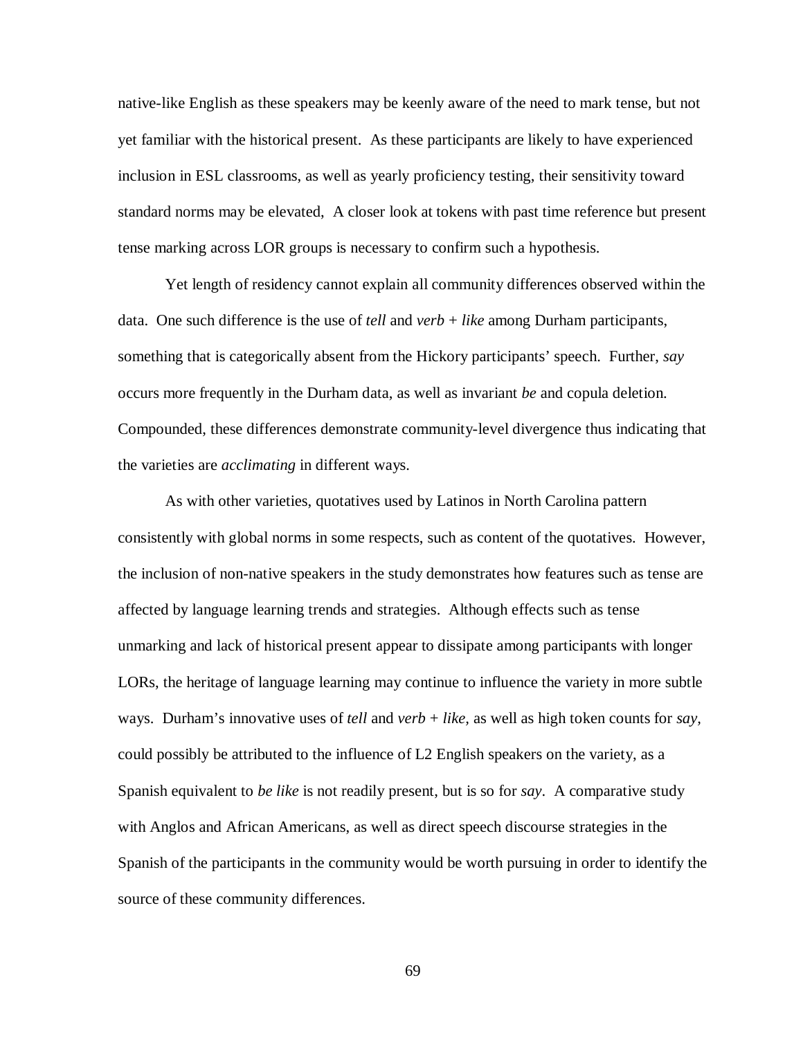native-like English as these speakers may be keenly aware of the need to mark tense, but not yet familiar with the historical present. As these participants are likely to have experienced inclusion in ESL classrooms, as well as yearly proficiency testing, their sensitivity toward standard norms may be elevated, A closer look at tokens with past time reference but present tense marking across LOR groups is necessary to confirm such a hypothesis.

Yet length of residency cannot explain all community differences observed within the data. One such difference is the use of *tell* and *verb* + *like* among Durham participants, something that is categorically absent from the Hickory participants' speech. Further, *say* occurs more frequently in the Durham data, as well as invariant *be* and copula deletion. Compounded, these differences demonstrate community-level divergence thus indicating that the varieties are *acclimating* in different ways.

As with other varieties, quotatives used by Latinos in North Carolina pattern consistently with global norms in some respects, such as content of the quotatives. However, the inclusion of non-native speakers in the study demonstrates how features such as tense are affected by language learning trends and strategies. Although effects such as tense unmarking and lack of historical present appear to dissipate among participants with longer LORs, the heritage of language learning may continue to influence the variety in more subtle ways. Durham's innovative uses of *tell* and *verb* + *like,* as well as high token counts for *say,* could possibly be attributed to the influence of L2 English speakers on the variety, as a Spanish equivalent to *be like* is not readily present, but is so for *say*. A comparative study with Anglos and African Americans, as well as direct speech discourse strategies in the Spanish of the participants in the community would be worth pursuing in order to identify the source of these community differences.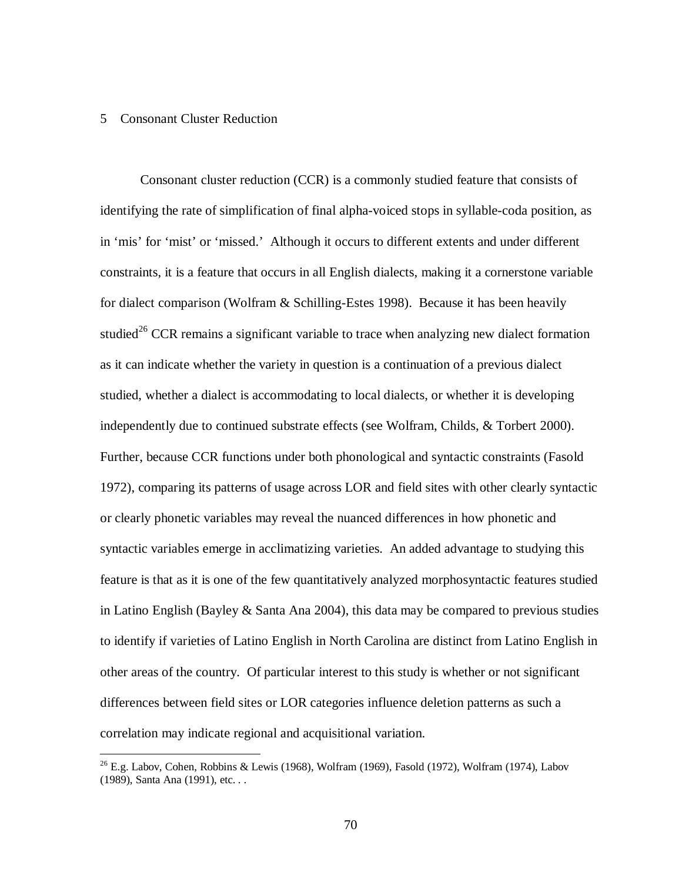# 5 Consonant Cluster Reduction

Consonant cluster reduction (CCR) is a commonly studied feature that consists of identifying the rate of simplification of final alpha-voiced stops in syllable-coda position, as in 'mis' for 'mist' or 'missed.' Although it occurs to different extents and under different constraints, it is a feature that occurs in all English dialects, making it a cornerstone variable for dialect comparison (Wolfram & Schilling-Estes 1998). Because it has been heavily studied[26] CCR remains a significant variable to trace when analyzing new dialect formation as it can indicate whether the variety in question is a continuation of a previous dialect studied, whether a dialect is accommodating to local dialects, or whether it is developing independently due to continued substrate effects (see Wolfram, Childs, & Torbert 2000). Further, because CCR functions under both phonological and syntactic constraints (Fasold 1972), comparing its patterns of usage across LOR and field sites with other clearly syntactic or clearly phonetic variables may reveal the nuanced differences in how phonetic and syntactic variables emerge in acclimatizing varieties. An added advantage to studying this feature is that as it is one of the few quantitatively analyzed morphosyntactic features studied in Latino English (Bayley & Santa Ana 2004), this data may be compared to previous studies to identify if varieties of Latino English in North Carolina are distinct from Latino English in other areas of the country. Of particular interest to this study is whether or not significant differences between field sites or LOR categories influence deletion patterns as such a correlation may indicate regional and acquisitional variation.

[26] E.g. Labov, Cohen, Robbins & Lewis (1968), Wolfram (1969), Fasold (1972), Wolfram (1974), Labov (1989), Santa Ana (1991), etc. . .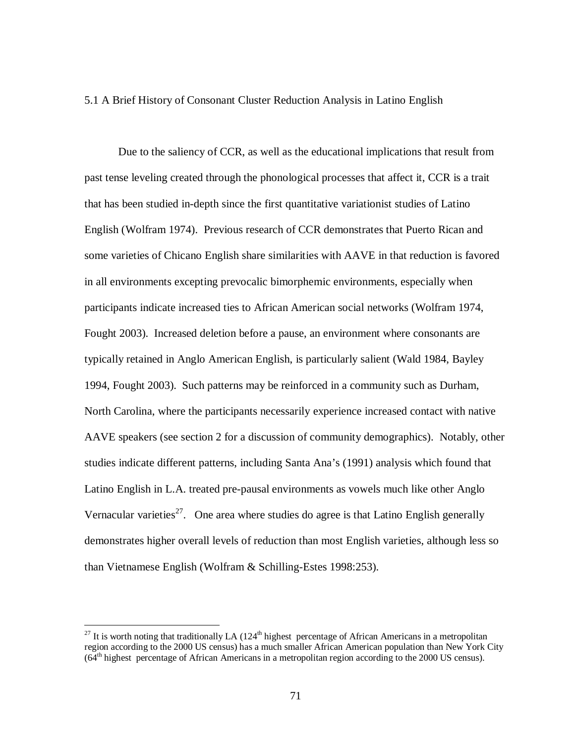## 5.1 A Brief History of Consonant Cluster Reduction Analysis in Latino English

Due to the saliency of CCR, as well as the educational implications that result from past tense leveling created through the phonological processes that affect it, CCR is a trait that has been studied in-depth since the first quantitative variationist studies of Latino English (Wolfram 1974). Previous research of CCR demonstrates that Puerto Rican and some varieties of Chicano English share similarities with AAVE in that reduction is favored in all environments excepting prevocalic bimorphemic environments, especially when participants indicate increased ties to African American social networks (Wolfram 1974, Fought 2003). Increased deletion before a pause, an environment where consonants are typically retained in Anglo American English, is particularly salient (Wald 1984, Bayley 1994, Fought 2003). Such patterns may be reinforced in a community such as Durham, North Carolina, where the participants necessarily experience increased contact with native AAVE speakers (see section 2 for a discussion of community demographics). Notably, other studies indicate different patterns, including Santa Ana's (1991) analysis which found that Latino English in L.A. treated pre-pausal environments as vowels much like other Anglo Vernacular varieties[27]. One area where studies do agree is that Latino English generally demonstrates higher overall levels of reduction than most English varieties, although less so than Vietnamese English (Wolfram & Schilling-Estes 1998:253).

---

[27] It is worth noting that traditionally LA (124th highest percentage of African Americans in a metropolitan region according to the 2000 US census) has a much smaller African American population than New York City (64th highest percentage of African Americans in a metropolitan region according to the 2000 US census).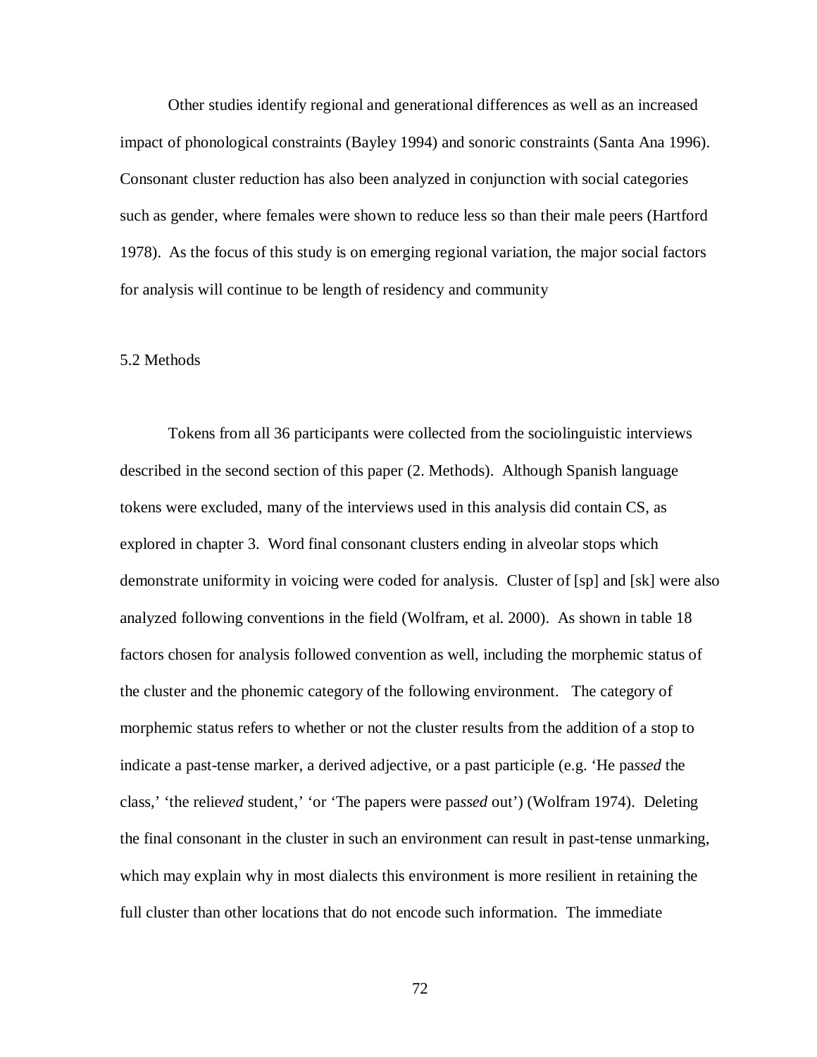Other studies identify regional and generational differences as well as an increased impact of phonological constraints (Bayley 1994) and sonoric constraints (Santa Ana 1996). Consonant cluster reduction has also been analyzed in conjunction with social categories such as gender, where females were shown to reduce less so than their male peers (Hartford 1978). As the focus of this study is on emerging regional variation, the major social factors for analysis will continue to be length of residency and community

## 5.2 Methods

Tokens from all 36 participants were collected from the sociolinguistic interviews described in the second section of this paper (2. Methods). Although Spanish language tokens were excluded, many of the interviews used in this analysis did contain CS, as explored in chapter 3. Word final consonant clusters ending in alveolar stops which demonstrate uniformity in voicing were coded for analysis. Cluster of [sp] and [sk] were also analyzed following conventions in the field (Wolfram, et al. 2000). As shown in table 18 factors chosen for analysis followed convention as well, including the morphemic status of the cluster and the phonemic category of the following environment. The category of morphemic status refers to whether or not the cluster results from the addition of a stop to indicate a past-tense marker, a derived adjective, or a past participle (e.g. 'He pa*ssed* the class,' 'the relie*ved* student,' 'or 'The papers were pa*ssed* out') (Wolfram 1974). Deleting the final consonant in the cluster in such an environment can result in past-tense unmarking, which may explain why in most dialects this environment is more resilient in retaining the full cluster than other locations that do not encode such information. The immediate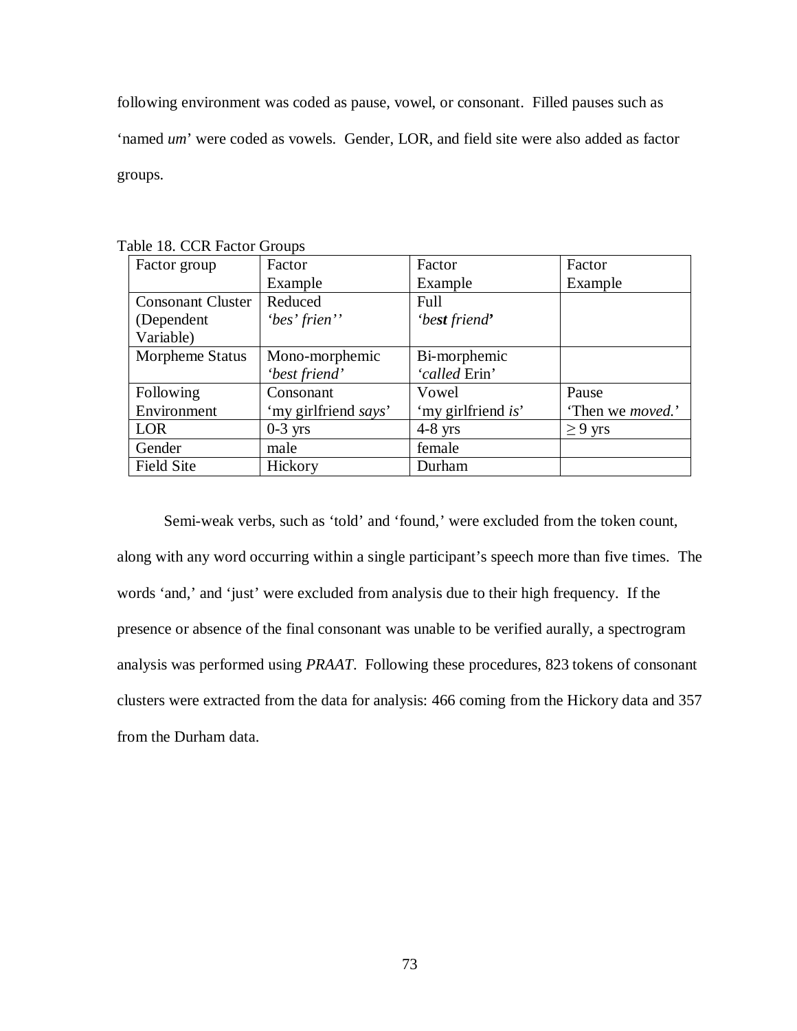following environment was coded as pause, vowel, or consonant. Filled pauses such as ‘named *um*’ were coded as vowels. Gender, LOR, and field site were also added as factor groups.

Table 18. CCR Factor Groups

| Factor group | Factor<br>Example | Factor<br>Example | Factor<br>Example |
|---|---|---|---|
| Consonant Cluster (Dependent Variable) | Reduced<br>*‘bes’ frien’’* | Full<br>*‘be**st** friend**’*** | |
| Morpheme Status | Mono-morphemic<br>*‘best friend’* | Bi-morphemic<br>*‘called* Erin’ | |
| Following Environment | Consonant<br>‘my girlfriend *says*’ | Vowel<br>‘my girlfriend *is*’ | Pause<br>‘Then we *moved.*’ |
| LOR | 0-3 yrs | 4-8 yrs | $\geq$ 9 yrs |
| Gender | male | female | |
| Field Site | Hickory | Durham | |

Semi-weak verbs, such as ‘told’ and ‘found,’ were excluded from the token count, along with any word occurring within a single participant’s speech more than five times. The words ‘and,’ and ‘just’ were excluded from analysis due to their high frequency. If the presence or absence of the final consonant was unable to be verified aurally, a spectrogram analysis was performed using *PRAAT*. Following these procedures, 823 tokens of consonant clusters were extracted from the data for analysis: 466 coming from the Hickory data and 357 from the Durham data.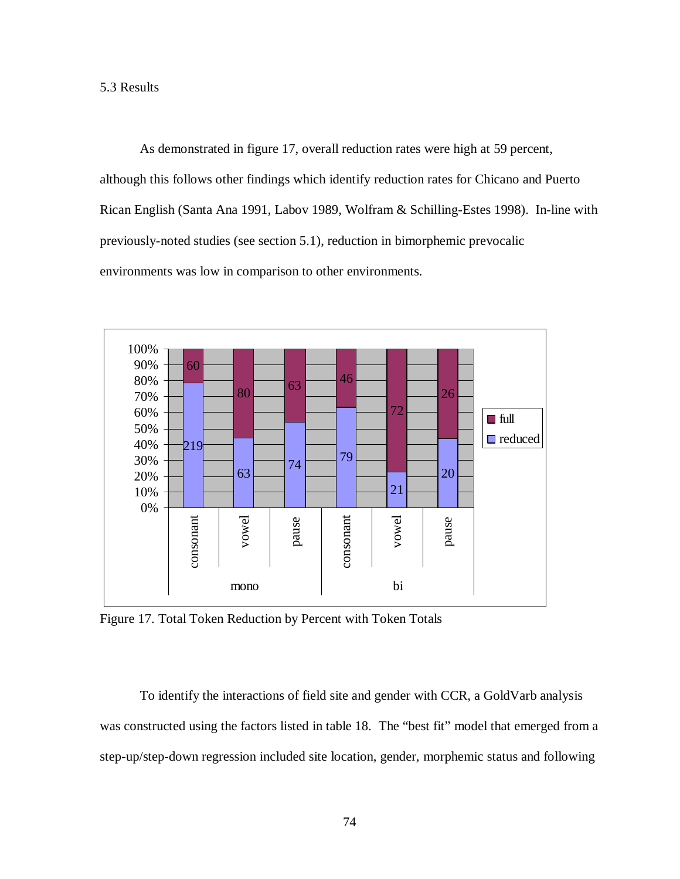5.3 Results

As demonstrated in figure 17, overall reduction rates were high at 59 percent, although this follows other findings which identify reduction rates for Chicano and Puerto Rican English (Santa Ana 1991, Labov 1989, Wolfram & Schilling-Estes 1998). In-line with previously-noted studies (see section 5.1), reduction in bimorphemic prevocalic environments was low in comparison to other environments.

| | mono consonant | mono vowel | mono pause | bi consonant | bi vowel | bi pause |
|---|---|---|---|---|---|---|
| full | 60 | 80 | 63 | 46 | 72 | 26 |
| reduced | 219 | 63 | 74 | 79 | 21 | 20 |

Figure 17. Total Token Reduction by Percent with Token Totals

To identify the interactions of field site and gender with CCR, a GoldVarb analysis was constructed using the factors listed in table 18. The "best fit" model that emerged from a step-up/step-down regression included site location, gender, morphemic status and following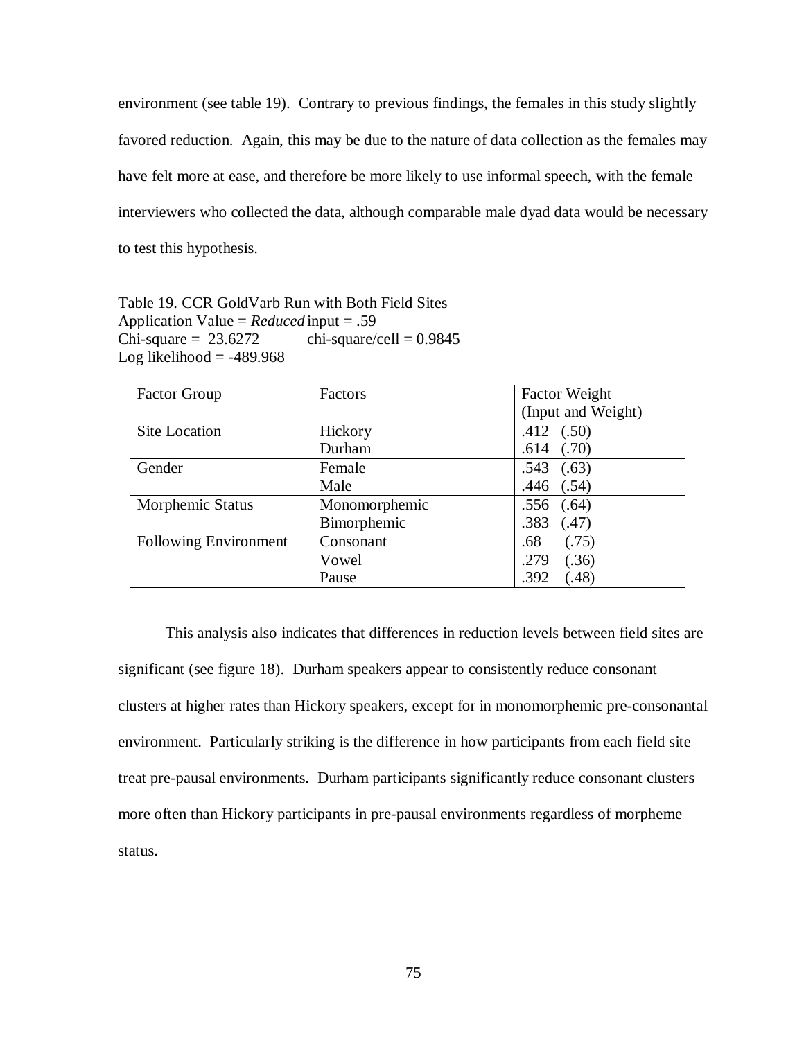environment (see table 19). Contrary to previous findings, the females in this study slightly favored reduction. Again, this may be due to the nature of data collection as the females may have felt more at ease, and therefore be more likely to use informal speech, with the female interviewers who collected the data, although comparable male dyad data would be necessary to test this hypothesis.

Table 19. CCR GoldVarb Run with Both Field Sites
Application Value = *Reduced* input = .59
Chi-square = 23.6272 chi-square/cell = 0.9845
Log likelihood = -489.968

| Factor Group | Factors | Factor Weight (Input and Weight) |
|---|---|---|
| Site Location | Hickory<br>Durham | .412 (.50)<br>.614 (.70) |
| Gender | Female<br>Male | .543 (.63)<br>.446 (.54) |
| Morphemic Status | Monomorphemic<br>Bimorphemic | .556 (.64)<br>.383 (.47) |
| Following Environment | Consonant<br>Vowel<br>Pause | .68 (.75)<br>.279 (.36)<br>.392 (.48) |

This analysis also indicates that differences in reduction levels between field sites are significant (see figure 18). Durham speakers appear to consistently reduce consonant clusters at higher rates than Hickory speakers, except for in monomorphemic pre-consonantal environment. Particularly striking is the difference in how participants from each field site treat pre-pausal environments. Durham participants significantly reduce consonant clusters more often than Hickory participants in pre-pausal environments regardless of morpheme status.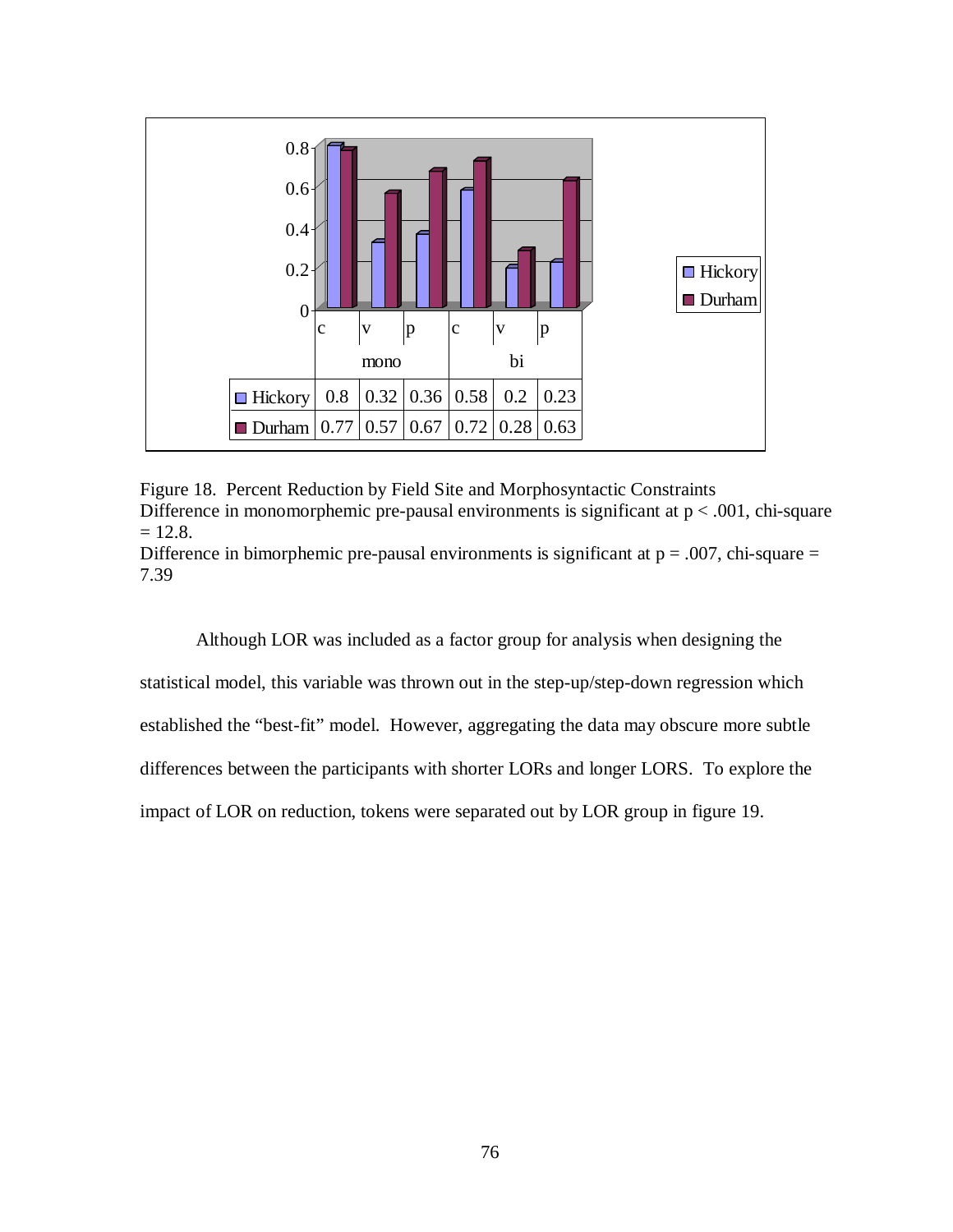|  | mono |  |  | bi |  |  |
|---|---|---|---|---|---|---|
|  | c | v | p | c | v | p |
| Hickory | 0.8 | 0.32 | 0.36 | 0.58 | 0.2 | 0.23 |
| Durham | 0.77 | 0.57 | 0.67 | 0.72 | 0.28 | 0.63 |

Figure 18. Percent Reduction by Field Site and Morphosyntactic Constraints
Difference in monomorphemic pre-pausal environments is significant at $p < .001$, chi-square = 12.8.
Difference in bimorphemic pre-pausal environments is significant at $p = .007$, chi-square = 7.39

Although LOR was included as a factor group for analysis when designing the statistical model, this variable was thrown out in the step-up/step-down regression which established the "best-fit" model. However, aggregating the data may obscure more subtle differences between the participants with shorter LORs and longer LORS. To explore the impact of LOR on reduction, tokens were separated out by LOR group in figure 19.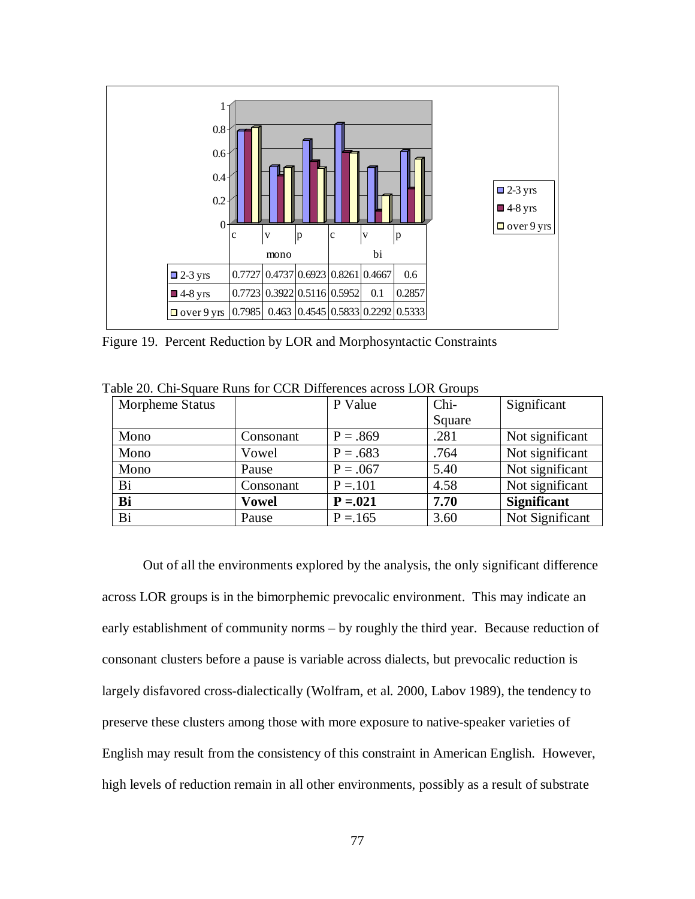| | mono | | | bi | | |
|---|---|---|---|---|---|---|
| | c | v | p | c | v | p |
| 2-3 yrs | 0.7727 | 0.4737 | 0.6923 | 0.8261 | 0.4667 | 0.6 |
| 4-8 yrs | 0.7723 | 0.3922 | 0.5116 | 0.5952 | 0.1 | 0.2857 |
| over 9 yrs | 0.7985 | 0.463 | 0.4545 | 0.5833 | 0.2292 | 0.5333 |

Figure 19. Percent Reduction by LOR and Morphosyntactic Constraints

Table 20. Chi-Square Runs for CCR Differences across LOR Groups

| Morpheme Status | | P Value | Chi-Square | Significant |
|---|---|---|---|---|
| Mono | Consonant | P = .869 | .281 | Not significant |
| Mono | Vowel | P = .683 | .764 | Not significant |
| Mono | Pause | P = .067 | 5.40 | Not significant |
| Bi | Consonant | P =.101 | 4.58 | Not significant |
| **Bi** | **Vowel** | **P =.021** | **7.70** | **Significant** |
| Bi | Pause | P =.165 | 3.60 | Not Significant |

Out of all the environments explored by the analysis, the only significant difference across LOR groups is in the bimorphemic prevocalic environment. This may indicate an early establishment of community norms – by roughly the third year. Because reduction of consonant clusters before a pause is variable across dialects, but prevocalic reduction is largely disfavored cross-dialectically (Wolfram, et al. 2000, Labov 1989), the tendency to preserve these clusters among those with more exposure to native-speaker varieties of English may result from the consistency of this constraint in American English. However, high levels of reduction remain in all other environments, possibly as a result of substrate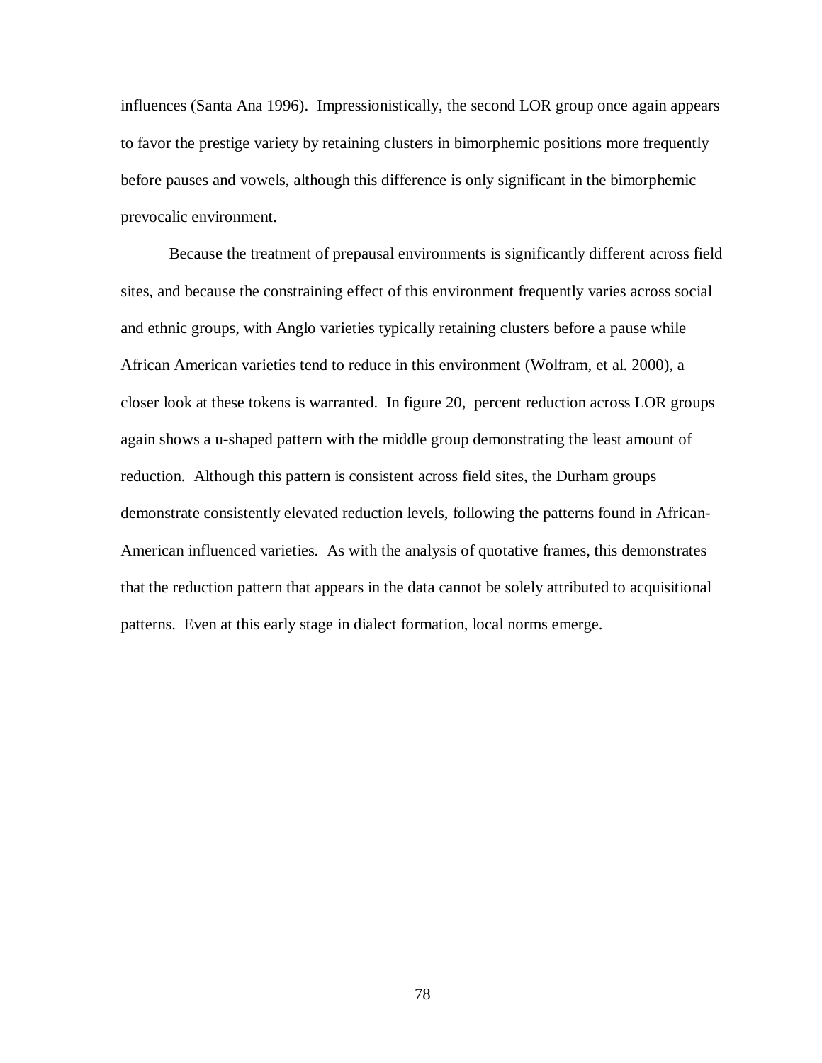influences (Santa Ana 1996). Impressionistically, the second LOR group once again appears to favor the prestige variety by retaining clusters in bimorphemic positions more frequently before pauses and vowels, although this difference is only significant in the bimorphemic prevocalic environment.

Because the treatment of prepausal environments is significantly different across field sites, and because the constraining effect of this environment frequently varies across social and ethnic groups, with Anglo varieties typically retaining clusters before a pause while African American varieties tend to reduce in this environment (Wolfram, et al. 2000), a closer look at these tokens is warranted. In figure 20, percent reduction across LOR groups again shows a u-shaped pattern with the middle group demonstrating the least amount of reduction. Although this pattern is consistent across field sites, the Durham groups demonstrate consistently elevated reduction levels, following the patterns found in African-American influenced varieties. As with the analysis of quotative frames, this demonstrates that the reduction pattern that appears in the data cannot be solely attributed to acquisitional patterns. Even at this early stage in dialect formation, local norms emerge.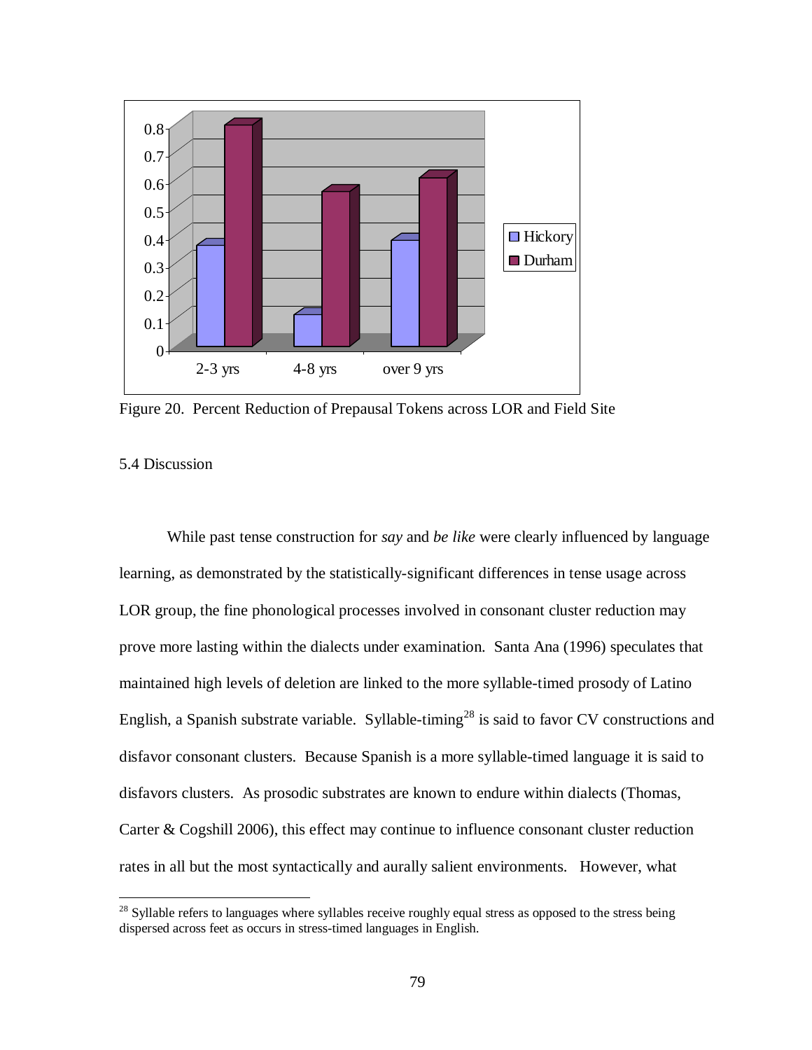Figure 20. Percent Reduction of Prepausal Tokens across LOR and Field Site

5.4 Discussion

While past tense construction for *say* and *be like* were clearly influenced by language learning, as demonstrated by the statistically-significant differences in tense usage across LOR group, the fine phonological processes involved in consonant cluster reduction may prove more lasting within the dialects under examination. Santa Ana (1996) speculates that maintained high levels of deletion are linked to the more syllable-timed prosody of Latino English, a Spanish substrate variable. Syllable-timing[28] is said to favor CV constructions and disfavor consonant clusters. Because Spanish is a more syllable-timed language it is said to disfavors clusters. As prosodic substrates are known to endure within dialects (Thomas, Carter & Cogshill 2006), this effect may continue to influence consonant cluster reduction rates in all but the most syntactically and aurally salient environments. However, what

[28] Syllable refers to languages where syllables receive roughly equal stress as opposed to the stress being dispersed across feet as occurs in stress-timed languages in English.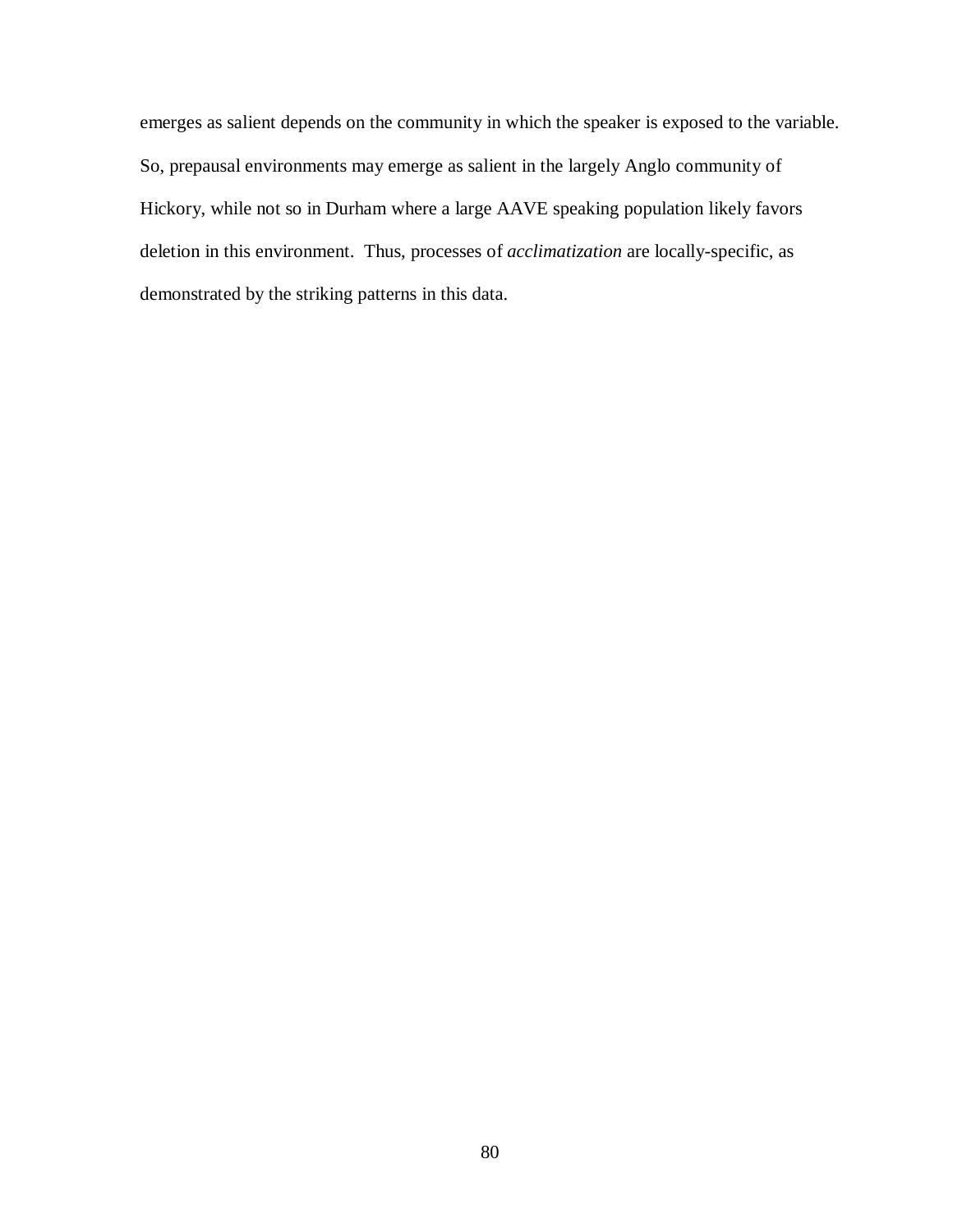emerges as salient depends on the community in which the speaker is exposed to the variable. So, prepausal environments may emerge as salient in the largely Anglo community of Hickory, while not so in Durham where a large AAVE speaking population likely favors deletion in this environment. Thus, processes of *acclimatization* are locally-specific, as demonstrated by the striking patterns in this data.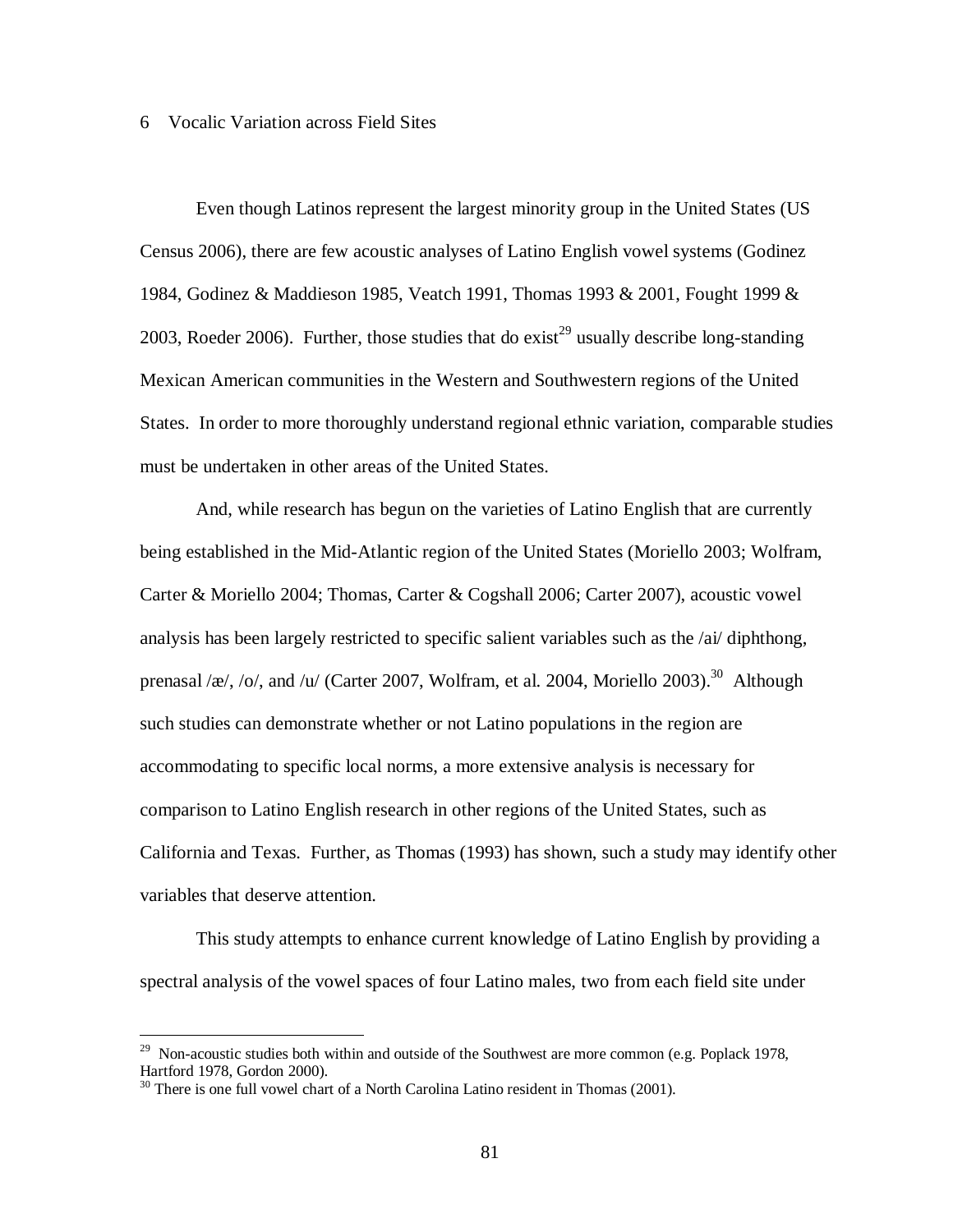# 6 Vocalic Variation across Field Sites

Even though Latinos represent the largest minority group in the United States (US Census 2006), there are few acoustic analyses of Latino English vowel systems (Godinez 1984, Godinez & Maddieson 1985, Veatch 1991, Thomas 1993 & 2001, Fought 1999 & 2003, Roeder 2006). Further, those studies that do exist[29] usually describe long-standing Mexican American communities in the Western and Southwestern regions of the United States. In order to more thoroughly understand regional ethnic variation, comparable studies must be undertaken in other areas of the United States.

And, while research has begun on the varieties of Latino English that are currently being established in the Mid-Atlantic region of the United States (Moriello 2003; Wolfram, Carter & Moriello 2004; Thomas, Carter & Cogshall 2006; Carter 2007), acoustic vowel analysis has been largely restricted to specific salient variables such as the /ai/ diphthong, prenasal /æ/, /o/, and /u/ (Carter 2007, Wolfram, et al. 2004, Moriello 2003).[30] Although such studies can demonstrate whether or not Latino populations in the region are accommodating to specific local norms, a more extensive analysis is necessary for comparison to Latino English research in other regions of the United States, such as California and Texas. Further, as Thomas (1993) has shown, such a study may identify other variables that deserve attention.

This study attempts to enhance current knowledge of Latino English by providing a spectral analysis of the vowel spaces of four Latino males, two from each field site under

---

[29] Non-acoustic studies both within and outside of the Southwest are more common (e.g. Poplack 1978, Hartford 1978, Gordon 2000).

[30] There is one full vowel chart of a North Carolina Latino resident in Thomas (2001).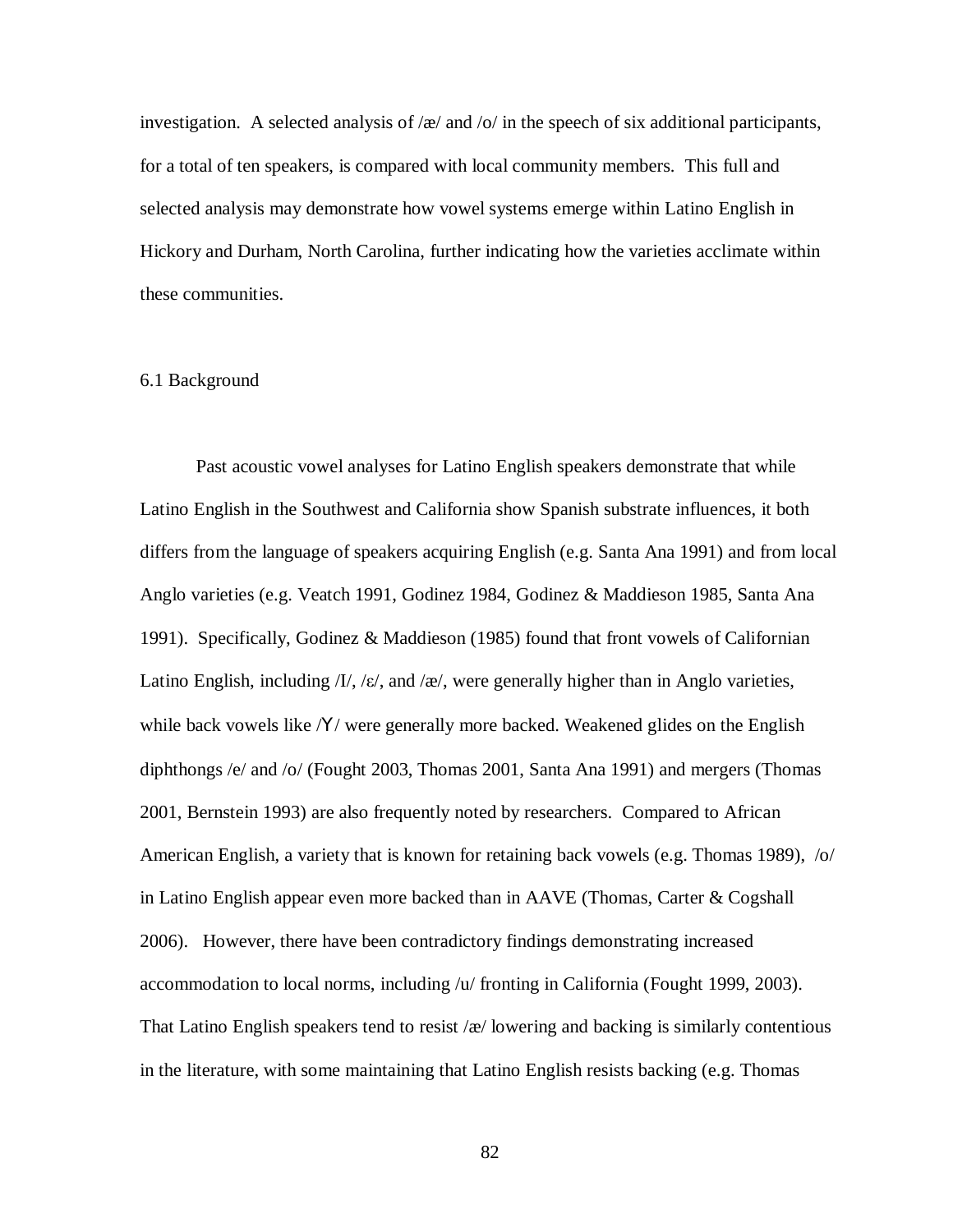investigation. A selected analysis of /æ/ and /o/ in the speech of six additional participants, for a total of ten speakers, is compared with local community members. This full and selected analysis may demonstrate how vowel systems emerge within Latino English in Hickory and Durham, North Carolina, further indicating how the varieties acclimate within these communities.

## 6.1 Background

Past acoustic vowel analyses for Latino English speakers demonstrate that while Latino English in the Southwest and California show Spanish substrate influences, it both differs from the language of speakers acquiring English (e.g. Santa Ana 1991) and from local Anglo varieties (e.g. Veatch 1991, Godinez 1984, Godinez & Maddieson 1985, Santa Ana 1991). Specifically, Godinez & Maddieson (1985) found that front vowels of Californian Latino English, including /I/, /ɛ/, and /æ/, were generally higher than in Anglo varieties, while back vowels like /ʏ/ were generally more backed. Weakened glides on the English diphthongs /e/ and /o/ (Fought 2003, Thomas 2001, Santa Ana 1991) and mergers (Thomas 2001, Bernstein 1993) are also frequently noted by researchers. Compared to African American English, a variety that is known for retaining back vowels (e.g. Thomas 1989), /o/ in Latino English appear even more backed than in AAVE (Thomas, Carter & Cogshall 2006). However, there have been contradictory findings demonstrating increased accommodation to local norms, including /u/ fronting in California (Fought 1999, 2003). That Latino English speakers tend to resist /æ/ lowering and backing is similarly contentious in the literature, with some maintaining that Latino English resists backing (e.g. Thomas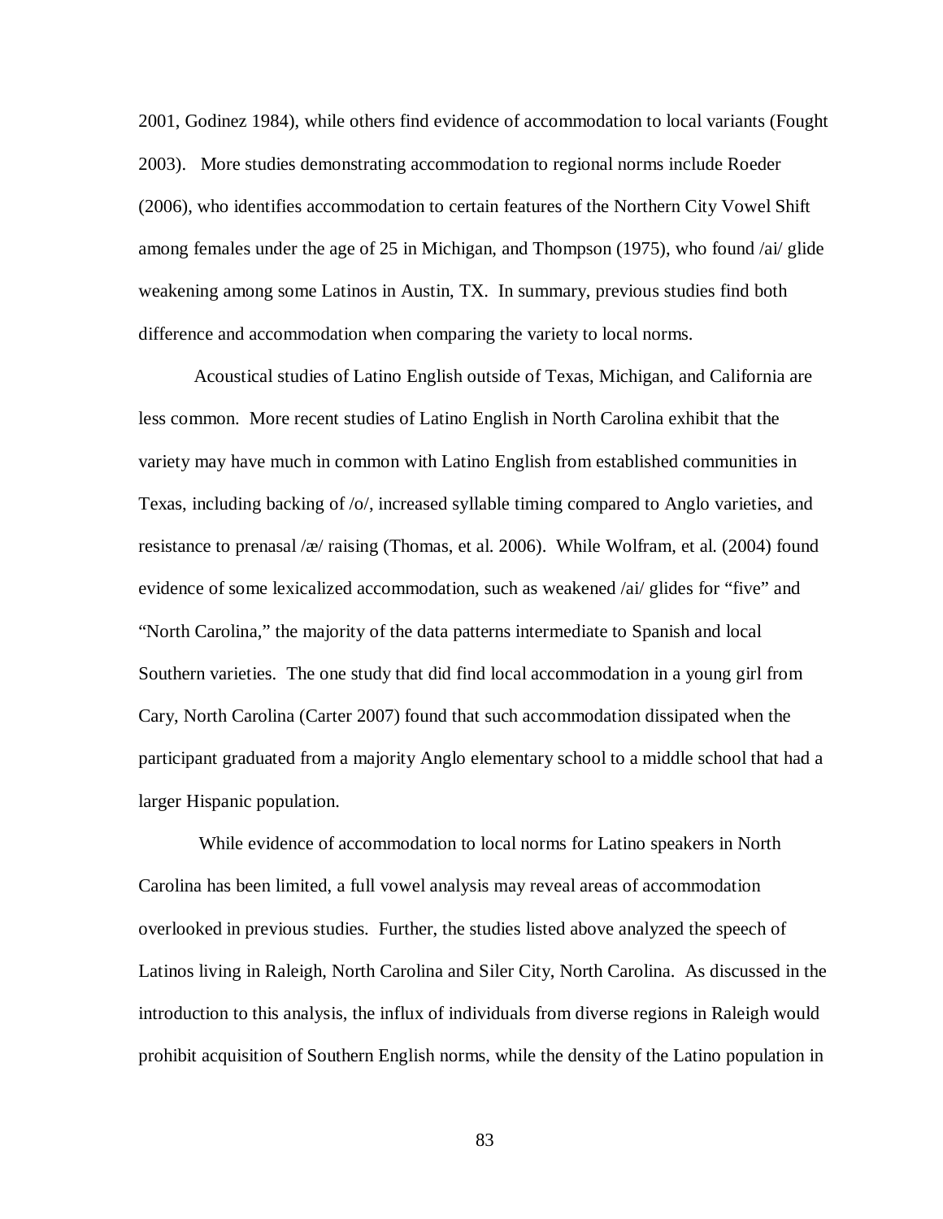2001, Godinez 1984), while others find evidence of accommodation to local variants (Fought 2003). More studies demonstrating accommodation to regional norms include Roeder (2006), who identifies accommodation to certain features of the Northern City Vowel Shift among females under the age of 25 in Michigan, and Thompson (1975), who found /ai/ glide weakening among some Latinos in Austin, TX. In summary, previous studies find both difference and accommodation when comparing the variety to local norms.

Acoustical studies of Latino English outside of Texas, Michigan, and California are less common. More recent studies of Latino English in North Carolina exhibit that the variety may have much in common with Latino English from established communities in Texas, including backing of /o/, increased syllable timing compared to Anglo varieties, and resistance to prenasal /æ/ raising (Thomas, et al. 2006). While Wolfram, et al. (2004) found evidence of some lexicalized accommodation, such as weakened /ai/ glides for "five" and "North Carolina," the majority of the data patterns intermediate to Spanish and local Southern varieties. The one study that did find local accommodation in a young girl from Cary, North Carolina (Carter 2007) found that such accommodation dissipated when the participant graduated from a majority Anglo elementary school to a middle school that had a larger Hispanic population.

While evidence of accommodation to local norms for Latino speakers in North Carolina has been limited, a full vowel analysis may reveal areas of accommodation overlooked in previous studies. Further, the studies listed above analyzed the speech of Latinos living in Raleigh, North Carolina and Siler City, North Carolina. As discussed in the introduction to this analysis, the influx of individuals from diverse regions in Raleigh would prohibit acquisition of Southern English norms, while the density of the Latino population in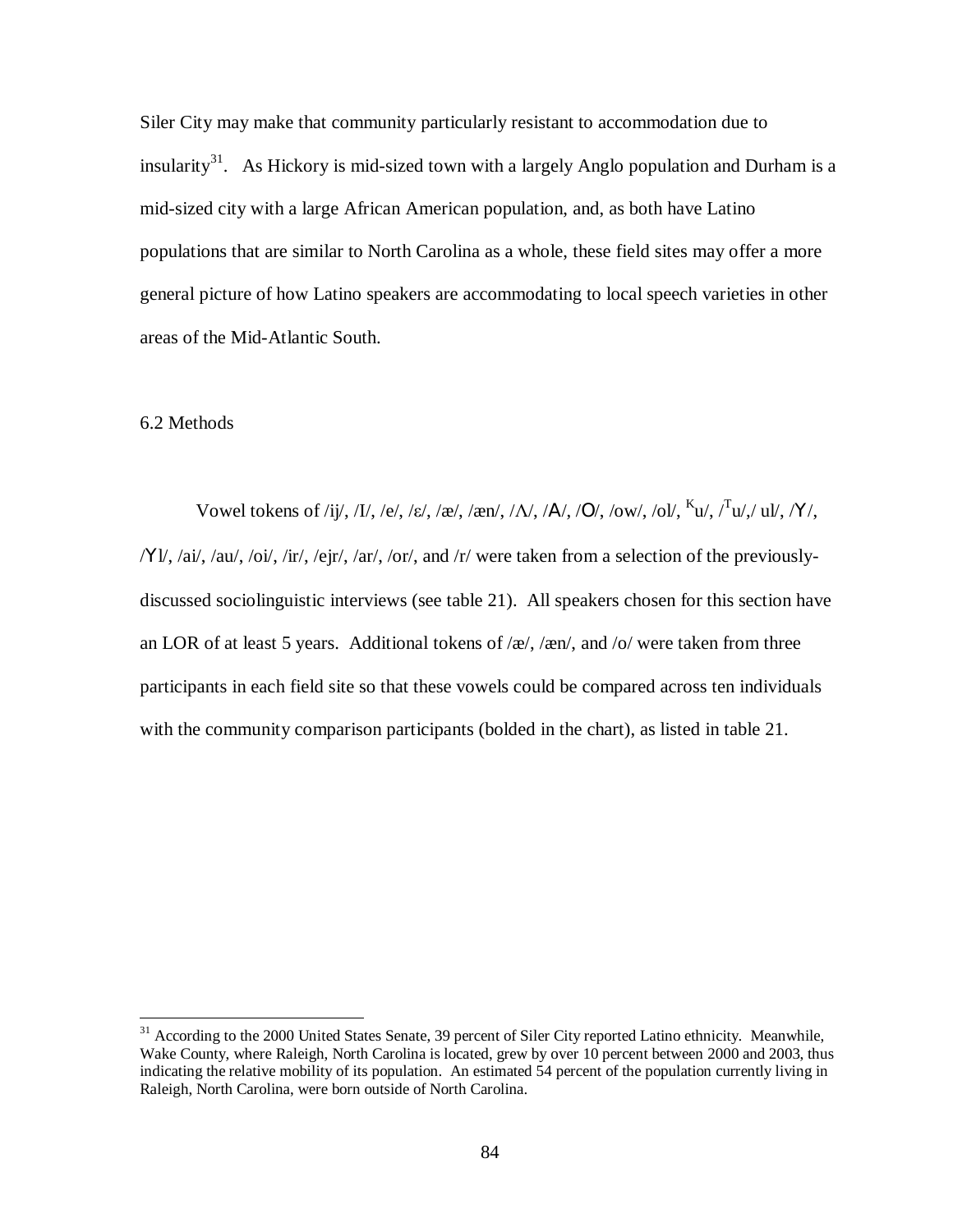Siler City may make that community particularly resistant to accommodation due to insularity[31]. As Hickory is mid-sized town with a largely Anglo population and Durham is a mid-sized city with a large African American population, and, as both have Latino populations that are similar to North Carolina as a whole, these field sites may offer a more general picture of how Latino speakers are accommodating to local speech varieties in other areas of the Mid-Atlantic South.

## 6.2 Methods

Vowel tokens of /ij/, /I/, /e/, /ɛ/, /æ/, /æn/, /Λ/, /A/, /O/, /ow/, /ol/, $^{K}$u/, /$^{T}$u/,/ ul/, /Y/, /Yl/, /ai/, /au/, /oi/, /ir/, /ejr/, /ar/, /or/, and /r/ were taken from a selection of the previously-discussed sociolinguistic interviews (see table 21). All speakers chosen for this section have an LOR of at least 5 years. Additional tokens of /æ/, /æn/, and /o/ were taken from three participants in each field site so that these vowels could be compared across ten individuals with the community comparison participants (bolded in the chart), as listed in table 21.

[31] According to the 2000 United States Senate, 39 percent of Siler City reported Latino ethnicity. Meanwhile, Wake County, where Raleigh, North Carolina is located, grew by over 10 percent between 2000 and 2003, thus indicating the relative mobility of its population. An estimated 54 percent of the population currently living in Raleigh, North Carolina, were born outside of North Carolina.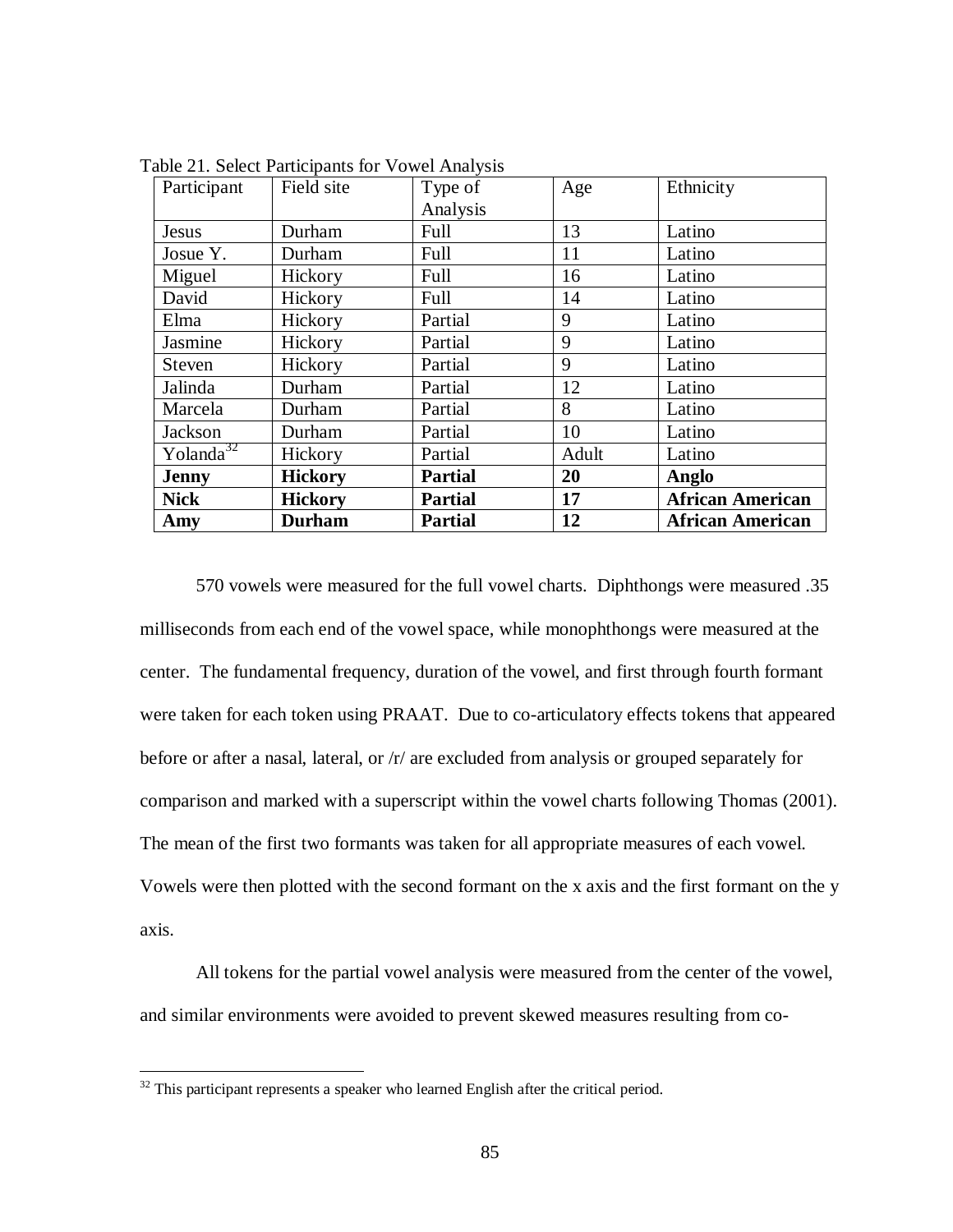Table 21. Select Participants for Vowel Analysis

| Participant | Field site | Type of Analysis | Age | Ethnicity |
|---|---|---|---|---|
| Jesus | Durham | Full | 13 | Latino |
| Josue Y. | Durham | Full | 11 | Latino |
| Miguel | Hickory | Full | 16 | Latino |
| David | Hickory | Full | 14 | Latino |
| Elma | Hickory | Partial | 9 | Latino |
| Jasmine | Hickory | Partial | 9 | Latino |
| Steven | Hickory | Partial | 9 | Latino |
| Jalinda | Durham | Partial | 12 | Latino |
| Marcela | Durham | Partial | 8 | Latino |
| Jackson | Durham | Partial | 10 | Latino |
| Yolanda[32] | Hickory | Partial | Adult | Latino |
| **Jenny** | **Hickory** | **Partial** | **20** | **Anglo** |
| **Nick** | **Hickory** | **Partial** | **17** | **African American** |
| **Amy** | **Durham** | **Partial** | **12** | **African American** |

570 vowels were measured for the full vowel charts. Diphthongs were measured .35 milliseconds from each end of the vowel space, while monophthongs were measured at the center. The fundamental frequency, duration of the vowel, and first through fourth formant were taken for each token using PRAAT. Due to co-articulatory effects tokens that appeared before or after a nasal, lateral, or /r/ are excluded from analysis or grouped separately for comparison and marked with a superscript within the vowel charts following Thomas (2001). The mean of the first two formants was taken for all appropriate measures of each vowel. Vowels were then plotted with the second formant on the x axis and the first formant on the y axis.

All tokens for the partial vowel analysis were measured from the center of the vowel, and similar environments were avoided to prevent skewed measures resulting from co-

[32] This participant represents a speaker who learned English after the critical period.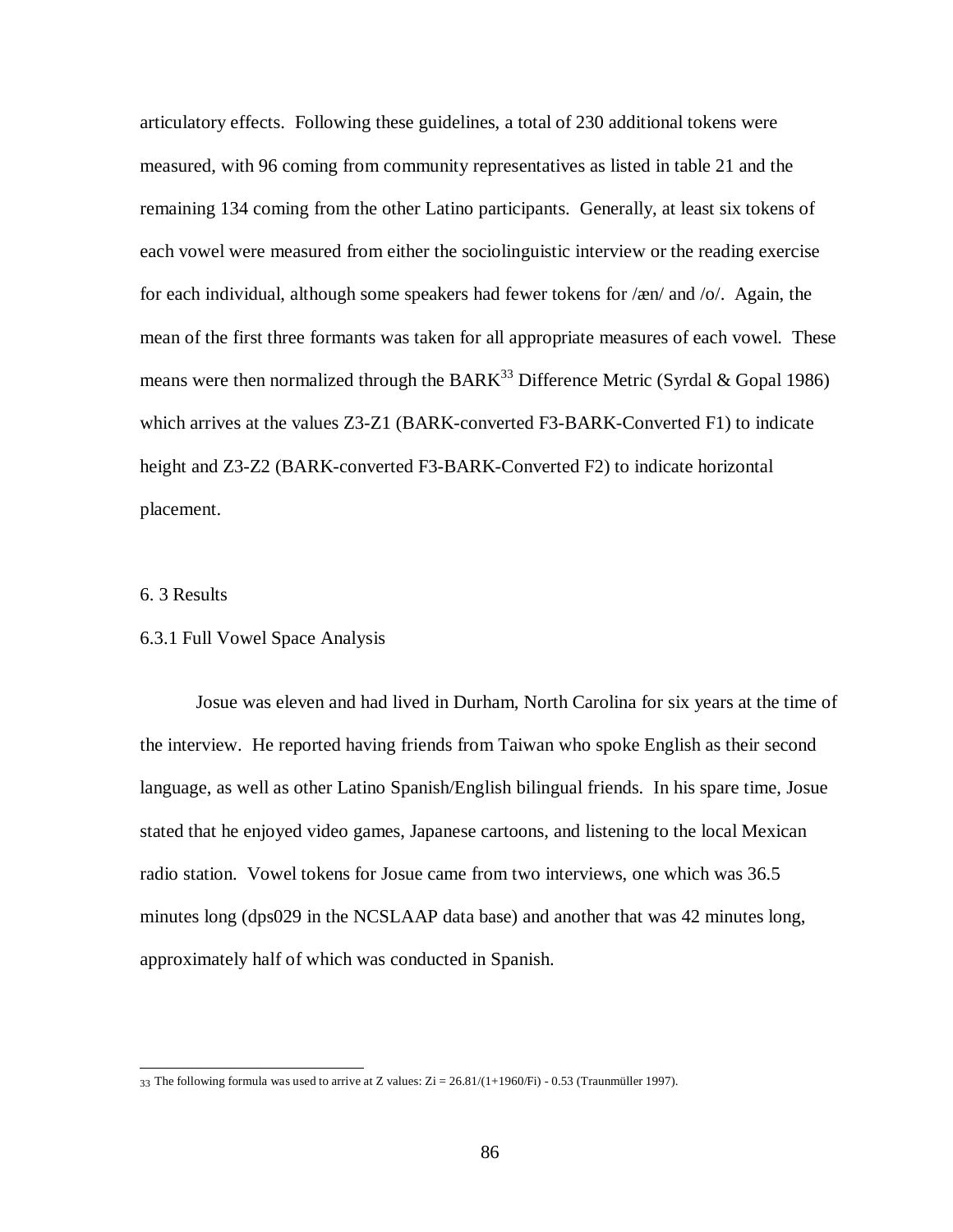articulatory effects. Following these guidelines, a total of 230 additional tokens were measured, with 96 coming from community representatives as listed in table 21 and the remaining 134 coming from the other Latino participants. Generally, at least six tokens of each vowel were measured from either the sociolinguistic interview or the reading exercise for each individual, although some speakers had fewer tokens for /æn/ and /o/. Again, the mean of the first three formants was taken for all appropriate measures of each vowel. These means were then normalized through the BARK[33] Difference Metric (Syrdal & Gopal 1986) which arrives at the values Z3-Z1 (BARK-converted F3-BARK-Converted F1) to indicate height and Z3-Z2 (BARK-converted F3-BARK-Converted F2) to indicate horizontal placement.

## 6. 3 Results

### 6.3.1 Full Vowel Space Analysis

Josue was eleven and had lived in Durham, North Carolina for six years at the time of the interview. He reported having friends from Taiwan who spoke English as their second language, as well as other Latino Spanish/English bilingual friends. In his spare time, Josue stated that he enjoyed video games, Japanese cartoons, and listening to the local Mexican radio station. Vowel tokens for Josue came from two interviews, one which was 36.5 minutes long (dps029 in the NCSLAAP data base) and another that was 42 minutes long, approximately half of which was conducted in Spanish.

---

[33] The following formula was used to arrive at Z values: $Z_i = 26.81/(1+1960/F_i) - 0.53$ (Traunmüller 1997).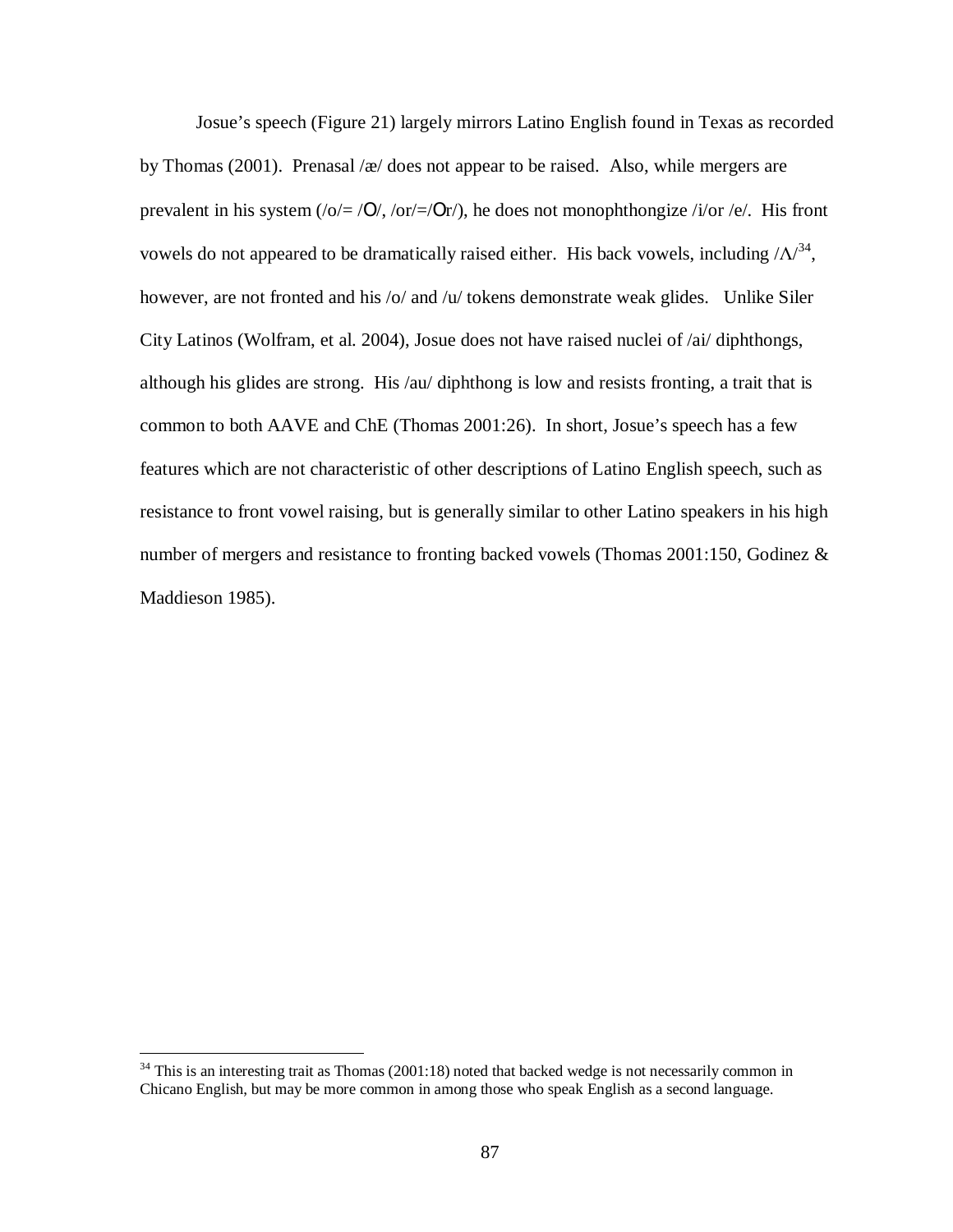Josue's speech (Figure 21) largely mirrors Latino English found in Texas as recorded by Thomas (2001). Prenasal /æ/ does not appear to be raised. Also, while mergers are prevalent in his system (/o/= /ɔ/, /or/=/ɔr/), he does not monophthongize /i/or /e/. His front vowels do not appeared to be dramatically raised either. His back vowels, including /ʌ/[34], however, are not fronted and his /o/ and /u/ tokens demonstrate weak glides. Unlike Siler City Latinos (Wolfram, et al. 2004), Josue does not have raised nuclei of /ai/ diphthongs, although his glides are strong. His /au/ diphthong is low and resists fronting, a trait that is common to both AAVE and ChE (Thomas 2001:26). In short, Josue's speech has a few features which are not characteristic of other descriptions of Latino English speech, such as resistance to front vowel raising, but is generally similar to other Latino speakers in his high number of mergers and resistance to fronting backed vowels (Thomas 2001:150, Godinez & Maddieson 1985).

---

[34] This is an interesting trait as Thomas (2001:18) noted that backed wedge is not necessarily common in Chicano English, but may be more common in among those who speak English as a second language.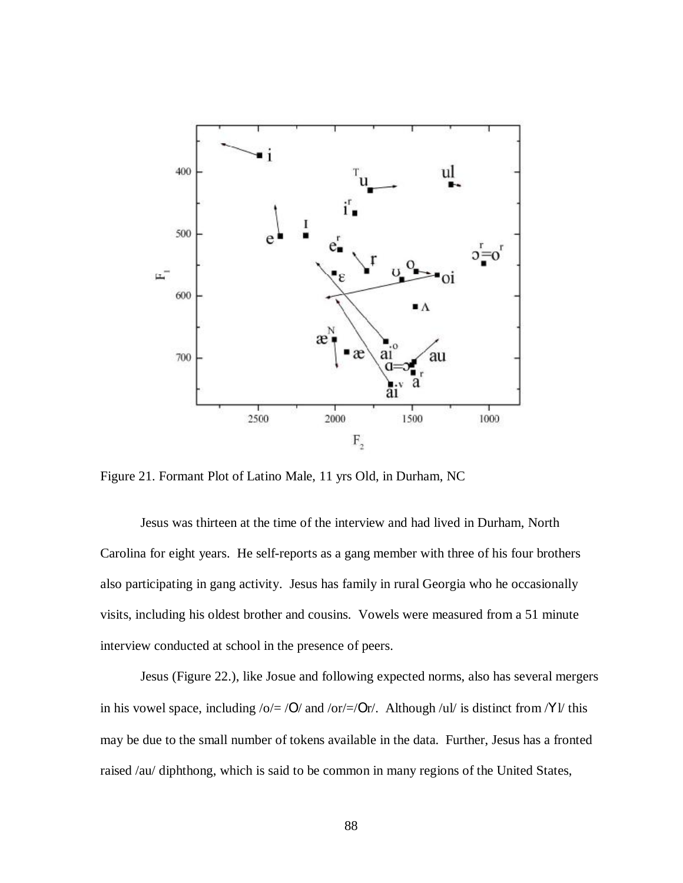Figure 21. Formant Plot of Latino Male, 11 yrs Old, in Durham, NC

Jesus was thirteen at the time of the interview and had lived in Durham, North Carolina for eight years. He self-reports as a gang member with three of his four brothers also participating in gang activity. Jesus has family in rural Georgia who he occasionally visits, including his oldest brother and cousins. Vowels were measured from a 51 minute interview conducted at school in the presence of peers.

Jesus (Figure 22.), like Josue and following expected norms, also has several mergers in his vowel space, including /o/= /O/ and /or/=/Or/. Although /ul/ is distinct from /Yl/ this may be due to the small number of tokens available in the data. Further, Jesus has a fronted raised /au/ diphthong, which is said to be common in many regions of the United States,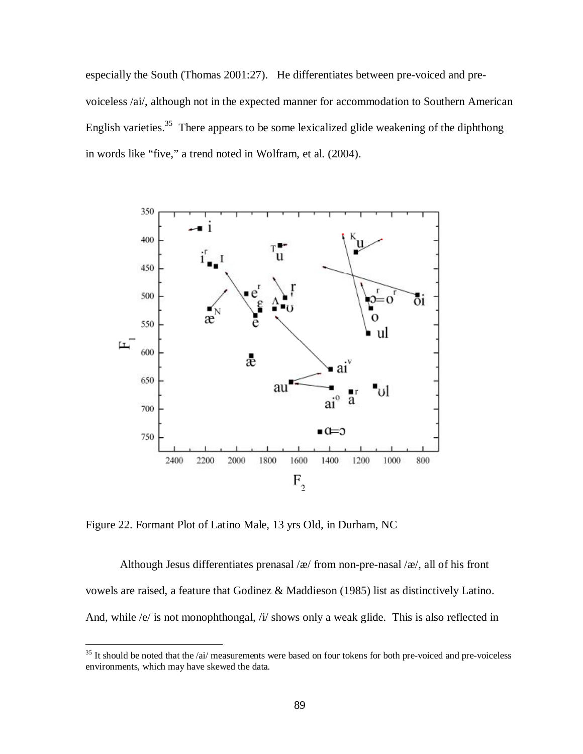especially the South (Thomas 2001:27). He differentiates between pre-voiced and pre-voiceless /ai/, although not in the expected manner for accommodation to Southern American English varieties.[35] There appears to be some lexicalized glide weakening of the diphthong in words like "five," a trend noted in Wolfram, et al. (2004).

Figure 22. Formant Plot of Latino Male, 13 yrs Old, in Durham, NC

Although Jesus differentiates prenasal /æ/ from non-pre-nasal /æ/, all of his front vowels are raised, a feature that Godinez & Maddieson (1985) list as distinctively Latino. And, while /e/ is not monophthongal, /i/ shows only a weak glide. This is also reflected in

[35] It should be noted that the /ai/ measurements were based on four tokens for both pre-voiced and pre-voiceless environments, which may have skewed the data.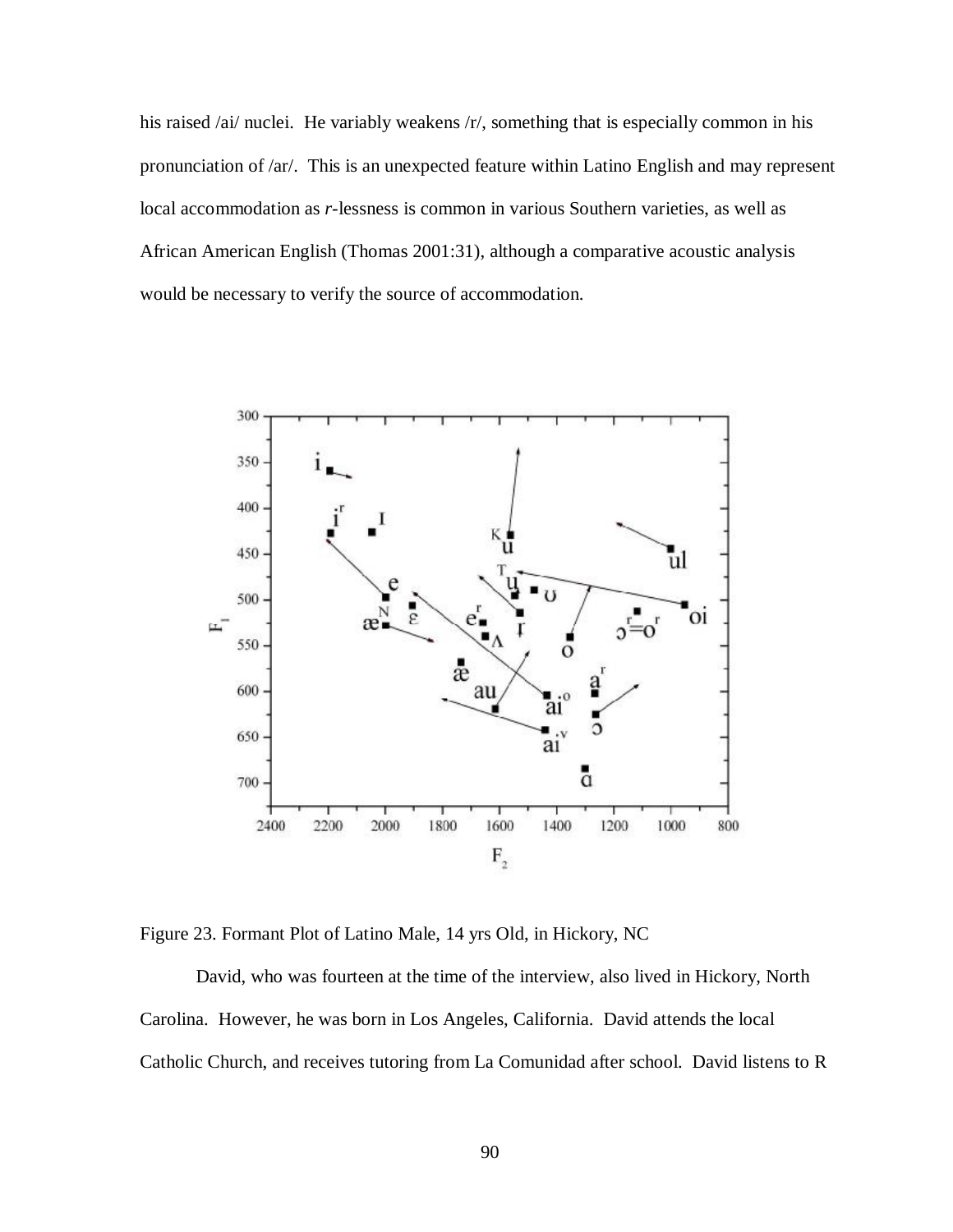his raised /ai/ nuclei. He variably weakens /r/, something that is especially common in his pronunciation of /ar/. This is an unexpected feature within Latino English and may represent local accommodation as *r*-lessness is common in various Southern varieties, as well as African American English (Thomas 2001:31), although a comparative acoustic analysis would be necessary to verify the source of accommodation.

Figure 23. Formant Plot of Latino Male, 14 yrs Old, in Hickory, NC

David, who was fourteen at the time of the interview, also lived in Hickory, North Carolina. However, he was born in Los Angeles, California. David attends the local Catholic Church, and receives tutoring from La Comunidad after school. David listens to R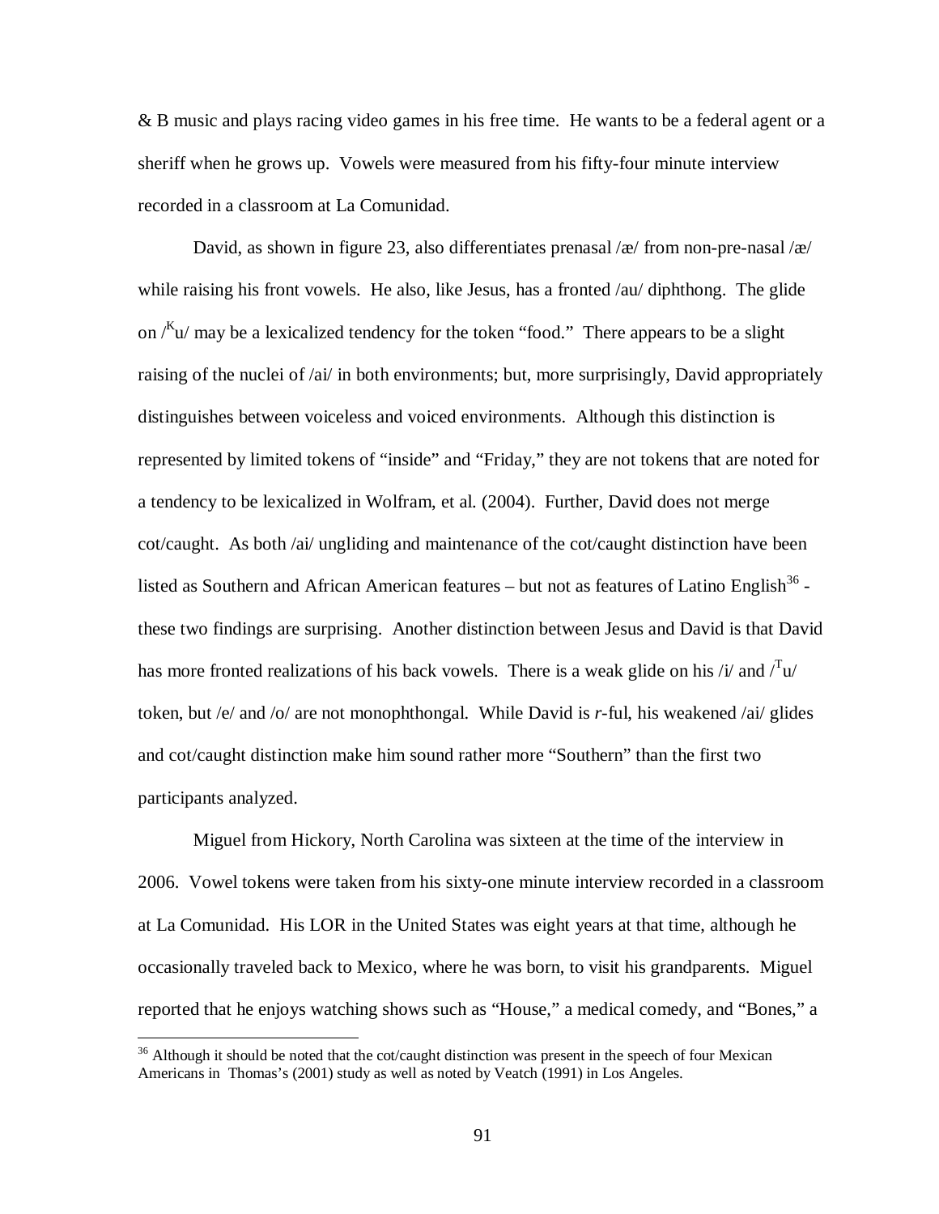& B music and plays racing video games in his free time. He wants to be a federal agent or a sheriff when he grows up. Vowels were measured from his fifty-four minute interview recorded in a classroom at La Comunidad.

David, as shown in figure 23, also differentiates prenasal /æ/ from non-pre-nasal /æ/ while raising his front vowels. He also, like Jesus, has a fronted /au/ diphthong. The glide on /$^{K}$u/ may be a lexicalized tendency for the token "food." There appears to be a slight raising of the nuclei of /ai/ in both environments; but, more surprisingly, David appropriately distinguishes between voiceless and voiced environments. Although this distinction is represented by limited tokens of "inside" and "Friday," they are not tokens that are noted for a tendency to be lexicalized in Wolfram, et al. (2004). Further, David does not merge cot/caught. As both /ai/ ungliding and maintenance of the cot/caught distinction have been listed as Southern and African American features – but not as features of Latino English[36] - these two findings are surprising. Another distinction between Jesus and David is that David has more fronted realizations of his back vowels. There is a weak glide on his /i/ and /$^{T}$u/ token, but /e/ and /o/ are not monophthongal. While David is *r*-ful, his weakened /ai/ glides and cot/caught distinction make him sound rather more "Southern" than the first two participants analyzed.

Miguel from Hickory, North Carolina was sixteen at the time of the interview in 2006. Vowel tokens were taken from his sixty-one minute interview recorded in a classroom at La Comunidad. His LOR in the United States was eight years at that time, although he occasionally traveled back to Mexico, where he was born, to visit his grandparents. Miguel reported that he enjoys watching shows such as "House," a medical comedy, and "Bones," a

---

[36] Although it should be noted that the cot/caught distinction was present in the speech of four Mexican Americans in Thomas's (2001) study as well as noted by Veatch (1991) in Los Angeles.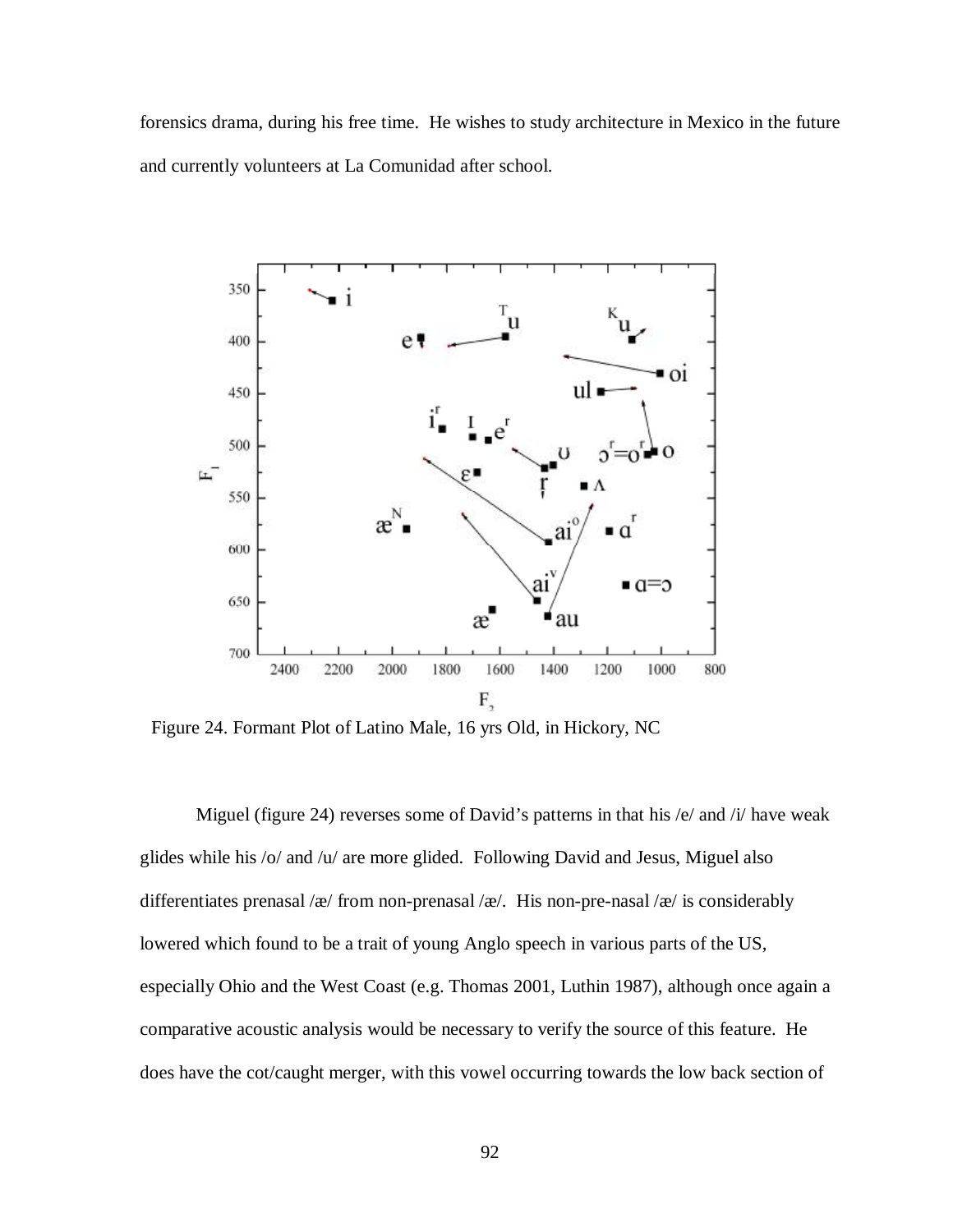forensics drama, during his free time. He wishes to study architecture in Mexico in the future and currently volunteers at La Comunidad after school.

Figure 24. Formant Plot of Latino Male, 16 yrs Old, in Hickory, NC

Miguel (figure 24) reverses some of David's patterns in that his /e/ and /i/ have weak glides while his /o/ and /u/ are more glided. Following David and Jesus, Miguel also differentiates prenasal /æ/ from non-prenasal /æ/. His non-pre-nasal /æ/ is considerably lowered which found to be a trait of young Anglo speech in various parts of the US, especially Ohio and the West Coast (e.g. Thomas 2001, Luthin 1987), although once again a comparative acoustic analysis would be necessary to verify the source of this feature. He does have the cot/caught merger, with this vowel occurring towards the low back section of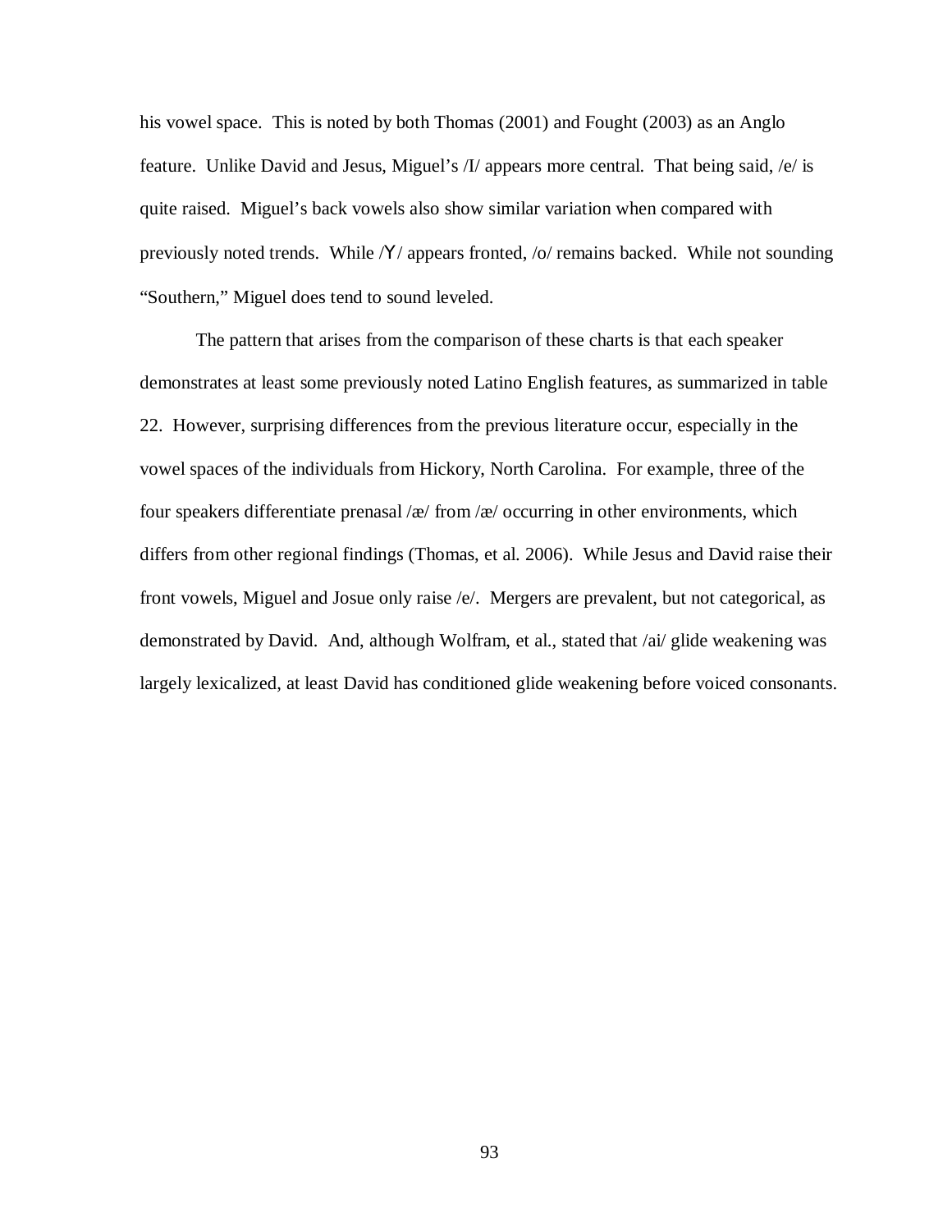his vowel space. This is noted by both Thomas (2001) and Fought (2003) as an Anglo feature. Unlike David and Jesus, Miguel's /I/ appears more central. That being said, /e/ is quite raised. Miguel's back vowels also show similar variation when compared with previously noted trends. While /Ʊ/ appears fronted, /o/ remains backed. While not sounding "Southern," Miguel does tend to sound leveled.

The pattern that arises from the comparison of these charts is that each speaker demonstrates at least some previously noted Latino English features, as summarized in table 22. However, surprising differences from the previous literature occur, especially in the vowel spaces of the individuals from Hickory, North Carolina. For example, three of the four speakers differentiate prenasal /æ/ from /æ/ occurring in other environments, which differs from other regional findings (Thomas, et al. 2006). While Jesus and David raise their front vowels, Miguel and Josue only raise /e/. Mergers are prevalent, but not categorical, as demonstrated by David. And, although Wolfram, et al., stated that /ai/ glide weakening was largely lexicalized, at least David has conditioned glide weakening before voiced consonants.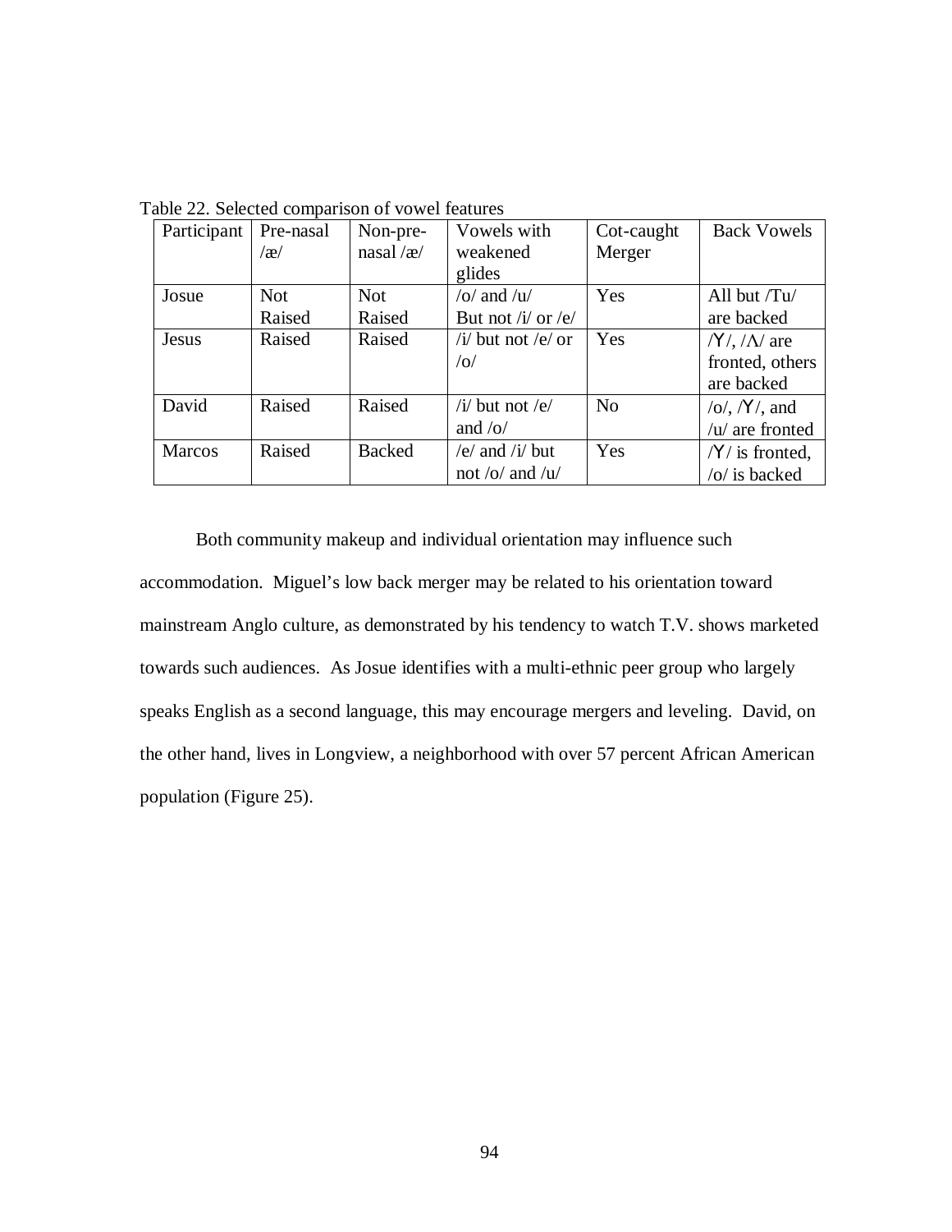Table 22. Selected comparison of vowel features

| Participant | Pre-nasal /æ/ | Non-pre-nasal /æ/ | Vowels with weakened glides | Cot-caught Merger | Back Vowels |
|---|---|---|---|---|---|
| Josue | Not Raised | Not Raised | /o/ and /u/ But not /i/ or /e/ | Yes | All but /Tu/ are backed |
| Jesus | Raised | Raised | /i/ but not /e/ or /o/ | Yes | /ʏ/, /ʌ/ are fronted, others are backed |
| David | Raised | Raised | /i/ but not /e/ and /o/ | No | /o/, /ʏ/, and /u/ are fronted |
| Marcos | Raised | Backed | /e/ and /i/ but not /o/ and /u/ | Yes | /ʏ/ is fronted, /o/ is backed |

Both community makeup and individual orientation may influence such accommodation. Miguel's low back merger may be related to his orientation toward mainstream Anglo culture, as demonstrated by his tendency to watch T.V. shows marketed towards such audiences. As Josue identifies with a multi-ethnic peer group who largely speaks English as a second language, this may encourage mergers and leveling. David, on the other hand, lives in Longview, a neighborhood with over 57 percent African American population (Figure 25).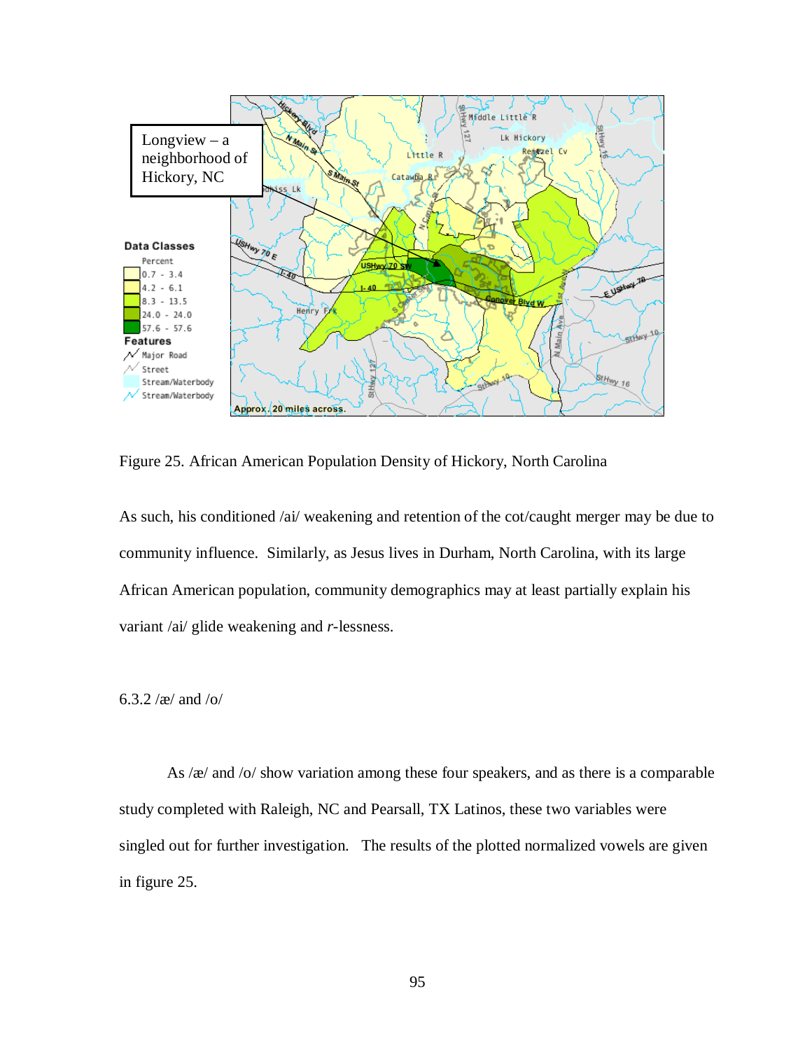Figure 25. African American Population Density of Hickory, North Carolina

As such, his conditioned /ai/ weakening and retention of the cot/caught merger may be due to community influence. Similarly, as Jesus lives in Durham, North Carolina, with its large African American population, community demographics may at least partially explain his variant /ai/ glide weakening and *r*-lessness.

### 6.3.2 /æ/ and /o/

As /æ/ and /o/ show variation among these four speakers, and as there is a comparable study completed with Raleigh, NC and Pearsall, TX Latinos, these two variables were singled out for further investigation. The results of the plotted normalized vowels are given in figure 25.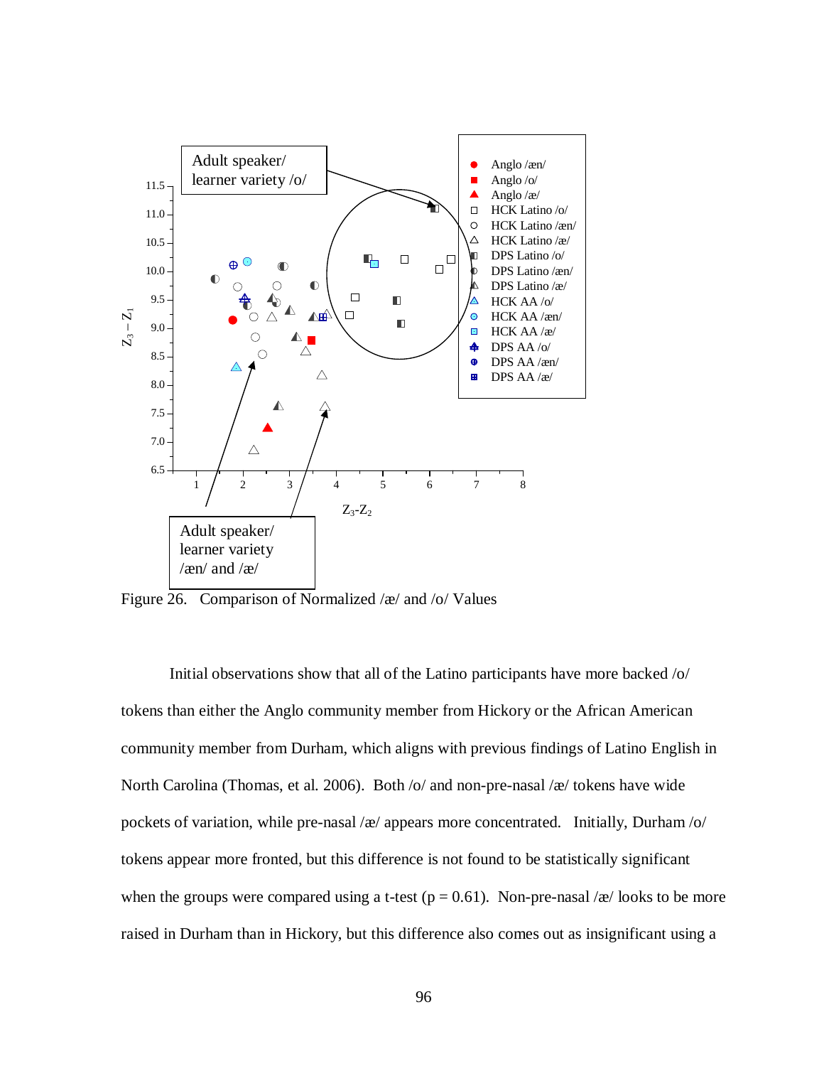Figure 26. Comparison of Normalized /æ/ and /o/ Values

Initial observations show that all of the Latino participants have more backed /o/ tokens than either the Anglo community member from Hickory or the African American community member from Durham, which aligns with previous findings of Latino English in North Carolina (Thomas, et al. 2006). Both /o/ and non-pre-nasal /æ/ tokens have wide pockets of variation, while pre-nasal /æ/ appears more concentrated. Initially, Durham /o/ tokens appear more fronted, but this difference is not found to be statistically significant when the groups were compared using a t-test ($p = 0.61$). Non-pre-nasal /æ/ looks to be more raised in Durham than in Hickory, but this difference also comes out as insignificant using a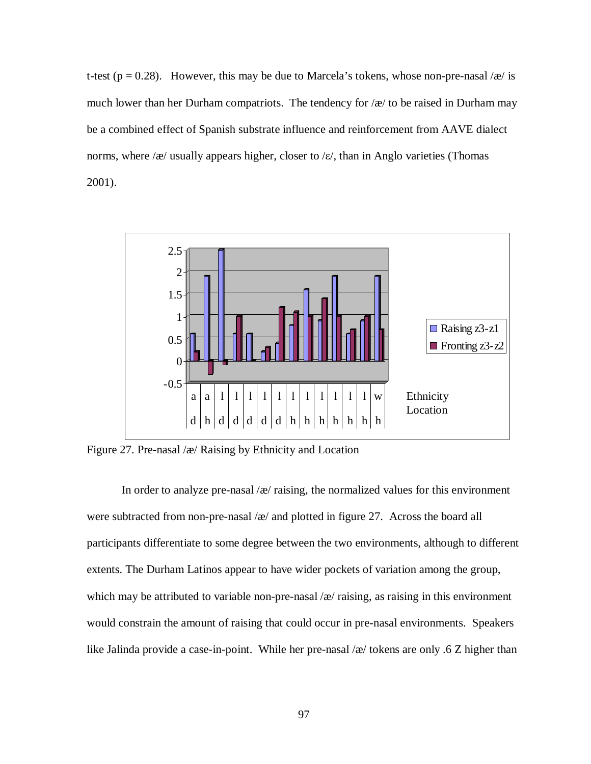t-test (p = 0.28). However, this may be due to Marcela's tokens, whose non-pre-nasal /æ/ is much lower than her Durham compatriots. The tendency for /æ/ to be raised in Durham may be a combined effect of Spanish substrate influence and reinforcement from AAVE dialect norms, where /æ/ usually appears higher, closer to /ɛ/, than in Anglo varieties (Thomas 2001).

Figure 27. Pre-nasal /æ/ Raising by Ethnicity and Location

In order to analyze pre-nasal /æ/ raising, the normalized values for this environment were subtracted from non-pre-nasal /æ/ and plotted in figure 27. Across the board all participants differentiate to some degree between the two environments, although to different extents. The Durham Latinos appear to have wider pockets of variation among the group, which may be attributed to variable non-pre-nasal /æ/ raising, as raising in this environment would constrain the amount of raising that could occur in pre-nasal environments. Speakers like Jalinda provide a case-in-point. While her pre-nasal /æ/ tokens are only .6 Z higher than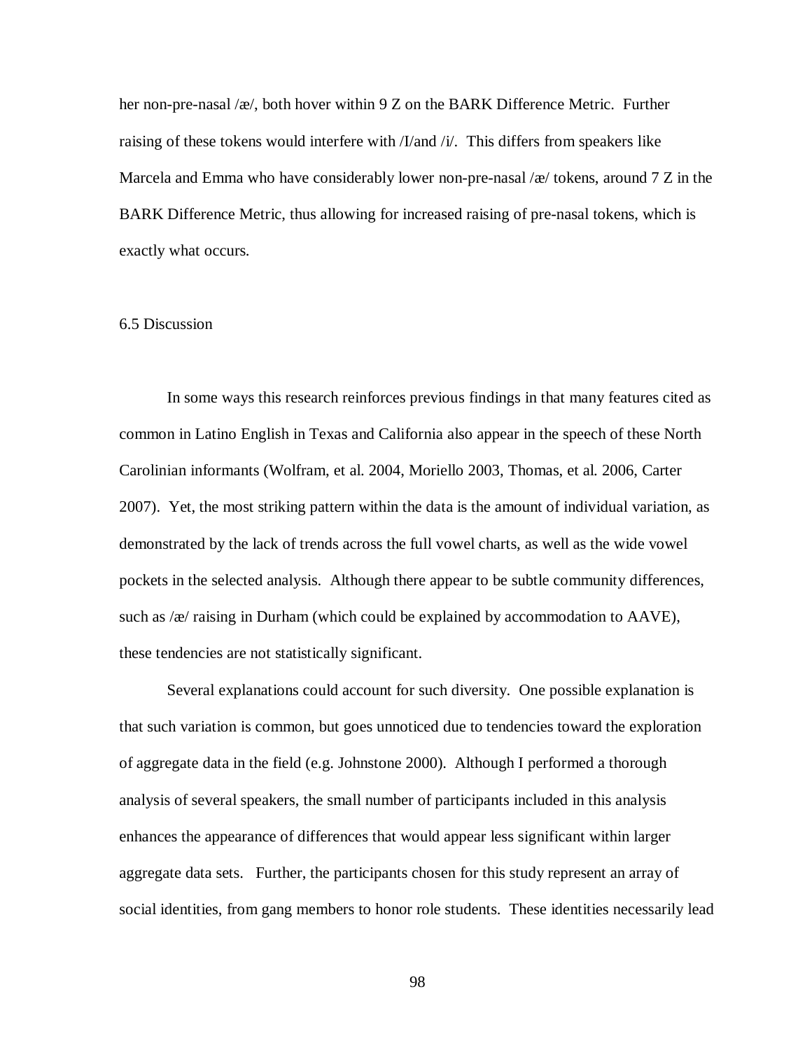her non-pre-nasal /æ/, both hover within 9 Z on the BARK Difference Metric. Further raising of these tokens would interfere with /I/and /i/. This differs from speakers like Marcela and Emma who have considerably lower non-pre-nasal /æ/ tokens, around 7 Z in the BARK Difference Metric, thus allowing for increased raising of pre-nasal tokens, which is exactly what occurs.

## 6.5 Discussion

In some ways this research reinforces previous findings in that many features cited as common in Latino English in Texas and California also appear in the speech of these North Carolinian informants (Wolfram, et al. 2004, Moriello 2003, Thomas, et al. 2006, Carter 2007). Yet, the most striking pattern within the data is the amount of individual variation, as demonstrated by the lack of trends across the full vowel charts, as well as the wide vowel pockets in the selected analysis. Although there appear to be subtle community differences, such as /æ/ raising in Durham (which could be explained by accommodation to AAVE), these tendencies are not statistically significant.

Several explanations could account for such diversity. One possible explanation is that such variation is common, but goes unnoticed due to tendencies toward the exploration of aggregate data in the field (e.g. Johnstone 2000). Although I performed a thorough analysis of several speakers, the small number of participants included in this analysis enhances the appearance of differences that would appear less significant within larger aggregate data sets. Further, the participants chosen for this study represent an array of social identities, from gang members to honor role students. These identities necessarily lead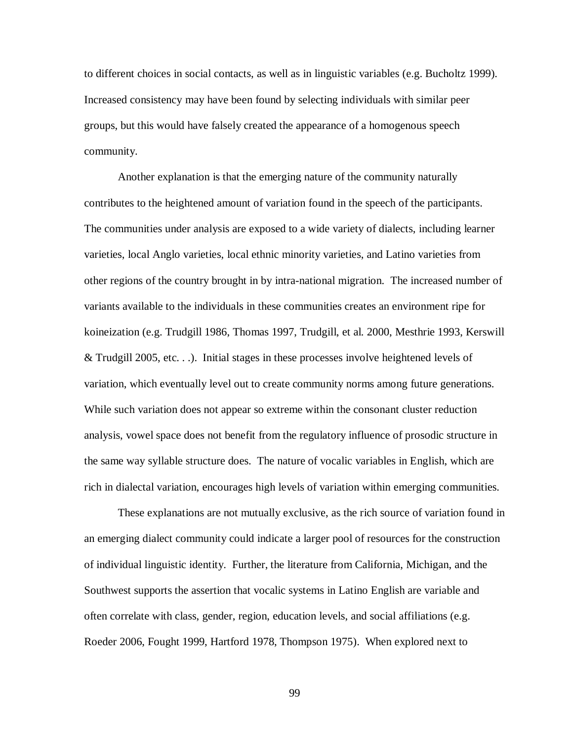to different choices in social contacts, as well as in linguistic variables (e.g. Bucholtz 1999). Increased consistency may have been found by selecting individuals with similar peer groups, but this would have falsely created the appearance of a homogenous speech community.

Another explanation is that the emerging nature of the community naturally contributes to the heightened amount of variation found in the speech of the participants. The communities under analysis are exposed to a wide variety of dialects, including learner varieties, local Anglo varieties, local ethnic minority varieties, and Latino varieties from other regions of the country brought in by intra-national migration. The increased number of variants available to the individuals in these communities creates an environment ripe for koineization (e.g. Trudgill 1986, Thomas 1997, Trudgill, et al. 2000, Mesthrie 1993, Kerswill & Trudgill 2005, etc. . .). Initial stages in these processes involve heightened levels of variation, which eventually level out to create community norms among future generations. While such variation does not appear so extreme within the consonant cluster reduction analysis, vowel space does not benefit from the regulatory influence of prosodic structure in the same way syllable structure does. The nature of vocalic variables in English, which are rich in dialectal variation, encourages high levels of variation within emerging communities.

These explanations are not mutually exclusive, as the rich source of variation found in an emerging dialect community could indicate a larger pool of resources for the construction of individual linguistic identity. Further, the literature from California, Michigan, and the Southwest supports the assertion that vocalic systems in Latino English are variable and often correlate with class, gender, region, education levels, and social affiliations (e.g. Roeder 2006, Fought 1999, Hartford 1978, Thompson 1975). When explored next to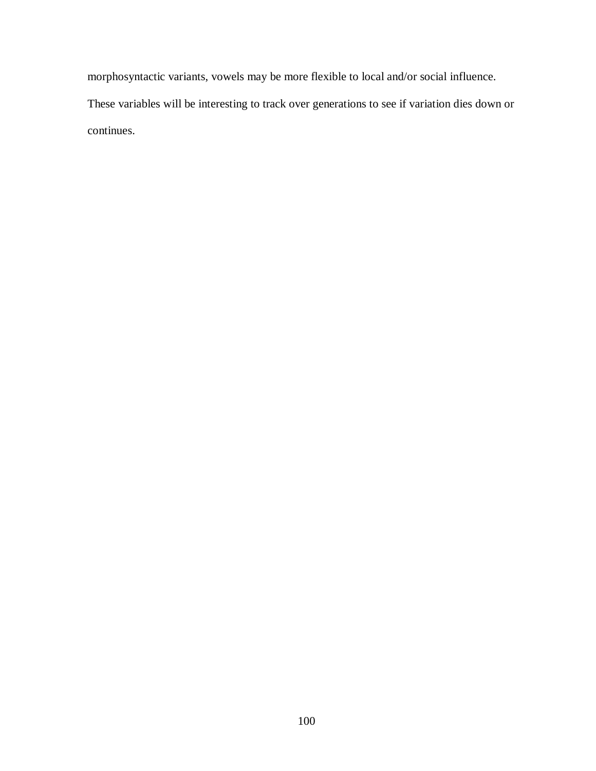morphosyntactic variants, vowels may be more flexible to local and/or social influence. These variables will be interesting to track over generations to see if variation dies down or continues.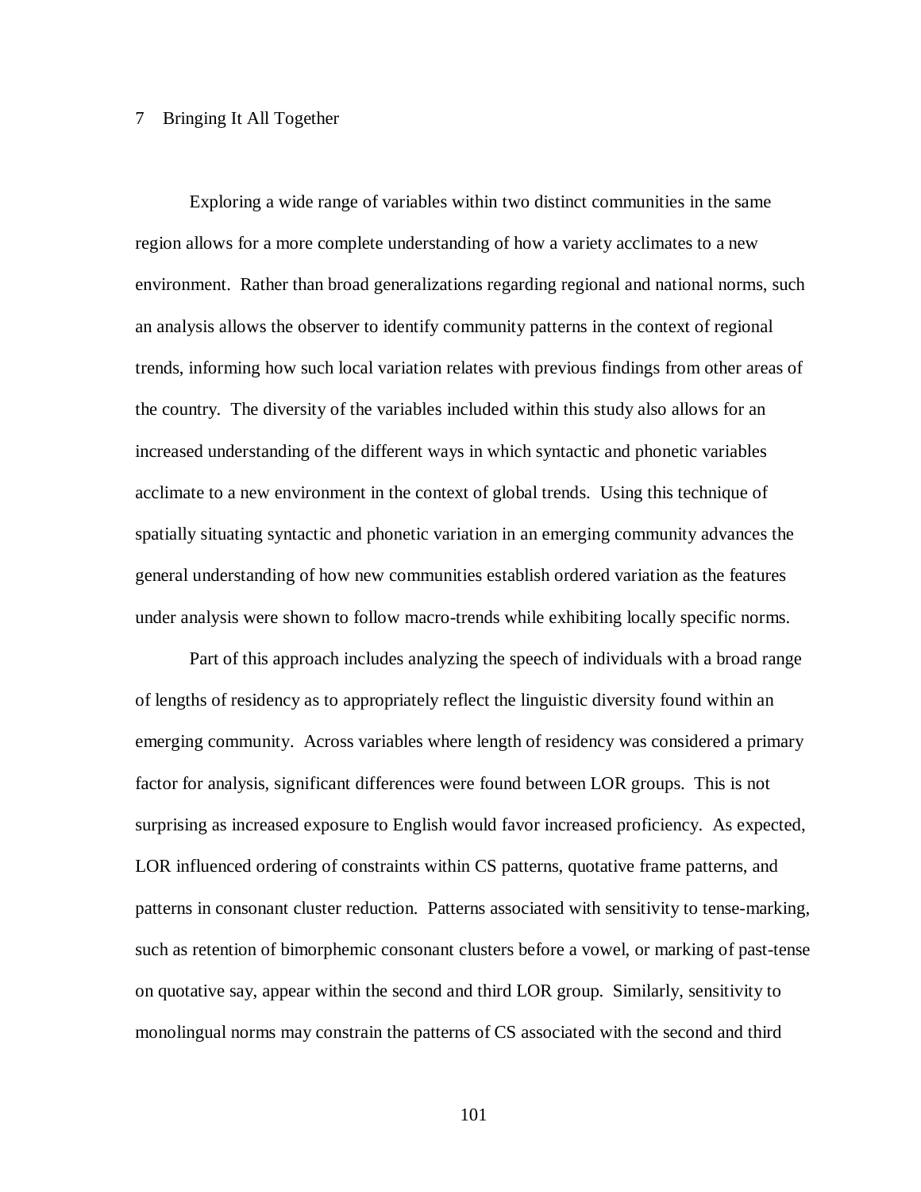# 7 Bringing It All Together

Exploring a wide range of variables within two distinct communities in the same region allows for a more complete understanding of how a variety acclimates to a new environment. Rather than broad generalizations regarding regional and national norms, such an analysis allows the observer to identify community patterns in the context of regional trends, informing how such local variation relates with previous findings from other areas of the country. The diversity of the variables included within this study also allows for an increased understanding of the different ways in which syntactic and phonetic variables acclimate to a new environment in the context of global trends. Using this technique of spatially situating syntactic and phonetic variation in an emerging community advances the general understanding of how new communities establish ordered variation as the features under analysis were shown to follow macro-trends while exhibiting locally specific norms.

Part of this approach includes analyzing the speech of individuals with a broad range of lengths of residency as to appropriately reflect the linguistic diversity found within an emerging community. Across variables where length of residency was considered a primary factor for analysis, significant differences were found between LOR groups. This is not surprising as increased exposure to English would favor increased proficiency. As expected, LOR influenced ordering of constraints within CS patterns, quotative frame patterns, and patterns in consonant cluster reduction. Patterns associated with sensitivity to tense-marking, such as retention of bimorphemic consonant clusters before a vowel, or marking of past-tense on quotative say, appear within the second and third LOR group. Similarly, sensitivity to monolingual norms may constrain the patterns of CS associated with the second and third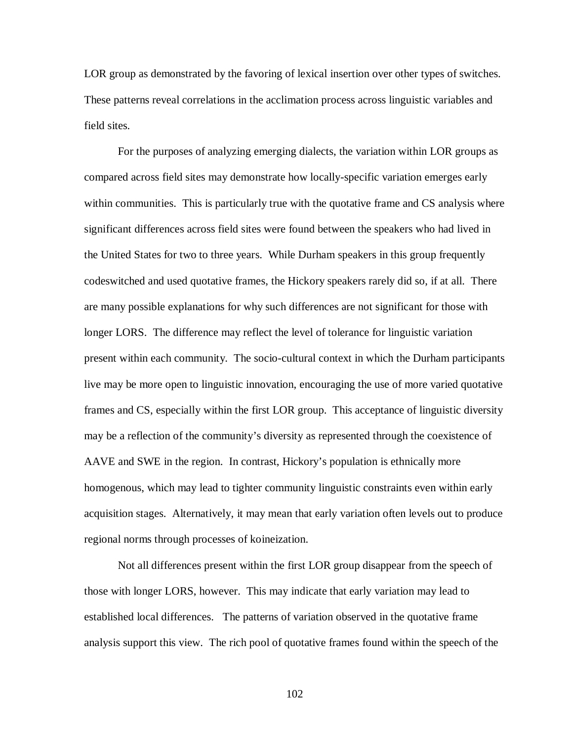LOR group as demonstrated by the favoring of lexical insertion over other types of switches. These patterns reveal correlations in the acclimation process across linguistic variables and field sites.

For the purposes of analyzing emerging dialects, the variation within LOR groups as compared across field sites may demonstrate how locally-specific variation emerges early within communities. This is particularly true with the quotative frame and CS analysis where significant differences across field sites were found between the speakers who had lived in the United States for two to three years. While Durham speakers in this group frequently codeswitched and used quotative frames, the Hickory speakers rarely did so, if at all. There are many possible explanations for why such differences are not significant for those with longer LORS. The difference may reflect the level of tolerance for linguistic variation present within each community. The socio-cultural context in which the Durham participants live may be more open to linguistic innovation, encouraging the use of more varied quotative frames and CS, especially within the first LOR group. This acceptance of linguistic diversity may be a reflection of the community's diversity as represented through the coexistence of AAVE and SWE in the region. In contrast, Hickory's population is ethnically more homogenous, which may lead to tighter community linguistic constraints even within early acquisition stages. Alternatively, it may mean that early variation often levels out to produce regional norms through processes of koineization.

Not all differences present within the first LOR group disappear from the speech of those with longer LORS, however. This may indicate that early variation may lead to established local differences. The patterns of variation observed in the quotative frame analysis support this view. The rich pool of quotative frames found within the speech of the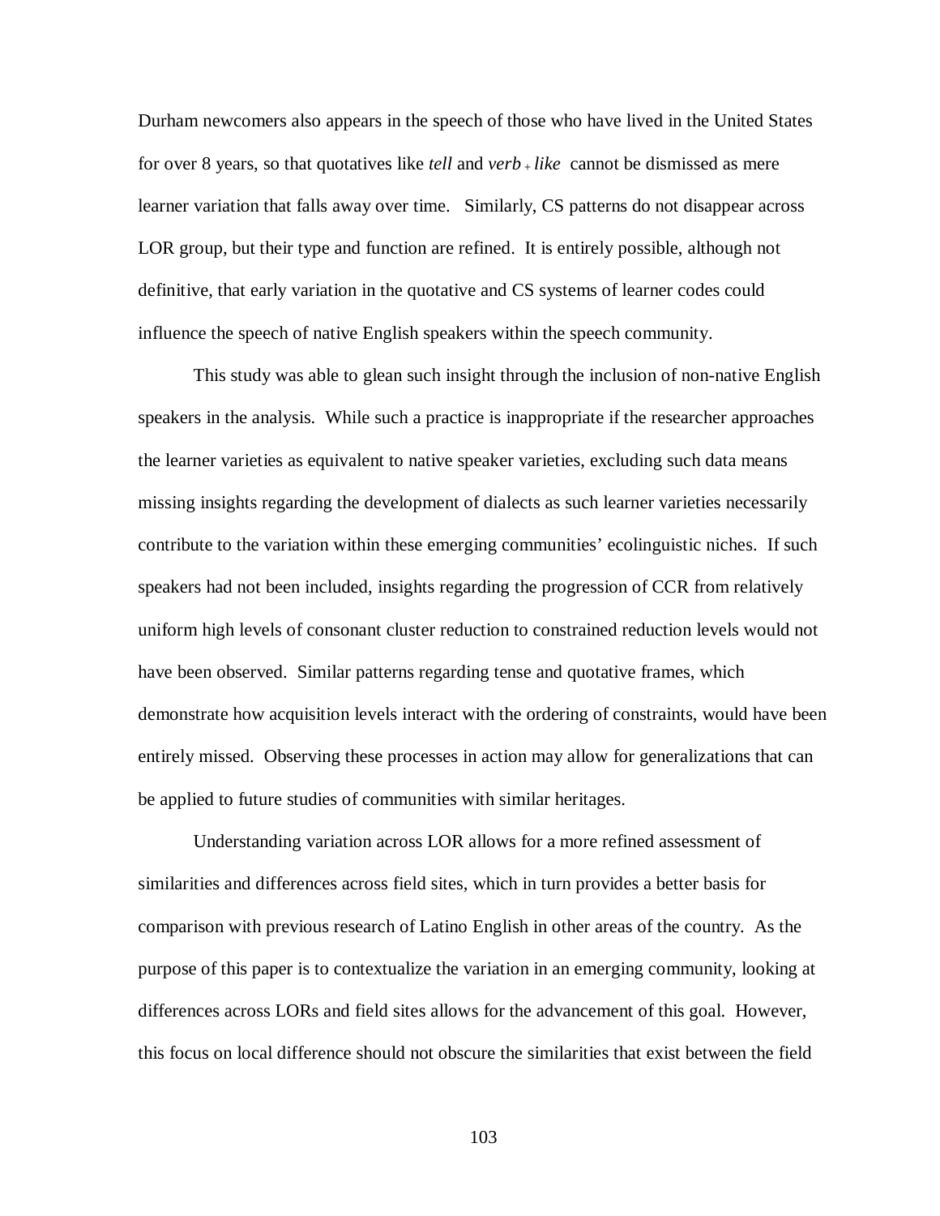Durham newcomers also appears in the speech of those who have lived in the United States for over 8 years, so that quotatives like *tell* and *verb + like* cannot be dismissed as mere learner variation that falls away over time. Similarly, CS patterns do not disappear across LOR group, but their type and function are refined. It is entirely possible, although not definitive, that early variation in the quotative and CS systems of learner codes could influence the speech of native English speakers within the speech community.

This study was able to glean such insight through the inclusion of non-native English speakers in the analysis. While such a practice is inappropriate if the researcher approaches the learner varieties as equivalent to native speaker varieties, excluding such data means missing insights regarding the development of dialects as such learner varieties necessarily contribute to the variation within these emerging communities' ecolinguistic niches. If such speakers had not been included, insights regarding the progression of CCR from relatively uniform high levels of consonant cluster reduction to constrained reduction levels would not have been observed. Similar patterns regarding tense and quotative frames, which demonstrate how acquisition levels interact with the ordering of constraints, would have been entirely missed. Observing these processes in action may allow for generalizations that can be applied to future studies of communities with similar heritages.

Understanding variation across LOR allows for a more refined assessment of similarities and differences across field sites, which in turn provides a better basis for comparison with previous research of Latino English in other areas of the country. As the purpose of this paper is to contextualize the variation in an emerging community, looking at differences across LORs and field sites allows for the advancement of this goal. However, this focus on local difference should not obscure the similarities that exist between the field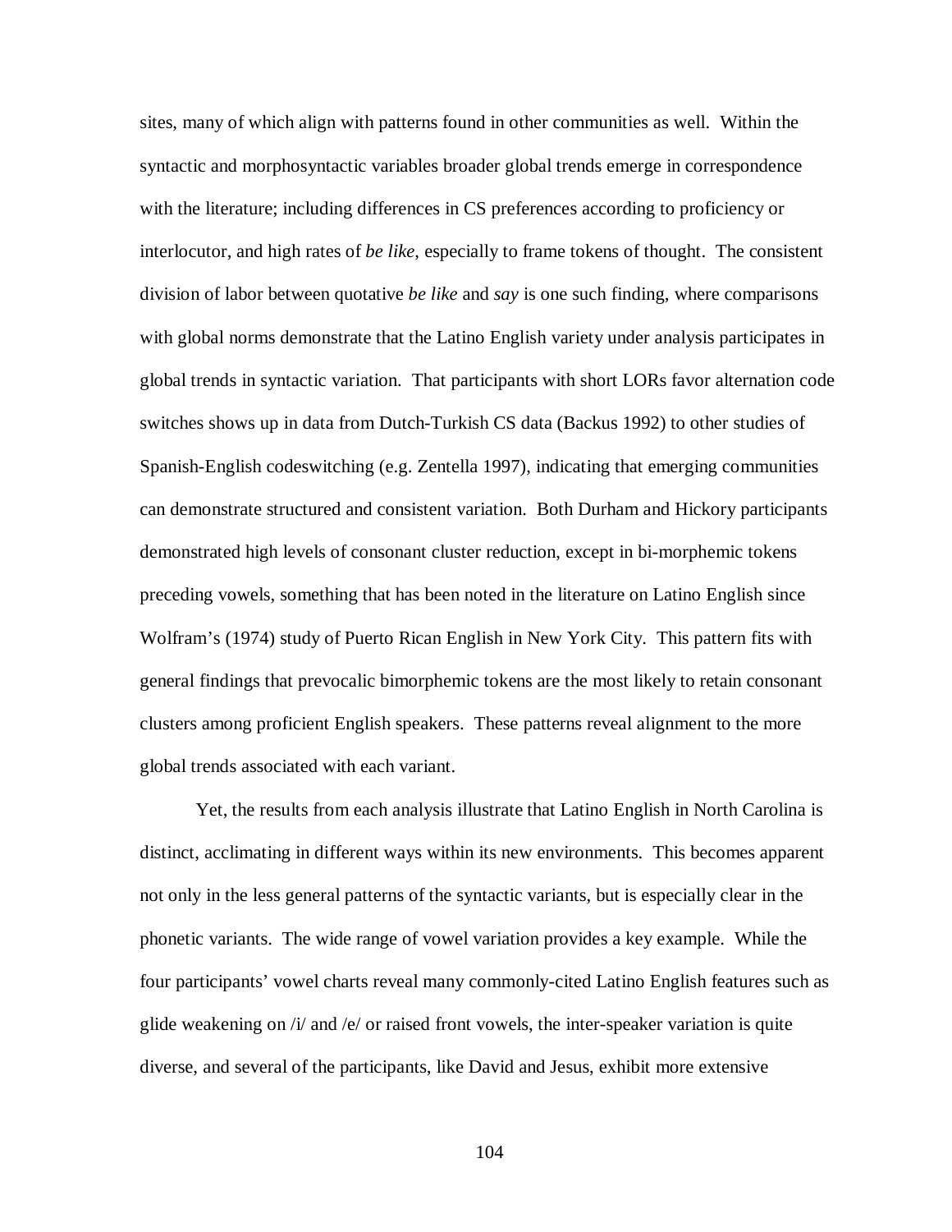sites, many of which align with patterns found in other communities as well. Within the syntactic and morphosyntactic variables broader global trends emerge in correspondence with the literature; including differences in CS preferences according to proficiency or interlocutor, and high rates of *be like*, especially to frame tokens of thought. The consistent division of labor between quotative *be like* and *say* is one such finding, where comparisons with global norms demonstrate that the Latino English variety under analysis participates in global trends in syntactic variation. That participants with short LORs favor alternation code switches shows up in data from Dutch-Turkish CS data (Backus 1992) to other studies of Spanish-English codeswitching (e.g. Zentella 1997), indicating that emerging communities can demonstrate structured and consistent variation. Both Durham and Hickory participants demonstrated high levels of consonant cluster reduction, except in bi-morphemic tokens preceding vowels, something that has been noted in the literature on Latino English since Wolfram's (1974) study of Puerto Rican English in New York City. This pattern fits with general findings that prevocalic bimorphemic tokens are the most likely to retain consonant clusters among proficient English speakers. These patterns reveal alignment to the more global trends associated with each variant.

Yet, the results from each analysis illustrate that Latino English in North Carolina is distinct, acclimating in different ways within its new environments. This becomes apparent not only in the less general patterns of the syntactic variants, but is especially clear in the phonetic variants. The wide range of vowel variation provides a key example. While the four participants' vowel charts reveal many commonly-cited Latino English features such as glide weakening on /i/ and /e/ or raised front vowels, the inter-speaker variation is quite diverse, and several of the participants, like David and Jesus, exhibit more extensive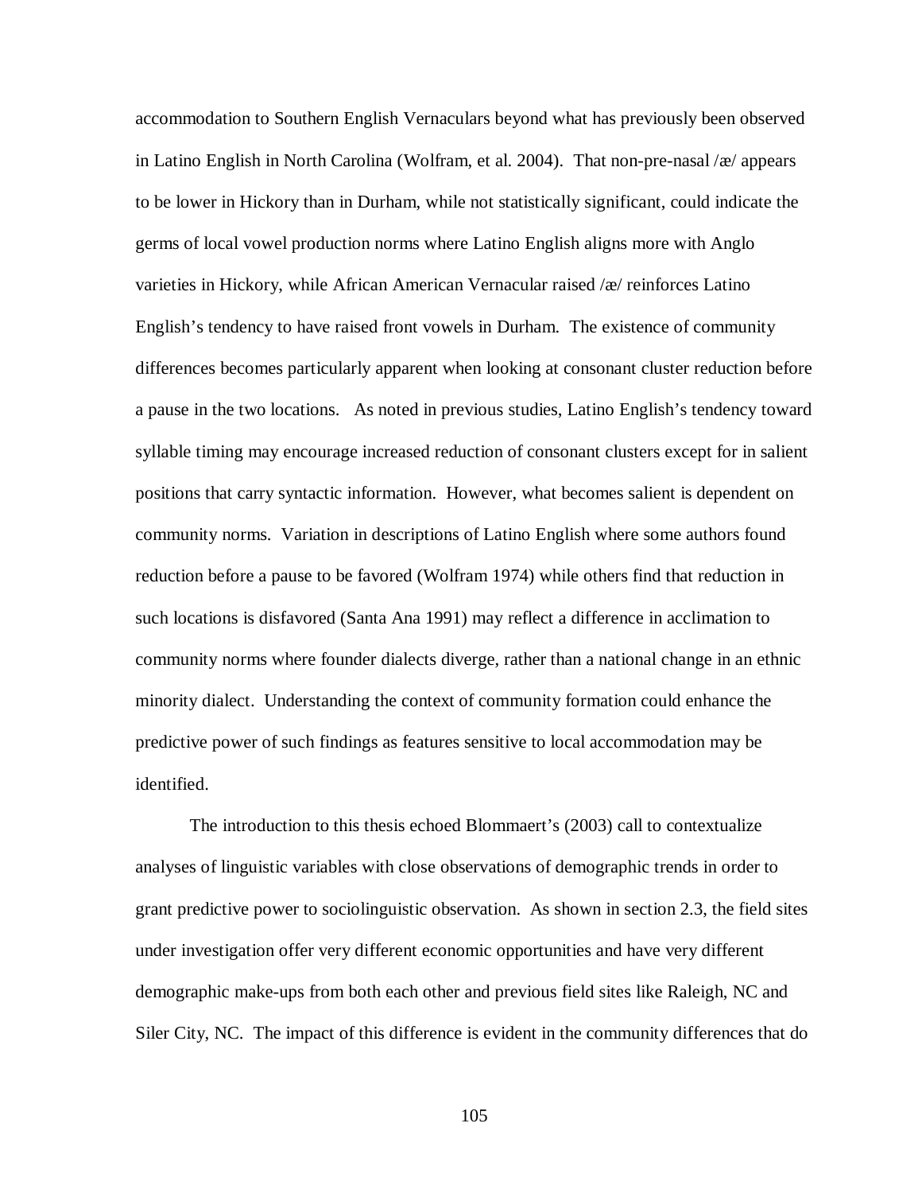accommodation to Southern English Vernaculars beyond what has previously been observed in Latino English in North Carolina (Wolfram, et al. 2004). That non-pre-nasal /æ/ appears to be lower in Hickory than in Durham, while not statistically significant, could indicate the germs of local vowel production norms where Latino English aligns more with Anglo varieties in Hickory, while African American Vernacular raised /æ/ reinforces Latino English's tendency to have raised front vowels in Durham. The existence of community differences becomes particularly apparent when looking at consonant cluster reduction before a pause in the two locations. As noted in previous studies, Latino English's tendency toward syllable timing may encourage increased reduction of consonant clusters except for in salient positions that carry syntactic information. However, what becomes salient is dependent on community norms. Variation in descriptions of Latino English where some authors found reduction before a pause to be favored (Wolfram 1974) while others find that reduction in such locations is disfavored (Santa Ana 1991) may reflect a difference in acclimation to community norms where founder dialects diverge, rather than a national change in an ethnic minority dialect. Understanding the context of community formation could enhance the predictive power of such findings as features sensitive to local accommodation may be identified.

The introduction to this thesis echoed Blommaert's (2003) call to contextualize analyses of linguistic variables with close observations of demographic trends in order to grant predictive power to sociolinguistic observation. As shown in section 2.3, the field sites under investigation offer very different economic opportunities and have very different demographic make-ups from both each other and previous field sites like Raleigh, NC and Siler City, NC. The impact of this difference is evident in the community differences that do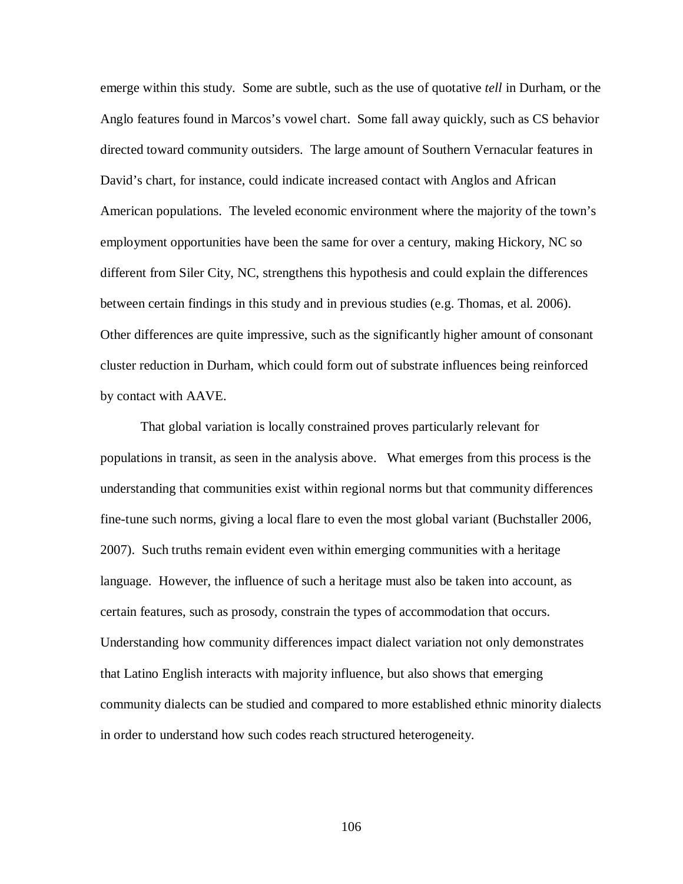emerge within this study. Some are subtle, such as the use of quotative *tell* in Durham, or the Anglo features found in Marcos's vowel chart. Some fall away quickly, such as CS behavior directed toward community outsiders. The large amount of Southern Vernacular features in David's chart, for instance, could indicate increased contact with Anglos and African American populations. The leveled economic environment where the majority of the town's employment opportunities have been the same for over a century, making Hickory, NC so different from Siler City, NC, strengthens this hypothesis and could explain the differences between certain findings in this study and in previous studies (e.g. Thomas, et al. 2006). Other differences are quite impressive, such as the significantly higher amount of consonant cluster reduction in Durham, which could form out of substrate influences being reinforced by contact with AAVE.

That global variation is locally constrained proves particularly relevant for populations in transit, as seen in the analysis above. What emerges from this process is the understanding that communities exist within regional norms but that community differences fine-tune such norms, giving a local flare to even the most global variant (Buchstaller 2006, 2007). Such truths remain evident even within emerging communities with a heritage language. However, the influence of such a heritage must also be taken into account, as certain features, such as prosody, constrain the types of accommodation that occurs. Understanding how community differences impact dialect variation not only demonstrates that Latino English interacts with majority influence, but also shows that emerging community dialects can be studied and compared to more established ethnic minority dialects in order to understand how such codes reach structured heterogeneity.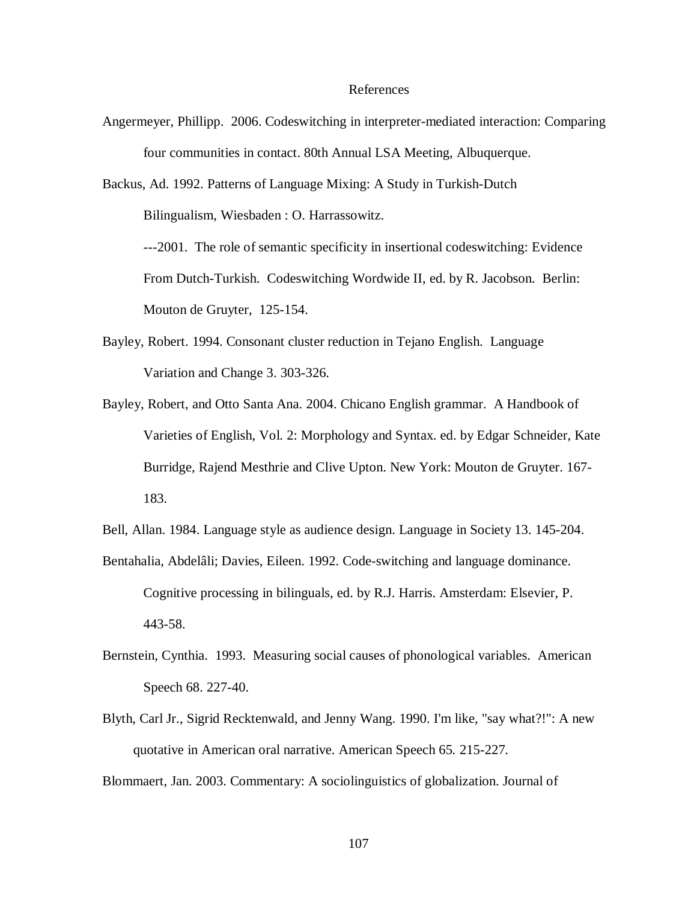# References

Angermeyer, Phillipp. 2006. Codeswitching in interpreter-mediated interaction: Comparing four communities in contact. 80th Annual LSA Meeting, Albuquerque.

Backus, Ad. 1992. Patterns of Language Mixing: A Study in Turkish-Dutch Bilingualism, Wiesbaden : O. Harrassowitz.

---2001. The role of semantic specificity in insertional codeswitching: Evidence From Dutch-Turkish. Codeswitching Wordwide II, ed. by R. Jacobson. Berlin: Mouton de Gruyter, 125-154.

Bayley, Robert. 1994. Consonant cluster reduction in Tejano English. Language Variation and Change 3. 303-326.

Bayley, Robert, and Otto Santa Ana. 2004. Chicano English grammar. A Handbook of Varieties of English, Vol. 2: Morphology and Syntax. ed. by Edgar Schneider, Kate Burridge, Rajend Mesthrie and Clive Upton. New York: Mouton de Gruyter. 167-183.

Bell, Allan. 1984. Language style as audience design. Language in Society 13. 145-204.

Bentahalia, Abdelâli; Davies, Eileen. 1992. Code-switching and language dominance. Cognitive processing in bilinguals, ed. by R.J. Harris. Amsterdam: Elsevier, P. 443-58.

Bernstein, Cynthia. 1993. Measuring social causes of phonological variables. American Speech 68. 227-40.

Blyth, Carl Jr., Sigrid Recktenwald, and Jenny Wang. 1990. I'm like, "say what?!": A new quotative in American oral narrative. American Speech 65. 215-227.

Blommaert, Jan. 2003. Commentary: A sociolinguistics of globalization. Journal of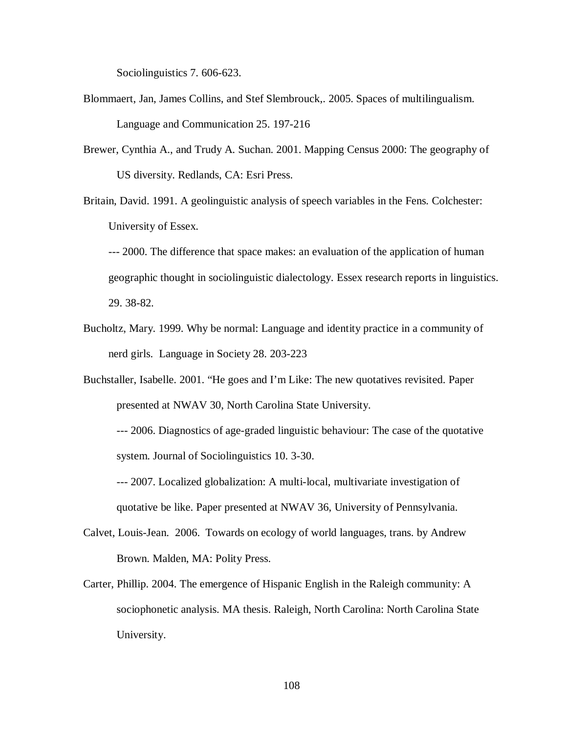Sociolinguistics 7. 606-623.

Blommaert, Jan, James Collins, and Stef Slembrouck,. 2005. Spaces of multilingualism. Language and Communication 25. 197-216

Brewer, Cynthia A., and Trudy A. Suchan. 2001. Mapping Census 2000: The geography of US diversity. Redlands, CA: Esri Press.

Britain, David. 1991. A geolinguistic analysis of speech variables in the Fens. Colchester: University of Essex.

--- 2000. The difference that space makes: an evaluation of the application of human geographic thought in sociolinguistic dialectology. Essex research reports in linguistics. 29. 38-82.

Bucholtz, Mary. 1999. Why be normal: Language and identity practice in a community of nerd girls. Language in Society 28. 203-223

Buchstaller, Isabelle. 2001. "He goes and I'm Like: The new quotatives revisited. Paper presented at NWAV 30, North Carolina State University.

--- 2006. Diagnostics of age-graded linguistic behaviour: The case of the quotative system. Journal of Sociolinguistics 10. 3-30.

--- 2007. Localized globalization: A multi-local, multivariate investigation of quotative be like. Paper presented at NWAV 36, University of Pennsylvania.

Calvet, Louis-Jean. 2006. Towards on ecology of world languages, trans. by Andrew Brown. Malden, MA: Polity Press.

Carter, Phillip. 2004. The emergence of Hispanic English in the Raleigh community: A sociophonetic analysis. MA thesis. Raleigh, North Carolina: North Carolina State University.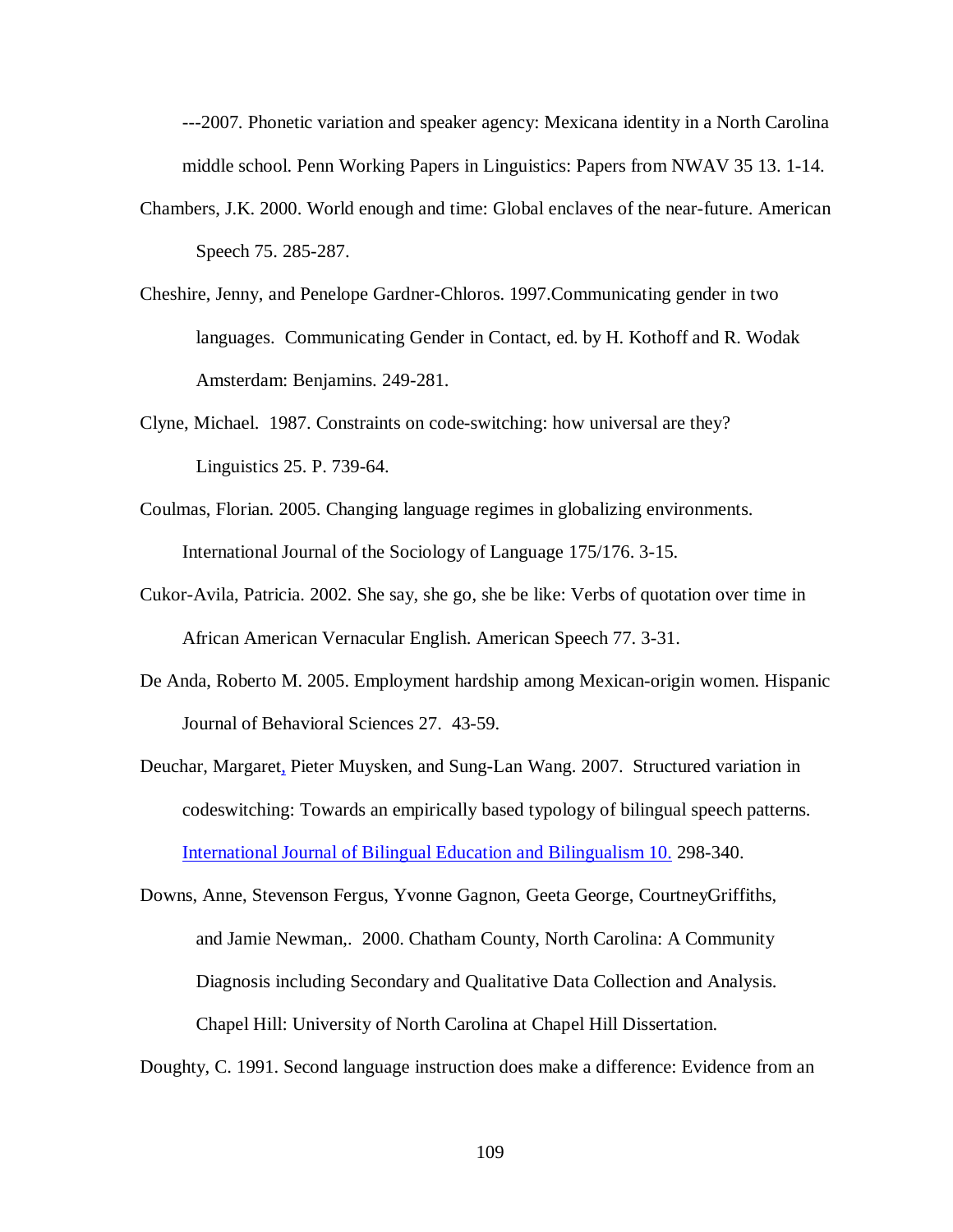---2007. Phonetic variation and speaker agency: Mexicana identity in a North Carolina middle school. Penn Working Papers in Linguistics: Papers from NWAV 35 13. 1-14.

Chambers, J.K. 2000. World enough and time: Global enclaves of the near-future. American Speech 75. 285-287.

Cheshire, Jenny, and Penelope Gardner-Chloros. 1997.Communicating gender in two languages. Communicating Gender in Contact, ed. by H. Kothoff and R. Wodak Amsterdam: Benjamins. 249-281.

Clyne, Michael. 1987. Constraints on code-switching: how universal are they? Linguistics 25. P. 739-64.

Coulmas, Florian. 2005. Changing language regimes in globalizing environments. International Journal of the Sociology of Language 175/176. 3-15.

Cukor-Avila, Patricia. 2002. She say, she go, she be like: Verbs of quotation over time in African American Vernacular English. American Speech 77. 3-31.

De Anda, Roberto M. 2005. Employment hardship among Mexican-origin women. Hispanic Journal of Behavioral Sciences 27. 43-59.

Deuchar, Margaret, Pieter Muysken, and Sung-Lan Wang. 2007. Structured variation in codeswitching: Towards an empirically based typology of bilingual speech patterns. International Journal of Bilingual Education and Bilingualism 10. 298-340.

Downs, Anne, Stevenson Fergus, Yvonne Gagnon, Geeta George, CourtneyGriffiths, and Jamie Newman,. 2000. Chatham County, North Carolina: A Community Diagnosis including Secondary and Qualitative Data Collection and Analysis. Chapel Hill: University of North Carolina at Chapel Hill Dissertation.

Doughty, C. 1991. Second language instruction does make a difference: Evidence from an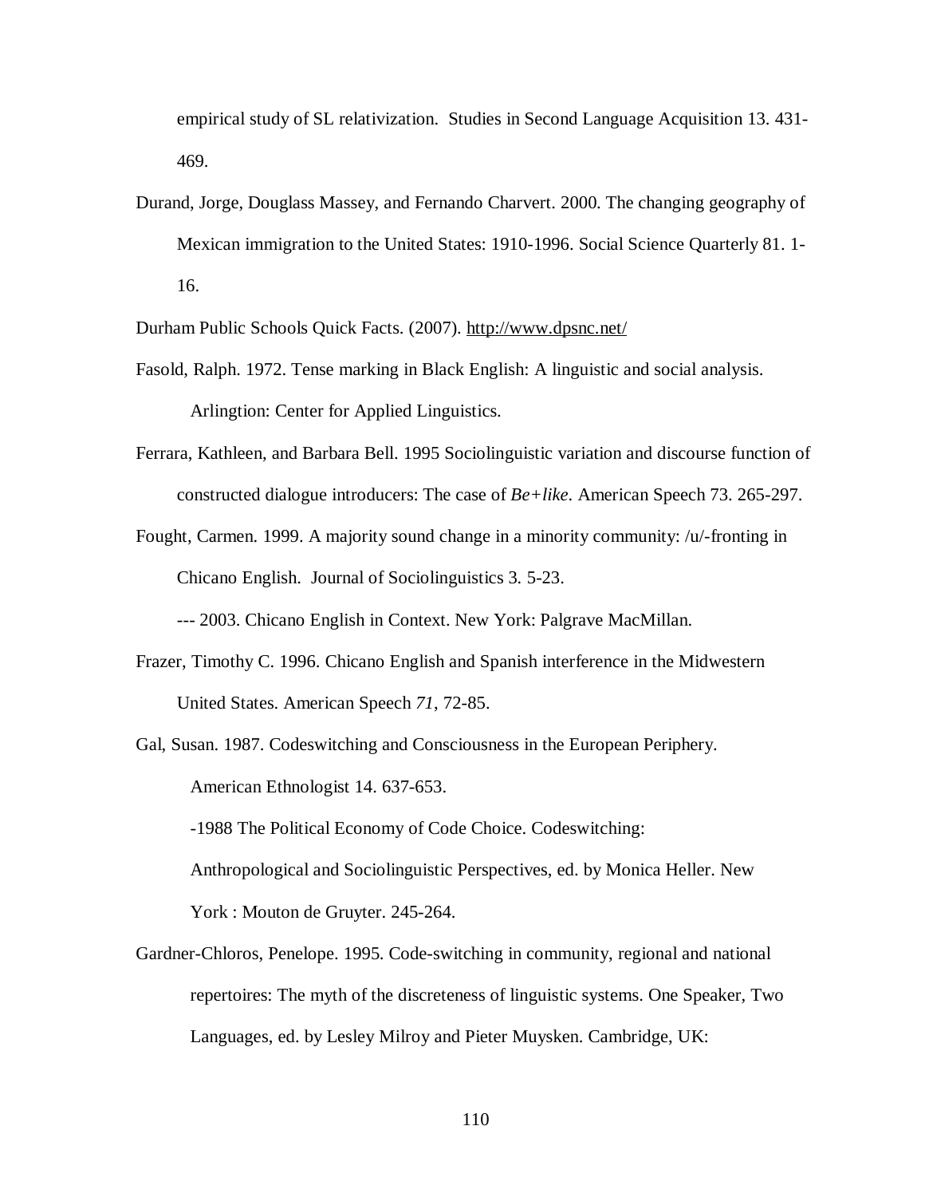empirical study of SL relativization. Studies in Second Language Acquisition 13. 431-469.

Durand, Jorge, Douglass Massey, and Fernando Charvert. 2000. The changing geography of Mexican immigration to the United States: 1910-1996. Social Science Quarterly 81. 1-16.

Durham Public Schools Quick Facts. (2007). http://www.dpsnc.net/

Fasold, Ralph. 1972. Tense marking in Black English: A linguistic and social analysis. Arlingtion: Center for Applied Linguistics.

Ferrara, Kathleen, and Barbara Bell. 1995 Sociolinguistic variation and discourse function of constructed dialogue introducers: The case of *Be+like*. American Speech 73. 265-297.

Fought, Carmen. 1999. A majority sound change in a minority community: /u/-fronting in Chicano English. Journal of Sociolinguistics 3. 5-23.

--- 2003. Chicano English in Context. New York: Palgrave MacMillan.

Frazer, Timothy C. 1996. Chicano English and Spanish interference in the Midwestern United States. American Speech *71*, 72-85.

Gal, Susan. 1987. Codeswitching and Consciousness in the European Periphery. American Ethnologist 14. 637-653.

-1988 The Political Economy of Code Choice. Codeswitching: Anthropological and Sociolinguistic Perspectives, ed. by Monica Heller. New York : Mouton de Gruyter. 245-264.

Gardner-Chloros, Penelope. 1995. Code-switching in community, regional and national repertoires: The myth of the discreteness of linguistic systems. One Speaker, Two Languages, ed. by Lesley Milroy and Pieter Muysken. Cambridge, UK: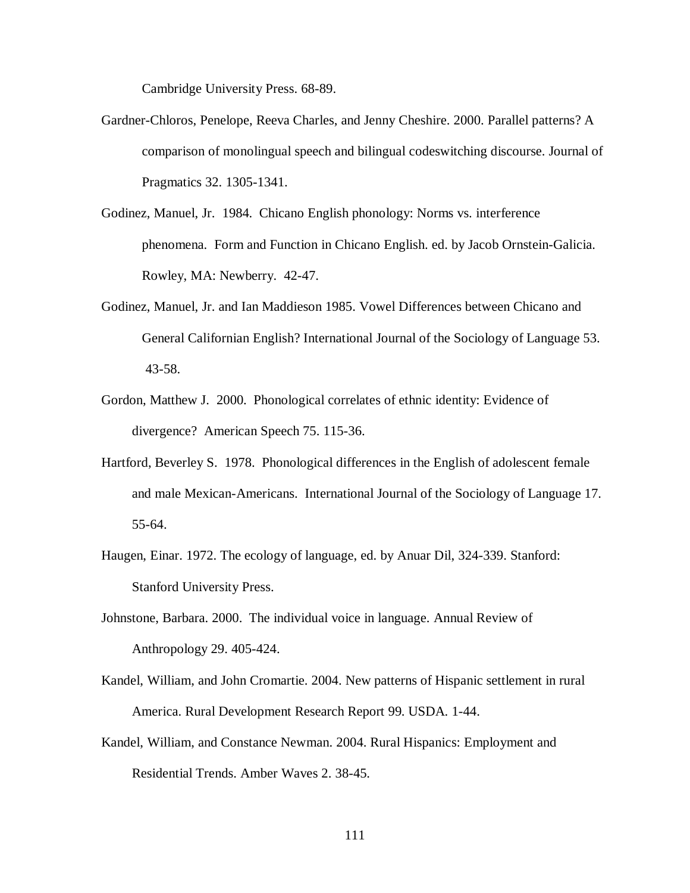Cambridge University Press. 68-89.

Gardner-Chloros, Penelope, Reeva Charles, and Jenny Cheshire. 2000. Parallel patterns? A comparison of monolingual speech and bilingual codeswitching discourse. Journal of Pragmatics 32. 1305-1341.

Godinez, Manuel, Jr. 1984. Chicano English phonology: Norms vs. interference phenomena. Form and Function in Chicano English. ed. by Jacob Ornstein-Galicia. Rowley, MA: Newberry. 42-47.

Godinez, Manuel, Jr. and Ian Maddieson 1985. Vowel Differences between Chicano and General Californian English? International Journal of the Sociology of Language 53. 43-58.

Gordon, Matthew J. 2000. Phonological correlates of ethnic identity: Evidence of divergence? American Speech 75. 115-36.

Hartford, Beverley S. 1978. Phonological differences in the English of adolescent female and male Mexican-Americans. International Journal of the Sociology of Language 17. 55-64.

Haugen, Einar. 1972. The ecology of language, ed. by Anuar Dil, 324-339. Stanford: Stanford University Press.

Johnstone, Barbara. 2000. The individual voice in language. Annual Review of Anthropology 29. 405-424.

Kandel, William, and John Cromartie. 2004. New patterns of Hispanic settlement in rural America. Rural Development Research Report 99. USDA. 1-44.

Kandel, William, and Constance Newman. 2004. Rural Hispanics: Employment and Residential Trends. Amber Waves 2. 38-45.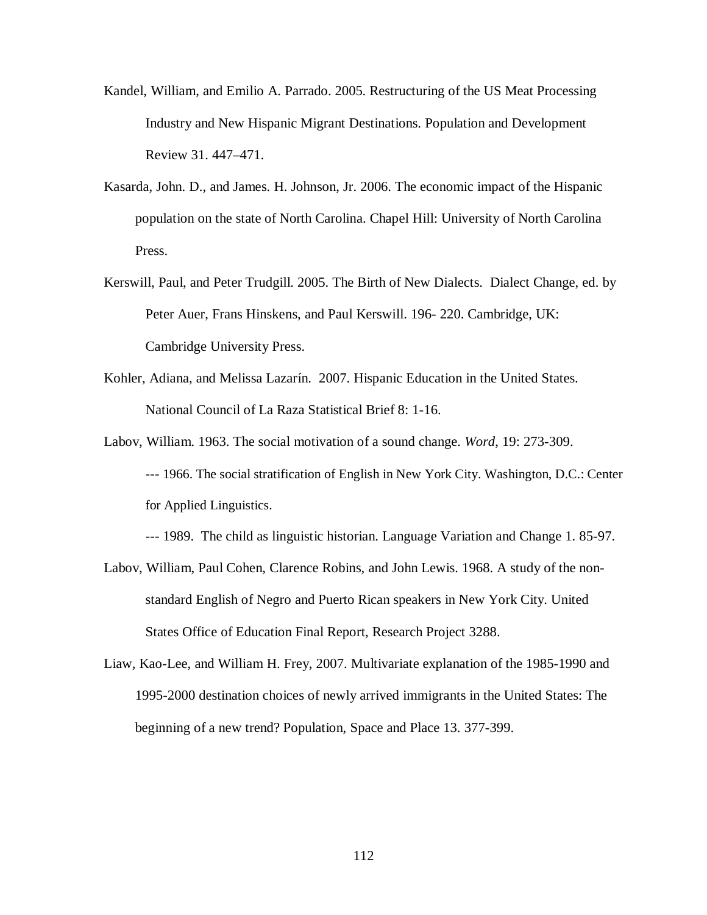Kandel, William, and Emilio A. Parrado. 2005. Restructuring of the US Meat Processing Industry and New Hispanic Migrant Destinations. Population and Development Review 31. 447–471.

Kasarda, John. D., and James. H. Johnson, Jr. 2006. The economic impact of the Hispanic population on the state of North Carolina. Chapel Hill: University of North Carolina Press.

Kerswill, Paul, and Peter Trudgill. 2005. The Birth of New Dialects. Dialect Change, ed. by Peter Auer, Frans Hinskens, and Paul Kerswill. 196- 220. Cambridge, UK: Cambridge University Press.

Kohler, Adiana, and Melissa Lazarín. 2007. Hispanic Education in the United States. National Council of La Raza Statistical Brief 8: 1-16.

Labov, William. 1963. The social motivation of a sound change. *Word*, 19: 273-309.

--- 1966. The social stratification of English in New York City. Washington, D.C.: Center for Applied Linguistics.

--- 1989. The child as linguistic historian. Language Variation and Change 1. 85-97.

Labov, William, Paul Cohen, Clarence Robins, and John Lewis. 1968. A study of the non-standard English of Negro and Puerto Rican speakers in New York City. United States Office of Education Final Report, Research Project 3288.

Liaw, Kao-Lee, and William H. Frey, 2007. Multivariate explanation of the 1985-1990 and 1995-2000 destination choices of newly arrived immigrants in the United States: The beginning of a new trend? Population, Space and Place 13. 377-399.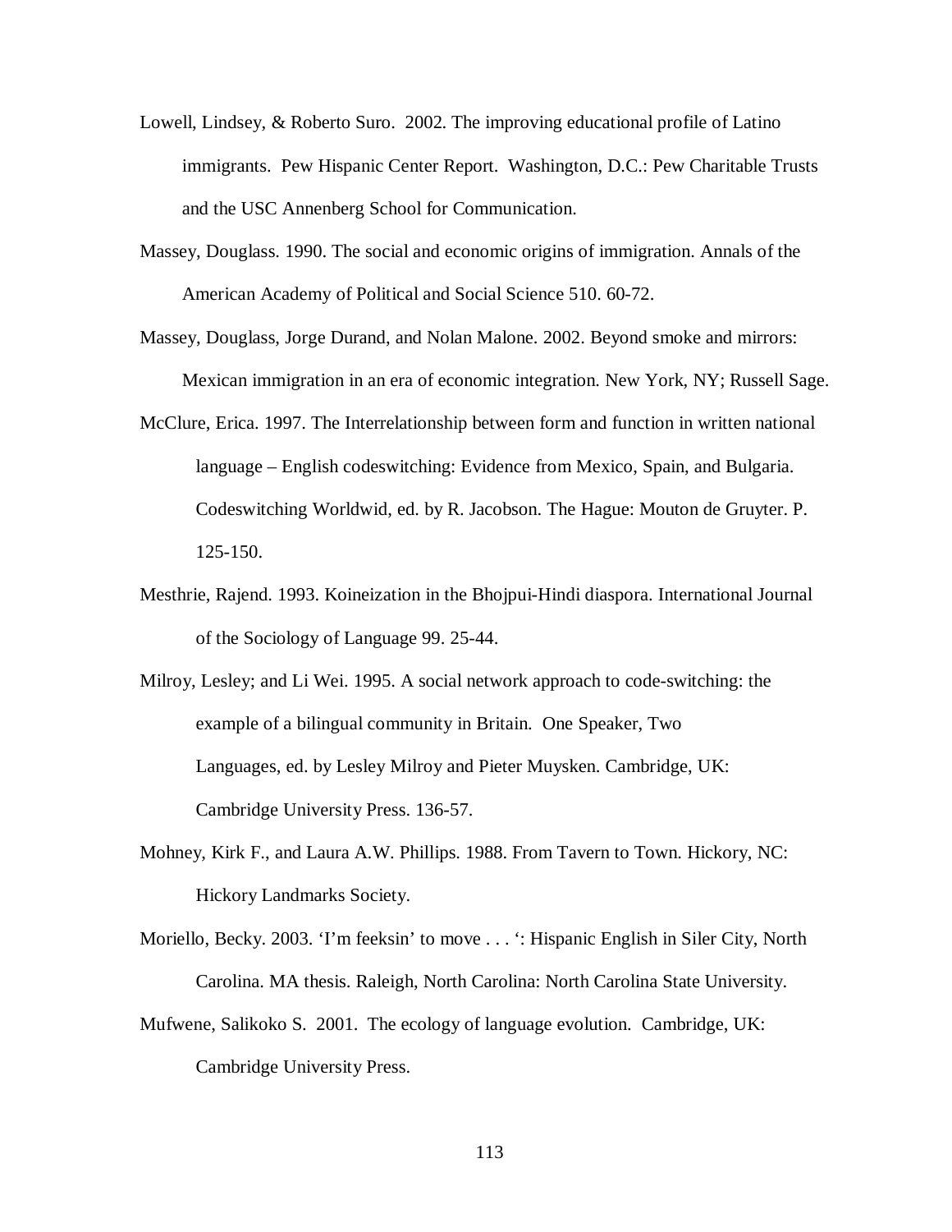Lowell, Lindsey, & Roberto Suro. 2002. The improving educational profile of Latino immigrants. Pew Hispanic Center Report. Washington, D.C.: Pew Charitable Trusts and the USC Annenberg School for Communication.

Massey, Douglass. 1990. The social and economic origins of immigration. Annals of the American Academy of Political and Social Science 510. 60-72.

Massey, Douglass, Jorge Durand, and Nolan Malone. 2002. Beyond smoke and mirrors: Mexican immigration in an era of economic integration. New York, NY; Russell Sage.

McClure, Erica. 1997. The Interrelationship between form and function in written national language – English codeswitching: Evidence from Mexico, Spain, and Bulgaria. Codeswitching Worldwid, ed. by R. Jacobson. The Hague: Mouton de Gruyter. P. 125-150.

Mesthrie, Rajend. 1993. Koineization in the Bhojpui-Hindi diaspora. International Journal of the Sociology of Language 99. 25-44.

Milroy, Lesley; and Li Wei. 1995. A social network approach to code-switching: the example of a bilingual community in Britain. One Speaker, Two Languages, ed. by Lesley Milroy and Pieter Muysken. Cambridge, UK: Cambridge University Press. 136-57.

Mohney, Kirk F., and Laura A.W. Phillips. 1988. From Tavern to Town. Hickory, NC: Hickory Landmarks Society.

Moriello, Becky. 2003. 'I'm feeksin' to move . . . ': Hispanic English in Siler City, North Carolina. MA thesis. Raleigh, North Carolina: North Carolina State University.

Mufwene, Salikoko S. 2001. The ecology of language evolution. Cambridge, UK: Cambridge University Press.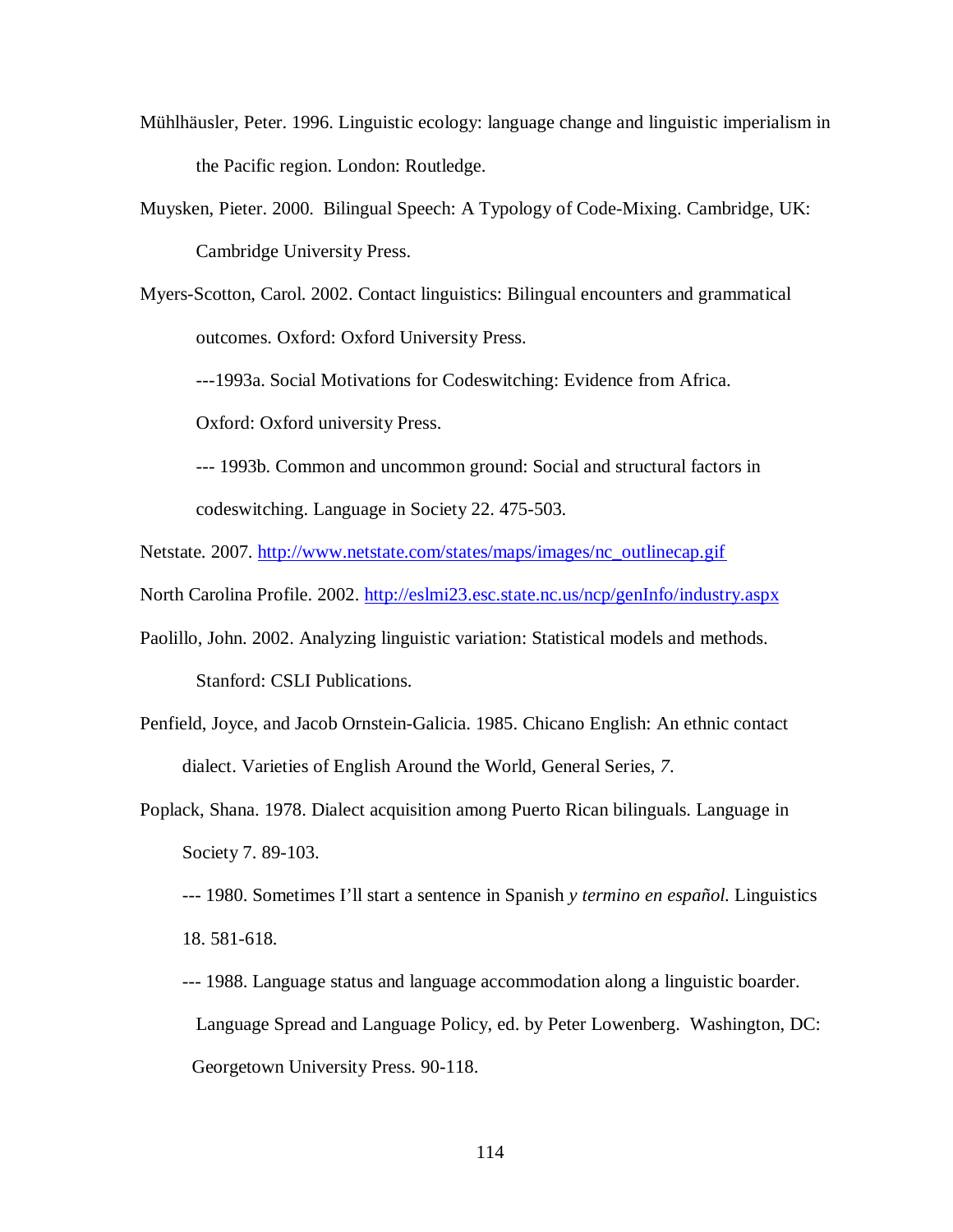Mühlhäusler, Peter. 1996. Linguistic ecology: language change and linguistic imperialism in the Pacific region. London: Routledge.

Muysken, Pieter. 2000. Bilingual Speech: A Typology of Code-Mixing. Cambridge, UK: Cambridge University Press.

Myers-Scotton, Carol. 2002. Contact linguistics: Bilingual encounters and grammatical outcomes. Oxford: Oxford University Press.

---1993a. Social Motivations for Codeswitching: Evidence from Africa. Oxford: Oxford university Press.

--- 1993b. Common and uncommon ground: Social and structural factors in codeswitching. Language in Society 22. 475-503.

Netstate. 2007. http://www.netstate.com/states/maps/images/nc_outlinecap.gif

North Carolina Profile. 2002. http://eslmi23.esc.state.nc.us/ncp/genInfo/industry.aspx

Paolillo, John. 2002. Analyzing linguistic variation: Statistical models and methods. Stanford: CSLI Publications.

Penfield, Joyce, and Jacob Ornstein-Galicia. 1985. Chicano English: An ethnic contact dialect. Varieties of English Around the World, General Series, *7*.

Poplack, Shana. 1978. Dialect acquisition among Puerto Rican bilinguals. Language in Society 7. 89-103.

--- 1980. Sometimes I'll start a sentence in Spanish *y termino en español.* Linguistics 18. 581-618.

--- 1988. Language status and language accommodation along a linguistic boarder. Language Spread and Language Policy, ed. by Peter Lowenberg. Washington, DC: Georgetown University Press. 90-118.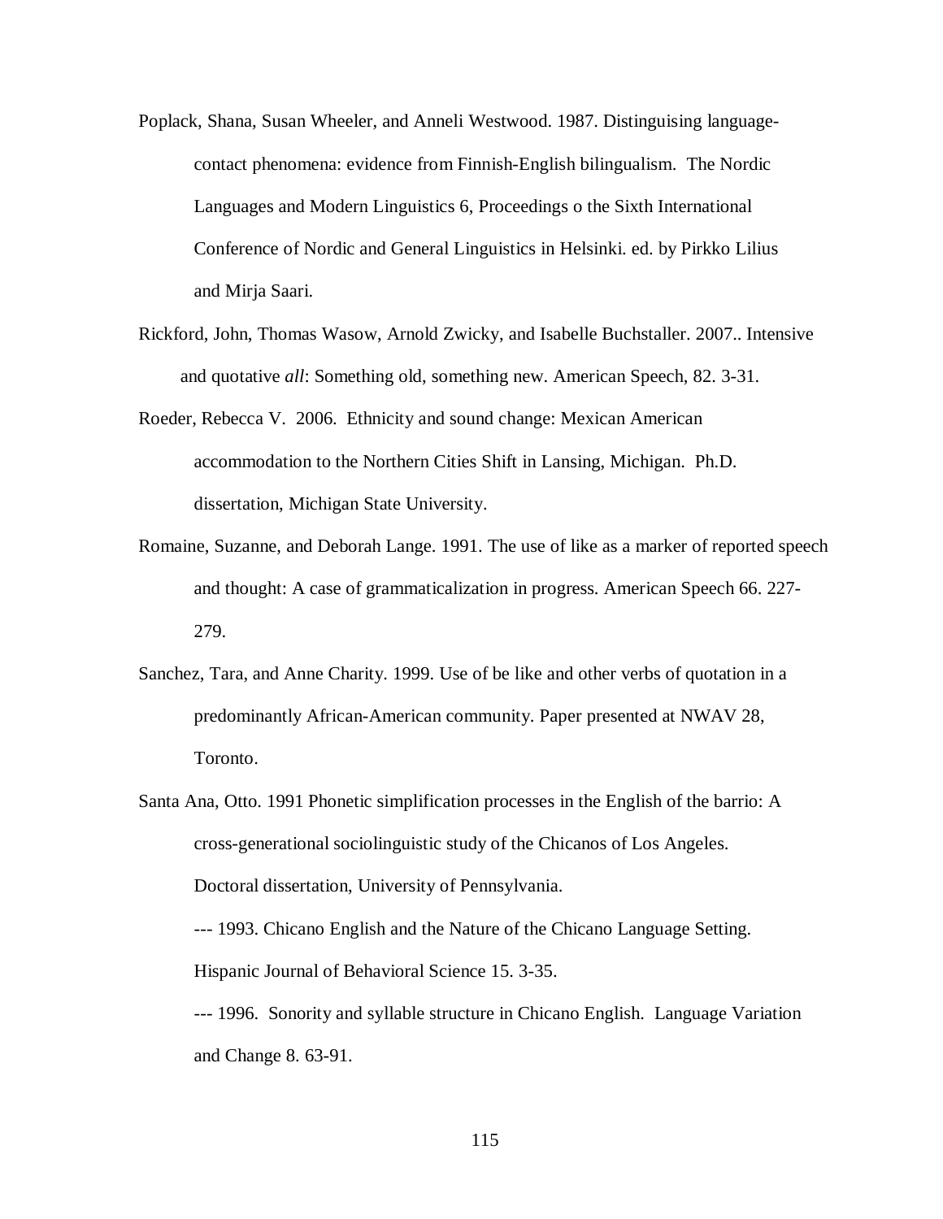Poplack, Shana, Susan Wheeler, and Anneli Westwood. 1987. Distinguising language-contact phenomena: evidence from Finnish-English bilingualism. The Nordic Languages and Modern Linguistics 6, Proceedings o the Sixth International Conference of Nordic and General Linguistics in Helsinki. ed. by Pirkko Lilius and Mirja Saari.

Rickford, John, Thomas Wasow, Arnold Zwicky, and Isabelle Buchstaller. 2007.. Intensive and quotative *all*: Something old, something new. American Speech, 82. 3-31.

Roeder, Rebecca V. 2006. Ethnicity and sound change: Mexican American accommodation to the Northern Cities Shift in Lansing, Michigan. Ph.D. dissertation, Michigan State University.

Romaine, Suzanne, and Deborah Lange. 1991. The use of like as a marker of reported speech and thought: A case of grammaticalization in progress. American Speech 66. 227-279.

Sanchez, Tara, and Anne Charity. 1999. Use of be like and other verbs of quotation in a predominantly African-American community. Paper presented at NWAV 28, Toronto.

Santa Ana, Otto. 1991 Phonetic simplification processes in the English of the barrio: A cross-generational sociolinguistic study of the Chicanos of Los Angeles. Doctoral dissertation, University of Pennsylvania.

--- 1993. Chicano English and the Nature of the Chicano Language Setting. Hispanic Journal of Behavioral Science 15. 3-35.

--- 1996. Sonority and syllable structure in Chicano English. Language Variation and Change 8. 63-91.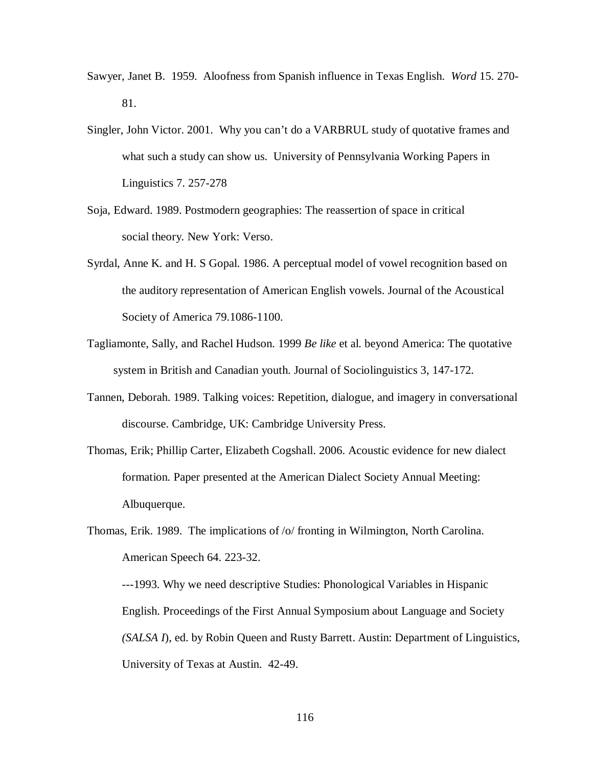Sawyer, Janet B. 1959. Aloofness from Spanish influence in Texas English. *Word* 15. 270-81.

Singler, John Victor. 2001. Why you can't do a VARBRUL study of quotative frames and what such a study can show us. University of Pennsylvania Working Papers in Linguistics 7. 257-278

Soja, Edward. 1989. Postmodern geographies: The reassertion of space in critical social theory. New York: Verso.

Syrdal, Anne K. and H. S Gopal. 1986. A perceptual model of vowel recognition based on the auditory representation of American English vowels. Journal of the Acoustical Society of America 79.1086-1100.

Tagliamonte, Sally, and Rachel Hudson. 1999 *Be like* et al. beyond America: The quotative system in British and Canadian youth. Journal of Sociolinguistics 3, 147-172.

Tannen, Deborah. 1989. Talking voices: Repetition, dialogue, and imagery in conversational discourse. Cambridge, UK: Cambridge University Press.

Thomas, Erik; Phillip Carter, Elizabeth Cogshall. 2006. Acoustic evidence for new dialect formation. Paper presented at the American Dialect Society Annual Meeting: Albuquerque.

Thomas, Erik. 1989. The implications of /o/ fronting in Wilmington, North Carolina. American Speech 64. 223-32.

---1993. Why we need descriptive Studies: Phonological Variables in Hispanic English. Proceedings of the First Annual Symposium about Language and Society *(SALSA I)*, ed. by Robin Queen and Rusty Barrett. Austin: Department of Linguistics, University of Texas at Austin. 42-49.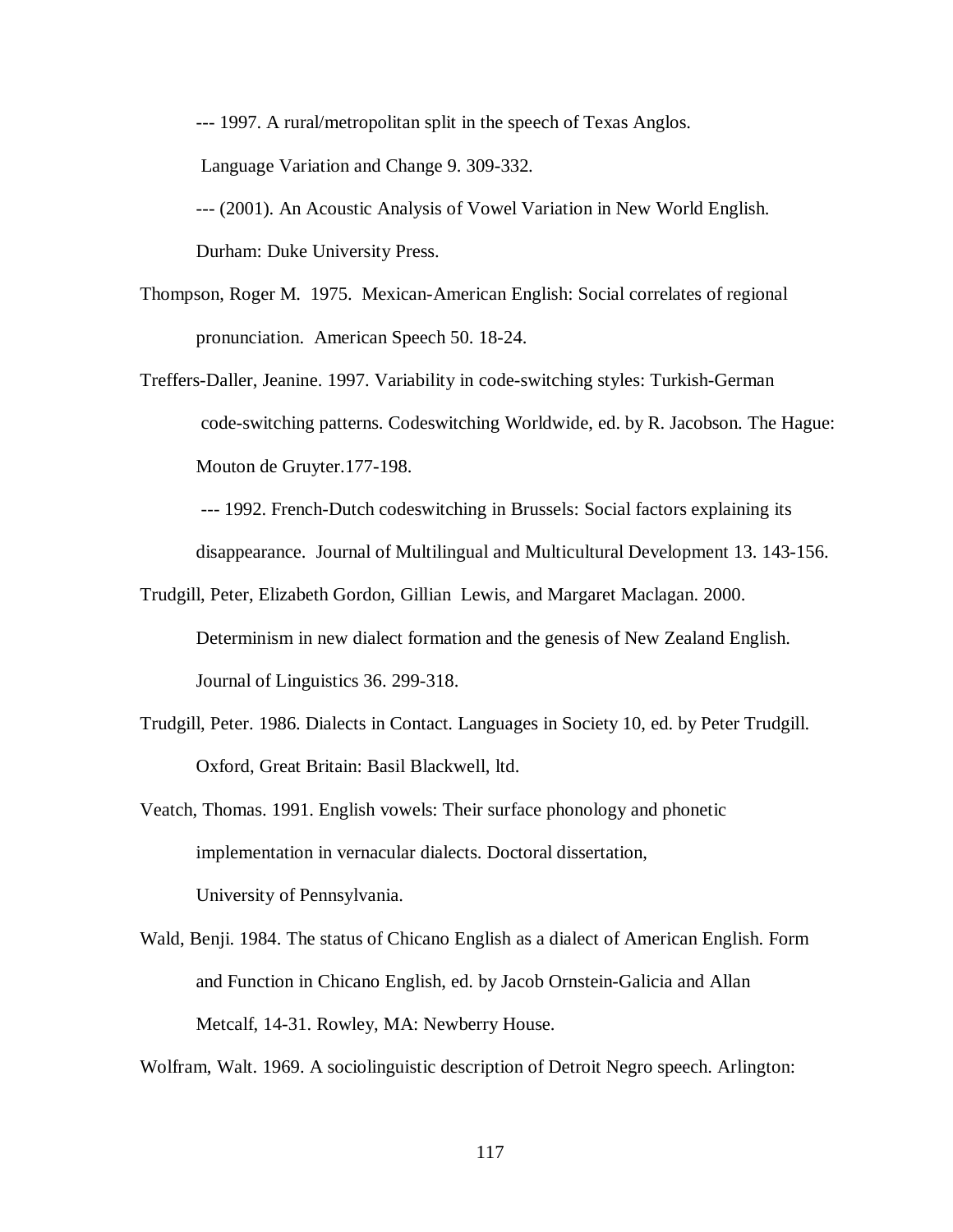--- 1997. A rural/metropolitan split in the speech of Texas Anglos. Language Variation and Change 9. 309-332.

--- (2001). An Acoustic Analysis of Vowel Variation in New World English. Durham: Duke University Press.

Thompson, Roger M. 1975. Mexican-American English: Social correlates of regional pronunciation. American Speech 50. 18-24.

Treffers-Daller, Jeanine. 1997. Variability in code-switching styles: Turkish-German code-switching patterns. Codeswitching Worldwide, ed. by R. Jacobson. The Hague: Mouton de Gruyter.177-198.

--- 1992. French-Dutch codeswitching in Brussels: Social factors explaining its disappearance. Journal of Multilingual and Multicultural Development 13. 143-156.

Trudgill, Peter, Elizabeth Gordon, Gillian Lewis, and Margaret Maclagan. 2000. Determinism in new dialect formation and the genesis of New Zealand English. Journal of Linguistics 36. 299-318.

Trudgill, Peter. 1986. Dialects in Contact. Languages in Society 10, ed. by Peter Trudgill. Oxford, Great Britain: Basil Blackwell, ltd.

Veatch, Thomas. 1991. English vowels: Their surface phonology and phonetic implementation in vernacular dialects. Doctoral dissertation, University of Pennsylvania.

Wald, Benji. 1984. The status of Chicano English as a dialect of American English. Form and Function in Chicano English, ed. by Jacob Ornstein-Galicia and Allan Metcalf, 14-31. Rowley, MA: Newberry House.

Wolfram, Walt. 1969. A sociolinguistic description of Detroit Negro speech. Arlington: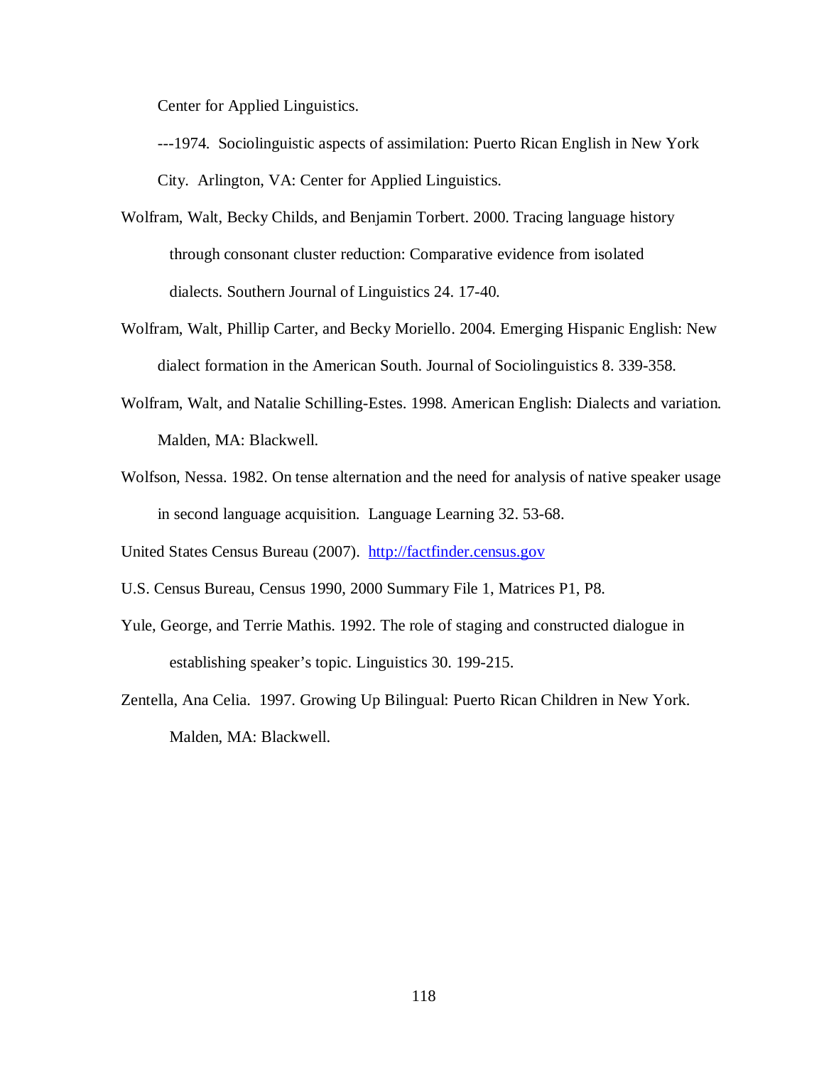Center for Applied Linguistics.

---1974. Sociolinguistic aspects of assimilation: Puerto Rican English in New York City. Arlington, VA: Center for Applied Linguistics.

Wolfram, Walt, Becky Childs, and Benjamin Torbert. 2000. Tracing language history through consonant cluster reduction: Comparative evidence from isolated dialects. Southern Journal of Linguistics 24. 17-40.

Wolfram, Walt, Phillip Carter, and Becky Moriello. 2004. Emerging Hispanic English: New dialect formation in the American South. Journal of Sociolinguistics 8. 339-358.

Wolfram, Walt, and Natalie Schilling-Estes. 1998. American English: Dialects and variation. Malden, MA: Blackwell.

Wolfson, Nessa. 1982. On tense alternation and the need for analysis of native speaker usage in second language acquisition. Language Learning 32. 53-68.

United States Census Bureau (2007). [http://factfinder.census.gov](http://factfinder.census.gov)

U.S. Census Bureau, Census 1990, 2000 Summary File 1, Matrices P1, P8.

Yule, George, and Terrie Mathis. 1992. The role of staging and constructed dialogue in establishing speaker's topic. Linguistics 30. 199-215.

Zentella, Ana Celia. 1997. Growing Up Bilingual: Puerto Rican Children in New York. Malden, MA: Blackwell.